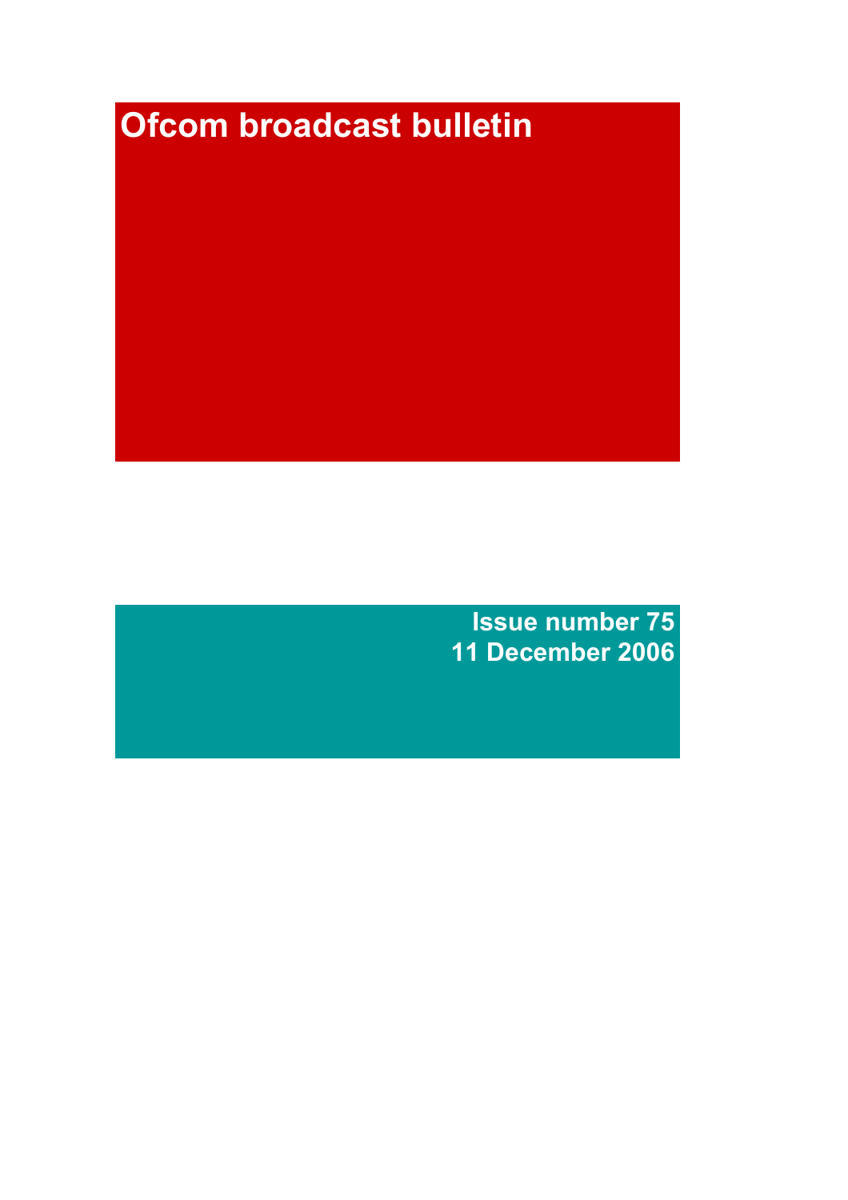# Ofcom broadcast bulletin

**Issue number 75**
**11 December 2006**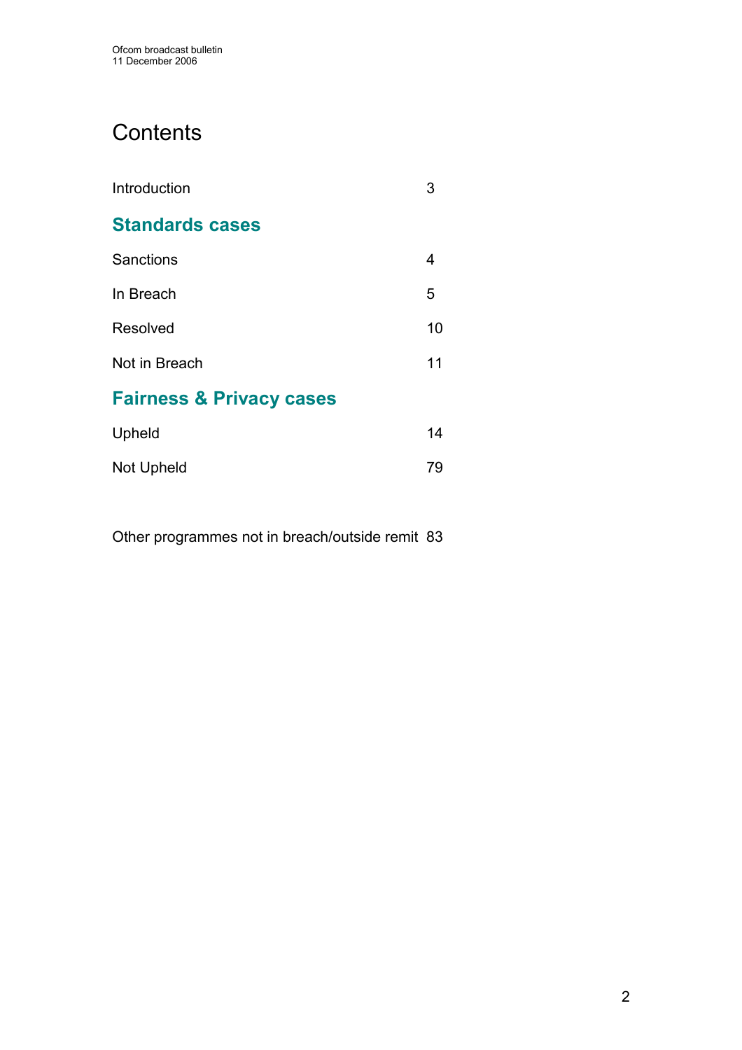# Contents

| | |
|---|---|
| Introduction | 3 |
| **Standards cases** | |
| Sanctions | 4 |
| In Breach | 5 |
| Resolved | 10 |
| Not in Breach | 11 |
| **Fairness & Privacy cases** | |
| Upheld | 14 |
| Not Upheld | 79 |
| | |
| Other programmes not in breach/outside remit | 83 |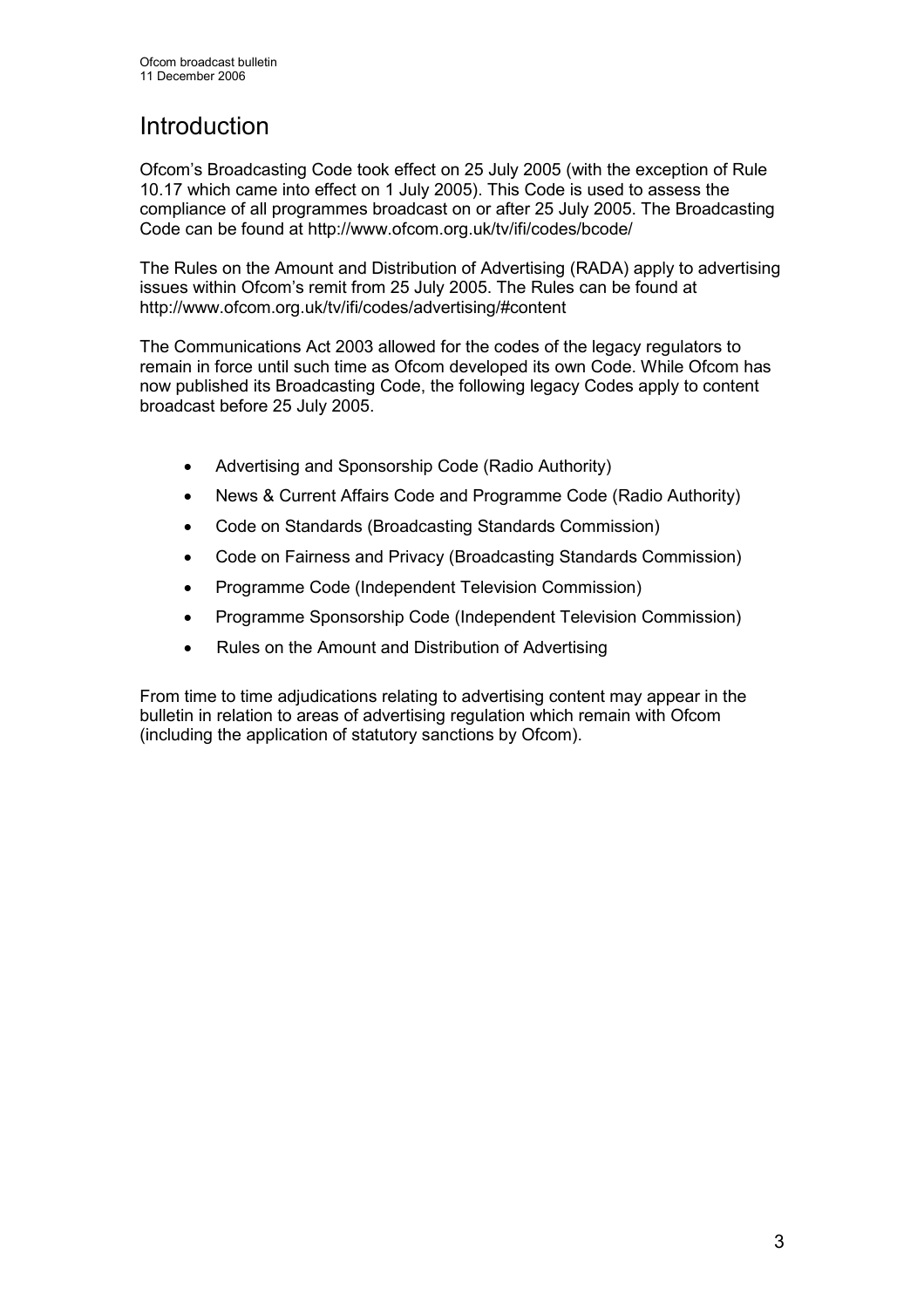# Introduction

Ofcom's Broadcasting Code took effect on 25 July 2005 (with the exception of Rule 10.17 which came into effect on 1 July 2005). This Code is used to assess the compliance of all programmes broadcast on or after 25 July 2005. The Broadcasting Code can be found at http://www.ofcom.org.uk/tv/ifi/codes/bcode/

The Rules on the Amount and Distribution of Advertising (RADA) apply to advertising issues within Ofcom's remit from 25 July 2005. The Rules can be found at http://www.ofcom.org.uk/tv/ifi/codes/advertising/#content

The Communications Act 2003 allowed for the codes of the legacy regulators to remain in force until such time as Ofcom developed its own Code. While Ofcom has now published its Broadcasting Code, the following legacy Codes apply to content broadcast before 25 July 2005.

- Advertising and Sponsorship Code (Radio Authority)
- News & Current Affairs Code and Programme Code (Radio Authority)
- Code on Standards (Broadcasting Standards Commission)
- Code on Fairness and Privacy (Broadcasting Standards Commission)
- Programme Code (Independent Television Commission)
- Programme Sponsorship Code (Independent Television Commission)
- Rules on the Amount and Distribution of Advertising

From time to time adjudications relating to advertising content may appear in the bulletin in relation to areas of advertising regulation which remain with Ofcom (including the application of statutory sanctions by Ofcom).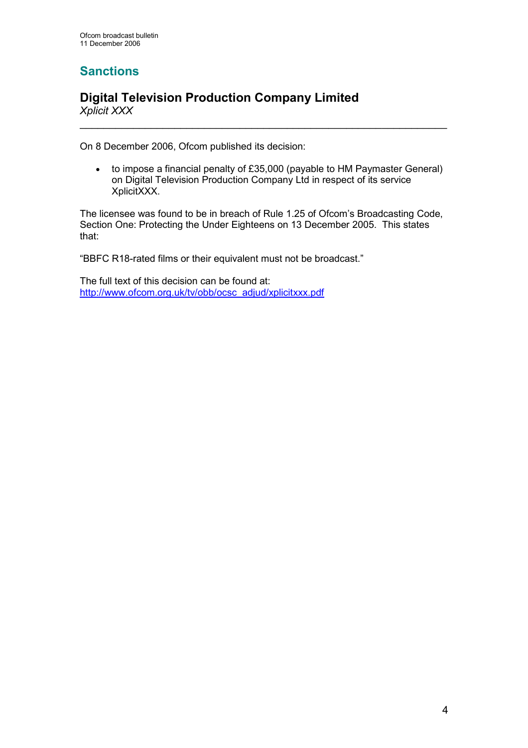## Sanctions

### Digital Television Production Company Limited

*Xplicit XXX*

---

On 8 December 2006, Ofcom published its decision:

- to impose a financial penalty of £35,000 (payable to HM Paymaster General) on Digital Television Production Company Ltd in respect of its service XplicitXXX.

The licensee was found to be in breach of Rule 1.25 of Ofcom's Broadcasting Code, Section One: Protecting the Under Eighteens on 13 December 2005. This states that:

"BBFC R18-rated films or their equivalent must not be broadcast."

The full text of this decision can be found at:
http://www.ofcom.org.uk/tv/obb/ocsc_adjud/xplicitxxx.pdf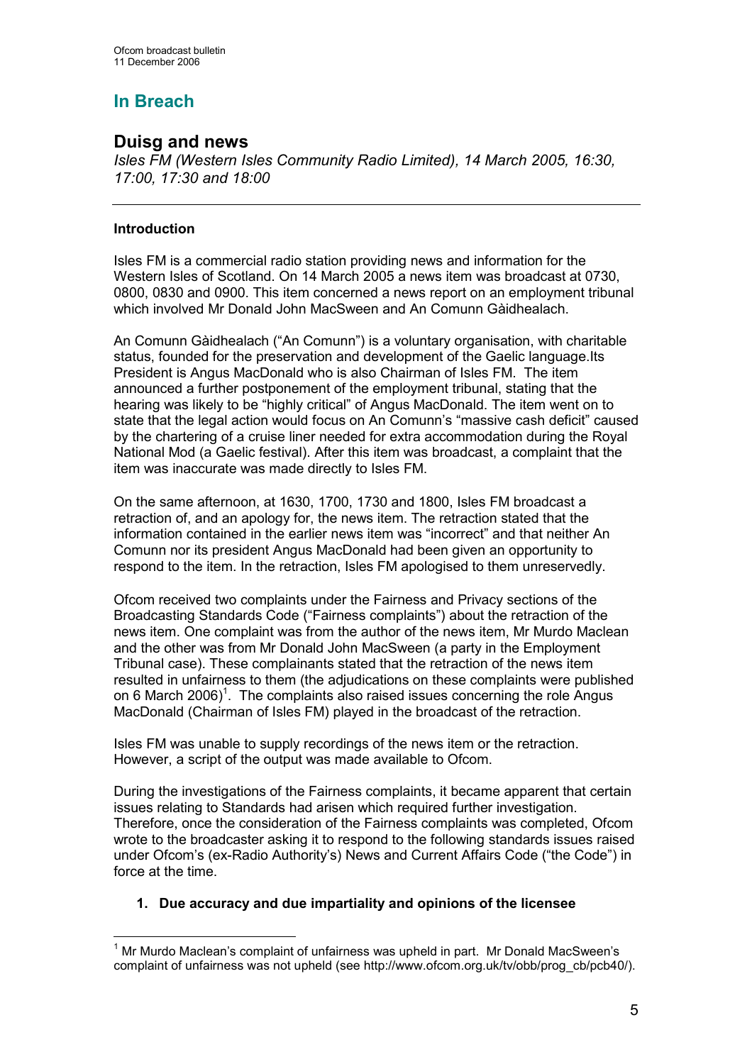## In Breach

## Duisg and news

*Isles FM (Western Isles Community Radio Limited), 14 March 2005, 16:30, 17:00, 17:30 and 18:00*

---

**Introduction**

Isles FM is a commercial radio station providing news and information for the Western Isles of Scotland. On 14 March 2005 a news item was broadcast at 0730, 0800, 0830 and 0900. This item concerned a news report on an employment tribunal which involved Mr Donald John MacSween and An Comunn Gàidhealach.

An Comunn Gàidhealach ("An Comunn") is a voluntary organisation, with charitable status, founded for the preservation and development of the Gaelic language.Its President is Angus MacDonald who is also Chairman of Isles FM. The item announced a further postponement of the employment tribunal, stating that the hearing was likely to be "highly critical" of Angus MacDonald. The item went on to state that the legal action would focus on An Comunn's "massive cash deficit" caused by the chartering of a cruise liner needed for extra accommodation during the Royal National Mod (a Gaelic festival). After this item was broadcast, a complaint that the item was inaccurate was made directly to Isles FM.

On the same afternoon, at 1630, 1700, 1730 and 1800, Isles FM broadcast a retraction of, and an apology for, the news item. The retraction stated that the information contained in the earlier news item was "incorrect" and that neither An Comunn nor its president Angus MacDonald had been given an opportunity to respond to the item. In the retraction, Isles FM apologised to them unreservedly.

Ofcom received two complaints under the Fairness and Privacy sections of the Broadcasting Standards Code ("Fairness complaints") about the retraction of the news item. One complaint was from the author of the news item, Mr Murdo Maclean and the other was from Mr Donald John MacSween (a party in the Employment Tribunal case). These complainants stated that the retraction of the news item resulted in unfairness to them (the adjudications on these complaints were published on 6 March 2006)[1]. The complaints also raised issues concerning the role Angus MacDonald (Chairman of Isles FM) played in the broadcast of the retraction.

Isles FM was unable to supply recordings of the news item or the retraction. However, a script of the output was made available to Ofcom.

During the investigations of the Fairness complaints, it became apparent that certain issues relating to Standards had arisen which required further investigation. Therefore, once the consideration of the Fairness complaints was completed, Ofcom wrote to the broadcaster asking it to respond to the following standards issues raised under Ofcom's (ex-Radio Authority's) News and Current Affairs Code ("the Code") in force at the time.

1. **Due accuracy and due impartiality and opinions of the licensee**

---

[1] Mr Murdo Maclean's complaint of unfairness was upheld in part. Mr Donald MacSween's complaint of unfairness was not upheld (see http://www.ofcom.org.uk/tv/obb/prog_cb/pcb40/).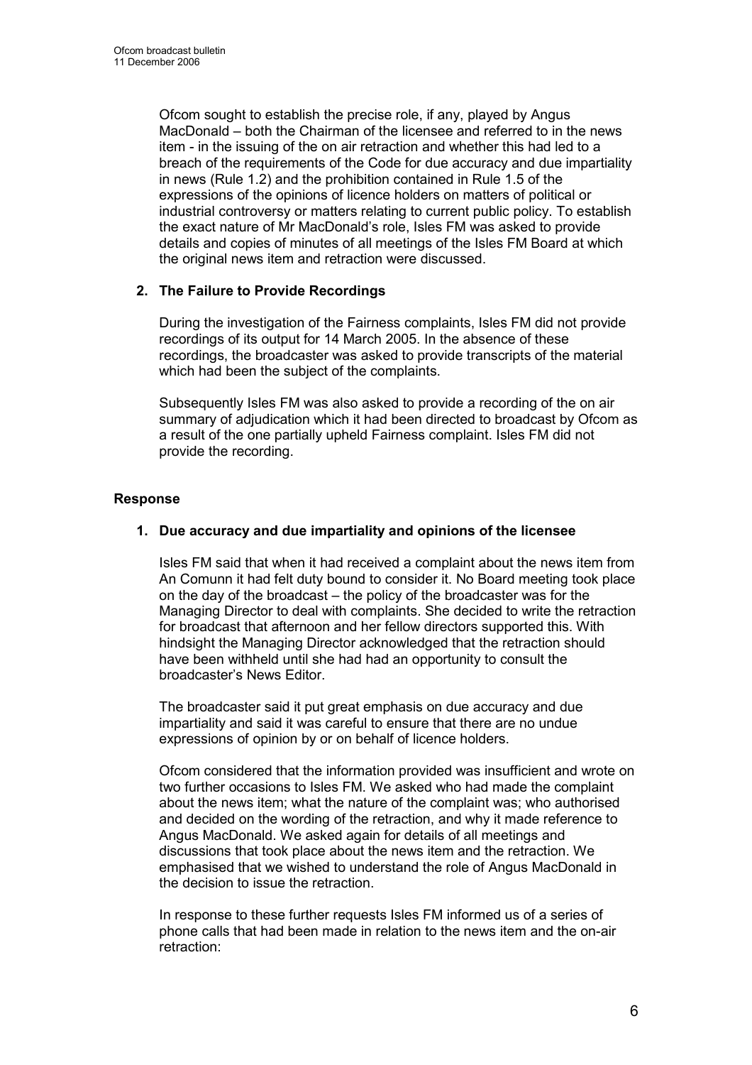Ofcom sought to establish the precise role, if any, played by Angus MacDonald – both the Chairman of the licensee and referred to in the news item - in the issuing of the on air retraction and whether this had led to a breach of the requirements of the Code for due accuracy and due impartiality in news (Rule 1.2) and the prohibition contained in Rule 1.5 of the expressions of the opinions of licence holders on matters of political or industrial controversy or matters relating to current public policy. To establish the exact nature of Mr MacDonald's role, Isles FM was asked to provide details and copies of minutes of all meetings of the Isles FM Board at which the original news item and retraction were discussed.

**2. The Failure to Provide Recordings**

During the investigation of the Fairness complaints, Isles FM did not provide recordings of its output for 14 March 2005. In the absence of these recordings, the broadcaster was asked to provide transcripts of the material which had been the subject of the complaints.

Subsequently Isles FM was also asked to provide a recording of the on air summary of adjudication which it had been directed to broadcast by Ofcom as a result of the one partially upheld Fairness complaint. Isles FM did not provide the recording.

## Response

**1. Due accuracy and due impartiality and opinions of the licensee**

Isles FM said that when it had received a complaint about the news item from An Comunn it had felt duty bound to consider it. No Board meeting took place on the day of the broadcast – the policy of the broadcaster was for the Managing Director to deal with complaints. She decided to write the retraction for broadcast that afternoon and her fellow directors supported this. With hindsight the Managing Director acknowledged that the retraction should have been withheld until she had had an opportunity to consult the broadcaster's News Editor.

The broadcaster said it put great emphasis on due accuracy and due impartiality and said it was careful to ensure that there are no undue expressions of opinion by or on behalf of licence holders.

Ofcom considered that the information provided was insufficient and wrote on two further occasions to Isles FM. We asked who had made the complaint about the news item; what the nature of the complaint was; who authorised and decided on the wording of the retraction, and why it made reference to Angus MacDonald. We asked again for details of all meetings and discussions that took place about the news item and the retraction. We emphasised that we wished to understand the role of Angus MacDonald in the decision to issue the retraction.

In response to these further requests Isles FM informed us of a series of phone calls that had been made in relation to the news item and the on-air retraction: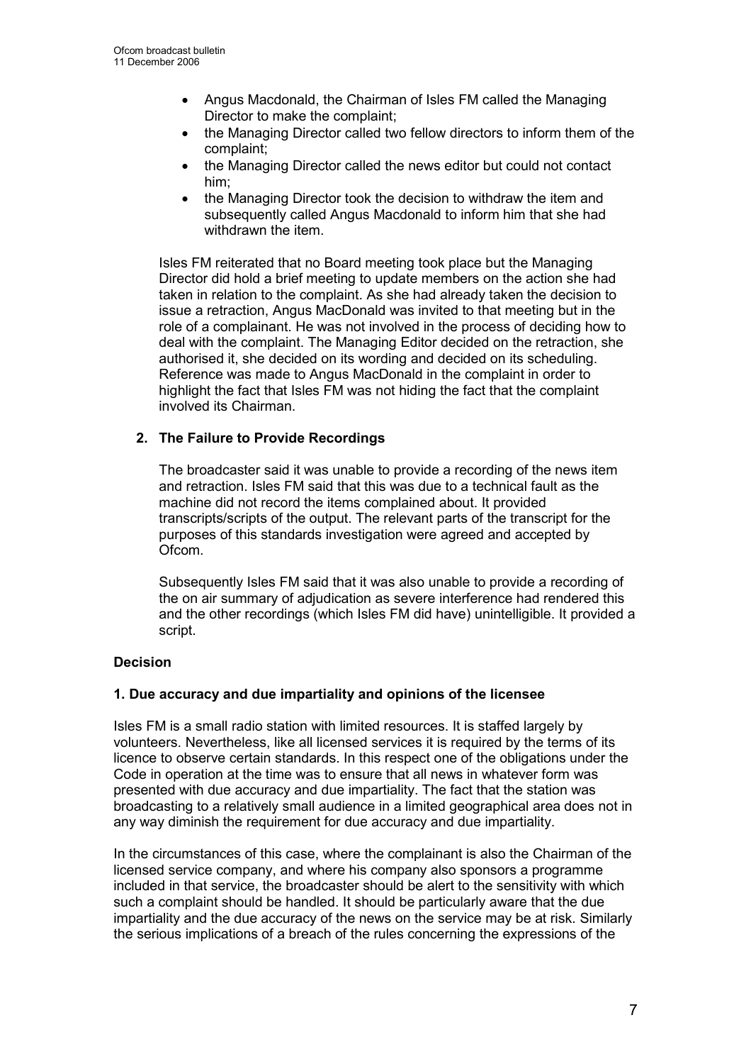- Angus Macdonald, the Chairman of Isles FM called the Managing Director to make the complaint;
- the Managing Director called two fellow directors to inform them of the complaint;
- the Managing Director called the news editor but could not contact him;
- the Managing Director took the decision to withdraw the item and subsequently called Angus Macdonald to inform him that she had withdrawn the item.

Isles FM reiterated that no Board meeting took place but the Managing Director did hold a brief meeting to update members on the action she had taken in relation to the complaint. As she had already taken the decision to issue a retraction, Angus MacDonald was invited to that meeting but in the role of a complainant. He was not involved in the process of deciding how to deal with the complaint. The Managing Editor decided on the retraction, she authorised it, she decided on its wording and decided on its scheduling. Reference was made to Angus MacDonald in the complaint in order to highlight the fact that Isles FM was not hiding the fact that the complaint involved its Chairman.

**2. The Failure to Provide Recordings**

The broadcaster said it was unable to provide a recording of the news item and retraction. Isles FM said that this was due to a technical fault as the machine did not record the items complained about. It provided transcripts/scripts of the output. The relevant parts of the transcript for the purposes of this standards investigation were agreed and accepted by Ofcom.

Subsequently Isles FM said that it was also unable to provide a recording of the on air summary of adjudication as severe interference had rendered this and the other recordings (which Isles FM did have) unintelligible. It provided a script.

## Decision

### 1. Due accuracy and due impartiality and opinions of the licensee

Isles FM is a small radio station with limited resources. It is staffed largely by volunteers. Nevertheless, like all licensed services it is required by the terms of its licence to observe certain standards. In this respect one of the obligations under the Code in operation at the time was to ensure that all news in whatever form was presented with due accuracy and due impartiality. The fact that the station was broadcasting to a relatively small audience in a limited geographical area does not in any way diminish the requirement for due accuracy and due impartiality.

In the circumstances of this case, where the complainant is also the Chairman of the licensed service company, and where his company also sponsors a programme included in that service, the broadcaster should be alert to the sensitivity with which such a complaint should be handled. It should be particularly aware that the due impartiality and the due accuracy of the news on the service may be at risk. Similarly the serious implications of a breach of the rules concerning the expressions of the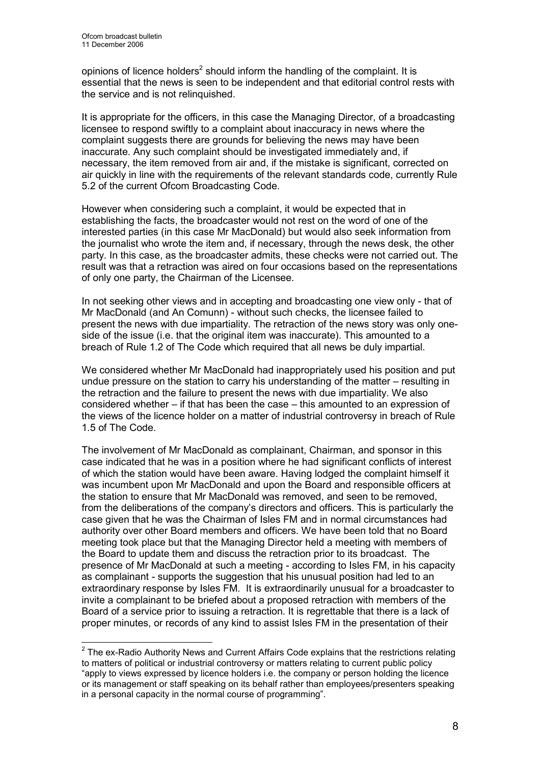opinions of licence holders[2] should inform the handling of the complaint. It is essential that the news is seen to be independent and that editorial control rests with the service and is not relinquished.

It is appropriate for the officers, in this case the Managing Director, of a broadcasting licensee to respond swiftly to a complaint about inaccuracy in news where the complaint suggests there are grounds for believing the news may have been inaccurate. Any such complaint should be investigated immediately and, if necessary, the item removed from air and, if the mistake is significant, corrected on air quickly in line with the requirements of the relevant standards code, currently Rule 5.2 of the current Ofcom Broadcasting Code.

However when considering such a complaint, it would be expected that in establishing the facts, the broadcaster would not rest on the word of one of the interested parties (in this case Mr MacDonald) but would also seek information from the journalist who wrote the item and, if necessary, through the news desk, the other party. In this case, as the broadcaster admits, these checks were not carried out. The result was that a retraction was aired on four occasions based on the representations of only one party, the Chairman of the Licensee.

In not seeking other views and in accepting and broadcasting one view only - that of Mr MacDonald (and An Comunn) - without such checks, the licensee failed to present the news with due impartiality. The retraction of the news story was only one-side of the issue (i.e. that the original item was inaccurate). This amounted to a breach of Rule 1.2 of The Code which required that all news be duly impartial.

We considered whether Mr MacDonald had inappropriately used his position and put undue pressure on the station to carry his understanding of the matter – resulting in the retraction and the failure to present the news with due impartiality. We also considered whether – if that has been the case – this amounted to an expression of the views of the licence holder on a matter of industrial controversy in breach of Rule 1.5 of The Code.

The involvement of Mr MacDonald as complainant, Chairman, and sponsor in this case indicated that he was in a position where he had significant conflicts of interest of which the station would have been aware. Having lodged the complaint himself it was incumbent upon Mr MacDonald and upon the Board and responsible officers at the station to ensure that Mr MacDonald was removed, and seen to be removed, from the deliberations of the company's directors and officers. This is particularly the case given that he was the Chairman of Isles FM and in normal circumstances had authority over other Board members and officers. We have been told that no Board meeting took place but that the Managing Director held a meeting with members of the Board to update them and discuss the retraction prior to its broadcast. The presence of Mr MacDonald at such a meeting - according to Isles FM, in his capacity as complainant - supports the suggestion that his unusual position had led to an extraordinary response by Isles FM. It is extraordinarily unusual for a broadcaster to invite a complainant to be briefed about a proposed retraction with members of the Board of a service prior to issuing a retraction. It is regrettable that there is a lack of proper minutes, or records of any kind to assist Isles FM in the presentation of their

---

[2] The ex-Radio Authority News and Current Affairs Code explains that the restrictions relating to matters of political or industrial controversy or matters relating to current public policy "apply to views expressed by licence holders i.e. the company or person holding the licence or its management or staff speaking on its behalf rather than employees/presenters speaking in a personal capacity in the normal course of programming".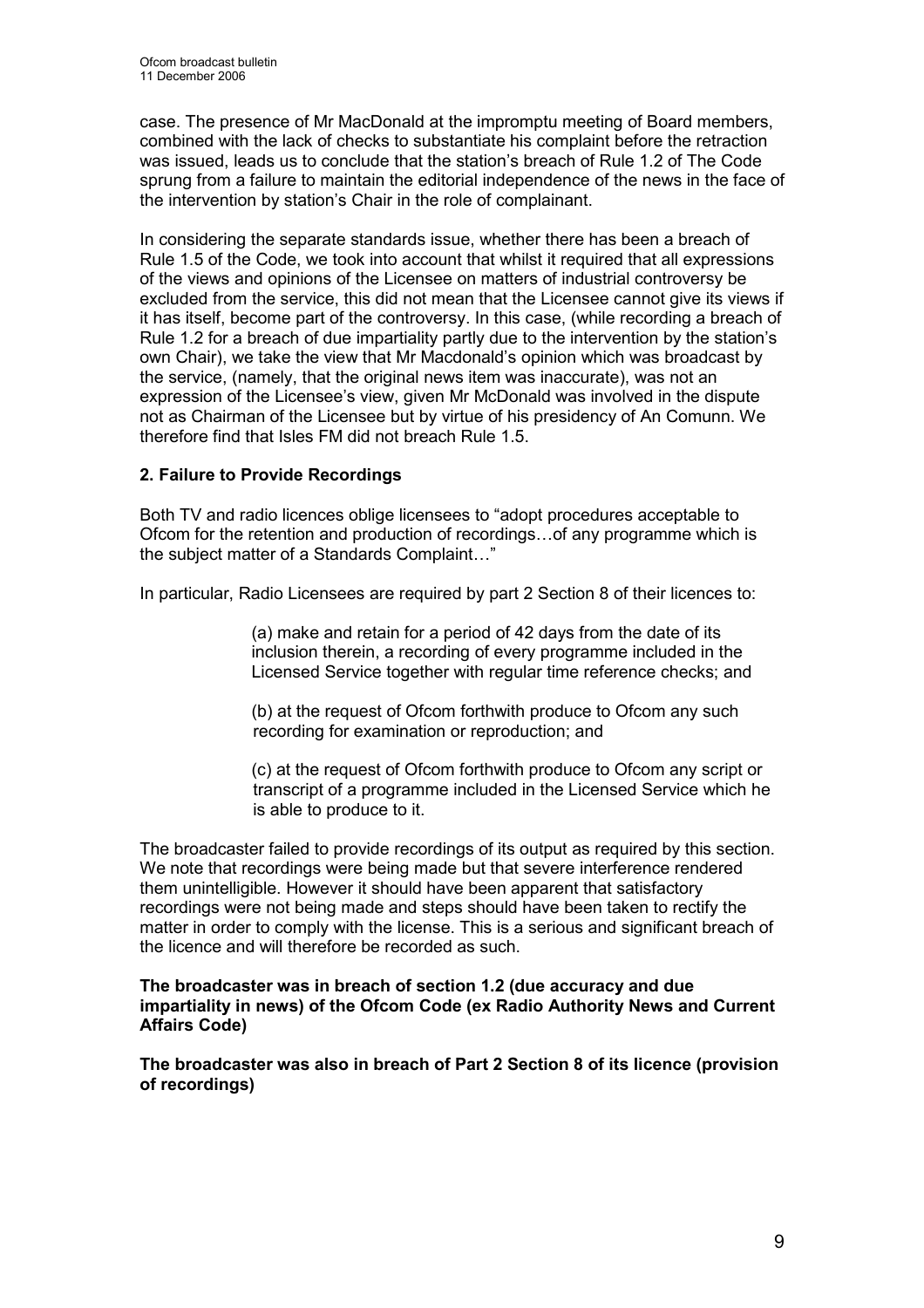case. The presence of Mr MacDonald at the impromptu meeting of Board members, combined with the lack of checks to substantiate his complaint before the retraction was issued, leads us to conclude that the station's breach of Rule 1.2 of The Code sprung from a failure to maintain the editorial independence of the news in the face of the intervention by station's Chair in the role of complainant.

In considering the separate standards issue, whether there has been a breach of Rule 1.5 of the Code, we took into account that whilst it required that all expressions of the views and opinions of the Licensee on matters of industrial controversy be excluded from the service, this did not mean that the Licensee cannot give its views if it has itself, become part of the controversy. In this case, (while recording a breach of Rule 1.2 for a breach of due impartiality partly due to the intervention by the station's own Chair), we take the view that Mr Macdonald's opinion which was broadcast by the service, (namely, that the original news item was inaccurate), was not an expression of the Licensee's view, given Mr McDonald was involved in the dispute not as Chairman of the Licensee but by virtue of his presidency of An Comunn. We therefore find that Isles FM did not breach Rule 1.5.

### 2. Failure to Provide Recordings

Both TV and radio licences oblige licensees to "adopt procedures acceptable to Ofcom for the retention and production of recordings…of any programme which is the subject matter of a Standards Complaint…"

In particular, Radio Licensees are required by part 2 Section 8 of their licences to:

> (a) make and retain for a period of 42 days from the date of its inclusion therein, a recording of every programme included in the Licensed Service together with regular time reference checks; and
>
> (b) at the request of Ofcom forthwith produce to Ofcom any such recording for examination or reproduction; and
>
> (c) at the request of Ofcom forthwith produce to Ofcom any script or transcript of a programme included in the Licensed Service which he is able to produce to it.

The broadcaster failed to provide recordings of its output as required by this section. We note that recordings were being made but that severe interference rendered them unintelligible. However it should have been apparent that satisfactory recordings were not being made and steps should have been taken to rectify the matter in order to comply with the license. This is a serious and significant breach of the licence and will therefore be recorded as such.

**The broadcaster was in breach of section 1.2 (due accuracy and due impartiality in news) of the Ofcom Code (ex Radio Authority News and Current Affairs Code)**

**The broadcaster was also in breach of Part 2 Section 8 of its licence (provision of recordings)**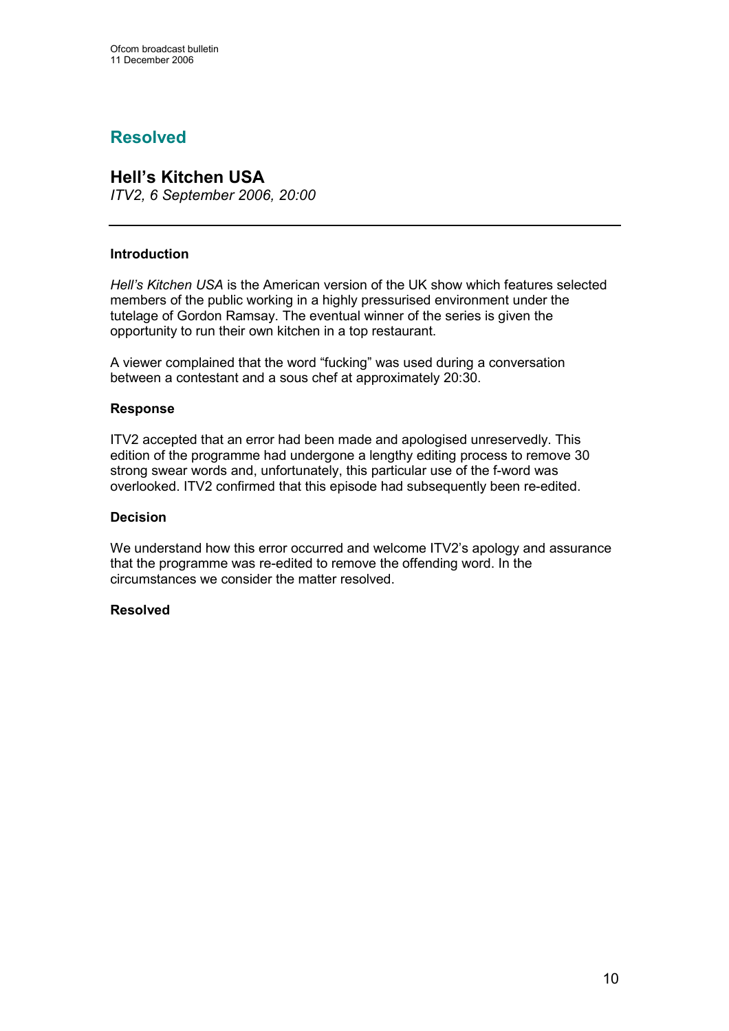## Resolved

### Hell's Kitchen USA

*ITV2, 6 September 2006, 20:00*

---

**Introduction**

*Hell's Kitchen USA* is the American version of the UK show which features selected members of the public working in a highly pressurised environment under the tutelage of Gordon Ramsay. The eventual winner of the series is given the opportunity to run their own kitchen in a top restaurant.

A viewer complained that the word "fucking" was used during a conversation between a contestant and a sous chef at approximately 20:30.

**Response**

ITV2 accepted that an error had been made and apologised unreservedly. This edition of the programme had undergone a lengthy editing process to remove 30 strong swear words and, unfortunately, this particular use of the f-word was overlooked. ITV2 confirmed that this episode had subsequently been re-edited.

**Decision**

We understand how this error occurred and welcome ITV2's apology and assurance that the programme was re-edited to remove the offending word. In the circumstances we consider the matter resolved.

**Resolved**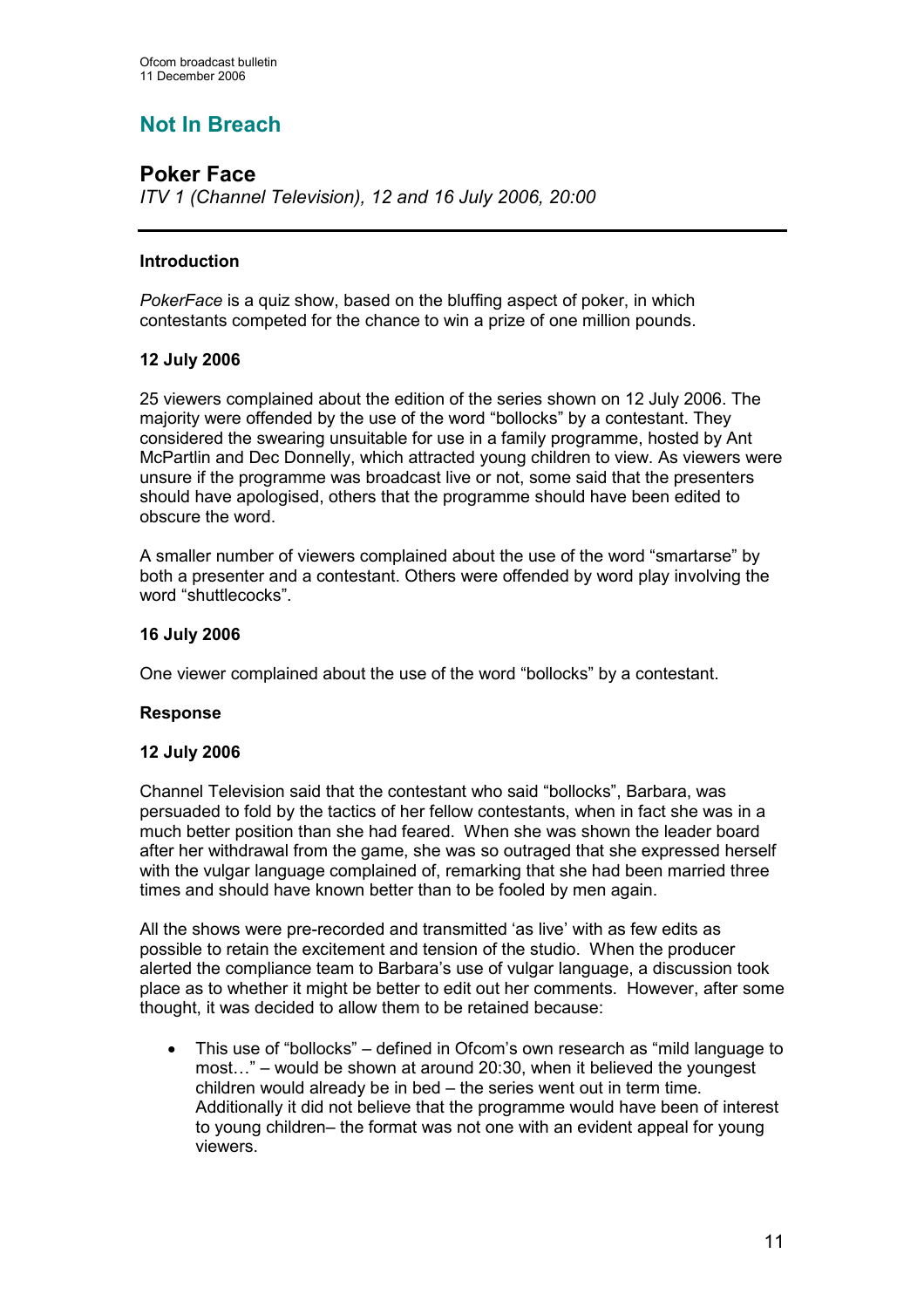# Not In Breach

## Poker Face

*ITV 1 (Channel Television), 12 and 16 July 2006, 20:00*

### Introduction

*PokerFace* is a quiz show, based on the bluffing aspect of poker, in which contestants competed for the chance to win a prize of one million pounds.

### 12 July 2006

25 viewers complained about the edition of the series shown on 12 July 2006. The majority were offended by the use of the word "bollocks" by a contestant. They considered the swearing unsuitable for use in a family programme, hosted by Ant McPartlin and Dec Donnelly, which attracted young children to view. As viewers were unsure if the programme was broadcast live or not, some said that the presenters should have apologised, others that the programme should have been edited to obscure the word.

A smaller number of viewers complained about the use of the word "smartarse" by both a presenter and a contestant. Others were offended by word play involving the word "shuttlecocks".

### 16 July 2006

One viewer complained about the use of the word "bollocks" by a contestant.

### Response

### 12 July 2006

Channel Television said that the contestant who said "bollocks", Barbara, was persuaded to fold by the tactics of her fellow contestants, when in fact she was in a much better position than she had feared. When she was shown the leader board after her withdrawal from the game, she was so outraged that she expressed herself with the vulgar language complained of, remarking that she had been married three times and should have known better than to be fooled by men again.

All the shows were pre-recorded and transmitted 'as live' with as few edits as possible to retain the excitement and tension of the studio. When the producer alerted the compliance team to Barbara's use of vulgar language, a discussion took place as to whether it might be better to edit out her comments. However, after some thought, it was decided to allow them to be retained because:

- This use of "bollocks" – defined in Ofcom's own research as "mild language to most…" – would be shown at around 20:30, when it believed the youngest children would already be in bed – the series went out in term time. Additionally it did not believe that the programme would have been of interest to young children– the format was not one with an evident appeal for young viewers.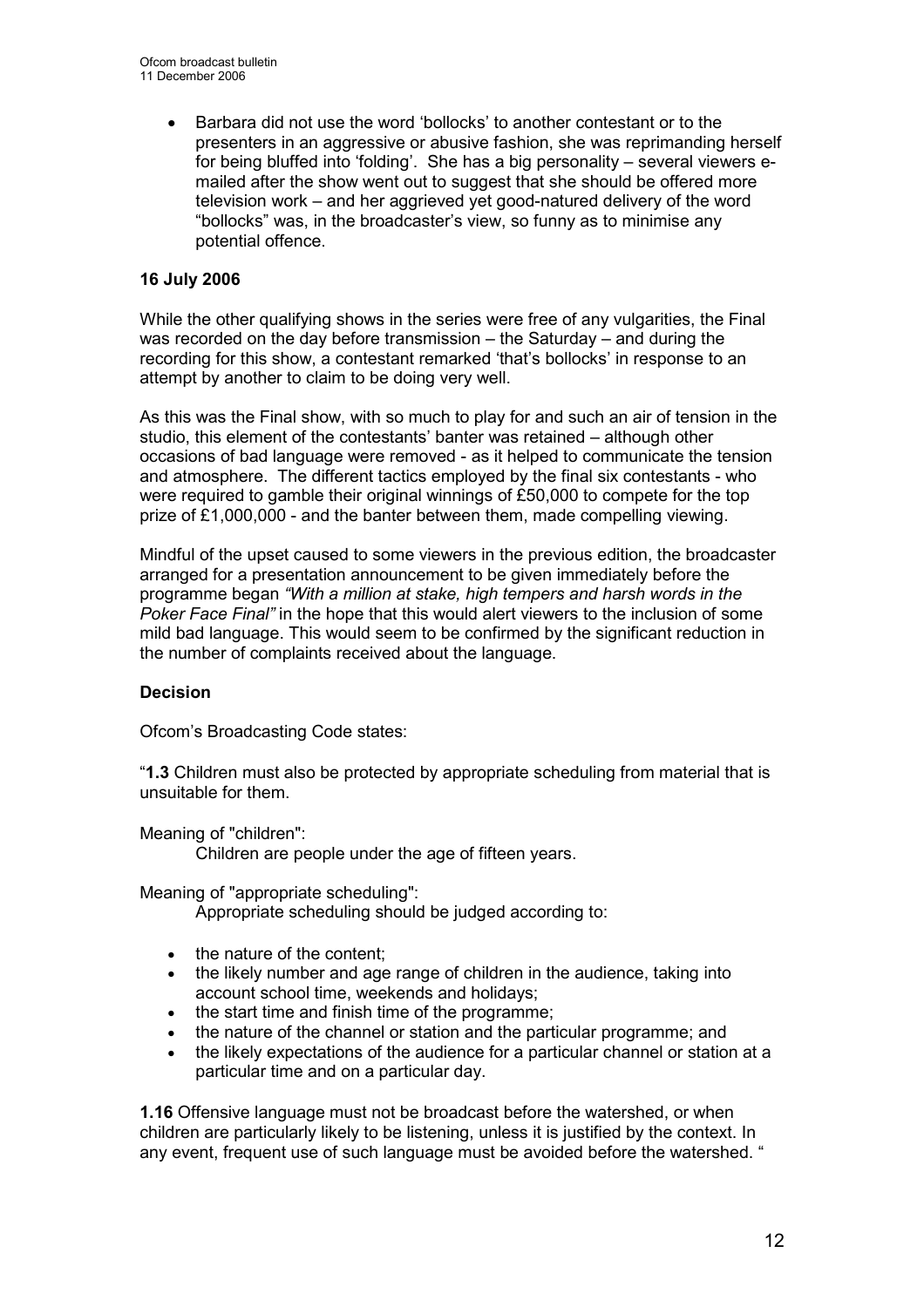- Barbara did not use the word 'bollocks' to another contestant or to the presenters in an aggressive or abusive fashion, she was reprimanding herself for being bluffed into 'folding'. She has a big personality – several viewers e-mailed after the show went out to suggest that she should be offered more television work – and her aggrieved yet good-natured delivery of the word "bollocks" was, in the broadcaster's view, so funny as to minimise any potential offence.

**16 July 2006**

While the other qualifying shows in the series were free of any vulgarities, the Final was recorded on the day before transmission – the Saturday – and during the recording for this show, a contestant remarked 'that's bollocks' in response to an attempt by another to claim to be doing very well.

As this was the Final show, with so much to play for and such an air of tension in the studio, this element of the contestants' banter was retained – although other occasions of bad language were removed - as it helped to communicate the tension and atmosphere. The different tactics employed by the final six contestants - who were required to gamble their original winnings of £50,000 to compete for the top prize of £1,000,000 - and the banter between them, made compelling viewing.

Mindful of the upset caused to some viewers in the previous edition, the broadcaster arranged for a presentation announcement to be given immediately before the programme began *"With a million at stake, high tempers and harsh words in the Poker Face Final"* in the hope that this would alert viewers to the inclusion of some mild bad language. This would seem to be confirmed by the significant reduction in the number of complaints received about the language.

**Decision**

Ofcom's Broadcasting Code states:

"**1.3** Children must also be protected by appropriate scheduling from material that is unsuitable for them.

Meaning of "children":

Children are people under the age of fifteen years.

Meaning of "appropriate scheduling":

Appropriate scheduling should be judged according to:

- the nature of the content;
- the likely number and age range of children in the audience, taking into account school time, weekends and holidays;
- the start time and finish time of the programme;
- the nature of the channel or station and the particular programme; and
- the likely expectations of the audience for a particular channel or station at a particular time and on a particular day.

**1.16** Offensive language must not be broadcast before the watershed, or when children are particularly likely to be listening, unless it is justified by the context. In any event, frequent use of such language must be avoided before the watershed. "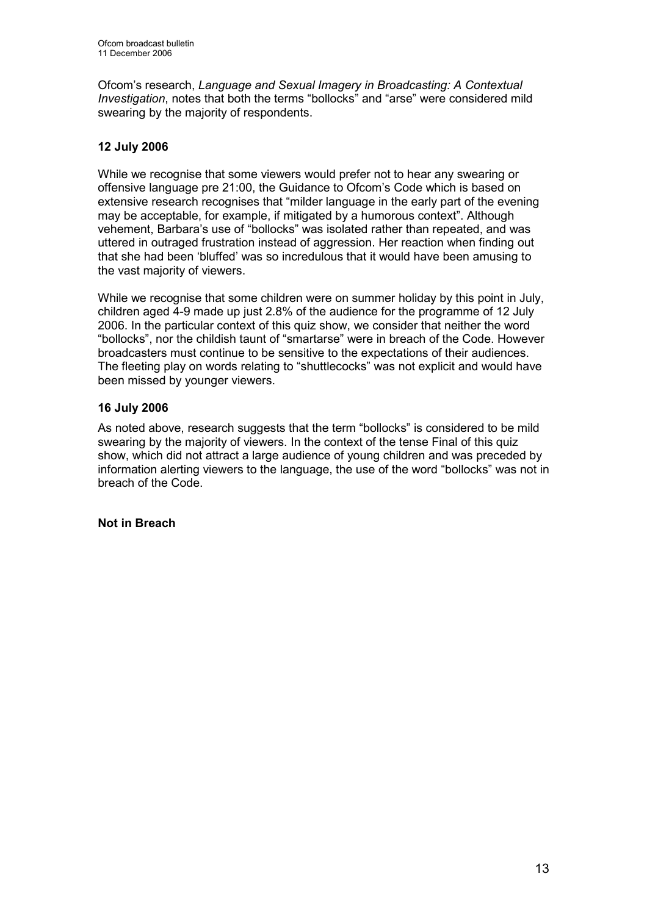Ofcom's research, *Language and Sexual Imagery in Broadcasting: A Contextual Investigation*, notes that both the terms "bollocks" and "arse" were considered mild swearing by the majority of respondents.

**12 July 2006**

While we recognise that some viewers would prefer not to hear any swearing or offensive language pre 21:00, the Guidance to Ofcom's Code which is based on extensive research recognises that "milder language in the early part of the evening may be acceptable, for example, if mitigated by a humorous context". Although vehement, Barbara's use of "bollocks" was isolated rather than repeated, and was uttered in outraged frustration instead of aggression. Her reaction when finding out that she had been 'bluffed' was so incredulous that it would have been amusing to the vast majority of viewers.

While we recognise that some children were on summer holiday by this point in July, children aged 4-9 made up just 2.8% of the audience for the programme of 12 July 2006. In the particular context of this quiz show, we consider that neither the word "bollocks", nor the childish taunt of "smartarse" were in breach of the Code. However broadcasters must continue to be sensitive to the expectations of their audiences. The fleeting play on words relating to "shuttlecocks" was not explicit and would have been missed by younger viewers.

**16 July 2006**

As noted above, research suggests that the term "bollocks" is considered to be mild swearing by the majority of viewers. In the context of the tense Final of this quiz show, which did not attract a large audience of young children and was preceded by information alerting viewers to the language, the use of the word "bollocks" was not in breach of the Code.

**Not in Breach**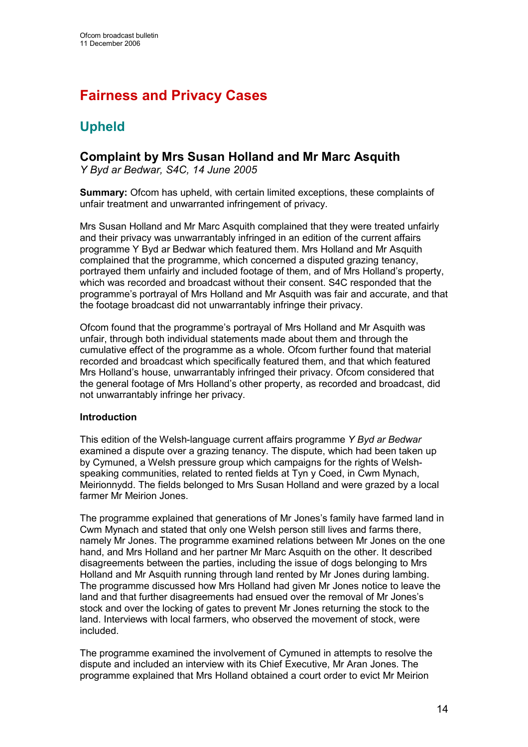# Fairness and Privacy Cases

## Upheld

### Complaint by Mrs Susan Holland and Mr Marc Asquith

*Y Byd ar Bedwar, S4C, 14 June 2005*

**Summary:** Ofcom has upheld, with certain limited exceptions, these complaints of unfair treatment and unwarranted infringement of privacy.

Mrs Susan Holland and Mr Marc Asquith complained that they were treated unfairly and their privacy was unwarrantably infringed in an edition of the current affairs programme Y Byd ar Bedwar which featured them. Mrs Holland and Mr Asquith complained that the programme, which concerned a disputed grazing tenancy, portrayed them unfairly and included footage of them, and of Mrs Holland's property, which was recorded and broadcast without their consent. S4C responded that the programme's portrayal of Mrs Holland and Mr Asquith was fair and accurate, and that the footage broadcast did not unwarrantably infringe their privacy.

Ofcom found that the programme's portrayal of Mrs Holland and Mr Asquith was unfair, through both individual statements made about them and through the cumulative effect of the programme as a whole. Ofcom further found that material recorded and broadcast which specifically featured them, and that which featured Mrs Holland's house, unwarrantably infringed their privacy. Ofcom considered that the general footage of Mrs Holland's other property, as recorded and broadcast, did not unwarrantably infringe her privacy.

**Introduction**

This edition of the Welsh-language current affairs programme *Y Byd ar Bedwar* examined a dispute over a grazing tenancy. The dispute, which had been taken up by Cymuned, a Welsh pressure group which campaigns for the rights of Welsh-speaking communities, related to rented fields at Tyn y Coed, in Cwm Mynach, Meirionnydd. The fields belonged to Mrs Susan Holland and were grazed by a local farmer Mr Meirion Jones.

The programme explained that generations of Mr Jones's family have farmed land in Cwm Mynach and stated that only one Welsh person still lives and farms there, namely Mr Jones. The programme examined relations between Mr Jones on the one hand, and Mrs Holland and her partner Mr Marc Asquith on the other. It described disagreements between the parties, including the issue of dogs belonging to Mrs Holland and Mr Asquith running through land rented by Mr Jones during lambing. The programme discussed how Mrs Holland had given Mr Jones notice to leave the land and that further disagreements had ensued over the removal of Mr Jones's stock and over the locking of gates to prevent Mr Jones returning the stock to the land. Interviews with local farmers, who observed the movement of stock, were included.

The programme examined the involvement of Cymuned in attempts to resolve the dispute and included an interview with its Chief Executive, Mr Aran Jones. The programme explained that Mrs Holland obtained a court order to evict Mr Meirion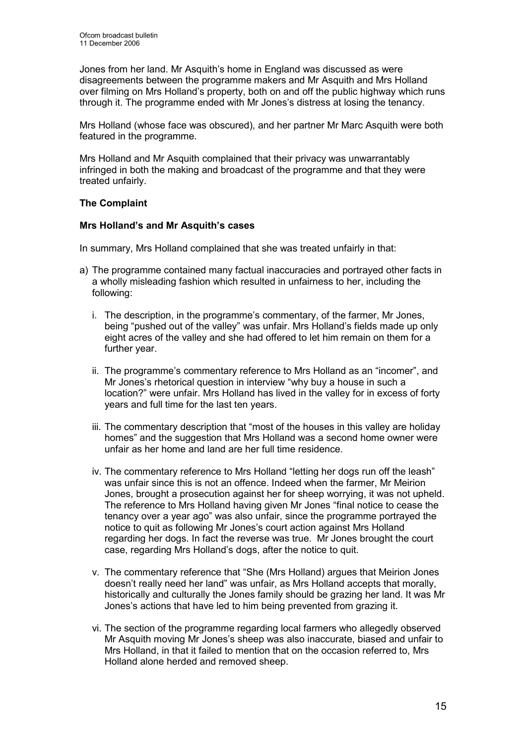Jones from her land. Mr Asquith's home in England was discussed as were disagreements between the programme makers and Mr Asquith and Mrs Holland over filming on Mrs Holland's property, both on and off the public highway which runs through it. The programme ended with Mr Jones's distress at losing the tenancy.

Mrs Holland (whose face was obscured), and her partner Mr Marc Asquith were both featured in the programme.

Mrs Holland and Mr Asquith complained that their privacy was unwarrantably infringed in both the making and broadcast of the programme and that they were treated unfairly.

**The Complaint**

**Mrs Holland's and Mr Asquith's cases**

In summary, Mrs Holland complained that she was treated unfairly in that:

a) The programme contained many factual inaccuracies and portrayed other facts in a wholly misleading fashion which resulted in unfairness to her, including the following:

   i. The description, in the programme's commentary, of the farmer, Mr Jones, being "pushed out of the valley" was unfair. Mrs Holland's fields made up only eight acres of the valley and she had offered to let him remain on them for a further year.

   ii. The programme's commentary reference to Mrs Holland as an "incomer", and Mr Jones's rhetorical question in interview "why buy a house in such a location?" were unfair. Mrs Holland has lived in the valley for in excess of forty years and full time for the last ten years.

   iii. The commentary description that "most of the houses in this valley are holiday homes" and the suggestion that Mrs Holland was a second home owner were unfair as her home and land are her full time residence.

   iv. The commentary reference to Mrs Holland "letting her dogs run off the leash" was unfair since this is not an offence. Indeed when the farmer, Mr Meirion Jones, brought a prosecution against her for sheep worrying, it was not upheld. The reference to Mrs Holland having given Mr Jones "final notice to cease the tenancy over a year ago" was also unfair, since the programme portrayed the notice to quit as following Mr Jones's court action against Mrs Holland regarding her dogs. In fact the reverse was true. Mr Jones brought the court case, regarding Mrs Holland's dogs, after the notice to quit.

   v. The commentary reference that "She (Mrs Holland) argues that Meirion Jones doesn't really need her land" was unfair, as Mrs Holland accepts that morally, historically and culturally the Jones family should be grazing her land. It was Mr Jones's actions that have led to him being prevented from grazing it.

   vi. The section of the programme regarding local farmers who allegedly observed Mr Asquith moving Mr Jones's sheep was also inaccurate, biased and unfair to Mrs Holland, in that it failed to mention that on the occasion referred to, Mrs Holland alone herded and removed sheep.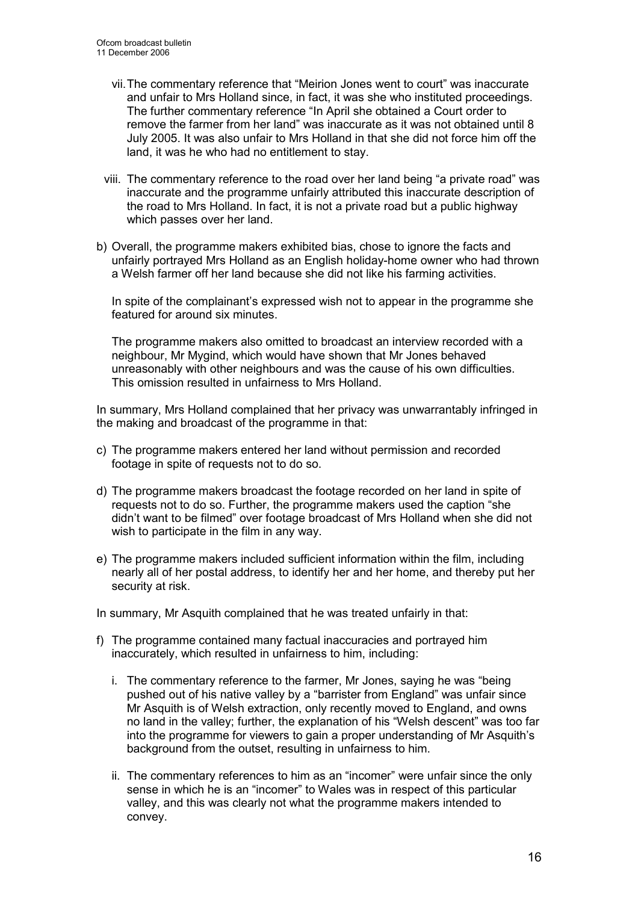vii. The commentary reference that "Meirion Jones went to court" was inaccurate and unfair to Mrs Holland since, in fact, it was she who instituted proceedings. The further commentary reference "In April she obtained a Court order to remove the farmer from her land" was inaccurate as it was not obtained until 8 July 2005. It was also unfair to Mrs Holland in that she did not force him off the land, it was he who had no entitlement to stay.

viii. The commentary reference to the road over her land being "a private road" was inaccurate and the programme unfairly attributed this inaccurate description of the road to Mrs Holland. In fact, it is not a private road but a public highway which passes over her land.

b) Overall, the programme makers exhibited bias, chose to ignore the facts and unfairly portrayed Mrs Holland as an English holiday-home owner who had thrown a Welsh farmer off her land because she did not like his farming activities.

   In spite of the complainant's expressed wish not to appear in the programme she featured for around six minutes.

   The programme makers also omitted to broadcast an interview recorded with a neighbour, Mr Mygind, which would have shown that Mr Jones behaved unreasonably with other neighbours and was the cause of his own difficulties. This omission resulted in unfairness to Mrs Holland.

In summary, Mrs Holland complained that her privacy was unwarrantably infringed in the making and broadcast of the programme in that:

c) The programme makers entered her land without permission and recorded footage in spite of requests not to do so.

d) The programme makers broadcast the footage recorded on her land in spite of requests not to do so. Further, the programme makers used the caption "she didn't want to be filmed" over footage broadcast of Mrs Holland when she did not wish to participate in the film in any way.

e) The programme makers included sufficient information within the film, including nearly all of her postal address, to identify her and her home, and thereby put her security at risk.

In summary, Mr Asquith complained that he was treated unfairly in that:

f) The programme contained many factual inaccuracies and portrayed him inaccurately, which resulted in unfairness to him, including:

   i. The commentary reference to the farmer, Mr Jones, saying he was "being pushed out of his native valley by a "barrister from England" was unfair since Mr Asquith is of Welsh extraction, only recently moved to England, and owns no land in the valley; further, the explanation of his "Welsh descent" was too far into the programme for viewers to gain a proper understanding of Mr Asquith's background from the outset, resulting in unfairness to him.

   ii. The commentary references to him as an "incomer" were unfair since the only sense in which he is an "incomer" to Wales was in respect of this particular valley, and this was clearly not what the programme makers intended to convey.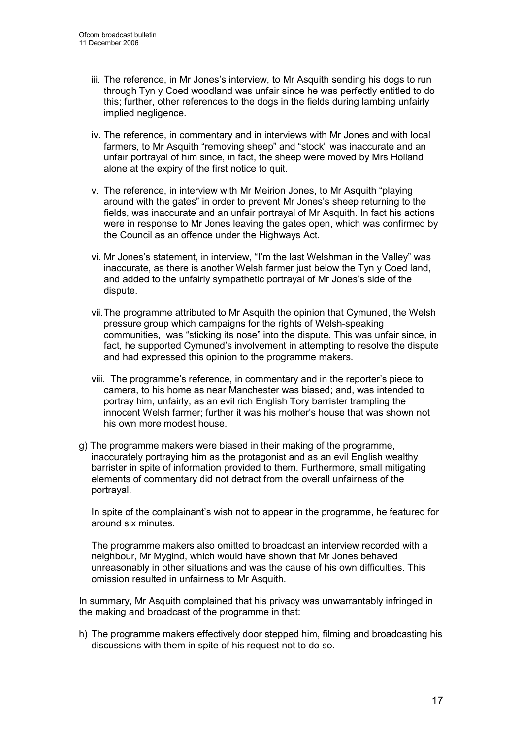iii. The reference, in Mr Jones's interview, to Mr Asquith sending his dogs to run through Tyn y Coed woodland was unfair since he was perfectly entitled to do this; further, other references to the dogs in the fields during lambing unfairly implied negligence.

iv. The reference, in commentary and in interviews with Mr Jones and with local farmers, to Mr Asquith "removing sheep" and "stock" was inaccurate and an unfair portrayal of him since, in fact, the sheep were moved by Mrs Holland alone at the expiry of the first notice to quit.

v. The reference, in interview with Mr Meirion Jones, to Mr Asquith "playing around with the gates" in order to prevent Mr Jones's sheep returning to the fields, was inaccurate and an unfair portrayal of Mr Asquith. In fact his actions were in response to Mr Jones leaving the gates open, which was confirmed by the Council as an offence under the Highways Act.

vi. Mr Jones's statement, in interview, "I'm the last Welshman in the Valley" was inaccurate, as there is another Welsh farmer just below the Tyn y Coed land, and added to the unfairly sympathetic portrayal of Mr Jones's side of the dispute.

vii. The programme attributed to Mr Asquith the opinion that Cymuned, the Welsh pressure group which campaigns for the rights of Welsh-speaking communities, was "sticking its nose" into the dispute. This was unfair since, in fact, he supported Cymuned's involvement in attempting to resolve the dispute and had expressed this opinion to the programme makers.

viii. The programme's reference, in commentary and in the reporter's piece to camera, to his home as near Manchester was biased; and, was intended to portray him, unfairly, as an evil rich English Tory barrister trampling the innocent Welsh farmer; further it was his mother's house that was shown not his own more modest house.

g) The programme makers were biased in their making of the programme, inaccurately portraying him as the protagonist and as an evil English wealthy barrister in spite of information provided to them. Furthermore, small mitigating elements of commentary did not detract from the overall unfairness of the portrayal.

In spite of the complainant's wish not to appear in the programme, he featured for around six minutes.

The programme makers also omitted to broadcast an interview recorded with a neighbour, Mr Mygind, which would have shown that Mr Jones behaved unreasonably in other situations and was the cause of his own difficulties. This omission resulted in unfairness to Mr Asquith.

In summary, Mr Asquith complained that his privacy was unwarrantably infringed in the making and broadcast of the programme in that:

h) The programme makers effectively door stepped him, filming and broadcasting his discussions with them in spite of his request not to do so.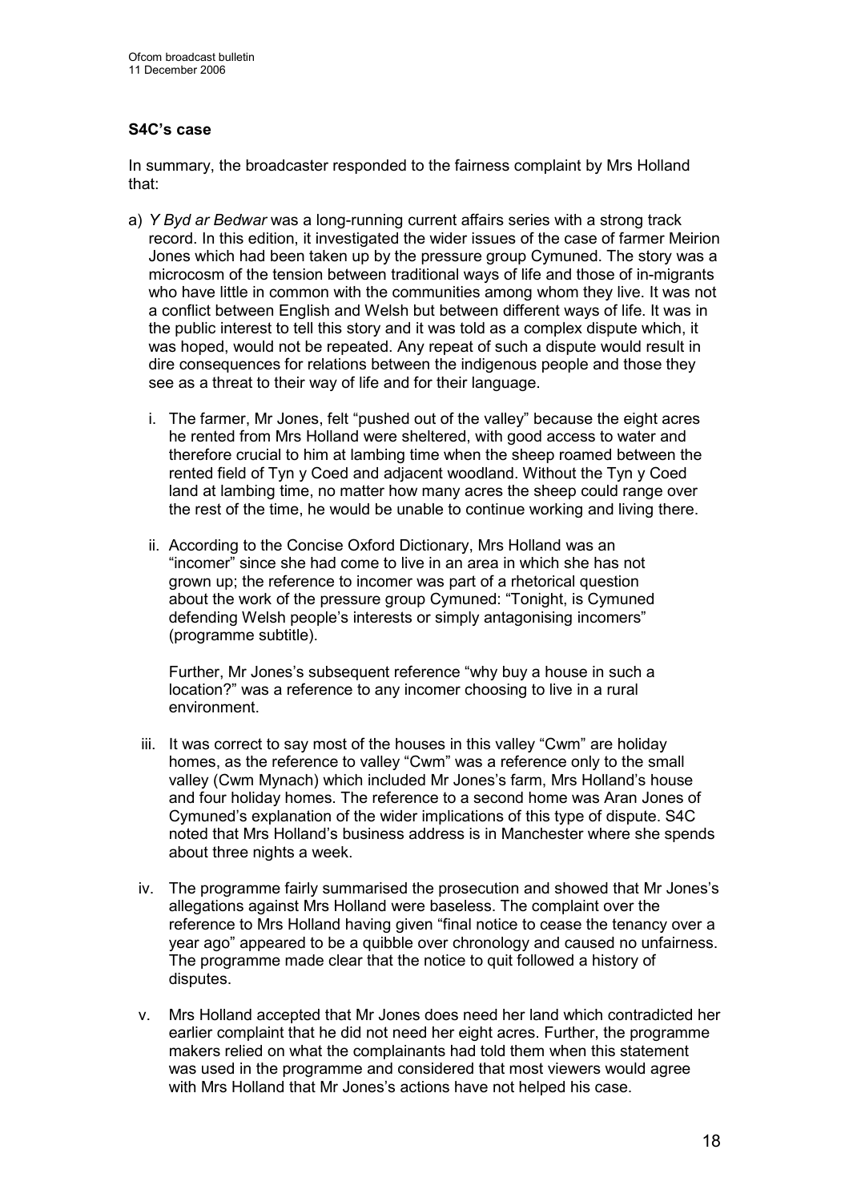**S4C's case**

In summary, the broadcaster responded to the fairness complaint by Mrs Holland that:

a) *Y Byd ar Bedwar* was a long-running current affairs series with a strong track record. In this edition, it investigated the wider issues of the case of farmer Meirion Jones which had been taken up by the pressure group Cymuned. The story was a microcosm of the tension between traditional ways of life and those of in-migrants who have little in common with the communities among whom they live. It was not a conflict between English and Welsh but between different ways of life. It was in the public interest to tell this story and it was told as a complex dispute which, it was hoped, would not be repeated. Any repeat of such a dispute would result in dire consequences for relations between the indigenous people and those they see as a threat to their way of life and for their language.

   i. The farmer, Mr Jones, felt "pushed out of the valley" because the eight acres he rented from Mrs Holland were sheltered, with good access to water and therefore crucial to him at lambing time when the sheep roamed between the rented field of Tyn y Coed and adjacent woodland. Without the Tyn y Coed land at lambing time, no matter how many acres the sheep could range over the rest of the time, he would be unable to continue working and living there.

   ii. According to the Concise Oxford Dictionary, Mrs Holland was an "incomer" since she had come to live in an area in which she has not grown up; the reference to incomer was part of a rhetorical question about the work of the pressure group Cymuned: "Tonight, is Cymuned defending Welsh people's interests or simply antagonising incomers" (programme subtitle).

   Further, Mr Jones's subsequent reference "why buy a house in such a location?" was a reference to any incomer choosing to live in a rural environment.

   iii. It was correct to say most of the houses in this valley "Cwm" are holiday homes, as the reference to valley "Cwm" was a reference only to the small valley (Cwm Mynach) which included Mr Jones's farm, Mrs Holland's house and four holiday homes. The reference to a second home was Aran Jones of Cymuned's explanation of the wider implications of this type of dispute. S4C noted that Mrs Holland's business address is in Manchester where she spends about three nights a week.

   iv. The programme fairly summarised the prosecution and showed that Mr Jones's allegations against Mrs Holland were baseless. The complaint over the reference to Mrs Holland having given "final notice to cease the tenancy over a year ago" appeared to be a quibble over chronology and caused no unfairness. The programme made clear that the notice to quit followed a history of disputes.

   v. Mrs Holland accepted that Mr Jones does need her land which contradicted her earlier complaint that he did not need her eight acres. Further, the programme makers relied on what the complainants had told them when this statement was used in the programme and considered that most viewers would agree with Mrs Holland that Mr Jones's actions have not helped his case.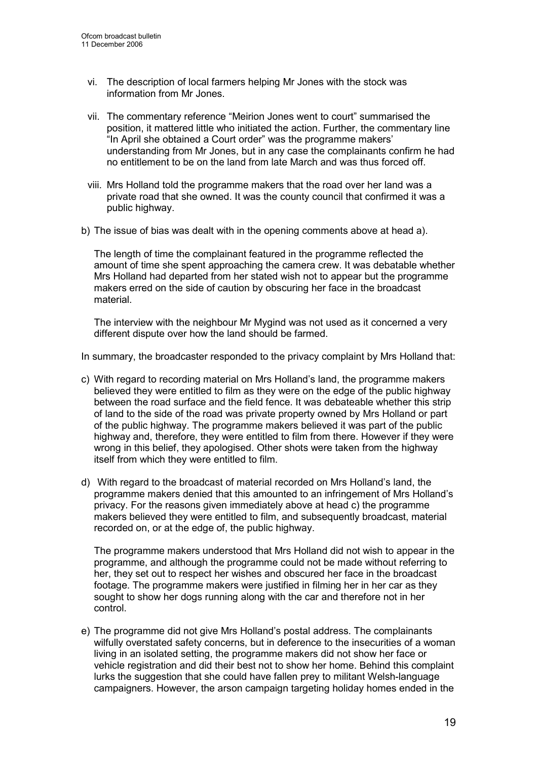vi. The description of local farmers helping Mr Jones with the stock was information from Mr Jones.

vii. The commentary reference “Meirion Jones went to court” summarised the position, it mattered little who initiated the action. Further, the commentary line “In April she obtained a Court order” was the programme makers’ understanding from Mr Jones, but in any case the complainants confirm he had no entitlement to be on the land from late March and was thus forced off.

viii. Mrs Holland told the programme makers that the road over her land was a private road that she owned. It was the county council that confirmed it was a public highway.

b) The issue of bias was dealt with in the opening comments above at head a).

The length of time the complainant featured in the programme reflected the amount of time she spent approaching the camera crew. It was debatable whether Mrs Holland had departed from her stated wish not to appear but the programme makers erred on the side of caution by obscuring her face in the broadcast material.

The interview with the neighbour Mr Mygind was not used as it concerned a very different dispute over how the land should be farmed.

In summary, the broadcaster responded to the privacy complaint by Mrs Holland that:

c) With regard to recording material on Mrs Holland’s land, the programme makers believed they were entitled to film as they were on the edge of the public highway between the road surface and the field fence. It was debateable whether this strip of land to the side of the road was private property owned by Mrs Holland or part of the public highway. The programme makers believed it was part of the public highway and, therefore, they were entitled to film from there. However if they were wrong in this belief, they apologised. Other shots were taken from the highway itself from which they were entitled to film.

d) With regard to the broadcast of material recorded on Mrs Holland’s land, the programme makers denied that this amounted to an infringement of Mrs Holland’s privacy. For the reasons given immediately above at head c) the programme makers believed they were entitled to film, and subsequently broadcast, material recorded on, or at the edge of, the public highway.

The programme makers understood that Mrs Holland did not wish to appear in the programme, and although the programme could not be made without referring to her, they set out to respect her wishes and obscured her face in the broadcast footage. The programme makers were justified in filming her in her car as they sought to show her dogs running along with the car and therefore not in her control.

e) The programme did not give Mrs Holland’s postal address. The complainants wilfully overstated safety concerns, but in deference to the insecurities of a woman living in an isolated setting, the programme makers did not show her face or vehicle registration and did their best not to show her home. Behind this complaint lurks the suggestion that she could have fallen prey to militant Welsh-language campaigners. However, the arson campaign targeting holiday homes ended in the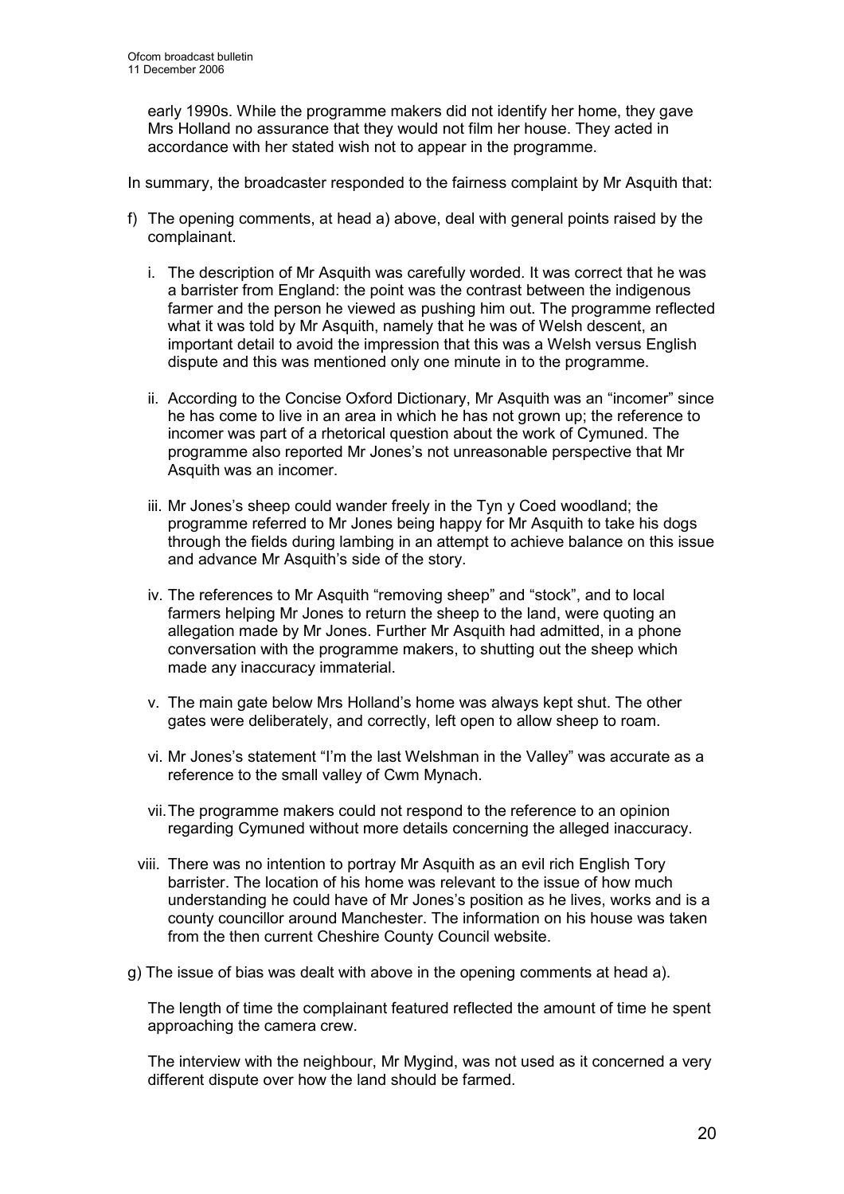early 1990s. While the programme makers did not identify her home, they gave Mrs Holland no assurance that they would not film her house. They acted in accordance with her stated wish not to appear in the programme.

In summary, the broadcaster responded to the fairness complaint by Mr Asquith that:

f) The opening comments, at head a) above, deal with general points raised by the complainant.

   i. The description of Mr Asquith was carefully worded. It was correct that he was a barrister from England: the point was the contrast between the indigenous farmer and the person he viewed as pushing him out. The programme reflected what it was told by Mr Asquith, namely that he was of Welsh descent, an important detail to avoid the impression that this was a Welsh versus English dispute and this was mentioned only one minute in to the programme.

   ii. According to the Concise Oxford Dictionary, Mr Asquith was an "incomer" since he has come to live in an area in which he has not grown up; the reference to incomer was part of a rhetorical question about the work of Cymuned. The programme also reported Mr Jones's not unreasonable perspective that Mr Asquith was an incomer.

   iii. Mr Jones's sheep could wander freely in the Tyn y Coed woodland; the programme referred to Mr Jones being happy for Mr Asquith to take his dogs through the fields during lambing in an attempt to achieve balance on this issue and advance Mr Asquith's side of the story.

   iv. The references to Mr Asquith "removing sheep" and "stock", and to local farmers helping Mr Jones to return the sheep to the land, were quoting an allegation made by Mr Jones. Further Mr Asquith had admitted, in a phone conversation with the programme makers, to shutting out the sheep which made any inaccuracy immaterial.

   v. The main gate below Mrs Holland's home was always kept shut. The other gates were deliberately, and correctly, left open to allow sheep to roam.

   vi. Mr Jones's statement "I'm the last Welshman in the Valley" was accurate as a reference to the small valley of Cwm Mynach.

   vii. The programme makers could not respond to the reference to an opinion regarding Cymuned without more details concerning the alleged inaccuracy.

   viii. There was no intention to portray Mr Asquith as an evil rich English Tory barrister. The location of his home was relevant to the issue of how much understanding he could have of Mr Jones's position as he lives, works and is a county councillor around Manchester. The information on his house was taken from the then current Cheshire County Council website.

g) The issue of bias was dealt with above in the opening comments at head a).

   The length of time the complainant featured reflected the amount of time he spent approaching the camera crew.

   The interview with the neighbour, Mr Mygind, was not used as it concerned a very different dispute over how the land should be farmed.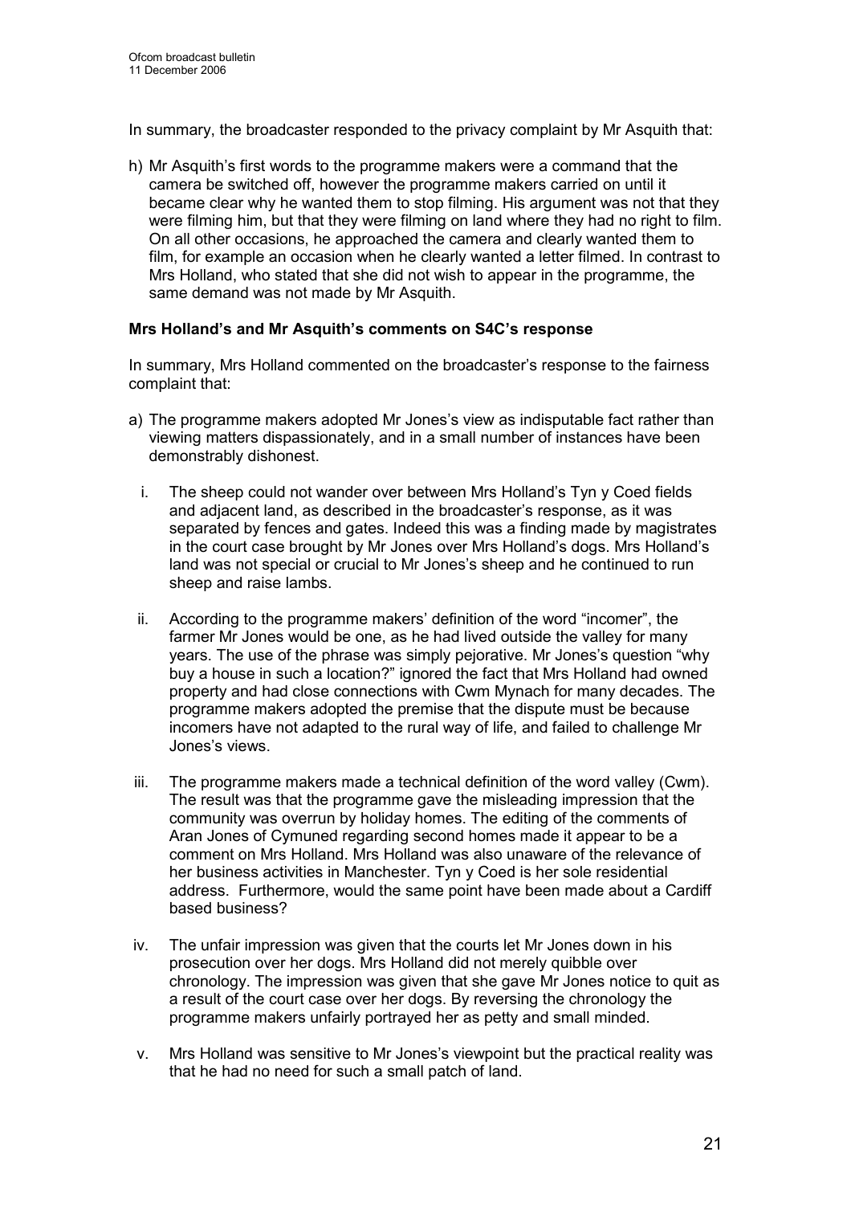In summary, the broadcaster responded to the privacy complaint by Mr Asquith that:

h) Mr Asquith's first words to the programme makers were a command that the camera be switched off, however the programme makers carried on until it became clear why he wanted them to stop filming. His argument was not that they were filming him, but that they were filming on land where they had no right to film. On all other occasions, he approached the camera and clearly wanted them to film, for example an occasion when he clearly wanted a letter filmed. In contrast to Mrs Holland, who stated that she did not wish to appear in the programme, the same demand was not made by Mr Asquith.

**Mrs Holland's and Mr Asquith's comments on S4C's response**

In summary, Mrs Holland commented on the broadcaster's response to the fairness complaint that:

a) The programme makers adopted Mr Jones's view as indisputable fact rather than viewing matters dispassionately, and in a small number of instances have been demonstrably dishonest.

   i. The sheep could not wander over between Mrs Holland's Tyn y Coed fields and adjacent land, as described in the broadcaster's response, as it was separated by fences and gates. Indeed this was a finding made by magistrates in the court case brought by Mr Jones over Mrs Holland's dogs. Mrs Holland's land was not special or crucial to Mr Jones's sheep and he continued to run sheep and raise lambs.

   ii. According to the programme makers' definition of the word "incomer", the farmer Mr Jones would be one, as he had lived outside the valley for many years. The use of the phrase was simply pejorative. Mr Jones's question "why buy a house in such a location?" ignored the fact that Mrs Holland had owned property and had close connections with Cwm Mynach for many decades. The programme makers adopted the premise that the dispute must be because incomers have not adapted to the rural way of life, and failed to challenge Mr Jones's views.

   iii. The programme makers made a technical definition of the word valley (Cwm). The result was that the programme gave the misleading impression that the community was overrun by holiday homes. The editing of the comments of Aran Jones of Cymuned regarding second homes made it appear to be a comment on Mrs Holland. Mrs Holland was also unaware of the relevance of her business activities in Manchester. Tyn y Coed is her sole residential address. Furthermore, would the same point have been made about a Cardiff based business?

   iv. The unfair impression was given that the courts let Mr Jones down in his prosecution over her dogs. Mrs Holland did not merely quibble over chronology. The impression was given that she gave Mr Jones notice to quit as a result of the court case over her dogs. By reversing the chronology the programme makers unfairly portrayed her as petty and small minded.

   v. Mrs Holland was sensitive to Mr Jones's viewpoint but the practical reality was that he had no need for such a small patch of land.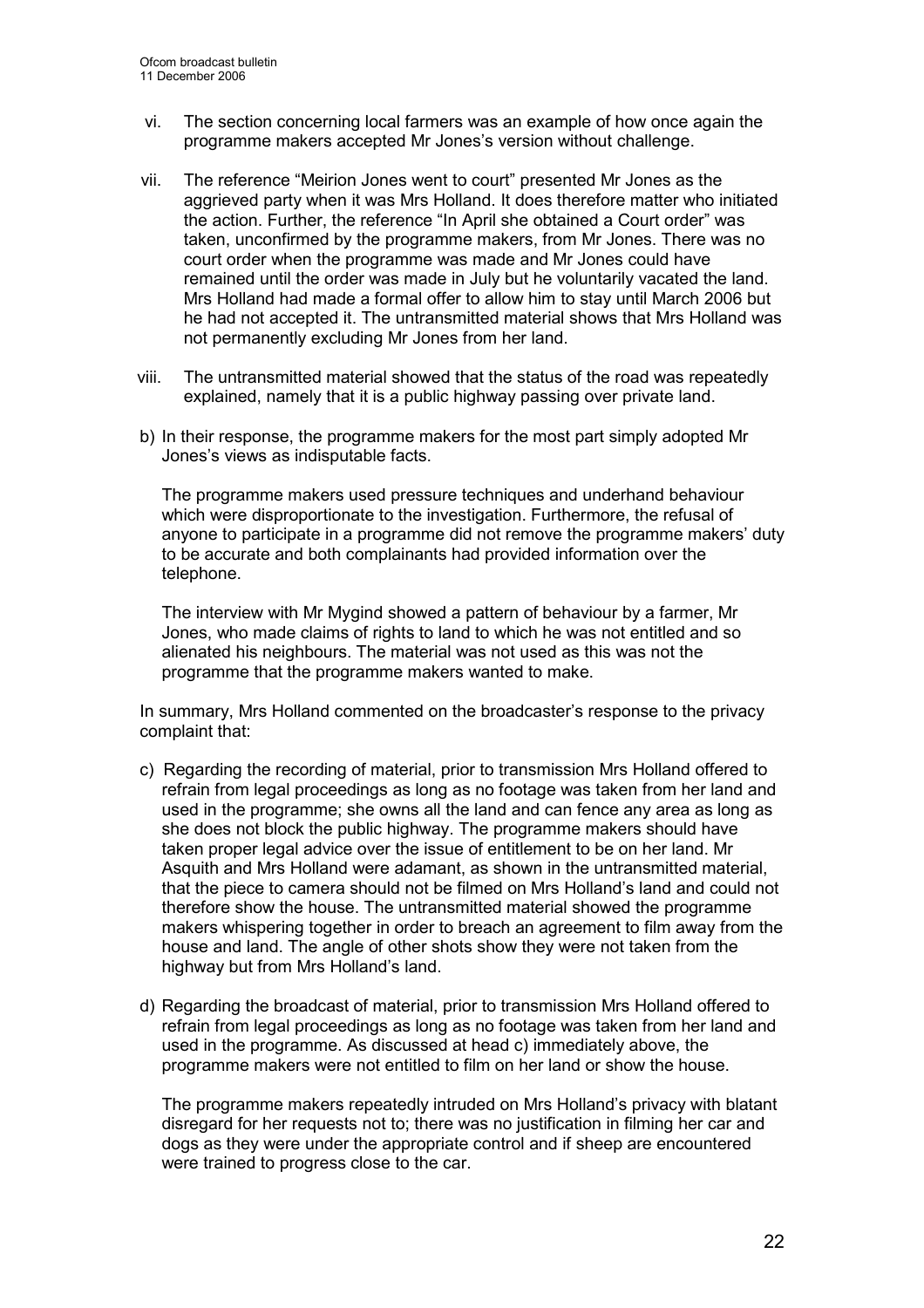vi. The section concerning local farmers was an example of how once again the programme makers accepted Mr Jones's version without challenge.

vii. The reference "Meirion Jones went to court" presented Mr Jones as the aggrieved party when it was Mrs Holland. It does therefore matter who initiated the action. Further, the reference "In April she obtained a Court order" was taken, unconfirmed by the programme makers, from Mr Jones. There was no court order when the programme was made and Mr Jones could have remained until the order was made in July but he voluntarily vacated the land. Mrs Holland had made a formal offer to allow him to stay until March 2006 but he had not accepted it. The untransmitted material shows that Mrs Holland was not permanently excluding Mr Jones from her land.

viii. The untransmitted material showed that the status of the road was repeatedly explained, namely that it is a public highway passing over private land.

b) In their response, the programme makers for the most part simply adopted Mr Jones's views as indisputable facts.

   The programme makers used pressure techniques and underhand behaviour which were disproportionate to the investigation. Furthermore, the refusal of anyone to participate in a programme did not remove the programme makers' duty to be accurate and both complainants had provided information over the telephone.

   The interview with Mr Mygind showed a pattern of behaviour by a farmer, Mr Jones, who made claims of rights to land to which he was not entitled and so alienated his neighbours. The material was not used as this was not the programme that the programme makers wanted to make.

In summary, Mrs Holland commented on the broadcaster's response to the privacy complaint that:

c) Regarding the recording of material, prior to transmission Mrs Holland offered to refrain from legal proceedings as long as no footage was taken from her land and used in the programme; she owns all the land and can fence any area as long as she does not block the public highway. The programme makers should have taken proper legal advice over the issue of entitlement to be on her land. Mr Asquith and Mrs Holland were adamant, as shown in the untransmitted material, that the piece to camera should not be filmed on Mrs Holland's land and could not therefore show the house. The untransmitted material showed the programme makers whispering together in order to breach an agreement to film away from the house and land. The angle of other shots show they were not taken from the highway but from Mrs Holland's land.

d) Regarding the broadcast of material, prior to transmission Mrs Holland offered to refrain from legal proceedings as long as no footage was taken from her land and used in the programme. As discussed at head c) immediately above, the programme makers were not entitled to film on her land or show the house.

   The programme makers repeatedly intruded on Mrs Holland's privacy with blatant disregard for her requests not to; there was no justification in filming her car and dogs as they were under the appropriate control and if sheep are encountered were trained to progress close to the car.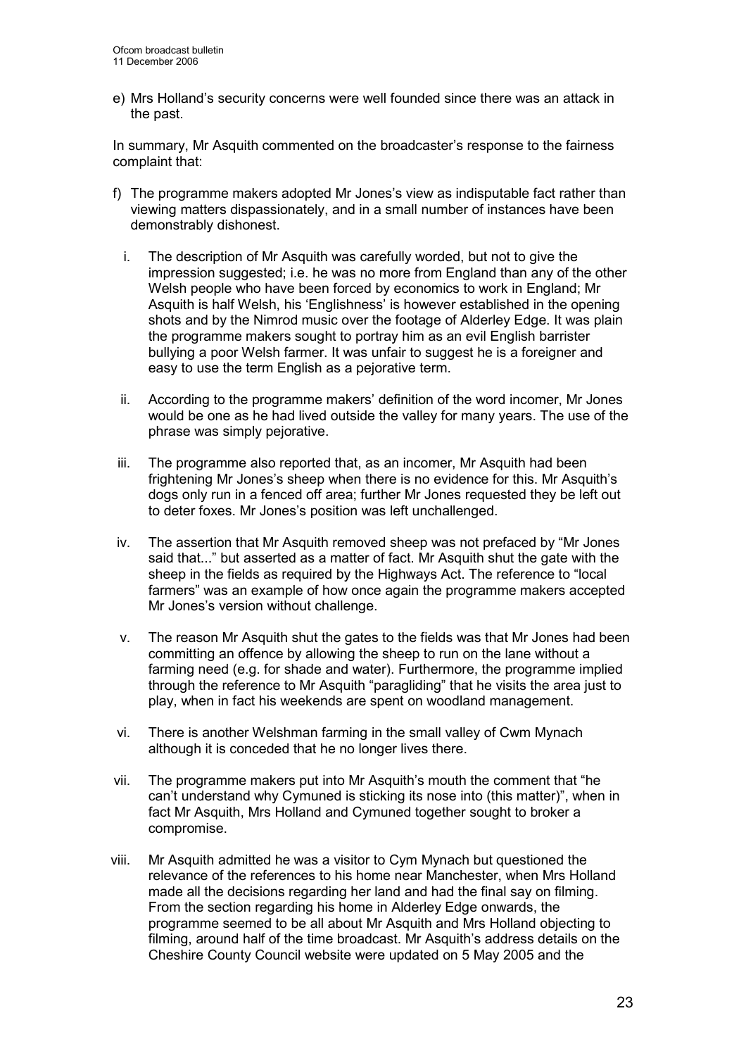e) Mrs Holland's security concerns were well founded since there was an attack in the past.

In summary, Mr Asquith commented on the broadcaster's response to the fairness complaint that:

f) The programme makers adopted Mr Jones's view as indisputable fact rather than viewing matters dispassionately, and in a small number of instances have been demonstrably dishonest.

   i. The description of Mr Asquith was carefully worded, but not to give the impression suggested; i.e. he was no more from England than any of the other Welsh people who have been forced by economics to work in England; Mr Asquith is half Welsh, his 'Englishness' is however established in the opening shots and by the Nimrod music over the footage of Alderley Edge. It was plain the programme makers sought to portray him as an evil English barrister bullying a poor Welsh farmer. It was unfair to suggest he is a foreigner and easy to use the term English as a pejorative term.

   ii. According to the programme makers' definition of the word incomer, Mr Jones would be one as he had lived outside the valley for many years. The use of the phrase was simply pejorative.

   iii. The programme also reported that, as an incomer, Mr Asquith had been frightening Mr Jones's sheep when there is no evidence for this. Mr Asquith's dogs only run in a fenced off area; further Mr Jones requested they be left out to deter foxes. Mr Jones's position was left unchallenged.

   iv. The assertion that Mr Asquith removed sheep was not prefaced by "Mr Jones said that..." but asserted as a matter of fact. Mr Asquith shut the gate with the sheep in the fields as required by the Highways Act. The reference to "local farmers" was an example of how once again the programme makers accepted Mr Jones's version without challenge.

   v. The reason Mr Asquith shut the gates to the fields was that Mr Jones had been committing an offence by allowing the sheep to run on the lane without a farming need (e.g. for shade and water). Furthermore, the programme implied through the reference to Mr Asquith "paragliding" that he visits the area just to play, when in fact his weekends are spent on woodland management.

   vi. There is another Welshman farming in the small valley of Cwm Mynach although it is conceded that he no longer lives there.

   vii. The programme makers put into Mr Asquith's mouth the comment that "he can't understand why Cymuned is sticking its nose into (this matter)", when in fact Mr Asquith, Mrs Holland and Cymuned together sought to broker a compromise.

   viii. Mr Asquith admitted he was a visitor to Cym Mynach but questioned the relevance of the references to his home near Manchester, when Mrs Holland made all the decisions regarding her land and had the final say on filming. From the section regarding his home in Alderley Edge onwards, the programme seemed to be all about Mr Asquith and Mrs Holland objecting to filming, around half of the time broadcast. Mr Asquith's address details on the Cheshire County Council website were updated on 5 May 2005 and the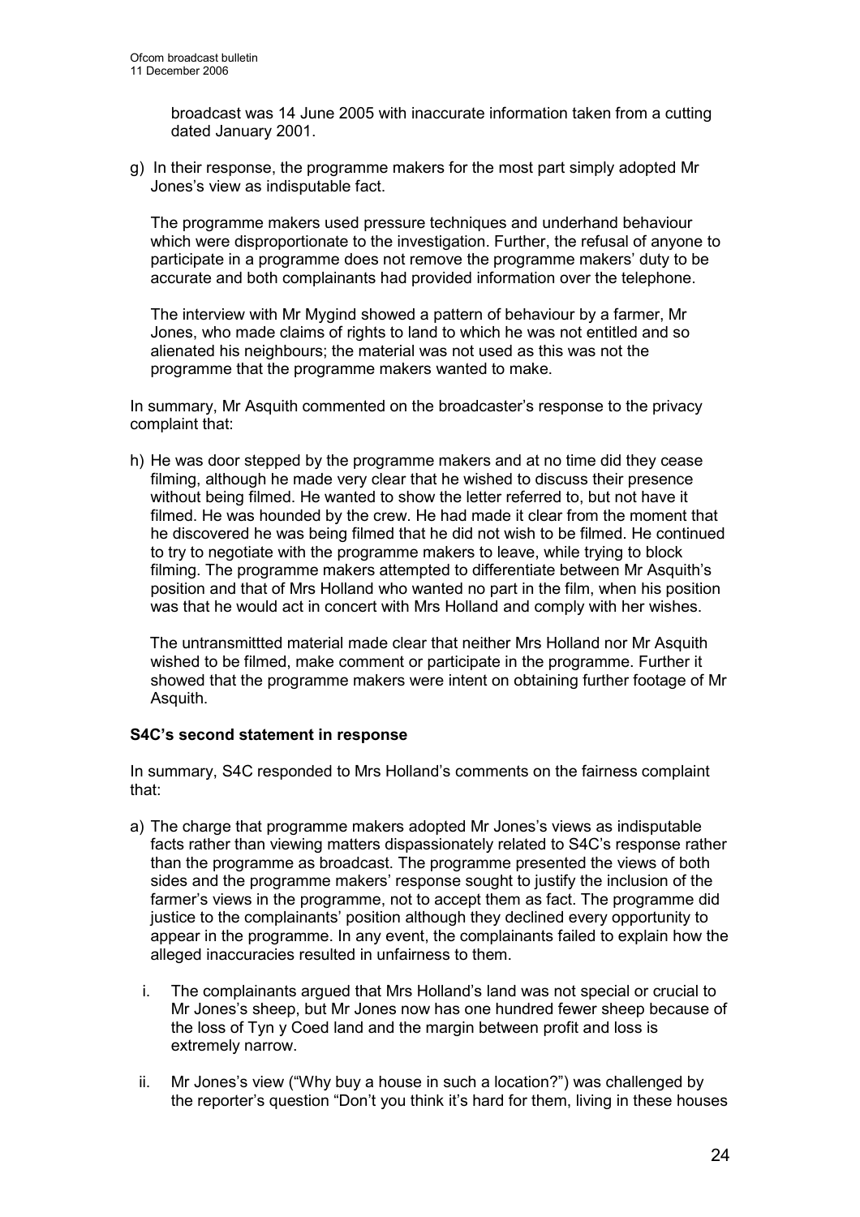broadcast was 14 June 2005 with inaccurate information taken from a cutting dated January 2001.

g) In their response, the programme makers for the most part simply adopted Mr Jones's view as indisputable fact.

   The programme makers used pressure techniques and underhand behaviour which were disproportionate to the investigation. Further, the refusal of anyone to participate in a programme does not remove the programme makers' duty to be accurate and both complainants had provided information over the telephone.

   The interview with Mr Mygind showed a pattern of behaviour by a farmer, Mr Jones, who made claims of rights to land to which he was not entitled and so alienated his neighbours; the material was not used as this was not the programme that the programme makers wanted to make.

In summary, Mr Asquith commented on the broadcaster's response to the privacy complaint that:

h) He was door stepped by the programme makers and at no time did they cease filming, although he made very clear that he wished to discuss their presence without being filmed. He wanted to show the letter referred to, but not have it filmed. He was hounded by the crew. He had made it clear from the moment that he discovered he was being filmed that he did not wish to be filmed. He continued to try to negotiate with the programme makers to leave, while trying to block filming. The programme makers attempted to differentiate between Mr Asquith's position and that of Mrs Holland who wanted no part in the film, when his position was that he would act in concert with Mrs Holland and comply with her wishes.

   The untransmittted material made clear that neither Mrs Holland nor Mr Asquith wished to be filmed, make comment or participate in the programme. Further it showed that the programme makers were intent on obtaining further footage of Mr Asquith.

**S4C's second statement in response**

In summary, S4C responded to Mrs Holland's comments on the fairness complaint that:

a) The charge that programme makers adopted Mr Jones's views as indisputable facts rather than viewing matters dispassionately related to S4C's response rather than the programme as broadcast. The programme presented the views of both sides and the programme makers' response sought to justify the inclusion of the farmer's views in the programme, not to accept them as fact. The programme did justice to the complainants' position although they declined every opportunity to appear in the programme. In any event, the complainants failed to explain how the alleged inaccuracies resulted in unfairness to them.

   i. The complainants argued that Mrs Holland's land was not special or crucial to Mr Jones's sheep, but Mr Jones now has one hundred fewer sheep because of the loss of Tyn y Coed land and the margin between profit and loss is extremely narrow.

   ii. Mr Jones's view ("Why buy a house in such a location?") was challenged by the reporter's question "Don't you think it's hard for them, living in these houses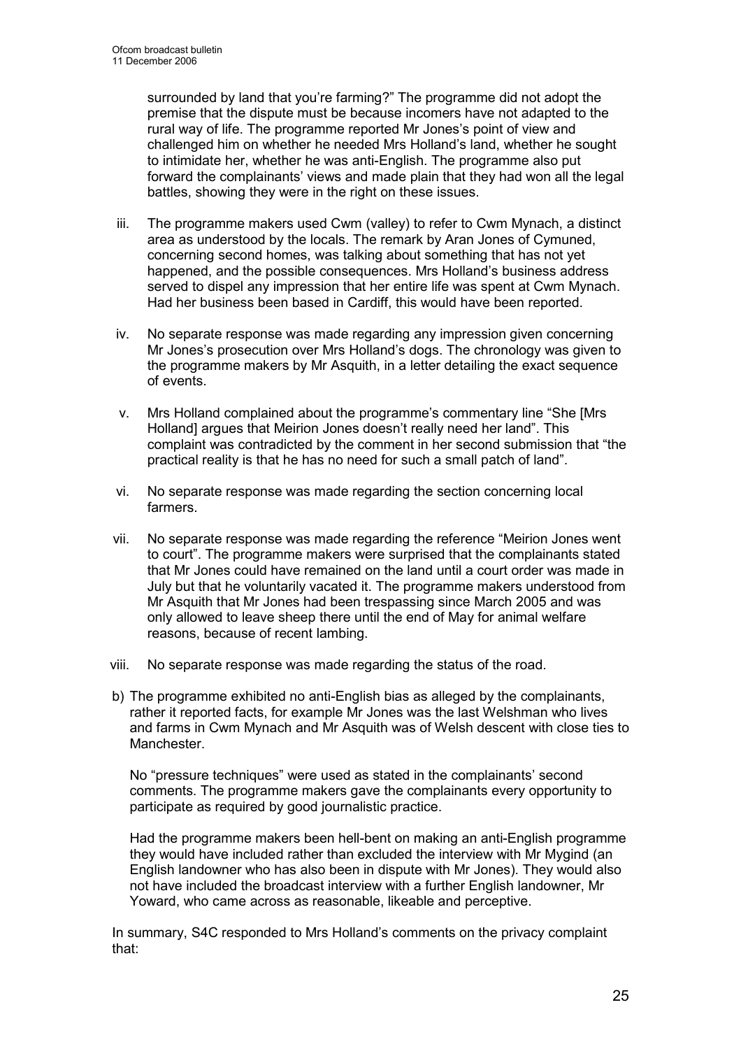surrounded by land that you're farming?" The programme did not adopt the premise that the dispute must be because incomers have not adapted to the rural way of life. The programme reported Mr Jones's point of view and challenged him on whether he needed Mrs Holland's land, whether he sought to intimidate her, whether he was anti-English. The programme also put forward the complainants' views and made plain that they had won all the legal battles, showing they were in the right on these issues.

iii. The programme makers used Cwm (valley) to refer to Cwm Mynach, a distinct area as understood by the locals. The remark by Aran Jones of Cymuned, concerning second homes, was talking about something that has not yet happened, and the possible consequences. Mrs Holland's business address served to dispel any impression that her entire life was spent at Cwm Mynach. Had her business been based in Cardiff, this would have been reported.

iv. No separate response was made regarding any impression given concerning Mr Jones's prosecution over Mrs Holland's dogs. The chronology was given to the programme makers by Mr Asquith, in a letter detailing the exact sequence of events.

v. Mrs Holland complained about the programme's commentary line "She [Mrs Holland] argues that Meirion Jones doesn't really need her land". This complaint was contradicted by the comment in her second submission that "the practical reality is that he has no need for such a small patch of land".

vi. No separate response was made regarding the section concerning local farmers.

vii. No separate response was made regarding the reference "Meirion Jones went to court". The programme makers were surprised that the complainants stated that Mr Jones could have remained on the land until a court order was made in July but that he voluntarily vacated it. The programme makers understood from Mr Asquith that Mr Jones had been trespassing since March 2005 and was only allowed to leave sheep there until the end of May for animal welfare reasons, because of recent lambing.

viii. No separate response was made regarding the status of the road.

b) The programme exhibited no anti-English bias as alleged by the complainants, rather it reported facts, for example Mr Jones was the last Welshman who lives and farms in Cwm Mynach and Mr Asquith was of Welsh descent with close ties to Manchester.

No "pressure techniques" were used as stated in the complainants' second comments. The programme makers gave the complainants every opportunity to participate as required by good journalistic practice.

Had the programme makers been hell-bent on making an anti-English programme they would have included rather than excluded the interview with Mr Mygind (an English landowner who has also been in dispute with Mr Jones). They would also not have included the broadcast interview with a further English landowner, Mr Yoward, who came across as reasonable, likeable and perceptive.

In summary, S4C responded to Mrs Holland's comments on the privacy complaint that: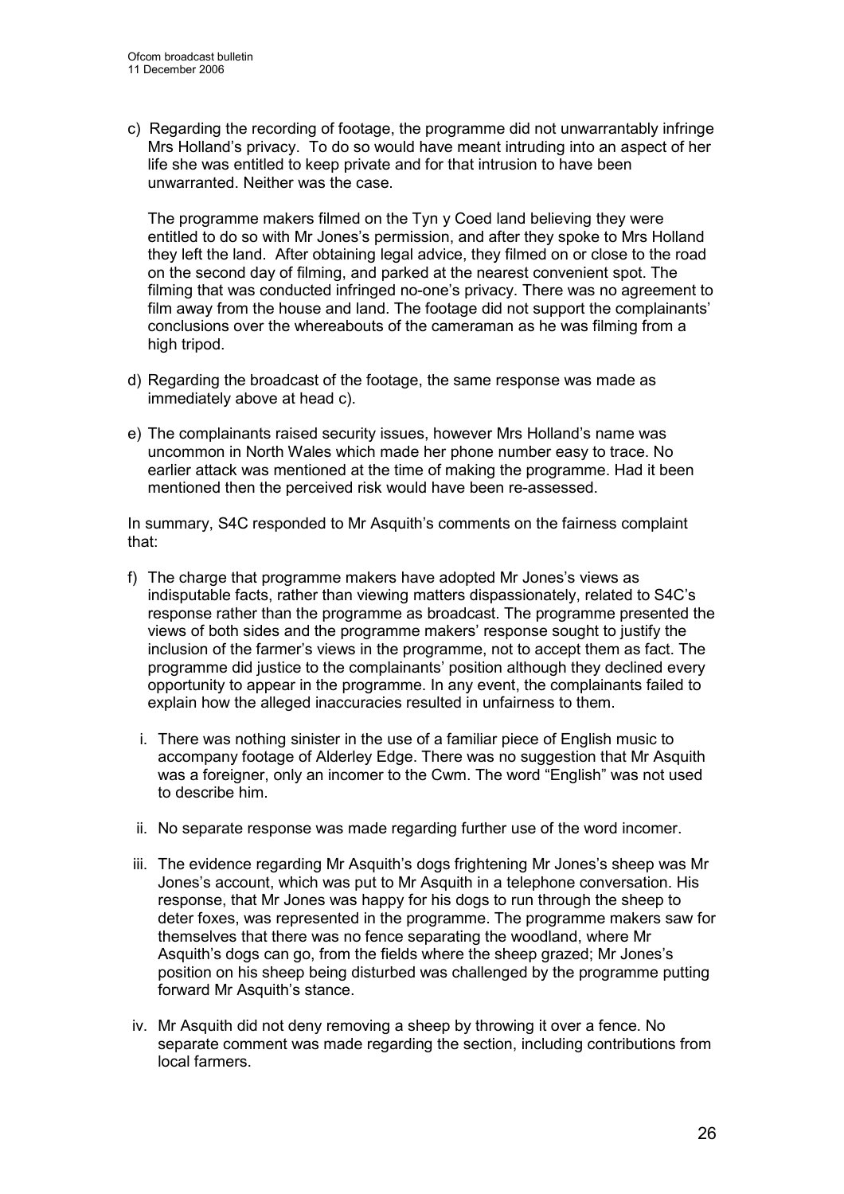c) Regarding the recording of footage, the programme did not unwarrantably infringe Mrs Holland's privacy. To do so would have meant intruding into an aspect of her life she was entitled to keep private and for that intrusion to have been unwarranted. Neither was the case.

   The programme makers filmed on the Tyn y Coed land believing they were entitled to do so with Mr Jones's permission, and after they spoke to Mrs Holland they left the land. After obtaining legal advice, they filmed on or close to the road on the second day of filming, and parked at the nearest convenient spot. The filming that was conducted infringed no-one's privacy. There was no agreement to film away from the house and land. The footage did not support the complainants' conclusions over the whereabouts of the cameraman as he was filming from a high tripod.

d) Regarding the broadcast of the footage, the same response was made as immediately above at head c).

e) The complainants raised security issues, however Mrs Holland's name was uncommon in North Wales which made her phone number easy to trace. No earlier attack was mentioned at the time of making the programme. Had it been mentioned then the perceived risk would have been re-assessed.

In summary, S4C responded to Mr Asquith's comments on the fairness complaint that:

f) The charge that programme makers have adopted Mr Jones's views as indisputable facts, rather than viewing matters dispassionately, related to S4C's response rather than the programme as broadcast. The programme presented the views of both sides and the programme makers' response sought to justify the inclusion of the farmer's views in the programme, not to accept them as fact. The programme did justice to the complainants' position although they declined every opportunity to appear in the programme. In any event, the complainants failed to explain how the alleged inaccuracies resulted in unfairness to them.

   i. There was nothing sinister in the use of a familiar piece of English music to accompany footage of Alderley Edge. There was no suggestion that Mr Asquith was a foreigner, only an incomer to the Cwm. The word "English" was not used to describe him.

   ii. No separate response was made regarding further use of the word incomer.

   iii. The evidence regarding Mr Asquith's dogs frightening Mr Jones's sheep was Mr Jones's account, which was put to Mr Asquith in a telephone conversation. His response, that Mr Jones was happy for his dogs to run through the sheep to deter foxes, was represented in the programme. The programme makers saw for themselves that there was no fence separating the woodland, where Mr Asquith's dogs can go, from the fields where the sheep grazed; Mr Jones's position on his sheep being disturbed was challenged by the programme putting forward Mr Asquith's stance.

   iv. Mr Asquith did not deny removing a sheep by throwing it over a fence. No separate comment was made regarding the section, including contributions from local farmers.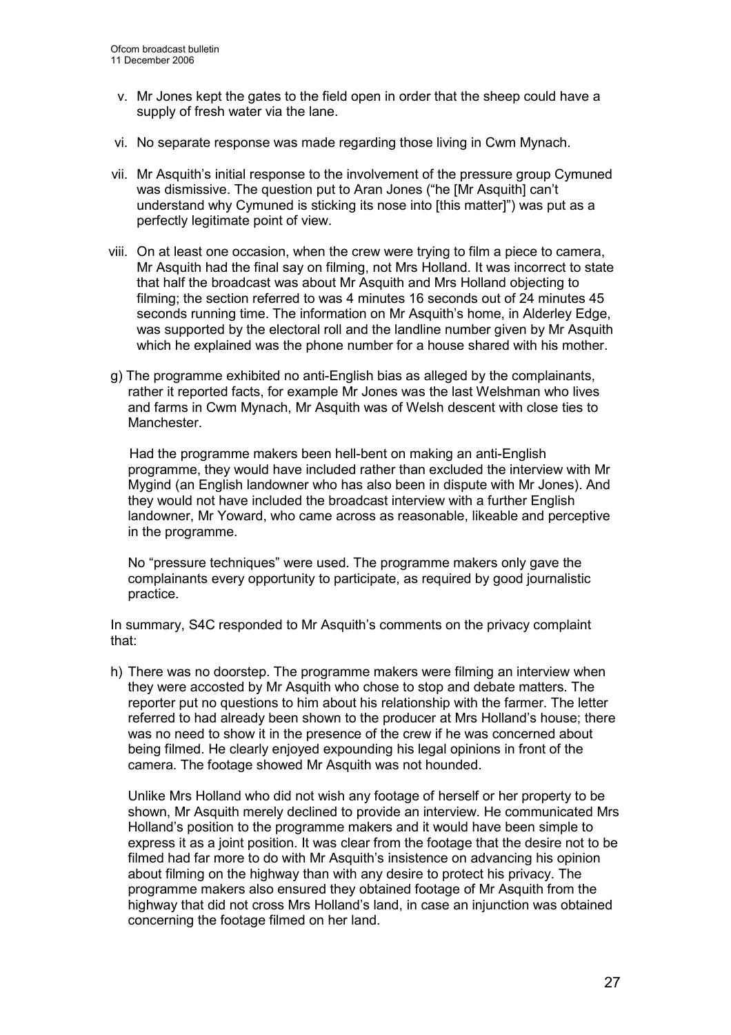v. Mr Jones kept the gates to the field open in order that the sheep could have a supply of fresh water via the lane.

vi. No separate response was made regarding those living in Cwm Mynach.

vii. Mr Asquith's initial response to the involvement of the pressure group Cymuned was dismissive. The question put to Aran Jones ("he [Mr Asquith] can't understand why Cymuned is sticking its nose into [this matter]") was put as a perfectly legitimate point of view.

viii. On at least one occasion, when the crew were trying to film a piece to camera, Mr Asquith had the final say on filming, not Mrs Holland. It was incorrect to state that half the broadcast was about Mr Asquith and Mrs Holland objecting to filming; the section referred to was 4 minutes 16 seconds out of 24 minutes 45 seconds running time. The information on Mr Asquith's home, in Alderley Edge, was supported by the electoral roll and the landline number given by Mr Asquith which he explained was the phone number for a house shared with his mother.

g) The programme exhibited no anti-English bias as alleged by the complainants, rather it reported facts, for example Mr Jones was the last Welshman who lives and farms in Cwm Mynach, Mr Asquith was of Welsh descent with close ties to Manchester.

Had the programme makers been hell-bent on making an anti-English programme, they would have included rather than excluded the interview with Mr Mygind (an English landowner who has also been in dispute with Mr Jones). And they would not have included the broadcast interview with a further English landowner, Mr Yoward, who came across as reasonable, likeable and perceptive in the programme.

No "pressure techniques" were used. The programme makers only gave the complainants every opportunity to participate, as required by good journalistic practice.

In summary, S4C responded to Mr Asquith's comments on the privacy complaint that:

h) There was no doorstep. The programme makers were filming an interview when they were accosted by Mr Asquith who chose to stop and debate matters. The reporter put no questions to him about his relationship with the farmer. The letter referred to had already been shown to the producer at Mrs Holland's house; there was no need to show it in the presence of the crew if he was concerned about being filmed. He clearly enjoyed expounding his legal opinions in front of the camera. The footage showed Mr Asquith was not hounded.

Unlike Mrs Holland who did not wish any footage of herself or her property to be shown, Mr Asquith merely declined to provide an interview. He communicated Mrs Holland's position to the programme makers and it would have been simple to express it as a joint position. It was clear from the footage that the desire not to be filmed had far more to do with Mr Asquith's insistence on advancing his opinion about filming on the highway than with any desire to protect his privacy. The programme makers also ensured they obtained footage of Mr Asquith from the highway that did not cross Mrs Holland's land, in case an injunction was obtained concerning the footage filmed on her land.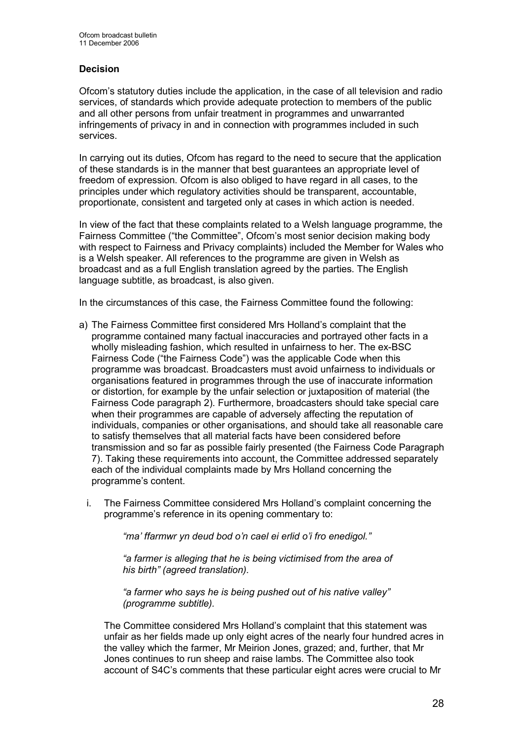## Decision

Ofcom's statutory duties include the application, in the case of all television and radio services, of standards which provide adequate protection to members of the public and all other persons from unfair treatment in programmes and unwarranted infringements of privacy in and in connection with programmes included in such services.

In carrying out its duties, Ofcom has regard to the need to secure that the application of these standards is in the manner that best guarantees an appropriate level of freedom of expression. Ofcom is also obliged to have regard in all cases, to the principles under which regulatory activities should be transparent, accountable, proportionate, consistent and targeted only at cases in which action is needed.

In view of the fact that these complaints related to a Welsh language programme, the Fairness Committee ("the Committee", Ofcom's most senior decision making body with respect to Fairness and Privacy complaints) included the Member for Wales who is a Welsh speaker. All references to the programme are given in Welsh as broadcast and as a full English translation agreed by the parties. The English language subtitle, as broadcast, is also given.

In the circumstances of this case, the Fairness Committee found the following:

a) The Fairness Committee first considered Mrs Holland's complaint that the programme contained many factual inaccuracies and portrayed other facts in a wholly misleading fashion, which resulted in unfairness to her. The ex-BSC Fairness Code ("the Fairness Code") was the applicable Code when this programme was broadcast. Broadcasters must avoid unfairness to individuals or organisations featured in programmes through the use of inaccurate information or distortion, for example by the unfair selection or juxtaposition of material (the Fairness Code paragraph 2). Furthermore, broadcasters should take special care when their programmes are capable of adversely affecting the reputation of individuals, companies or other organisations, and should take all reasonable care to satisfy themselves that all material facts have been considered before transmission and so far as possible fairly presented (the Fairness Code Paragraph 7). Taking these requirements into account, the Committee addressed separately each of the individual complaints made by Mrs Holland concerning the programme's content.

   i. The Fairness Committee considered Mrs Holland's complaint concerning the programme's reference in its opening commentary to:

      *"ma' ffarmwr yn deud bod o'n cael ei erlid o'i fro enedigol."*

      *"a farmer is alleging that he is being victimised from the area of his birth" (agreed translation).*

      *"a farmer who says he is being pushed out of his native valley" (programme subtitle).*

   The Committee considered Mrs Holland's complaint that this statement was unfair as her fields made up only eight acres of the nearly four hundred acres in the valley which the farmer, Mr Meirion Jones, grazed; and, further, that Mr Jones continues to run sheep and raise lambs. The Committee also took account of S4C's comments that these particular eight acres were crucial to Mr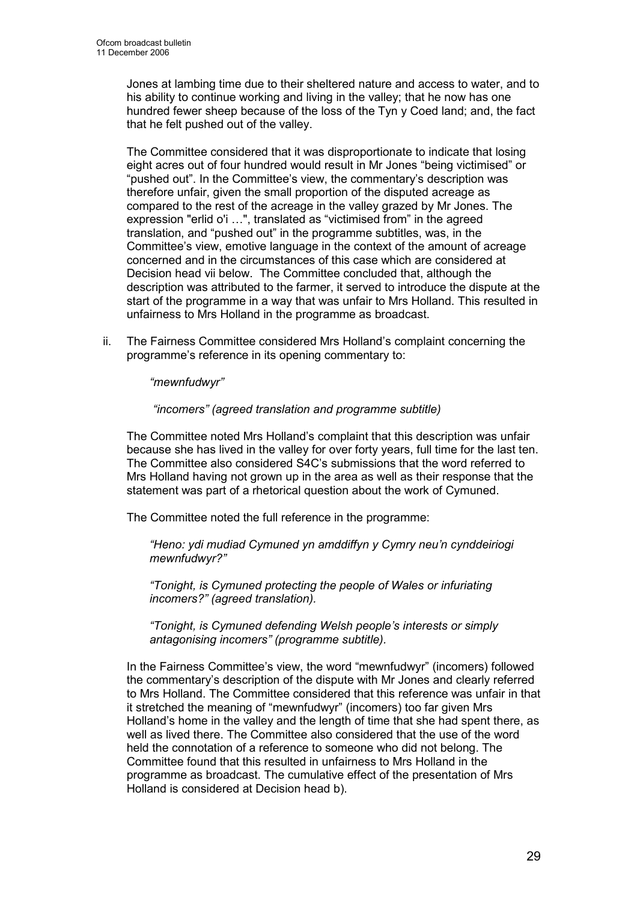Jones at lambing time due to their sheltered nature and access to water, and to his ability to continue working and living in the valley; that he now has one hundred fewer sheep because of the loss of the Tyn y Coed land; and, the fact that he felt pushed out of the valley.

The Committee considered that it was disproportionate to indicate that losing eight acres out of four hundred would result in Mr Jones "being victimised" or "pushed out". In the Committee's view, the commentary's description was therefore unfair, given the small proportion of the disputed acreage as compared to the rest of the acreage in the valley grazed by Mr Jones. The expression "erlid o'i …", translated as "victimised from" in the agreed translation, and "pushed out" in the programme subtitles, was, in the Committee's view, emotive language in the context of the amount of acreage concerned and in the circumstances of this case which are considered at Decision head vii below. The Committee concluded that, although the description was attributed to the farmer, it served to introduce the dispute at the start of the programme in a way that was unfair to Mrs Holland. This resulted in unfairness to Mrs Holland in the programme as broadcast.

ii. The Fairness Committee considered Mrs Holland's complaint concerning the programme's reference in its opening commentary to:

*"mewnfudwyr"*

*"incomers" (agreed translation and programme subtitle)*

The Committee noted Mrs Holland's complaint that this description was unfair because she has lived in the valley for over forty years, full time for the last ten. The Committee also considered S4C's submissions that the word referred to Mrs Holland having not grown up in the area as well as their response that the statement was part of a rhetorical question about the work of Cymuned.

The Committee noted the full reference in the programme:

*"Heno: ydi mudiad Cymuned yn amddiffyn y Cymry neu'n cynddeiriogi mewnfudwyr?"*

*"Tonight, is Cymuned protecting the people of Wales or infuriating incomers?" (agreed translation).*

*"Tonight, is Cymuned defending Welsh people's interests or simply antagonising incomers" (programme subtitle).*

In the Fairness Committee's view, the word "mewnfudwyr" (incomers) followed the commentary's description of the dispute with Mr Jones and clearly referred to Mrs Holland. The Committee considered that this reference was unfair in that it stretched the meaning of "mewnfudwyr" (incomers) too far given Mrs Holland's home in the valley and the length of time that she had spent there, as well as lived there. The Committee also considered that the use of the word held the connotation of a reference to someone who did not belong. The Committee found that this resulted in unfairness to Mrs Holland in the programme as broadcast. The cumulative effect of the presentation of Mrs Holland is considered at Decision head b).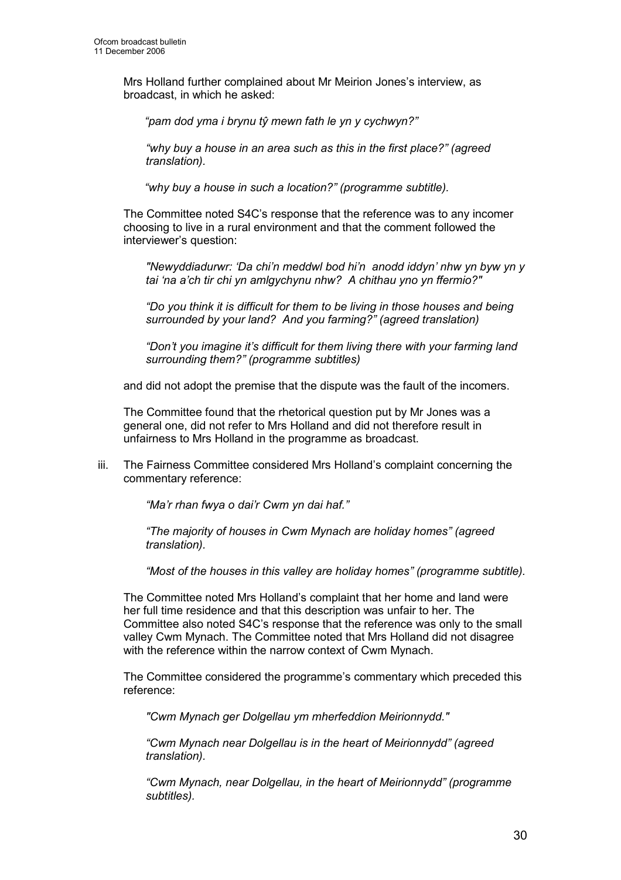Mrs Holland further complained about Mr Meirion Jones's interview, as broadcast, in which he asked:

> *"pam dod yma i brynu tŷ mewn fath le yn y cychwyn?"*
>
> *"why buy a house in an area such as this in the first place?" (agreed translation).*
>
> *"why buy a house in such a location?" (programme subtitle).*

The Committee noted S4C's response that the reference was to any incomer choosing to live in a rural environment and that the comment followed the interviewer's question:

> *"Newyddiadurwr: 'Da chi'n meddwl bod hi'n anodd iddyn' nhw yn byw yn y tai 'na a'ch tir chi yn amlgychynu nhw? A chithau yno yn ffermio?"*
>
> *"Do you think it is difficult for them to be living in those houses and being surrounded by your land? And you farming?" (agreed translation)*
>
> *"Don't you imagine it's difficult for them living there with your farming land surrounding them?" (programme subtitles)*

and did not adopt the premise that the dispute was the fault of the incomers.

The Committee found that the rhetorical question put by Mr Jones was a general one, did not refer to Mrs Holland and did not therefore result in unfairness to Mrs Holland in the programme as broadcast.

iii. The Fairness Committee considered Mrs Holland's complaint concerning the commentary reference:

> *"Ma'r rhan fwya o dai'r Cwm yn dai haf."*
>
> *"The majority of houses in Cwm Mynach are holiday homes" (agreed translation).*
>
> *"Most of the houses in this valley are holiday homes" (programme subtitle).*

The Committee noted Mrs Holland's complaint that her home and land were her full time residence and that this description was unfair to her. The Committee also noted S4C's response that the reference was only to the small valley Cwm Mynach. The Committee noted that Mrs Holland did not disagree with the reference within the narrow context of Cwm Mynach.

The Committee considered the programme's commentary which preceded this reference:

> *"Cwm Mynach ger Dolgellau ym mherfeddion Meirionnydd."*
>
> *"Cwm Mynach near Dolgellau is in the heart of Meirionnydd" (agreed translation).*
>
> *"Cwm Mynach, near Dolgellau, in the heart of Meirionnydd" (programme subtitles).*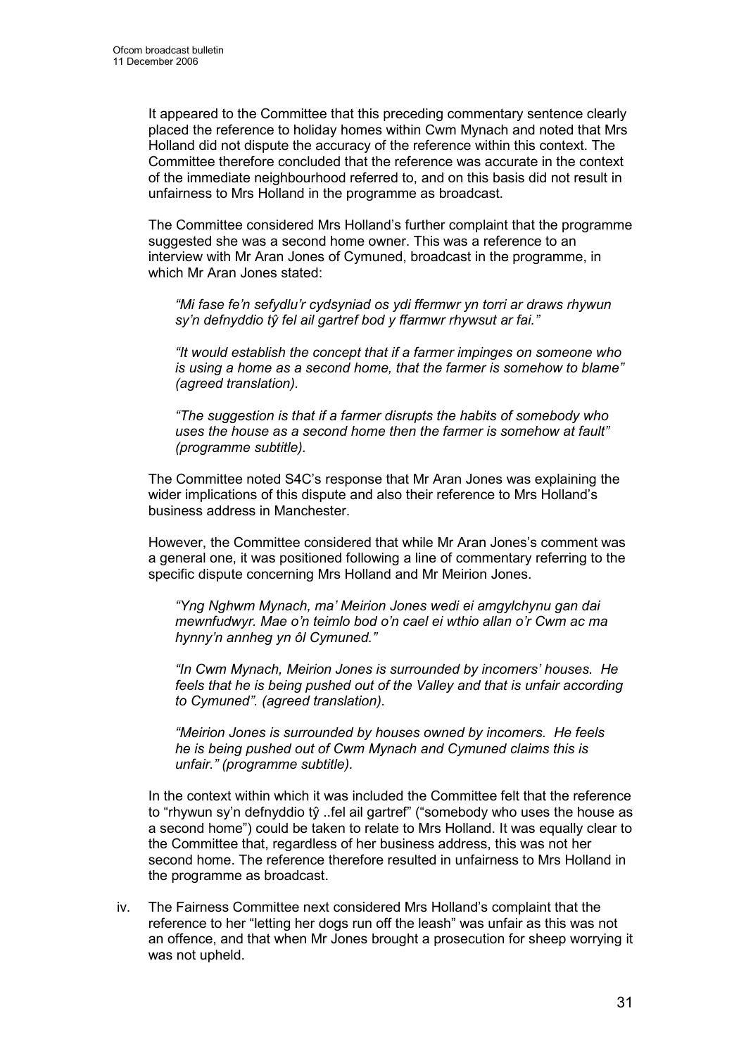It appeared to the Committee that this preceding commentary sentence clearly placed the reference to holiday homes within Cwm Mynach and noted that Mrs Holland did not dispute the accuracy of the reference within this context. The Committee therefore concluded that the reference was accurate in the context of the immediate neighbourhood referred to, and on this basis did not result in unfairness to Mrs Holland in the programme as broadcast.

The Committee considered Mrs Holland's further complaint that the programme suggested she was a second home owner. This was a reference to an interview with Mr Aran Jones of Cymuned, broadcast in the programme, in which Mr Aran Jones stated:

> *"Mi fase fe'n sefydlu'r cydsyniad os ydi ffermwr yn torri ar draws rhywun sy'n defnyddio tŷ fel ail gartref bod y ffarmwr rhywsut ar fai."*
>
> *"It would establish the concept that if a farmer impinges on someone who is using a home as a second home, that the farmer is somehow to blame" (agreed translation).*
>
> *"The suggestion is that if a farmer disrupts the habits of somebody who uses the house as a second home then the farmer is somehow at fault" (programme subtitle).*

The Committee noted S4C's response that Mr Aran Jones was explaining the wider implications of this dispute and also their reference to Mrs Holland's business address in Manchester.

However, the Committee considered that while Mr Aran Jones's comment was a general one, it was positioned following a line of commentary referring to the specific dispute concerning Mrs Holland and Mr Meirion Jones.

> *"Yng Nghwm Mynach, ma' Meirion Jones wedi ei amgylchynu gan dai mewnfudwyr. Mae o'n teimlo bod o'n cael ei wthio allan o'r Cwm ac ma hynny'n annheg yn ôl Cymuned."*
>
> *"In Cwm Mynach, Meirion Jones is surrounded by incomers' houses. He feels that he is being pushed out of the Valley and that is unfair according to Cymuned". (agreed translation).*
>
> *"Meirion Jones is surrounded by houses owned by incomers. He feels he is being pushed out of Cwm Mynach and Cymuned claims this is unfair." (programme subtitle).*

In the context within which it was included the Committee felt that the reference to "rhywun sy'n defnyddio tŷ ..fel ail gartref" ("somebody who uses the house as a second home") could be taken to relate to Mrs Holland. It was equally clear to the Committee that, regardless of her business address, this was not her second home. The reference therefore resulted in unfairness to Mrs Holland in the programme as broadcast.

iv. The Fairness Committee next considered Mrs Holland's complaint that the reference to her "letting her dogs run off the leash" was unfair as this was not an offence, and that when Mr Jones brought a prosecution for sheep worrying it was not upheld.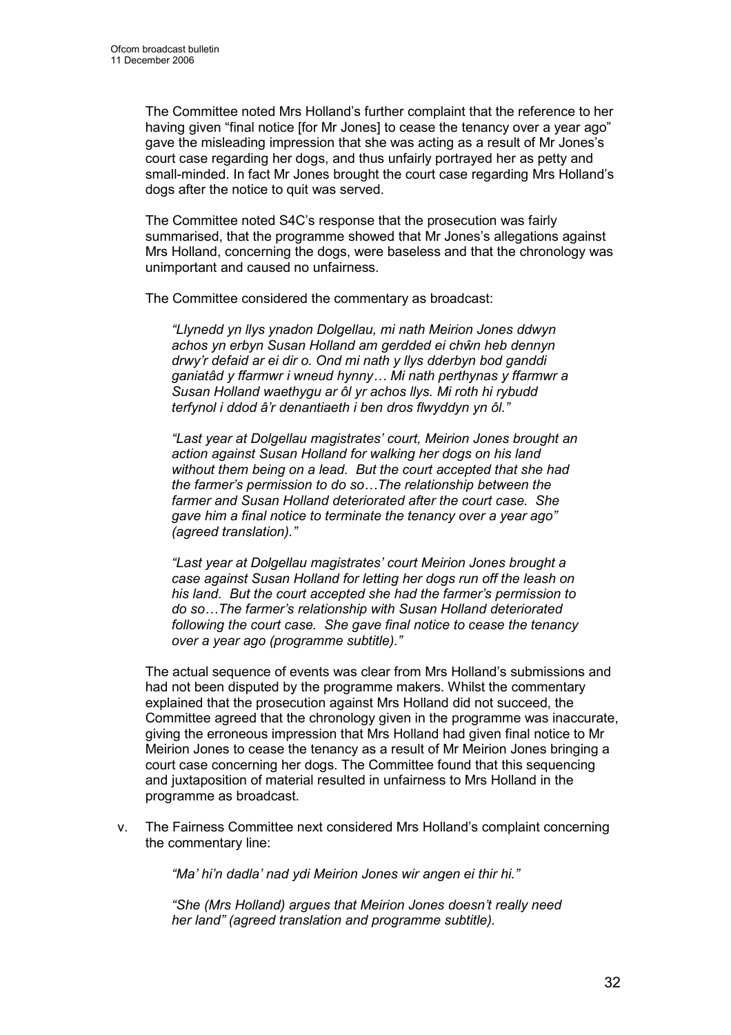The Committee noted Mrs Holland's further complaint that the reference to her having given "final notice [for Mr Jones] to cease the tenancy over a year ago" gave the misleading impression that she was acting as a result of Mr Jones's court case regarding her dogs, and thus unfairly portrayed her as petty and small-minded. In fact Mr Jones brought the court case regarding Mrs Holland's dogs after the notice to quit was served.

The Committee noted S4C's response that the prosecution was fairly summarised, that the programme showed that Mr Jones's allegations against Mrs Holland, concerning the dogs, were baseless and that the chronology was unimportant and caused no unfairness.

The Committee considered the commentary as broadcast:

> *"Llynedd yn llys ynadon Dolgellau, mi nath Meirion Jones ddwyn achos yn erbyn Susan Holland am gerdded ei chŵn heb dennyn drwy'r defaid ar ei dir o. Ond mi nath y llys dderbyn bod ganddi ganiatâd y ffarmwr i wneud hynny… Mi nath perthynas y ffarmwr a Susan Holland waethygu ar ôl yr achos llys. Mi roth hi rybudd terfynol i ddod â'r denantiaeth i ben dros flwyddyn yn ôl."*
>
> *"Last year at Dolgellau magistrates' court, Meirion Jones brought an action against Susan Holland for walking her dogs on his land without them being on a lead. But the court accepted that she had the farmer's permission to do so…The relationship between the farmer and Susan Holland deteriorated after the court case. She gave him a final notice to terminate the tenancy over a year ago" (agreed translation)."*
>
> *"Last year at Dolgellau magistrates' court Meirion Jones brought a case against Susan Holland for letting her dogs run off the leash on his land. But the court accepted she had the farmer's permission to do so…The farmer's relationship with Susan Holland deteriorated following the court case. She gave final notice to cease the tenancy over a year ago (programme subtitle)."*

The actual sequence of events was clear from Mrs Holland's submissions and had not been disputed by the programme makers. Whilst the commentary explained that the prosecution against Mrs Holland did not succeed, the Committee agreed that the chronology given in the programme was inaccurate, giving the erroneous impression that Mrs Holland had given final notice to Mr Meirion Jones to cease the tenancy as a result of Mr Meirion Jones bringing a court case concerning her dogs. The Committee found that this sequencing and juxtaposition of material resulted in unfairness to Mrs Holland in the programme as broadcast.

v. The Fairness Committee next considered Mrs Holland's complaint concerning the commentary line:

> *"Ma' hi'n dadla' nad ydi Meirion Jones wir angen ei thir hi."*
>
> *"She (Mrs Holland) argues that Meirion Jones doesn't really need her land" (agreed translation and programme subtitle).*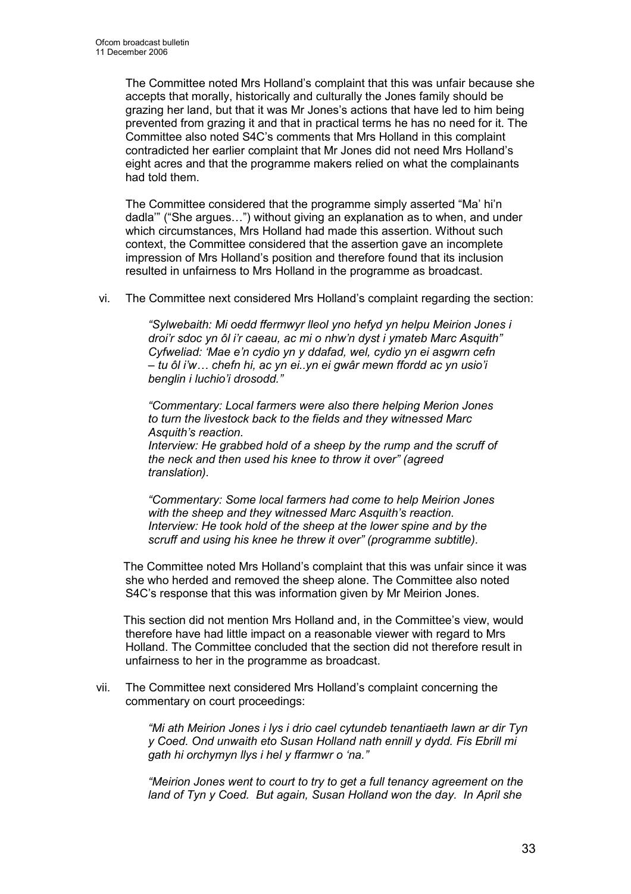The Committee noted Mrs Holland's complaint that this was unfair because she accepts that morally, historically and culturally the Jones family should be grazing her land, but that it was Mr Jones's actions that have led to him being prevented from grazing it and that in practical terms he has no need for it. The Committee also noted S4C's comments that Mrs Holland in this complaint contradicted her earlier complaint that Mr Jones did not need Mrs Holland's eight acres and that the programme makers relied on what the complainants had told them.

The Committee considered that the programme simply asserted "Ma' hi'n dadla'" ("She argues…") without giving an explanation as to when, and under which circumstances, Mrs Holland had made this assertion. Without such context, the Committee considered that the assertion gave an incomplete impression of Mrs Holland's position and therefore found that its inclusion resulted in unfairness to Mrs Holland in the programme as broadcast.

vi. The Committee next considered Mrs Holland's complaint regarding the section:

> *"Sylwebaith: Mi oedd ffermwyr lleol yno hefyd yn helpu Meirion Jones i droi'r sdoc yn ôl i'r caeau, ac mi o nhw'n dyst i ymateb Marc Asquith" Cyfweliad: 'Mae e'n cydio yn y ddafad, wel, cydio yn ei asgwrn cefn – tu ôl i'w… chefn hi, ac yn ei..yn ei gwâr mewn ffordd ac yn usio'i benglin i luchio'i drosodd."*
>
> *"Commentary: Local farmers were also there helping Merion Jones to turn the livestock back to the fields and they witnessed Marc Asquith's reaction.*
> *Interview: He grabbed hold of a sheep by the rump and the scruff of the neck and then used his knee to throw it over" (agreed translation).*
>
> *"Commentary: Some local farmers had come to help Meirion Jones with the sheep and they witnessed Marc Asquith's reaction.*
> *Interview: He took hold of the sheep at the lower spine and by the scruff and using his knee he threw it over" (programme subtitle).*

The Committee noted Mrs Holland's complaint that this was unfair since it was she who herded and removed the sheep alone. The Committee also noted S4C's response that this was information given by Mr Meirion Jones.

This section did not mention Mrs Holland and, in the Committee's view, would therefore have had little impact on a reasonable viewer with regard to Mrs Holland. The Committee concluded that the section did not therefore result in unfairness to her in the programme as broadcast.

vii. The Committee next considered Mrs Holland's complaint concerning the commentary on court proceedings:

> *"Mi ath Meirion Jones i lys i drio cael cytundeb tenantiaeth lawn ar dir Tyn y Coed. Ond unwaith eto Susan Holland nath ennill y dydd. Fis Ebrill mi gath hi orchymyn llys i hel y ffarmwr o 'na."*
>
> *"Meirion Jones went to court to try to get a full tenancy agreement on the land of Tyn y Coed. But again, Susan Holland won the day. In April she*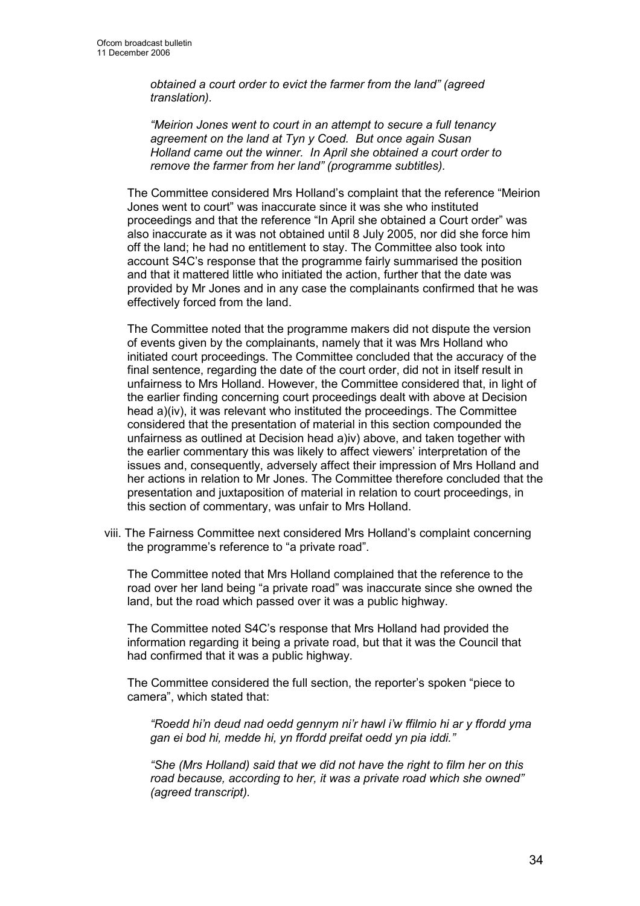*obtained a court order to evict the farmer from the land" (agreed translation).*

*"Meirion Jones went to court in an attempt to secure a full tenancy agreement on the land at Tyn y Coed. But once again Susan Holland came out the winner. In April she obtained a court order to remove the farmer from her land" (programme subtitles).*

The Committee considered Mrs Holland's complaint that the reference "Meirion Jones went to court" was inaccurate since it was she who instituted proceedings and that the reference "In April she obtained a Court order" was also inaccurate as it was not obtained until 8 July 2005, nor did she force him off the land; he had no entitlement to stay. The Committee also took into account S4C's response that the programme fairly summarised the position and that it mattered little who initiated the action, further that the date was provided by Mr Jones and in any case the complainants confirmed that he was effectively forced from the land.

The Committee noted that the programme makers did not dispute the version of events given by the complainants, namely that it was Mrs Holland who initiated court proceedings. The Committee concluded that the accuracy of the final sentence, regarding the date of the court order, did not in itself result in unfairness to Mrs Holland. However, the Committee considered that, in light of the earlier finding concerning court proceedings dealt with above at Decision head a)(iv), it was relevant who instituted the proceedings. The Committee considered that the presentation of material in this section compounded the unfairness as outlined at Decision head a)iv) above, and taken together with the earlier commentary this was likely to affect viewers' interpretation of the issues and, consequently, adversely affect their impression of Mrs Holland and her actions in relation to Mr Jones. The Committee therefore concluded that the presentation and juxtaposition of material in relation to court proceedings, in this section of commentary, was unfair to Mrs Holland.

viii. The Fairness Committee next considered Mrs Holland's complaint concerning the programme's reference to "a private road".

The Committee noted that Mrs Holland complained that the reference to the road over her land being "a private road" was inaccurate since she owned the land, but the road which passed over it was a public highway.

The Committee noted S4C's response that Mrs Holland had provided the information regarding it being a private road, but that it was the Council that had confirmed that it was a public highway.

The Committee considered the full section, the reporter's spoken "piece to camera", which stated that:

*"Roedd hi'n deud nad oedd gennym ni'r hawl i'w ffilmio hi ar y ffordd yma gan ei bod hi, medde hi, yn ffordd preifat oedd yn pia iddi."*

*"She (Mrs Holland) said that we did not have the right to film her on this road because, according to her, it was a private road which she owned" (agreed transcript).*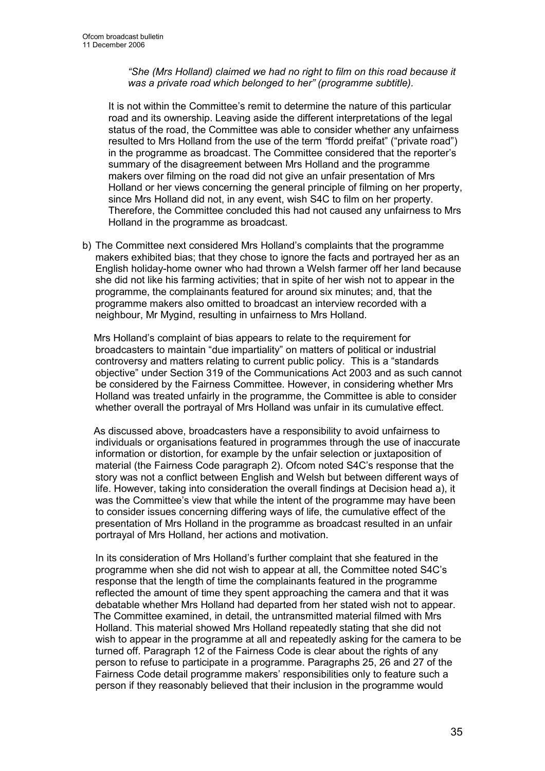*"She (Mrs Holland) claimed we had no right to film on this road because it was a private road which belonged to her" (programme subtitle).*

It is not within the Committee's remit to determine the nature of this particular road and its ownership. Leaving aside the different interpretations of the legal status of the road, the Committee was able to consider whether any unfairness resulted to Mrs Holland from the use of the term "ffordd preifat" ("private road") in the programme as broadcast. The Committee considered that the reporter's summary of the disagreement between Mrs Holland and the programme makers over filming on the road did not give an unfair presentation of Mrs Holland or her views concerning the general principle of filming on her property, since Mrs Holland did not, in any event, wish S4C to film on her property. Therefore, the Committee concluded this had not caused any unfairness to Mrs Holland in the programme as broadcast.

b) The Committee next considered Mrs Holland's complaints that the programme makers exhibited bias; that they chose to ignore the facts and portrayed her as an English holiday-home owner who had thrown a Welsh farmer off her land because she did not like his farming activities; that in spite of her wish not to appear in the programme, the complainants featured for around six minutes; and, that the programme makers also omitted to broadcast an interview recorded with a neighbour, Mr Mygind, resulting in unfairness to Mrs Holland.

Mrs Holland's complaint of bias appears to relate to the requirement for broadcasters to maintain "due impartiality" on matters of political or industrial controversy and matters relating to current public policy. This is a "standards objective" under Section 319 of the Communications Act 2003 and as such cannot be considered by the Fairness Committee. However, in considering whether Mrs Holland was treated unfairly in the programme, the Committee is able to consider whether overall the portrayal of Mrs Holland was unfair in its cumulative effect.

As discussed above, broadcasters have a responsibility to avoid unfairness to individuals or organisations featured in programmes through the use of inaccurate information or distortion, for example by the unfair selection or juxtaposition of material (the Fairness Code paragraph 2). Ofcom noted S4C's response that the story was not a conflict between English and Welsh but between different ways of life. However, taking into consideration the overall findings at Decision head a), it was the Committee's view that while the intent of the programme may have been to consider issues concerning differing ways of life, the cumulative effect of the presentation of Mrs Holland in the programme as broadcast resulted in an unfair portrayal of Mrs Holland, her actions and motivation.

In its consideration of Mrs Holland's further complaint that she featured in the programme when she did not wish to appear at all, the Committee noted S4C's response that the length of time the complainants featured in the programme reflected the amount of time they spent approaching the camera and that it was debatable whether Mrs Holland had departed from her stated wish not to appear. The Committee examined, in detail, the untransmitted material filmed with Mrs Holland. This material showed Mrs Holland repeatedly stating that she did not wish to appear in the programme at all and repeatedly asking for the camera to be turned off. Paragraph 12 of the Fairness Code is clear about the rights of any person to refuse to participate in a programme. Paragraphs 25, 26 and 27 of the Fairness Code detail programme makers' responsibilities only to feature such a person if they reasonably believed that their inclusion in the programme would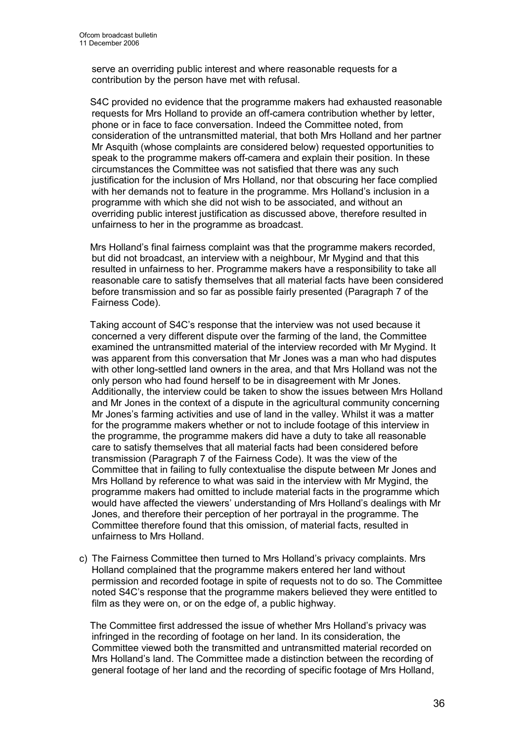serve an overriding public interest and where reasonable requests for a contribution by the person have met with refusal.

S4C provided no evidence that the programme makers had exhausted reasonable requests for Mrs Holland to provide an off-camera contribution whether by letter, phone or in face to face conversation. Indeed the Committee noted, from consideration of the untransmitted material, that both Mrs Holland and her partner Mr Asquith (whose complaints are considered below) requested opportunities to speak to the programme makers off-camera and explain their position. In these circumstances the Committee was not satisfied that there was any such justification for the inclusion of Mrs Holland, nor that obscuring her face complied with her demands not to feature in the programme. Mrs Holland's inclusion in a programme with which she did not wish to be associated, and without an overriding public interest justification as discussed above, therefore resulted in unfairness to her in the programme as broadcast.

Mrs Holland's final fairness complaint was that the programme makers recorded, but did not broadcast, an interview with a neighbour, Mr Mygind and that this resulted in unfairness to her. Programme makers have a responsibility to take all reasonable care to satisfy themselves that all material facts have been considered before transmission and so far as possible fairly presented (Paragraph 7 of the Fairness Code).

Taking account of S4C's response that the interview was not used because it concerned a very different dispute over the farming of the land, the Committee examined the untransmitted material of the interview recorded with Mr Mygind. It was apparent from this conversation that Mr Jones was a man who had disputes with other long-settled land owners in the area, and that Mrs Holland was not the only person who had found herself to be in disagreement with Mr Jones. Additionally, the interview could be taken to show the issues between Mrs Holland and Mr Jones in the context of a dispute in the agricultural community concerning Mr Jones's farming activities and use of land in the valley. Whilst it was a matter for the programme makers whether or not to include footage of this interview in the programme, the programme makers did have a duty to take all reasonable care to satisfy themselves that all material facts had been considered before transmission (Paragraph 7 of the Fairness Code). It was the view of the Committee that in failing to fully contextualise the dispute between Mr Jones and Mrs Holland by reference to what was said in the interview with Mr Mygind, the programme makers had omitted to include material facts in the programme which would have affected the viewers' understanding of Mrs Holland's dealings with Mr Jones, and therefore their perception of her portrayal in the programme. The Committee therefore found that this omission, of material facts, resulted in unfairness to Mrs Holland.

c) The Fairness Committee then turned to Mrs Holland's privacy complaints. Mrs Holland complained that the programme makers entered her land without permission and recorded footage in spite of requests not to do so. The Committee noted S4C's response that the programme makers believed they were entitled to film as they were on, or on the edge of, a public highway.

   The Committee first addressed the issue of whether Mrs Holland's privacy was infringed in the recording of footage on her land. In its consideration, the Committee viewed both the transmitted and untransmitted material recorded on Mrs Holland's land. The Committee made a distinction between the recording of general footage of her land and the recording of specific footage of Mrs Holland,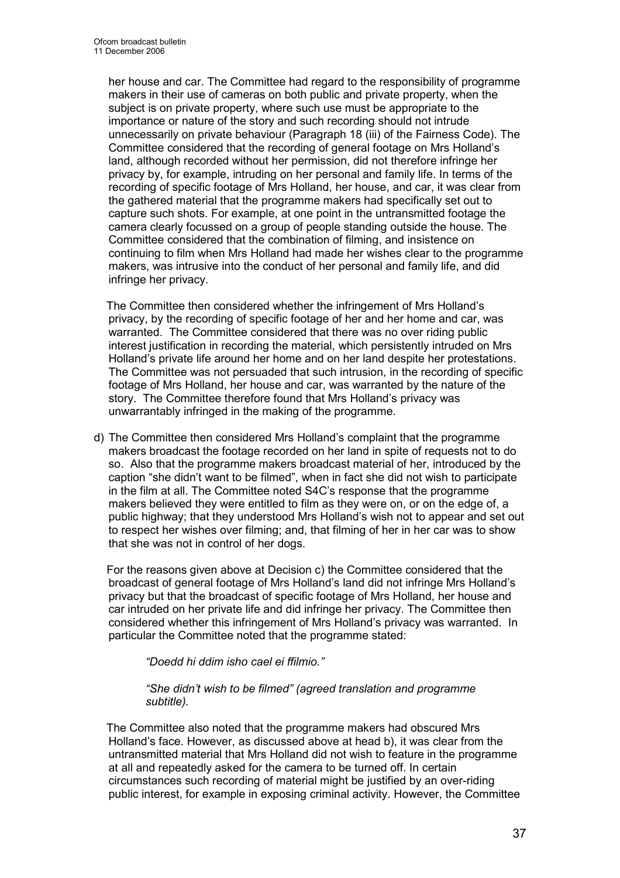her house and car. The Committee had regard to the responsibility of programme makers in their use of cameras on both public and private property, when the subject is on private property, where such use must be appropriate to the importance or nature of the story and such recording should not intrude unnecessarily on private behaviour (Paragraph 18 (iii) of the Fairness Code). The Committee considered that the recording of general footage on Mrs Holland's land, although recorded without her permission, did not therefore infringe her privacy by, for example, intruding on her personal and family life. In terms of the recording of specific footage of Mrs Holland, her house, and car, it was clear from the gathered material that the programme makers had specifically set out to capture such shots. For example, at one point in the untransmitted footage the camera clearly focussed on a group of people standing outside the house. The Committee considered that the combination of filming, and insistence on continuing to film when Mrs Holland had made her wishes clear to the programme makers, was intrusive into the conduct of her personal and family life, and did infringe her privacy.

The Committee then considered whether the infringement of Mrs Holland's privacy, by the recording of specific footage of her and her home and car, was warranted. The Committee considered that there was no over riding public interest justification in recording the material, which persistently intruded on Mrs Holland's private life around her home and on her land despite her protestations. The Committee was not persuaded that such intrusion, in the recording of specific footage of Mrs Holland, her house and car, was warranted by the nature of the story. The Committee therefore found that Mrs Holland's privacy was unwarrantably infringed in the making of the programme.

d) The Committee then considered Mrs Holland's complaint that the programme makers broadcast the footage recorded on her land in spite of requests not to do so. Also that the programme makers broadcast material of her, introduced by the caption "she didn't want to be filmed", when in fact she did not wish to participate in the film at all. The Committee noted S4C's response that the programme makers believed they were entitled to film as they were on, or on the edge of, a public highway; that they understood Mrs Holland's wish not to appear and set out to respect her wishes over filming; and, that filming of her in her car was to show that she was not in control of her dogs.

   For the reasons given above at Decision c) the Committee considered that the broadcast of general footage of Mrs Holland's land did not infringe Mrs Holland's privacy but that the broadcast of specific footage of Mrs Holland, her house and car intruded on her private life and did infringe her privacy. The Committee then considered whether this infringement of Mrs Holland's privacy was warranted. In particular the Committee noted that the programme stated:

   > *"Doedd hi ddim isho cael ei ffilmio."*
   >
   > *"She didn't wish to be filmed" (agreed translation and programme subtitle).*

   The Committee also noted that the programme makers had obscured Mrs Holland's face. However, as discussed above at head b), it was clear from the untransmitted material that Mrs Holland did not wish to feature in the programme at all and repeatedly asked for the camera to be turned off. In certain circumstances such recording of material might be justified by an over-riding public interest, for example in exposing criminal activity. However, the Committee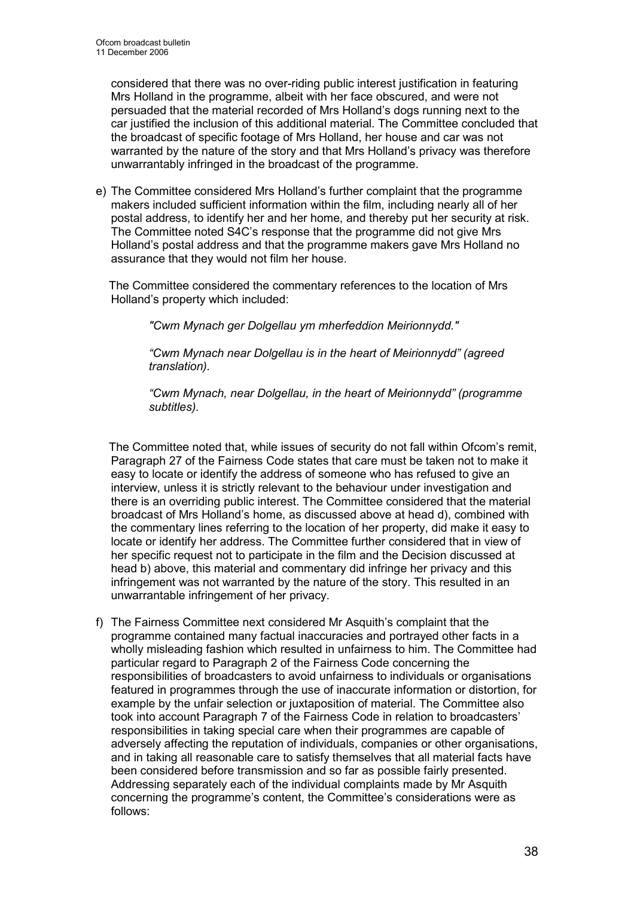considered that there was no over-riding public interest justification in featuring Mrs Holland in the programme, albeit with her face obscured, and were not persuaded that the material recorded of Mrs Holland's dogs running next to the car justified the inclusion of this additional material. The Committee concluded that the broadcast of specific footage of Mrs Holland, her house and car was not warranted by the nature of the story and that Mrs Holland's privacy was therefore unwarrantably infringed in the broadcast of the programme.

e) The Committee considered Mrs Holland's further complaint that the programme makers included sufficient information within the film, including nearly all of her postal address, to identify her and her home, and thereby put her security at risk. The Committee noted S4C's response that the programme did not give Mrs Holland's postal address and that the programme makers gave Mrs Holland no assurance that they would not film her house.

   The Committee considered the commentary references to the location of Mrs Holland's property which included:

   > *"Cwm Mynach ger Dolgellau ym mherfeddion Meirionnydd."*
   >
   > *"Cwm Mynach near Dolgellau is in the heart of Meirionnydd" (agreed translation).*
   >
   > *"Cwm Mynach, near Dolgellau, in the heart of Meirionnydd" (programme subtitles).*

   The Committee noted that, while issues of security do not fall within Ofcom's remit, Paragraph 27 of the Fairness Code states that care must be taken not to make it easy to locate or identify the address of someone who has refused to give an interview, unless it is strictly relevant to the behaviour under investigation and there is an overriding public interest. The Committee considered that the material broadcast of Mrs Holland's home, as discussed above at head d), combined with the commentary lines referring to the location of her property, did make it easy to locate or identify her address. The Committee further considered that in view of her specific request not to participate in the film and the Decision discussed at head b) above, this material and commentary did infringe her privacy and this infringement was not warranted by the nature of the story. This resulted in an unwarrantable infringement of her privacy.

f) The Fairness Committee next considered Mr Asquith's complaint that the programme contained many factual inaccuracies and portrayed other facts in a wholly misleading fashion which resulted in unfairness to him. The Committee had particular regard to Paragraph 2 of the Fairness Code concerning the responsibilities of broadcasters to avoid unfairness to individuals or organisations featured in programmes through the use of inaccurate information or distortion, for example by the unfair selection or juxtaposition of material. The Committee also took into account Paragraph 7 of the Fairness Code in relation to broadcasters' responsibilities in taking special care when their programmes are capable of adversely affecting the reputation of individuals, companies or other organisations, and in taking all reasonable care to satisfy themselves that all material facts have been considered before transmission and so far as possible fairly presented. Addressing separately each of the individual complaints made by Mr Asquith concerning the programme's content, the Committee's considerations were as follows: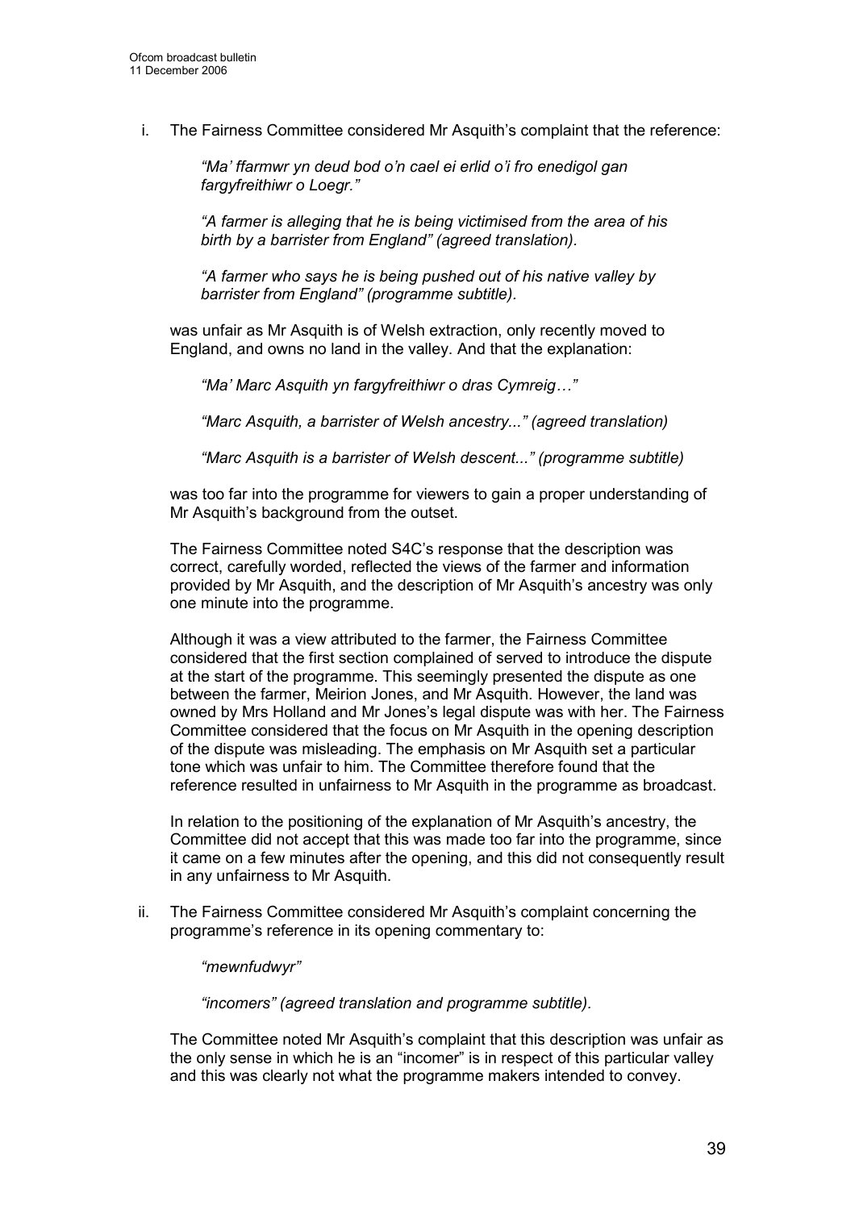i. The Fairness Committee considered Mr Asquith's complaint that the reference:

> *"Ma' ffarmwr yn deud bod o'n cael ei erlid o'i fro enedigol gan fargyfreithiwr o Loegr."*
>
> *"A farmer is alleging that he is being victimised from the area of his birth by a barrister from England" (agreed translation).*
>
> *"A farmer who says he is being pushed out of his native valley by barrister from England" (programme subtitle).*

was unfair as Mr Asquith is of Welsh extraction, only recently moved to England, and owns no land in the valley. And that the explanation:

> *"Ma' Marc Asquith yn fargyfreithiwr o dras Cymreig…"*
>
> *"Marc Asquith, a barrister of Welsh ancestry..." (agreed translation)*
>
> *"Marc Asquith is a barrister of Welsh descent..." (programme subtitle)*

was too far into the programme for viewers to gain a proper understanding of Mr Asquith's background from the outset.

The Fairness Committee noted S4C's response that the description was correct, carefully worded, reflected the views of the farmer and information provided by Mr Asquith, and the description of Mr Asquith's ancestry was only one minute into the programme.

Although it was a view attributed to the farmer, the Fairness Committee considered that the first section complained of served to introduce the dispute at the start of the programme. This seemingly presented the dispute as one between the farmer, Meirion Jones, and Mr Asquith. However, the land was owned by Mrs Holland and Mr Jones's legal dispute was with her. The Fairness Committee considered that the focus on Mr Asquith in the opening description of the dispute was misleading. The emphasis on Mr Asquith set a particular tone which was unfair to him. The Committee therefore found that the reference resulted in unfairness to Mr Asquith in the programme as broadcast.

In relation to the positioning of the explanation of Mr Asquith's ancestry, the Committee did not accept that this was made too far into the programme, since it came on a few minutes after the opening, and this did not consequently result in any unfairness to Mr Asquith.

ii. The Fairness Committee considered Mr Asquith's complaint concerning the programme's reference in its opening commentary to:

> *"mewnfudwyr"*
>
> *"incomers" (agreed translation and programme subtitle).*

The Committee noted Mr Asquith's complaint that this description was unfair as the only sense in which he is an "incomer" is in respect of this particular valley and this was clearly not what the programme makers intended to convey.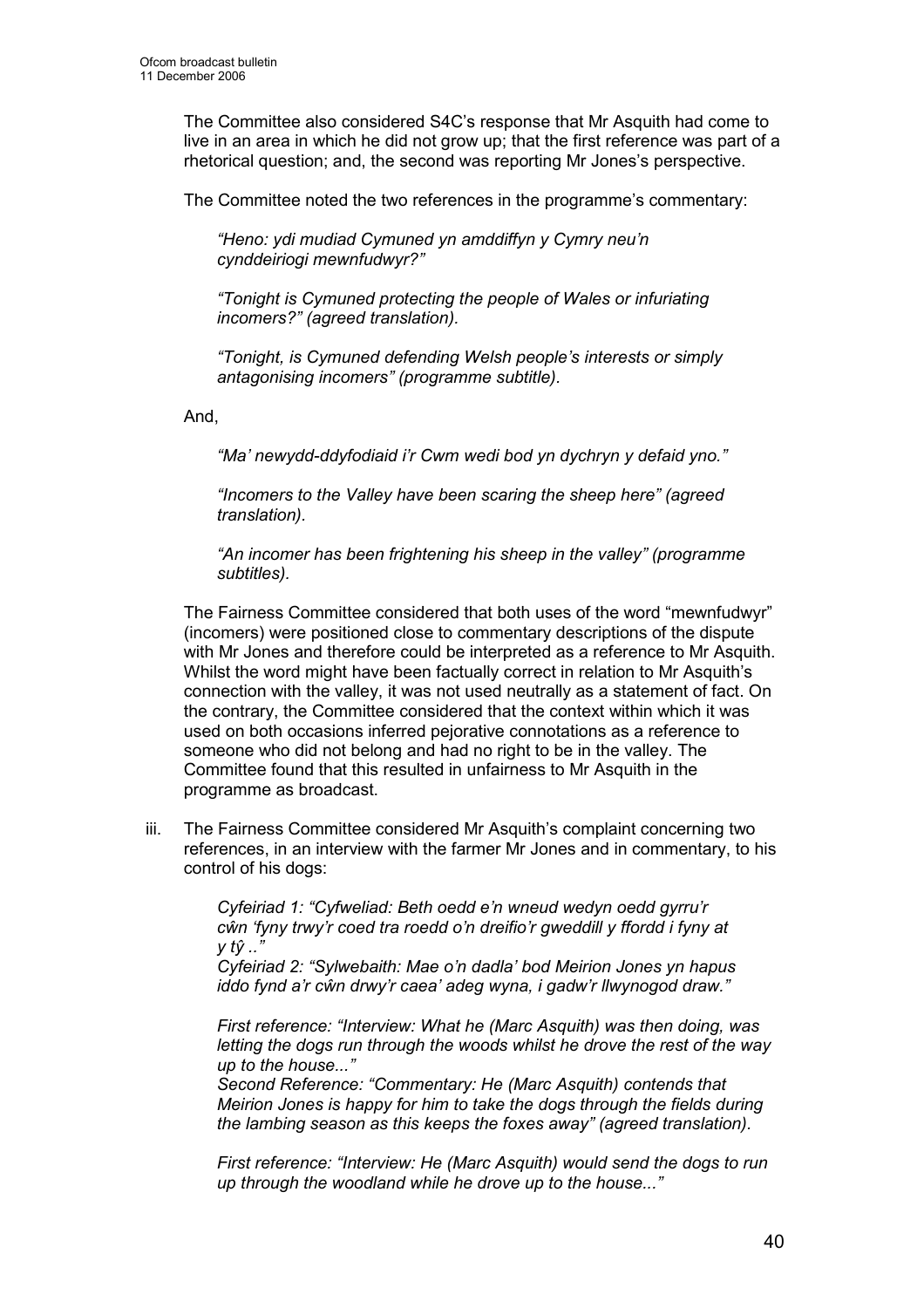The Committee also considered S4C's response that Mr Asquith had come to live in an area in which he did not grow up; that the first reference was part of a rhetorical question; and, the second was reporting Mr Jones's perspective.

The Committee noted the two references in the programme's commentary:

> *"Heno: ydi mudiad Cymuned yn amddiffyn y Cymry neu'n cynddeiriogi mewnfudwyr?"*
>
> *"Tonight is Cymuned protecting the people of Wales or infuriating incomers?" (agreed translation).*
>
> *"Tonight, is Cymuned defending Welsh people's interests or simply antagonising incomers" (programme subtitle).*

And,

> *"Ma' newydd-ddyfodiaid i'r Cwm wedi bod yn dychryn y defaid yno."*
>
> *"Incomers to the Valley have been scaring the sheep here" (agreed translation).*
>
> *"An incomer has been frightening his sheep in the valley" (programme subtitles).*

The Fairness Committee considered that both uses of the word "mewnfudwyr" (incomers) were positioned close to commentary descriptions of the dispute with Mr Jones and therefore could be interpreted as a reference to Mr Asquith. Whilst the word might have been factually correct in relation to Mr Asquith's connection with the valley, it was not used neutrally as a statement of fact. On the contrary, the Committee considered that the context within which it was used on both occasions inferred pejorative connotations as a reference to someone who did not belong and had no right to be in the valley. The Committee found that this resulted in unfairness to Mr Asquith in the programme as broadcast.

iii. The Fairness Committee considered Mr Asquith's complaint concerning two references, in an interview with the farmer Mr Jones and in commentary, to his control of his dogs:

> *Cyfeiriad 1: "Cyfweliad: Beth oedd e'n wneud wedyn oedd gyrru'r cŵn 'fyny trwy'r coed tra roedd o'n dreifio'r gweddill y ffordd i fyny at y tŷ .."*
> *Cyfeiriad 2: "Sylwebaith: Mae o'n dadla' bod Meirion Jones yn hapus iddo fynd a'r cŵn drwy'r caea' adeg wyna, i gadw'r llwynogod draw."*
>
> *First reference: "Interview: What he (Marc Asquith) was then doing, was letting the dogs run through the woods whilst he drove the rest of the way up to the house..."*
> *Second Reference: "Commentary: He (Marc Asquith) contends that Meirion Jones is happy for him to take the dogs through the fields during the lambing season as this keeps the foxes away" (agreed translation).*
>
> *First reference: "Interview: He (Marc Asquith) would send the dogs to run up through the woodland while he drove up to the house..."*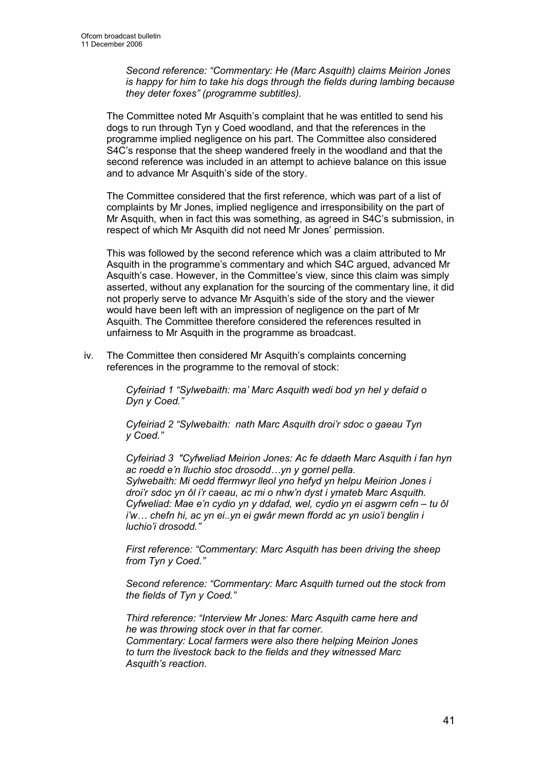*Second reference: "Commentary: He (Marc Asquith) claims Meirion Jones is happy for him to take his dogs through the fields during lambing because they deter foxes" (programme subtitles).*

The Committee noted Mr Asquith's complaint that he was entitled to send his dogs to run through Tyn y Coed woodland, and that the references in the programme implied negligence on his part. The Committee also considered S4C's response that the sheep wandered freely in the woodland and that the second reference was included in an attempt to achieve balance on this issue and to advance Mr Asquith's side of the story.

The Committee considered that the first reference, which was part of a list of complaints by Mr Jones, implied negligence and irresponsibility on the part of Mr Asquith*,* when in fact this was something, as agreed in S4C's submission, in respect of which Mr Asquith did not need Mr Jones' permission.

This was followed by the second reference which was a claim attributed to Mr Asquith in the programme's commentary and which S4C argued, advanced Mr Asquith's case. However, in the Committee's view, since this claim was simply asserted, without any explanation for the sourcing of the commentary line, it did not properly serve to advance Mr Asquith's side of the story and the viewer would have been left with an impression of negligence on the part of Mr Asquith. The Committee therefore considered the references resulted in unfairness to Mr Asquith in the programme as broadcast.

iv. The Committee then considered Mr Asquith's complaints concerning references in the programme to the removal of stock:

*Cyfeiriad 1 "Sylwebaith: ma' Marc Asquith wedi bod yn hel y defaid o Dyn y Coed."*

*Cyfeiriad 2 "Sylwebaith: nath Marc Asquith droi'r sdoc o gaeau Tyn y Coed."*

*Cyfeiriad 3 "Cyfweliad Meirion Jones: Ac fe ddaeth Marc Asquith i fan hyn ac roedd e'n lluchio stoc drosodd…yn y gornel pella.*
*Sylwebaith: Mi oedd ffermwyr lleol yno hefyd yn helpu Meirion Jones i droi'r sdoc yn ôl i'r caeau, ac mi o nhw'n dyst i ymateb Marc Asquith.*
*Cyfweliad: Mae e'n cydio yn y ddafad, wel, cydio yn ei asgwrn cefn – tu ôl i'w… chefn hi, ac yn ei..yn ei gwâr mewn ffordd ac yn usio'i benglin i luchio'i drosodd."*

*First reference: "Commentary: Marc Asquith has been driving the sheep from Tyn y Coed."*

*Second reference: "Commentary: Marc Asquith turned out the stock from the fields of Tyn y Coed."*

*Third reference: "Interview Mr Jones: Marc Asquith came here and he was throwing stock over in that far corner.*
*Commentary: Local farmers were also there helping Meirion Jones to turn the livestock back to the fields and they witnessed Marc Asquith's reaction.*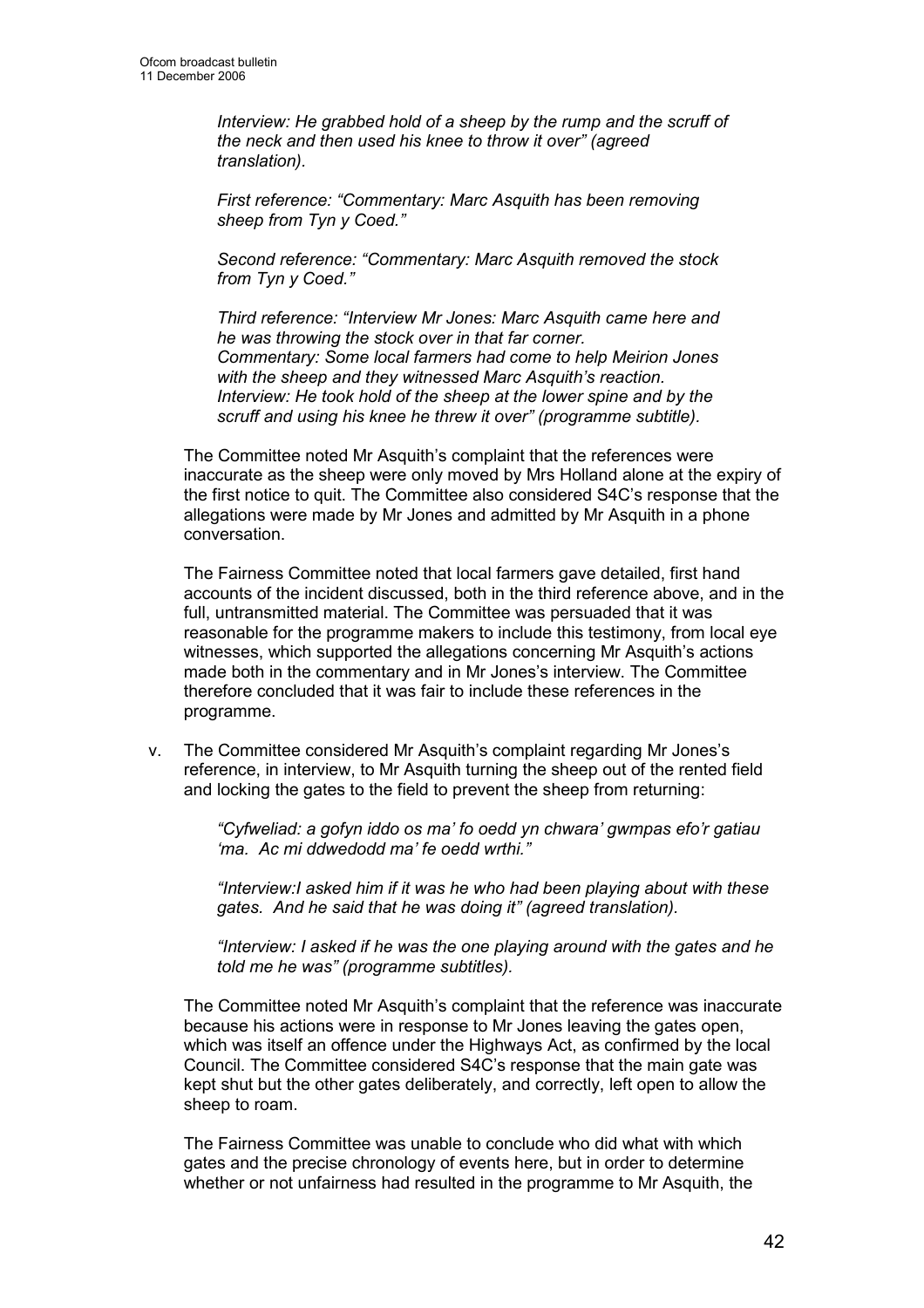*Interview: He grabbed hold of a sheep by the rump and the scruff of the neck and then used his knee to throw it over" (agreed translation).*

*First reference: "Commentary: Marc Asquith has been removing sheep from Tyn y Coed."*

*Second reference: "Commentary: Marc Asquith removed the stock from Tyn y Coed."*

*Third reference: "Interview Mr Jones: Marc Asquith came here and he was throwing the stock over in that far corner.*
*Commentary: Some local farmers had come to help Meirion Jones with the sheep and they witnessed Marc Asquith's reaction.*
*Interview: He took hold of the sheep at the lower spine and by the scruff and using his knee he threw it over" (programme subtitle).*

The Committee noted Mr Asquith's complaint that the references were inaccurate as the sheep were only moved by Mrs Holland alone at the expiry of the first notice to quit. The Committee also considered S4C's response that the allegations were made by Mr Jones and admitted by Mr Asquith in a phone conversation.

The Fairness Committee noted that local farmers gave detailed, first hand accounts of the incident discussed, both in the third reference above, and in the full, untransmitted material. The Committee was persuaded that it was reasonable for the programme makers to include this testimony, from local eye witnesses, which supported the allegations concerning Mr Asquith's actions made both in the commentary and in Mr Jones's interview. The Committee therefore concluded that it was fair to include these references in the programme.

v. The Committee considered Mr Asquith's complaint regarding Mr Jones's reference, in interview, to Mr Asquith turning the sheep out of the rented field and locking the gates to the field to prevent the sheep from returning:

*"Cyfweliad: a gofyn iddo os ma' fo oedd yn chwara' gwmpas efo'r gatiau 'ma. Ac mi ddwedodd ma' fe oedd wrthi."*

*"Interview:I asked him if it was he who had been playing about with these gates. And he said that he was doing it" (agreed translation).*

*"Interview: I asked if he was the one playing around with the gates and he told me he was" (programme subtitles).*

The Committee noted Mr Asquith's complaint that the reference was inaccurate because his actions were in response to Mr Jones leaving the gates open, which was itself an offence under the Highways Act, as confirmed by the local Council. The Committee considered S4C's response that the main gate was kept shut but the other gates deliberately, and correctly, left open to allow the sheep to roam.

The Fairness Committee was unable to conclude who did what with which gates and the precise chronology of events here, but in order to determine whether or not unfairness had resulted in the programme to Mr Asquith, the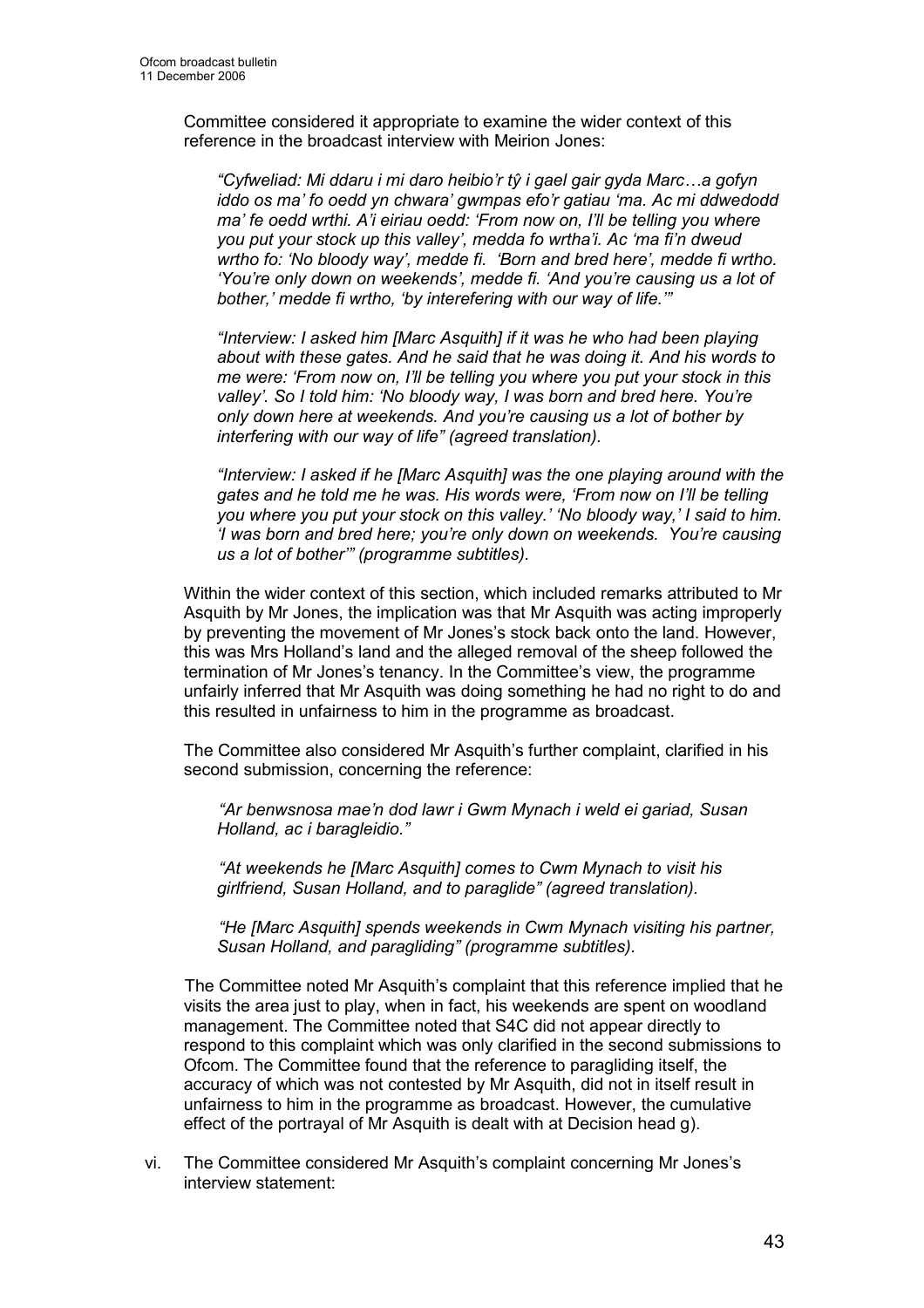Committee considered it appropriate to examine the wider context of this reference in the broadcast interview with Meirion Jones:

> *"Cyfweliad: Mi ddaru i mi daro heibio'r tŷ i gael gair gyda Marc…a gofyn iddo os ma' fo oedd yn chwara' gwmpas efo'r gatiau 'ma. Ac mi ddwedodd ma' fe oedd wrthi. A'i eiriau oedd: 'From now on, I'll be telling you where you put your stock up this valley', medda fo wrtha'i. Ac 'ma fi'n dweud wrtho fo: 'No bloody way', medde fi. 'Born and bred here', medde fi wrtho. 'You're only down on weekends', medde fi. 'And you're causing us a lot of bother,' medde fi wrtho, 'by intere­fering with our way of life.'"*
>
> *"Interview: I asked him [Marc Asquith] if it was he who had been playing about with these gates. And he said that he was doing it. And his words to me were: 'From now on, I'll be telling you where you put your stock in this valley'. So I told him: 'No bloody way, I was born and bred here. You're only down here at weekends. And you're causing us a lot of bother by interfering with our way of life" (agreed translation).*
>
> *"Interview: I asked if he [Marc Asquith] was the one playing around with the gates and he told me he was. His words were, 'From now on I'll be telling you where you put your stock on this valley.' 'No bloody way,' I said to him. 'I was born and bred here; you're only down on weekends. You're causing us a lot of bother'" (programme subtitles).*

Within the wider context of this section, which included remarks attributed to Mr Asquith by Mr Jones, the implication was that Mr Asquith was acting improperly by preventing the movement of Mr Jones's stock back onto the land. However, this was Mrs Holland's land and the alleged removal of the sheep followed the termination of Mr Jones's tenancy. In the Committee's view, the programme unfairly inferred that Mr Asquith was doing something he had no right to do and this resulted in unfairness to him in the programme as broadcast.

The Committee also considered Mr Asquith's further complaint, clarified in his second submission, concerning the reference:

> *"Ar benwsnosa mae'n dod lawr i Gwm Mynach i weld ei gariad, Susan Holland, ac i baragleidio."*
>
> *"At weekends he [Marc Asquith] comes to Cwm Mynach to visit his girlfriend, Susan Holland, and to paraglide" (agreed translation).*
>
> *"He [Marc Asquith] spends weekends in Cwm Mynach visiting his partner, Susan Holland, and paragliding" (programme subtitles).*

The Committee noted Mr Asquith's complaint that this reference implied that he visits the area just to play, when in fact, his weekends are spent on woodland management. The Committee noted that S4C did not appear directly to respond to this complaint which was only clarified in the second submissions to Ofcom. The Committee found that the reference to paragliding itself, the accuracy of which was not contested by Mr Asquith, did not in itself result in unfairness to him in the programme as broadcast. However, the cumulative effect of the portrayal of Mr Asquith is dealt with at Decision head g).

vi. The Committee considered Mr Asquith's complaint concerning Mr Jones's interview statement: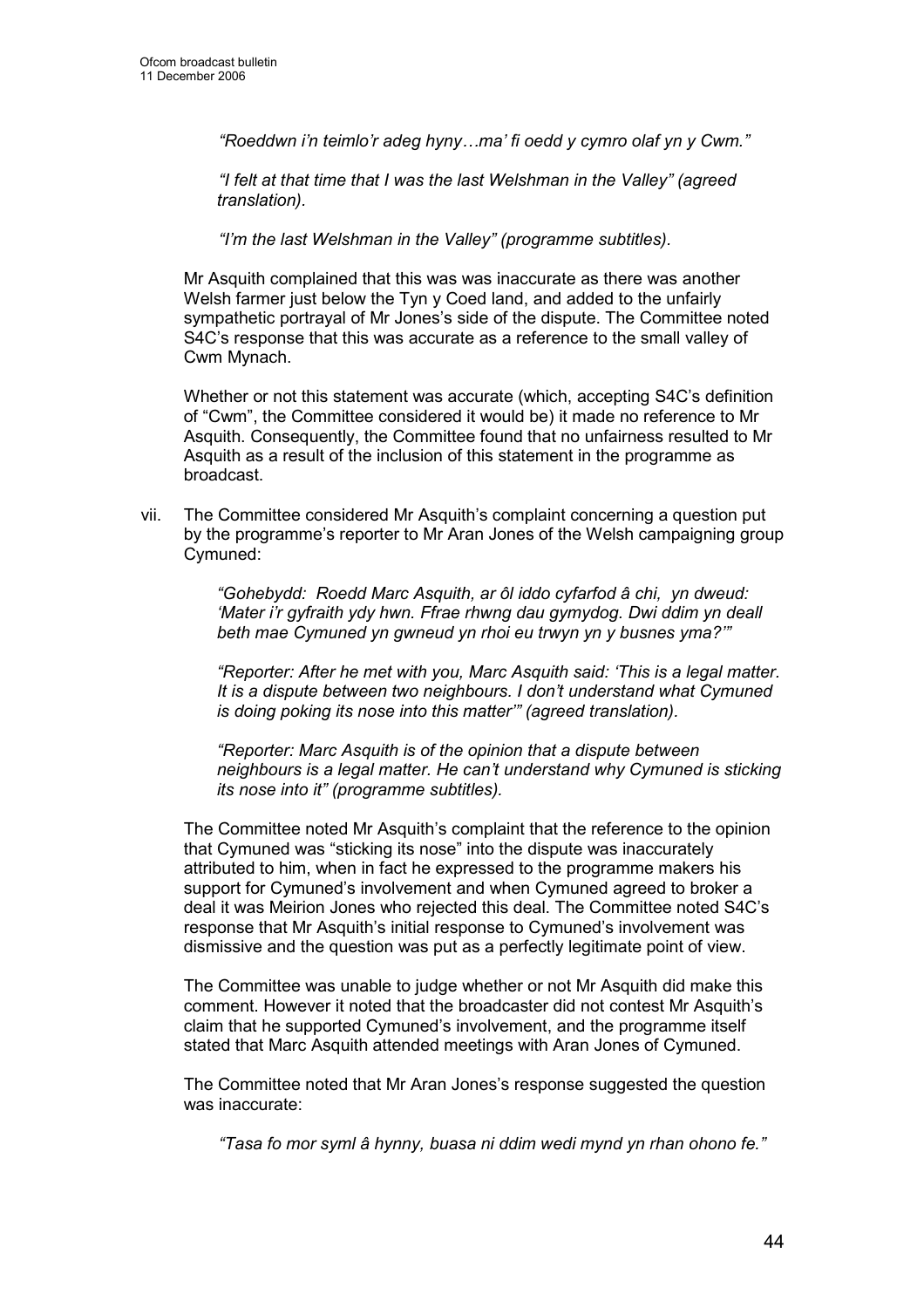*"Roeddwn i'n teimlo'r adeg hyny…ma' fi oedd y cymro olaf yn y Cwm."*

*"I felt at that time that I was the last Welshman in the Valley" (agreed translation).*

*"I'm the last Welshman in the Valley" (programme subtitles).*

Mr Asquith complained that this was was inaccurate as there was another Welsh farmer just below the Tyn y Coed land, and added to the unfairly sympathetic portrayal of Mr Jones's side of the dispute. The Committee noted S4C's response that this was accurate as a reference to the small valley of Cwm Mynach.

Whether or not this statement was accurate (which, accepting S4C's definition of "Cwm", the Committee considered it would be) it made no reference to Mr Asquith. Consequently, the Committee found that no unfairness resulted to Mr Asquith as a result of the inclusion of this statement in the programme as broadcast.

vii. The Committee considered Mr Asquith's complaint concerning a question put by the programme's reporter to Mr Aran Jones of the Welsh campaigning group Cymuned:

*"Gohebydd: Roedd Marc Asquith, ar ôl iddo cyfarfod â chi, yn dweud: 'Mater i'r gyfraith ydy hwn. Ffrae rhwng dau gymydog. Dwi ddim yn deall beth mae Cymuned yn gwneud yn rhoi eu trwyn yn y busnes yma?'"*

*"Reporter: After he met with you, Marc Asquith said: 'This is a legal matter. It is a dispute between two neighbours. I don't understand what Cymuned is doing poking its nose into this matter'" (agreed translation).*

*"Reporter: Marc Asquith is of the opinion that a dispute between neighbours is a legal matter. He can't understand why Cymuned is sticking its nose into it" (programme subtitles).*

The Committee noted Mr Asquith's complaint that the reference to the opinion that Cymuned was "sticking its nose" into the dispute was inaccurately attributed to him, when in fact he expressed to the programme makers his support for Cymuned's involvement and when Cymuned agreed to broker a deal it was Meirion Jones who rejected this deal. The Committee noted S4C's response that Mr Asquith's initial response to Cymuned's involvement was dismissive and the question was put as a perfectly legitimate point of view.

The Committee was unable to judge whether or not Mr Asquith did make this comment. However it noted that the broadcaster did not contest Mr Asquith's claim that he supported Cymuned's involvement, and the programme itself stated that Marc Asquith attended meetings with Aran Jones of Cymuned.

The Committee noted that Mr Aran Jones's response suggested the question was inaccurate:

*"Tasa fo mor syml â hynny, buasa ni ddim wedi mynd yn rhan ohono fe."*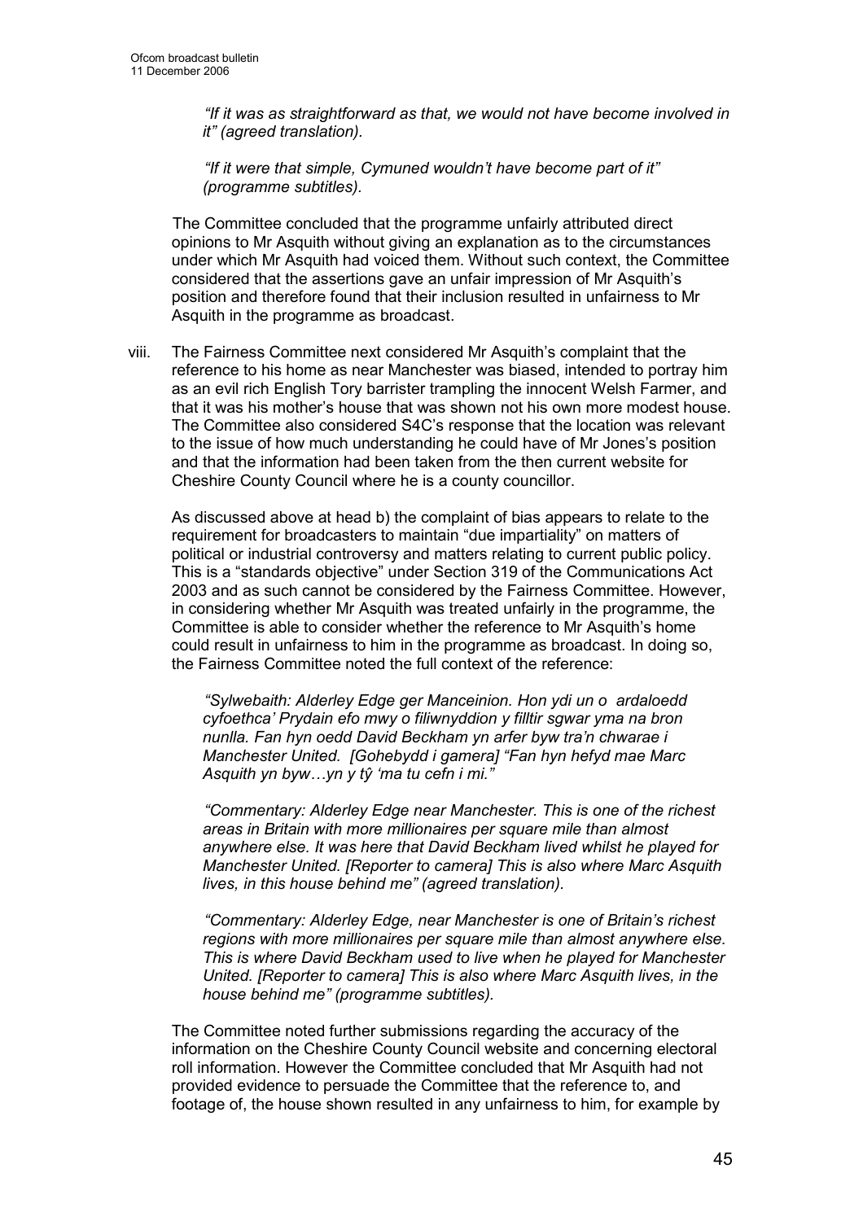*"If it was as straightforward as that, we would not have become involved in it" (agreed translation).*

*"If it were that simple, Cymuned wouldn't have become part of it" (programme subtitles).*

The Committee concluded that the programme unfairly attributed direct opinions to Mr Asquith without giving an explanation as to the circumstances under which Mr Asquith had voiced them. Without such context, the Committee considered that the assertions gave an unfair impression of Mr Asquith's position and therefore found that their inclusion resulted in unfairness to Mr Asquith in the programme as broadcast.

viii. The Fairness Committee next considered Mr Asquith's complaint that the reference to his home as near Manchester was biased, intended to portray him as an evil rich English Tory barrister trampling the innocent Welsh Farmer, and that it was his mother's house that was shown not his own more modest house. The Committee also considered S4C's response that the location was relevant to the issue of how much understanding he could have of Mr Jones's position and that the information had been taken from the then current website for Cheshire County Council where he is a county councillor.

As discussed above at head b) the complaint of bias appears to relate to the requirement for broadcasters to maintain "due impartiality" on matters of political or industrial controversy and matters relating to current public policy. This is a "standards objective" under Section 319 of the Communications Act 2003 and as such cannot be considered by the Fairness Committee. However, in considering whether Mr Asquith was treated unfairly in the programme, the Committee is able to consider whether the reference to Mr Asquith's home could result in unfairness to him in the programme as broadcast. In doing so, the Fairness Committee noted the full context of the reference:

*"Sylwebaith: Alderley Edge ger Manceinion. Hon ydi un o ardaloedd cyfoethca' Prydain efo mwy o filiwnyddion y filltir sgwar yma na bron nunlla. Fan hyn oedd David Beckham yn arfer byw tra'n chwarae i Manchester United. [Gohebydd i gamera] "Fan hyn hefyd mae Marc Asquith yn byw…yn y tŷ 'ma tu cefn i mi."*

*"Commentary: Alderley Edge near Manchester. This is one of the richest areas in Britain with more millionaires per square mile than almost anywhere else. It was here that David Beckham lived whilst he played for Manchester United. [Reporter to camera] This is also where Marc Asquith lives, in this house behind me" (agreed translation).*

*"Commentary: Alderley Edge, near Manchester is one of Britain's richest regions with more millionaires per square mile than almost anywhere else. This is where David Beckham used to live when he played for Manchester United. [Reporter to camera] This is also where Marc Asquith lives, in the house behind me" (programme subtitles).*

The Committee noted further submissions regarding the accuracy of the information on the Cheshire County Council website and concerning electoral roll information. However the Committee concluded that Mr Asquith had not provided evidence to persuade the Committee that the reference to, and footage of, the house shown resulted in any unfairness to him, for example by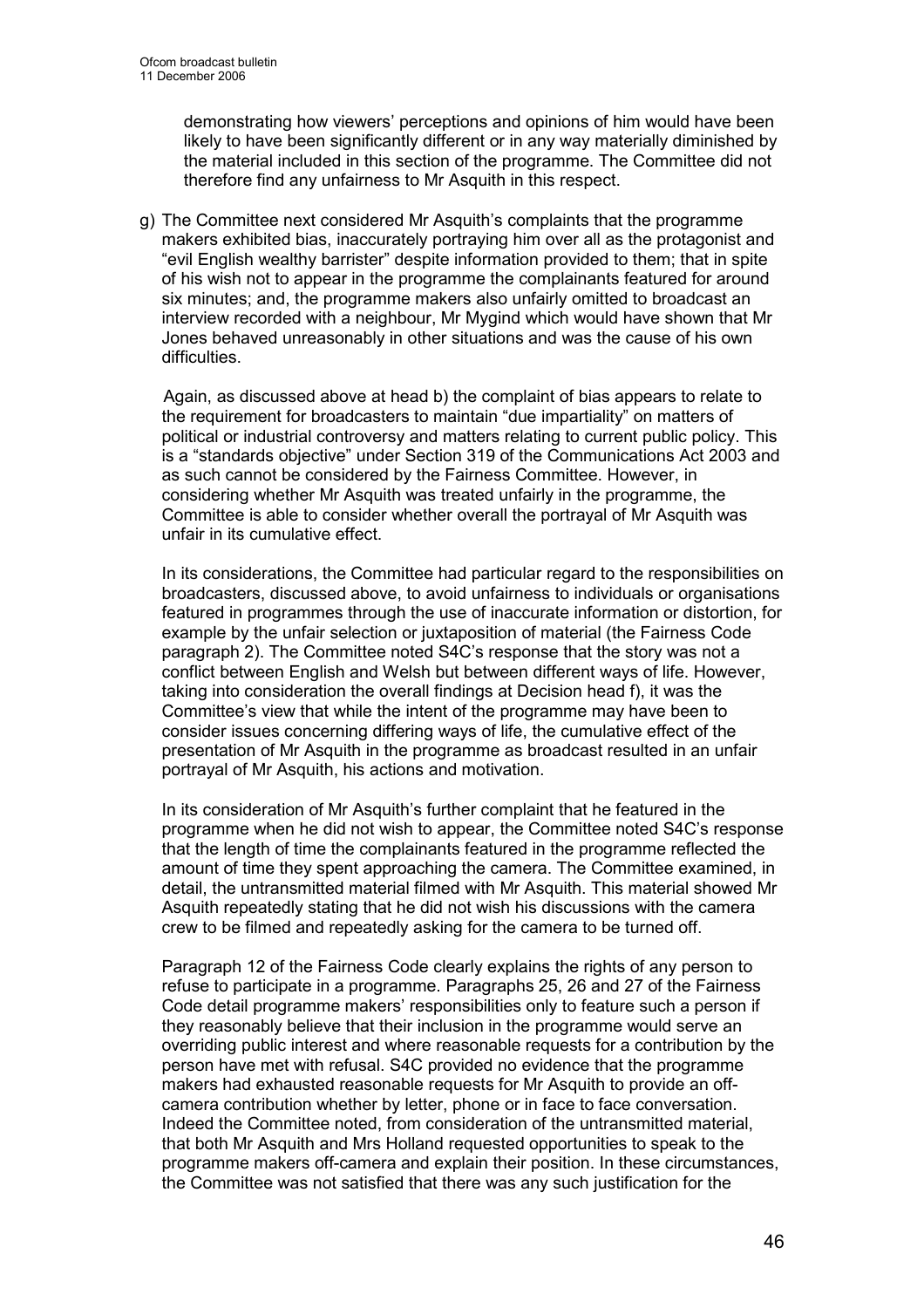demonstrating how viewers' perceptions and opinions of him would have been likely to have been significantly different or in any way materially diminished by the material included in this section of the programme. The Committee did not therefore find any unfairness to Mr Asquith in this respect.

g) The Committee next considered Mr Asquith's complaints that the programme makers exhibited bias, inaccurately portraying him over all as the protagonist and "evil English wealthy barrister" despite information provided to them; that in spite of his wish not to appear in the programme the complainants featured for around six minutes; and, the programme makers also unfairly omitted to broadcast an interview recorded with a neighbour, Mr Mygind which would have shown that Mr Jones behaved unreasonably in other situations and was the cause of his own difficulties.

Again, as discussed above at head b) the complaint of bias appears to relate to the requirement for broadcasters to maintain "due impartiality" on matters of political or industrial controversy and matters relating to current public policy. This is a "standards objective" under Section 319 of the Communications Act 2003 and as such cannot be considered by the Fairness Committee. However, in considering whether Mr Asquith was treated unfairly in the programme, the Committee is able to consider whether overall the portrayal of Mr Asquith was unfair in its cumulative effect.

In its considerations, the Committee had particular regard to the responsibilities on broadcasters, discussed above, to avoid unfairness to individuals or organisations featured in programmes through the use of inaccurate information or distortion, for example by the unfair selection or juxtaposition of material (the Fairness Code paragraph 2). The Committee noted S4C's response that the story was not a conflict between English and Welsh but between different ways of life. However, taking into consideration the overall findings at Decision head f), it was the Committee's view that while the intent of the programme may have been to consider issues concerning differing ways of life, the cumulative effect of the presentation of Mr Asquith in the programme as broadcast resulted in an unfair portrayal of Mr Asquith, his actions and motivation.

In its consideration of Mr Asquith's further complaint that he featured in the programme when he did not wish to appear, the Committee noted S4C's response that the length of time the complainants featured in the programme reflected the amount of time they spent approaching the camera. The Committee examined, in detail, the untransmitted material filmed with Mr Asquith. This material showed Mr Asquith repeatedly stating that he did not wish his discussions with the camera crew to be filmed and repeatedly asking for the camera to be turned off.

Paragraph 12 of the Fairness Code clearly explains the rights of any person to refuse to participate in a programme. Paragraphs 25, 26 and 27 of the Fairness Code detail programme makers' responsibilities only to feature such a person if they reasonably believe that their inclusion in the programme would serve an overriding public interest and where reasonable requests for a contribution by the person have met with refusal. S4C provided no evidence that the programme makers had exhausted reasonable requests for Mr Asquith to provide an off-camera contribution whether by letter, phone or in face to face conversation. Indeed the Committee noted, from consideration of the untransmitted material, that both Mr Asquith and Mrs Holland requested opportunities to speak to the programme makers off-camera and explain their position. In these circumstances, the Committee was not satisfied that there was any such justification for the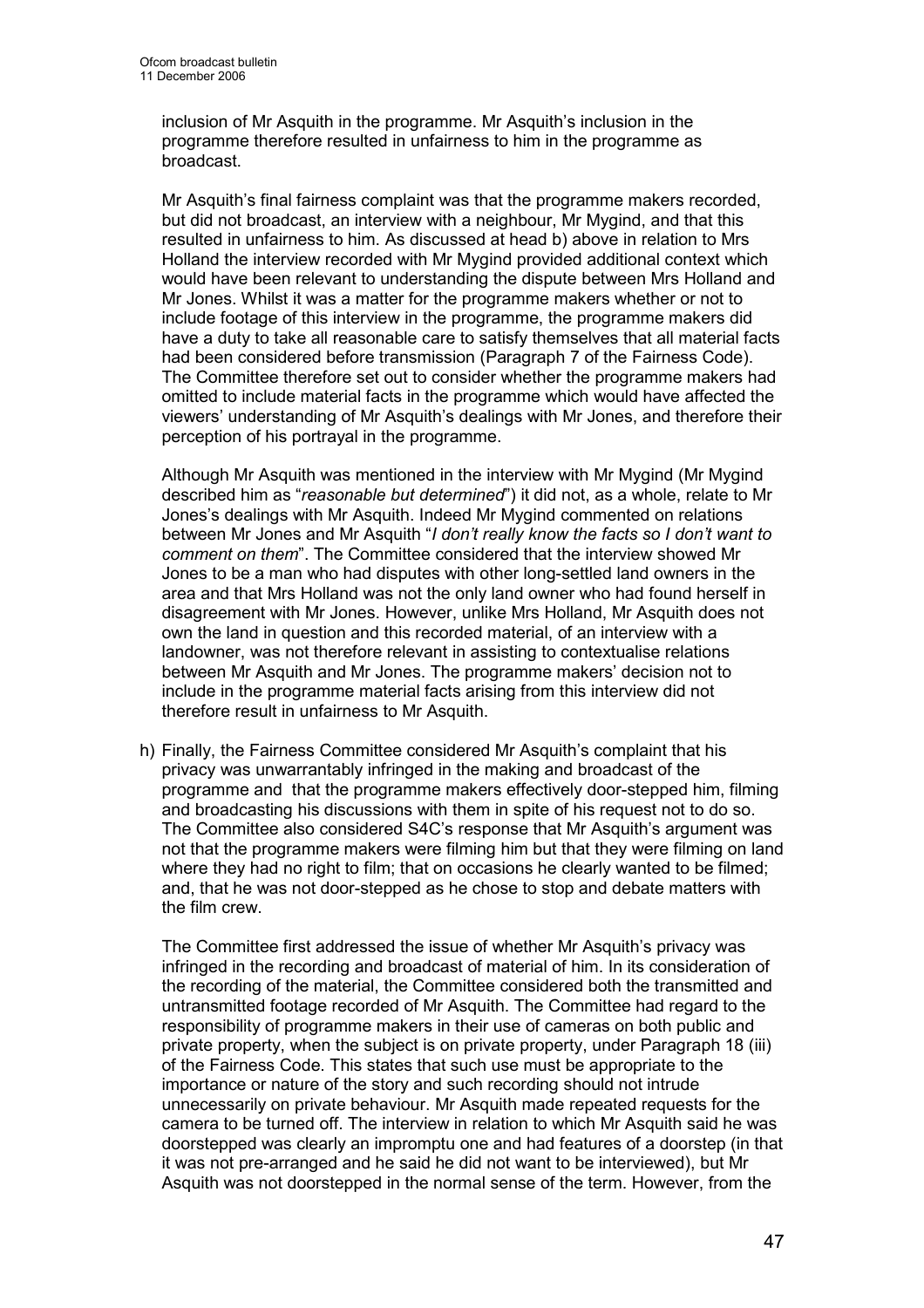inclusion of Mr Asquith in the programme. Mr Asquith's inclusion in the programme therefore resulted in unfairness to him in the programme as broadcast.

Mr Asquith's final fairness complaint was that the programme makers recorded, but did not broadcast, an interview with a neighbour, Mr Mygind, and that this resulted in unfairness to him. As discussed at head b) above in relation to Mrs Holland the interview recorded with Mr Mygind provided additional context which would have been relevant to understanding the dispute between Mrs Holland and Mr Jones. Whilst it was a matter for the programme makers whether or not to include footage of this interview in the programme, the programme makers did have a duty to take all reasonable care to satisfy themselves that all material facts had been considered before transmission (Paragraph 7 of the Fairness Code). The Committee therefore set out to consider whether the programme makers had omitted to include material facts in the programme which would have affected the viewers' understanding of Mr Asquith's dealings with Mr Jones, and therefore their perception of his portrayal in the programme.

Although Mr Asquith was mentioned in the interview with Mr Mygind (Mr Mygind described him as "*reasonable but determined*") it did not, as a whole, relate to Mr Jones's dealings with Mr Asquith. Indeed Mr Mygind commented on relations between Mr Jones and Mr Asquith "*I don't really know the facts so I don't want to comment on them*". The Committee considered that the interview showed Mr Jones to be a man who had disputes with other long-settled land owners in the area and that Mrs Holland was not the only land owner who had found herself in disagreement with Mr Jones. However, unlike Mrs Holland, Mr Asquith does not own the land in question and this recorded material, of an interview with a landowner, was not therefore relevant in assisting to contextualise relations between Mr Asquith and Mr Jones. The programme makers' decision not to include in the programme material facts arising from this interview did not therefore result in unfairness to Mr Asquith.

h) Finally, the Fairness Committee considered Mr Asquith's complaint that his privacy was unwarrantably infringed in the making and broadcast of the programme and that the programme makers effectively door-stepped him, filming and broadcasting his discussions with them in spite of his request not to do so. The Committee also considered S4C's response that Mr Asquith's argument was not that the programme makers were filming him but that they were filming on land where they had no right to film; that on occasions he clearly wanted to be filmed; and, that he was not door-stepped as he chose to stop and debate matters with the film crew.

   The Committee first addressed the issue of whether Mr Asquith's privacy was infringed in the recording and broadcast of material of him. In its consideration of the recording of the material, the Committee considered both the transmitted and untransmitted footage recorded of Mr Asquith. The Committee had regard to the responsibility of programme makers in their use of cameras on both public and private property, when the subject is on private property, under Paragraph 18 (iii) of the Fairness Code. This states that such use must be appropriate to the importance or nature of the story and such recording should not intrude unnecessarily on private behaviour. Mr Asquith made repeated requests for the camera to be turned off. The interview in relation to which Mr Asquith said he was doorstepped was clearly an impromptu one and had features of a doorstep (in that it was not pre-arranged and he said he did not want to be interviewed), but Mr Asquith was not doorstepped in the normal sense of the term. However, from the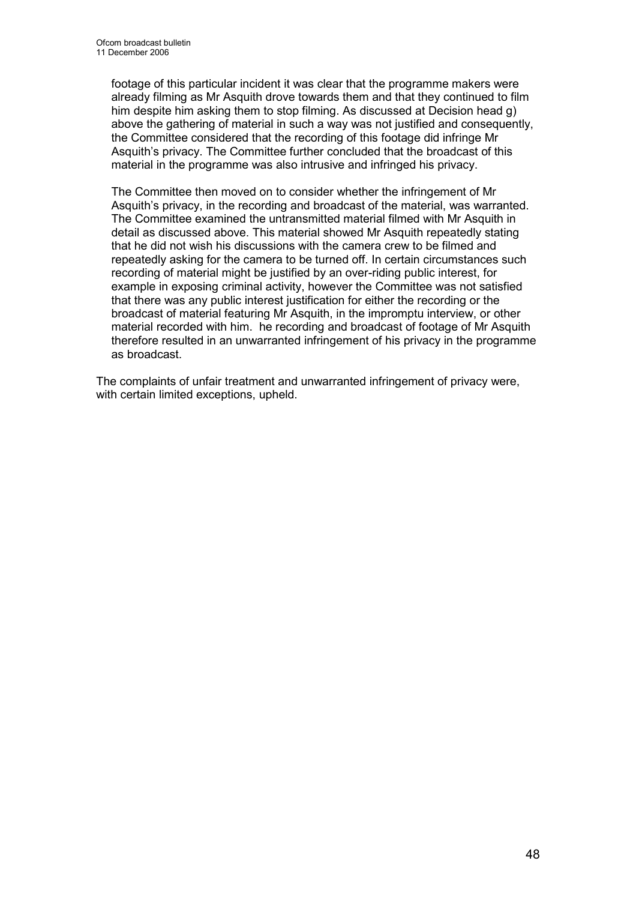footage of this particular incident it was clear that the programme makers were already filming as Mr Asquith drove towards them and that they continued to film him despite him asking them to stop filming. As discussed at Decision head g) above the gathering of material in such a way was not justified and consequently, the Committee considered that the recording of this footage did infringe Mr Asquith's privacy. The Committee further concluded that the broadcast of this material in the programme was also intrusive and infringed his privacy.

The Committee then moved on to consider whether the infringement of Mr Asquith's privacy, in the recording and broadcast of the material, was warranted. The Committee examined the untransmitted material filmed with Mr Asquith in detail as discussed above. This material showed Mr Asquith repeatedly stating that he did not wish his discussions with the camera crew to be filmed and repeatedly asking for the camera to be turned off. In certain circumstances such recording of material might be justified by an over-riding public interest, for example in exposing criminal activity, however the Committee was not satisfied that there was any public interest justification for either the recording or the broadcast of material featuring Mr Asquith, in the impromptu interview, or other material recorded with him. he recording and broadcast of footage of Mr Asquith therefore resulted in an unwarranted infringement of his privacy in the programme as broadcast.

The complaints of unfair treatment and unwarranted infringement of privacy were, with certain limited exceptions, upheld.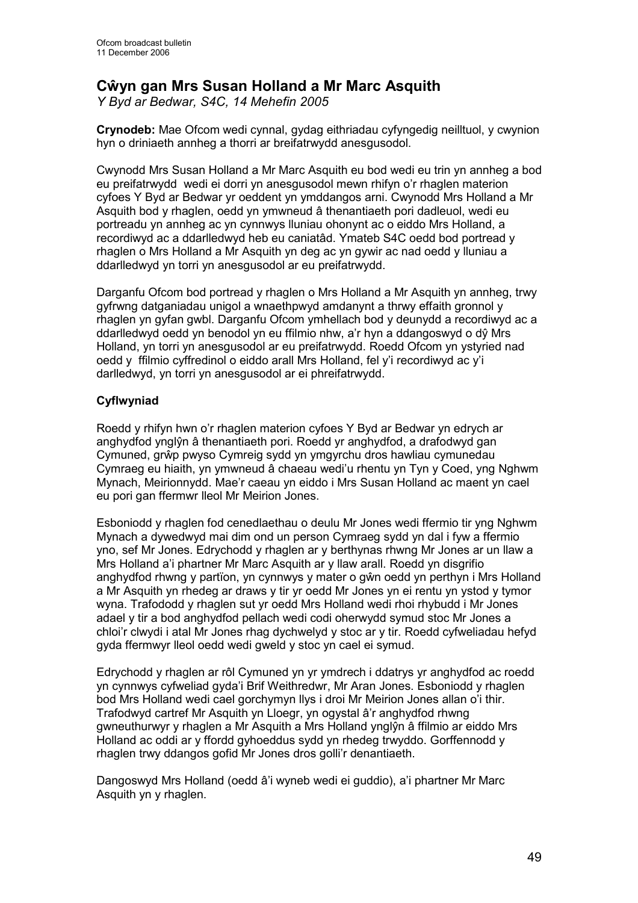# Cŵyn gan Mrs Susan Holland a Mr Marc Asquith

*Y Byd ar Bedwar, S4C, 14 Mehefin 2005*

**Crynodeb:** Mae Ofcom wedi cynnal, gydag eithriadau cyfyngedig neilltuol, y cwynion hyn o driniaeth annheg a thorri ar breifatrwydd anesgusodol.

Cwynodd Mrs Susan Holland a Mr Marc Asquith eu bod wedi eu trin yn annheg a bod eu preifatrwydd wedi ei dorri yn anesgusodol mewn rhifyn o'r rhaglen materion cyfoes Y Byd ar Bedwar yr oeddent yn ymddangos arni. Cwynodd Mrs Holland a Mr Asquith bod y rhaglen, oedd yn ymwneud â thenantiaeth pori dadleuol, wedi eu portreadu yn annheg ac yn cynnwys lluniau ohonynt ac o eiddo Mrs Holland, a recordiwyd ac a ddarlledwyd heb eu caniatâd. Ymateb S4C oedd bod portread y rhaglen o Mrs Holland a Mr Asquith yn deg ac yn gywir ac nad oedd y lluniau a ddarlledwyd yn torri yn anesgusodol ar eu preifatrwydd.

Darganfu Ofcom bod portread y rhaglen o Mrs Holland a Mr Asquith yn annheg, trwy gyfrwng datganiadau unigol a wnaethpwyd amdanynt a thrwy effaith gronnol y rhaglen yn gyfan gwbl. Darganfu Ofcom ymhellach bod y deunydd a recordiwyd ac a ddarlledwyd oedd yn benodol yn eu ffilmio nhw, a'r hyn a ddangoswyd o dŷ Mrs Holland, yn torri yn anesgusodol ar eu preifatrwydd. Roedd Ofcom yn ystyried nad oedd y ffilmio cyffredinol o eiddo arall Mrs Holland, fel y'i recordiwyd ac y'i darllediwyd, yn torri yn anesgusodol ar ei phreifatrwydd.

## Cyflwyniad

Roedd y rhifyn hwn o'r rhaglen materion cyfoes Y Byd ar Bedwar yn edrych ar anghydfod ynglŷn â thenantiaeth pori. Roedd yr anghydfod, a drafodwyd gan Cymuned, grŵp pwyso Cymreig sydd yn ymgyrchu dros hawliau cymunedau Cymraeg eu hiaith, yn ymwneud â chaeau wedi'u rhentu yn Tyn y Coed, yng Nghwm Mynach, Meirionnydd. Mae'r caeau yn eiddo i Mrs Susan Holland ac maent yn cael eu pori gan ffermwr lleol Mr Meirion Jones.

Esboniodd y rhaglen fod cenedlaethau o deulu Mr Jones wedi ffermio tir yng Nghwm Mynach a dywedwyd mai dim ond un person Cymraeg sydd yn dal i fyw a ffermio yno, sef Mr Jones. Edrychodd y rhaglen ar y berthynas rhwng Mr Jones ar un llaw a Mrs Holland a'i phartner Mr Marc Asquith ar y llaw arall. Roedd yn disgrifio anghydfod rhwng y partïon, yn cynnwys y mater o gŵn oedd yn perthyn i Mrs Holland a Mr Asquith yn rhedeg ar draws y tir yr oedd Mr Jones yn ei rentu yn ystod y tymor wyna. Trafododd y rhaglen sut yr oedd Mrs Holland wedi rhoi rhybudd i Mr Jones adael y tir a bod anghydfod pellach wedi codi oherwydd symud stoc Mr Jones a chloi'r clwydi i atal Mr Jones rhag dychwelyd y stoc ar y tir. Roedd cyfweliadau hefyd gyda ffermwyr lleol oedd wedi gweld y stoc yn cael ei symud.

Edrychodd y rhaglen ar rôl Cymuned yn yr ymdrech i ddatrys yr anghydfod ac roedd yn cynnwys cyfweliad gyda'i Brif Weithredwr, Mr Aran Jones. Esboniodd y rhaglen bod Mrs Holland wedi cael gorchymyn llys i droi Mr Meirion Jones allan o'i thir. Trafodwyd cartref Mr Asquith yn Lloegr, yn ogystal â'r anghydfod rhwng gwneuthurwyr y rhaglen a Mr Asquith a Mrs Holland ynglŷn â ffilmio ar eiddo Mrs Holland ac oddi ar y ffordd gyhoeddus sydd yn rhedeg trwyddo. Gorffennodd y rhaglen trwy ddangos gofid Mr Jones dros golli'r denantiaeth.

Dangoswyd Mrs Holland (oedd â'i wyneb wedi ei guddio), a'i phartner Mr Marc Asquith yn y rhaglen.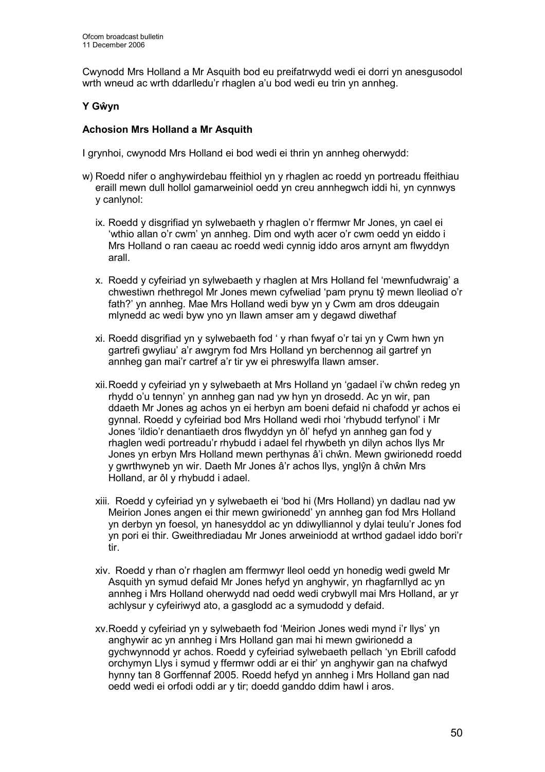Cwynodd Mrs Holland a Mr Asquith bod eu preifatrwydd wedi ei dorri yn anesgusodol wrth wneud ac wrth ddarlledu'r rhaglen a'u bod wedi eu trin yn annheg.

**Y Gŵyn**

**Achosion Mrs Holland a Mr Asquith**

I grynhoi, cwynodd Mrs Holland ei bod wedi ei thrin yn annheg oherwydd:

w) Roedd nifer o anghywirdebau ffeithiol yn y rhaglen ac roedd yn portreadu ffeithiau eraill mewn dull hollol gamarweiniol oedd yn creu annhegwch iddi hi, yn cynnwys y canlynol:

   ix. Roedd y disgrifiad yn sylwebaeth y rhaglen o'r ffermwr Mr Jones, yn cael ei 'wthio allan o'r cwm' yn annheg. Dim ond wyth acer o'r cwm oedd yn eiddo i Mrs Holland o ran caeau ac roedd wedi cynnig iddo aros arnynt am flwyddyn arall.

   x. Roedd y cyfeiriad yn sylwebaeth y rhaglen at Mrs Holland fel 'mewnfudwraig' a chwestiwn rhethregol Mr Jones mewn cyfweliad 'pam prynu tŷ mewn lleoliad o'r fath?' yn annheg. Mae Mrs Holland wedi byw yn y Cwm am dros ddeugain mlynedd ac wedi byw yno yn llawn amser am y degawd diwethaf

   xi. Roedd disgrifiad yn y sylwebaeth fod ' y rhan fwyaf o'r tai yn y Cwm hwn yn gartrefi gwyliau' a'r awgrym fod Mrs Holland yn berchennog ail gartref yn annheg gan mai'r cartref a'r tir yw ei phreswylfa llawn amser.

   xii. Roedd y cyfeiriad yn y sylwebaeth at Mrs Holland yn 'gadael i'w chŵn redeg yn rhydd o'u tennyn' yn annheg gan nad yw hyn yn drosedd. Ac yn wir, pan ddaeth Mr Jones ag achos yn ei herbyn am boeni defaid ni chafodd yr achos ei gynnal. Roedd y cyfeiriad bod Mrs Holland wedi rhoi 'rhybudd terfynol' i Mr Jones 'ildio'r denantiaeth dros flwyddyn yn ôl' hefyd yn annheg gan fod y rhaglen wedi portreadu'r rhybudd i adael fel rhywbeth yn dilyn achos llys Mr Jones yn erbyn Mrs Holland mewn perthynas â'i chŵn. Mewn gwirionedd roedd y gwrthwyneb yn wir. Daeth Mr Jones â'r achos llys, ynglŷn â chŵn Mrs Holland, ar ôl y rhybudd i adael.

   xiii. Roedd y cyfeiriad yn y sylwebaeth ei 'bod hi (Mrs Holland) yn dadlau nad yw Meirion Jones angen ei thir mewn gwirionedd' yn annheg gan fod Mrs Holland yn derbyn yn foesol, yn hanesyddol ac yn ddiwylliannol y dylai teulu'r Jones fod yn pori ei thir. Gweithrediadau Mr Jones arweiniodd at wrthod gadael iddo bori'r tir.

   xiv. Roedd y rhan o'r rhaglen am ffermwyr lleol oedd yn honedig wedi gweld Mr Asquith yn symud defaid Mr Jones hefyd yn anghywir, yn rhagfarnllyd ac yn annheg i Mrs Holland oherwydd nad oedd wedi crybwyll mai Mrs Holland, ar yr achlysur y cyfeiriwyd ato, a gasglodd ac a symudodd y defaid.

   xv. Roedd y cyfeiriad yn y sylwebaeth fod 'Meirion Jones wedi mynd i'r llys' yn anghywir ac yn annheg i Mrs Holland gan mai hi mewn gwirionedd a gychwynnodd yr achos. Roedd y cyfeiriad sylwebaeth pellach 'yn Ebrill cafodd orchymyn Llys i symud y ffermwr oddi ar ei thir' yn anghywir gan na chafwyd hynny tan 8 Gorffennaf 2005. Roedd hefyd yn annheg i Mrs Holland gan nad oedd wedi ei orfodi oddi ar y tir; doedd ganddo ddim hawl i aros.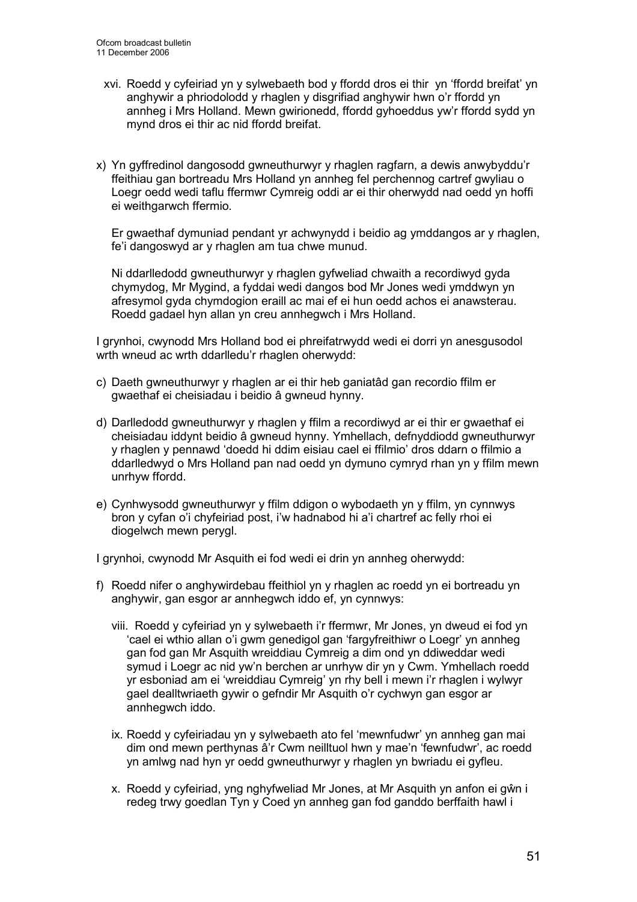xvi. Roedd y cyfeiriad yn y sylwebaeth bod y ffordd dros ei thir yn 'ffordd breifat' yn anghywir a phriodolodd y rhaglen y disgrifiad anghywir hwn o'r ffordd yn annheg i Mrs Holland. Mewn gwirionedd, ffordd gyhoeddus yw'r ffordd sydd yn mynd dros ei thir ac nid ffordd breifat.

x) Yn gyffredinol dangosodd gwneuthurwyr y rhaglen ragfarn, a dewis anwybyddu'r ffeithiau gan bortreadu Mrs Holland yn annheg fel perchennog cartref gwyliau o Loegr oedd wedi taflu ffermwr Cymreig oddi ar ei thir oherwydd nad oedd yn hoffi ei weithgarwch ffermio.

Er gwaethaf dymuniad pendant yr achwynydd i beidio ag ymddangos ar y rhaglen, fe'i dangoswyd ar y rhaglen am tua chwe munud.

Ni ddarlledodd gwneuthurwyr y rhaglen gyfweliad chwaith a recordiwyd gyda chymydog, Mr Mygind, a fyddai wedi dangos bod Mr Jones wedi ymddwyn yn afresymol gyda chymdogion eraill ac mai ef ei hun oedd achos ei anawsterau. Roedd gadael hyn allan yn creu annhegwch i Mrs Holland.

I grynhoi, cwynodd Mrs Holland bod ei phreifatrwydd wedi ei dorri yn anesgusodol wrth wneud ac wrth ddarlledu'r rhaglen oherwydd:

c) Daeth gwneuthurwyr y rhaglen ar ei thir heb ganiatâd gan recordio ffilm er gwaethaf ei cheisiadau i beidio â gwneud hynny.

d) Darlledodd gwneuthurwyr y rhaglen y ffilm a recordiwyd ar ei thir er gwaethaf ei cheisiadau iddynt beidio â gwneud hynny. Ymhellach, defnyddiodd gwneuthurwyr y rhaglen y pennawd 'doedd hi ddim eisiau cael ei ffilmio' dros ddarn o ffilmio a ddarlledwyd o Mrs Holland pan nad oedd yn dymuno cymryd rhan yn y ffilm mewn unrhyw ffordd.

e) Cynhwysodd gwneuthurwyr y ffilm ddigon o wybodaeth yn y ffilm, yn cynnwys bron y cyfan o'i chyfeiriad post, i'w hadnabod hi a'i chartref ac felly rhoi ei diogelwch mewn perygl.

I grynhoi, cwynodd Mr Asquith ei fod wedi ei drin yn annheg oherwydd:

f) Roedd nifer o anghywirdebau ffeithiol yn y rhaglen ac roedd yn ei bortreadu yn anghywir, gan esgor ar annhegwch iddo ef, yn cynnwys:

   viii. Roedd y cyfeiriad yn y sylwebaeth i'r ffermwr, Mr Jones, yn dweud ei fod yn 'cael ei wthio allan o'i gwm genedigol gan 'fargyfreithiwr o Loegr' yn annheg gan fod gan Mr Asquith wreiddiau Cymreig a dim ond yn ddiweddar wedi symud i Loegr ac nid yw'n berchen ar unrhyw dir yn y Cwm. Ymhellach roedd yr esboniad am ei 'wreiddiau Cymreig' yn rhy bell i mewn i'r rhaglen i wylwyr gael dealltwriaeth gywir o gefndir Mr Asquith o'r cychwyn gan esgor ar annhegwch iddo.

   ix. Roedd y cyfeiriadau yn y sylwebaeth ato fel 'mewnfudwr' yn annheg gan mai dim ond mewn perthynas â'r Cwm neilltuol hwn y mae'n 'fewnfudwr', ac roedd yn amlwg nad hyn yr oedd gwneuthurwyr y rhaglen yn bwriadu ei gyfleu.

   x. Roedd y cyfeiriad, yng nghyfweliad Mr Jones, at Mr Asquith yn anfon ei gŵn i redeg trwy goedlan Tyn y Coed yn annheg gan fod ganddo berffaith hawl i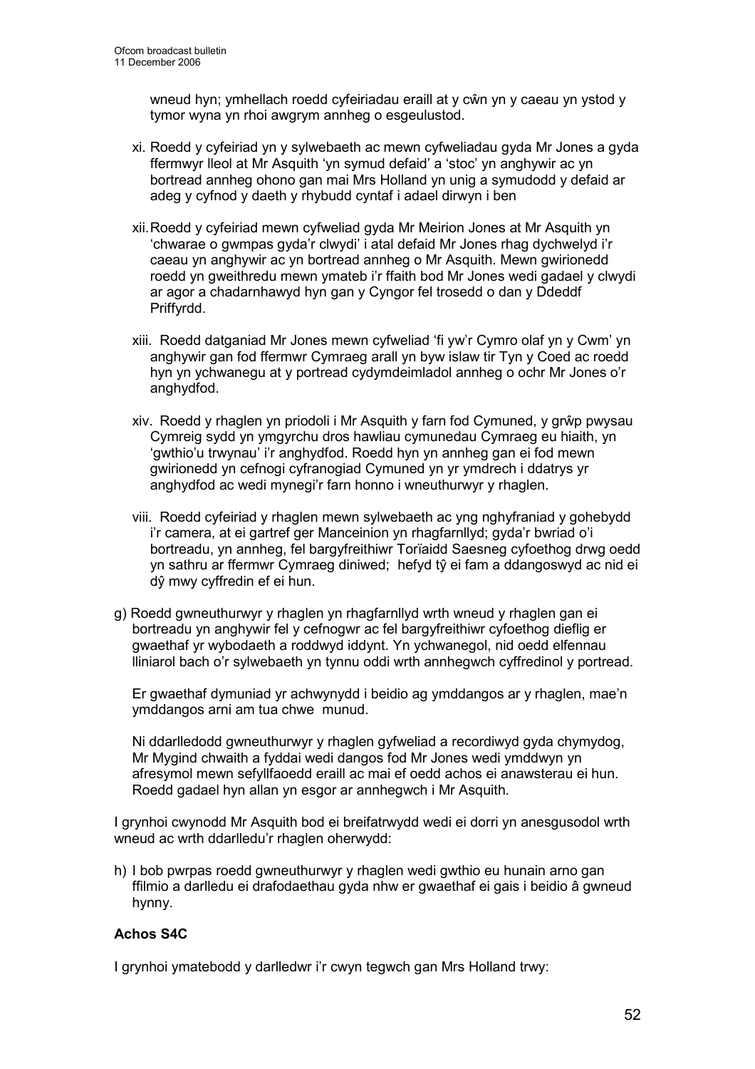wneud hyn; ymhellach roedd cyfeiriadau eraill at y cŵn yn y caeau yn ystod y tymor wyna yn rhoi awgrym annheg o esgeulustod.

xi. Roedd y cyfeiriad yn y sylwebaeth ac mewn cyfweliadau gyda Mr Jones a gyda ffermwyr lleol at Mr Asquith 'yn symud defaid' a 'stoc' yn anghywir ac yn bortread annheg ohono gan mai Mrs Holland yn unig a symudodd y defaid ar adeg y cyfnod y daeth y rhybudd cyntaf i adael dirwyn i ben

xii. Roedd y cyfeiriad mewn cyfweliad gyda Mr Meirion Jones at Mr Asquith yn 'chwarae o gwmpas gyda'r clwydi' i atal defaid Mr Jones rhag dychwelyd i'r caeau yn anghywir ac yn bortread annheg o Mr Asquith. Mewn gwirionedd roedd yn gweithredu mewn ymateb i'r ffaith bod Mr Jones wedi gadael y clwydi ar agor a chadarnhawyd hyn gan y Cyngor fel trosedd o dan y Ddeddf Priffyrdd.

xiii. Roedd datganiad Mr Jones mewn cyfweliad 'fi yw'r Cymro olaf yn y Cwm' yn anghywir gan fod ffermwr Cymraeg arall yn byw islaw tir Tyn y Coed ac roedd hyn yn ychwanegu at y portread cydymdeimladol annheg o ochr Mr Jones o'r anghydfod.

xiv. Roedd y rhaglen yn priodoli i Mr Asquith y farn fod Cymuned, y grŵp pwysau Cymreig sydd yn ymgyrchu dros hawliau cymunedau Cymraeg eu hiaith, yn 'gwthio'u trwynau' i'r anghydfod. Roedd hyn yn annheg gan ei fod mewn gwirionedd yn cefnogi cyfranogiad Cymuned yn yr ymdrech i ddatrys yr anghydfod ac wedi mynegi'r farn honno i wneuthurwyr y rhaglen.

viii. Roedd cyfeiriad y rhaglen mewn sylwebaeth ac yng nghyfraniad y gohebydd i'r camera, at ei gartref ger Manceinion yn rhagfarnllyd; gyda'r bwriad o'i bortreadu, yn annheg, fel bargyfreithiwr Torïaidd Saesneg cyfoethog drwg oedd yn sathru ar ffermwr Cymraeg diniwed; hefyd tŷ ei fam a ddangoswyd ac nid ei dŷ mwy cyffredin ef ei hun.

g) Roedd gwneuthurwyr y rhaglen yn rhagfarnllyd wrth wneud y rhaglen gan ei bortreadu yn anghywir fel y cefnogwr ac fel bargyfreithiwr cyfoethog dieflig er gwaethaf yr wybodaeth a roddwyd iddynt. Yn ychwanegol, nid oedd elfennau lliniarol bach o'r sylwebaeth yn tynnu oddi wrth annhegwch cyffredinol y portread.

Er gwaethaf dymuniad yr achwynydd i beidio ag ymddangos ar y rhaglen, mae'n ymddangos arni am tua chwe munud.

Ni ddarlledodd gwneuthurwyr y rhaglen gyfweliad a recordiwyd gyda chymydog, Mr Mygind chwaith a fyddai wedi dangos fod Mr Jones wedi ymddwyn yn afresymol mewn sefyllfaoedd eraill ac mai ef oedd achos ei anawsterau ei hun. Roedd gadael hyn allan yn esgor ar annhegwch i Mr Asquith.

I grynhoi cwynodd Mr Asquith bod ei breifatrwydd wedi ei dorri yn anesgusodol wrth wneud ac wrth ddarlledu'r rhaglen oherwydd:

h) I bob pwrpas roedd gwneuthurwyr y rhaglen wedi gwthio eu hunain arno gan ffilmio a darlledu ei drafodaethau gyda nhw er gwaethaf ei gais i beidio â gwneud hynny.

**Achos S4C**

I grynhoi ymatebodd y darlledwr i'r cwyn tegwch gan Mrs Holland trwy: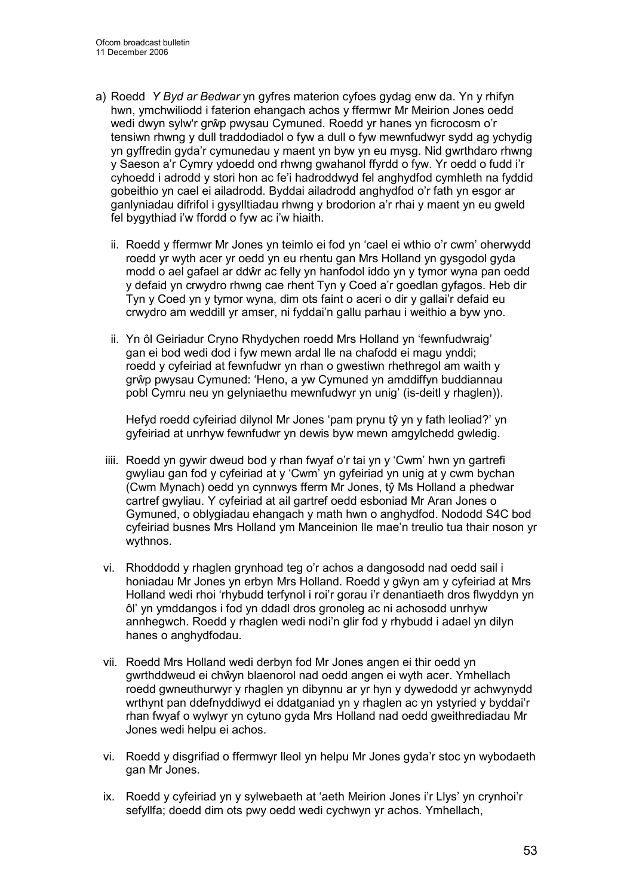a) Roedd *Y Byd ar Bedwar* yn gyfres materion cyfoes gydag enw da. Yn y rhifyn hwn, ymchwiliodd i faterion ehangach achos y ffermwr Mr Meirion Jones oedd wedi dwyn sylw'r grŵp pwysau Cymuned. Roedd yr hanes yn ficrocosm o'r tensiwn rhwng y dull traddodiadol o fyw a dull o fyw mewnfudwyr sydd ag ychydig yn gyffredin gyda'r cymunedau y maent yn byw yn eu mysg. Nid gwrthdaro rhwng y Saeson a'r Cymry ydoedd ond rhwng gwahanol ffyrdd o fyw. Yr oedd o fudd i'r cyhoedd i adrodd y stori hon ac fe'i hadroddwyd fel anghydfod cymhleth na fyddid gobeithio yn cael ei ailadrodd. Byddai ailadrodd anghydfod o'r fath yn esgor ar ganlyniadau difrifol i gysylltiadau rhwng y brodorion a'r rhai y maent yn eu gweld fel bygythiad i'w ffordd o fyw ac i'w hiaith.

   ii. Roedd y ffermwr Mr Jones yn teimlo ei fod yn 'cael ei wthio o'r cwm' oherwydd roedd yr wyth acer yr oedd yn eu rhentu gan Mrs Holland yn gysgodol gyda modd o ael gafael ar ddŵr ac felly yn hanfodol iddo yn y tymor wyna pan oedd y defaid yn crwydro rhwng cae rhent Tyn y Coed a'r goedlan gyfagos. Heb dir Tyn y Coed yn y tymor wyna, dim ots faint o aceri o dir y gallai'r defaid eu crwydro am weddill yr amser, ni fyddai'n gallu parhau i weithio a byw yno.

   ii. Yn ôl Geiriadur Cryno Rhydychen roedd Mrs Holland yn 'fewnfudwraig' gan ei bod wedi dod i fyw mewn ardal lle na chafodd ei magu ynddi; roedd y cyfeiriad at fewnfudwr yn rhan o gwestiwn rhethregol am waith y grŵp pwysau Cymuned: 'Heno, a yw Cymuned yn amddiffyn buddiannau pobl Cymru neu yn gelyniaethu mewnfudwyr yn unig' (is-deitl y rhaglen)).

   Hefyd roedd cyfeiriad dilynol Mr Jones 'pam prynu tŷ yn y fath leoliad?' yn gyfeiriad at unrhyw fewnfudwr yn dewis byw mewn amgylchedd gwledig.

   iiii. Roedd yn gywir dweud bod y rhan fwyaf o'r tai yn y 'Cwm' hwn yn gartrefi gwyliau gan fod y cyfeiriad at y 'Cwm' yn gyfeiriad yn unig at y cwm bychan (Cwm Mynach) oedd yn cynnwys fferm Mr Jones, tŷ Ms Holland a phedwar cartref gwyliau. Y cyfeiriad at ail gartref oedd esboniad Mr Aran Jones o Gymuned, o oblygiadau ehangach y math hwn o anghydfod. Nododd S4C bod cyfeiriad busnes Mrs Holland ym Manceinion lle mae'n treulio tua thair noson yr wythnos.

   vi. Rhoddodd y rhaglen grynhoad teg o'r achos a dangosodd nad oedd sail i honiadau Mr Jones yn erbyn Mrs Holland. Roedd y gŵyn am y cyfeiriad at Mrs Holland wedi rhoi 'rhybudd terfynol i roi'r gorau i'r denantiaeth dros flwyddyn yn ôl' yn ymddangos i fod yn ddadl dros gronoleg ac ni achosodd unrhyw annhegwch. Roedd y rhaglen wedi nodi'n glir fod y rhybudd i adael yn dilyn hanes o anghydfodau.

   vii. Roedd Mrs Holland wedi derbyn fod Mr Jones angen ei thir oedd yn gwrthddweud ei chŵyn blaenorol nad oedd angen ei wyth acer. Ymhellach roedd gwneuthurwyr y rhaglen yn dibynnu ar yr hyn y dywedodd yr achwynydd wrthynt pan ddefnyddiwyd ei ddatganiad yn y rhaglen ac yn ystyried y byddai'r rhan fwyaf o wylwyr yn cytuno gyda Mrs Holland nad oedd gweithrediadau Mr Jones wedi helpu ei achos.

   vi. Roedd y disgrifiad o ffermwyr lleol yn helpu Mr Jones gyda'r stoc yn wybodaeth gan Mr Jones.

   ix. Roedd y cyfeiriad yn y sylwebaeth at 'aeth Meirion Jones i'r Llys' yn crynhoi'r sefyllfa; doedd dim ots pwy oedd wedi cychwyn yr achos. Ymhellach,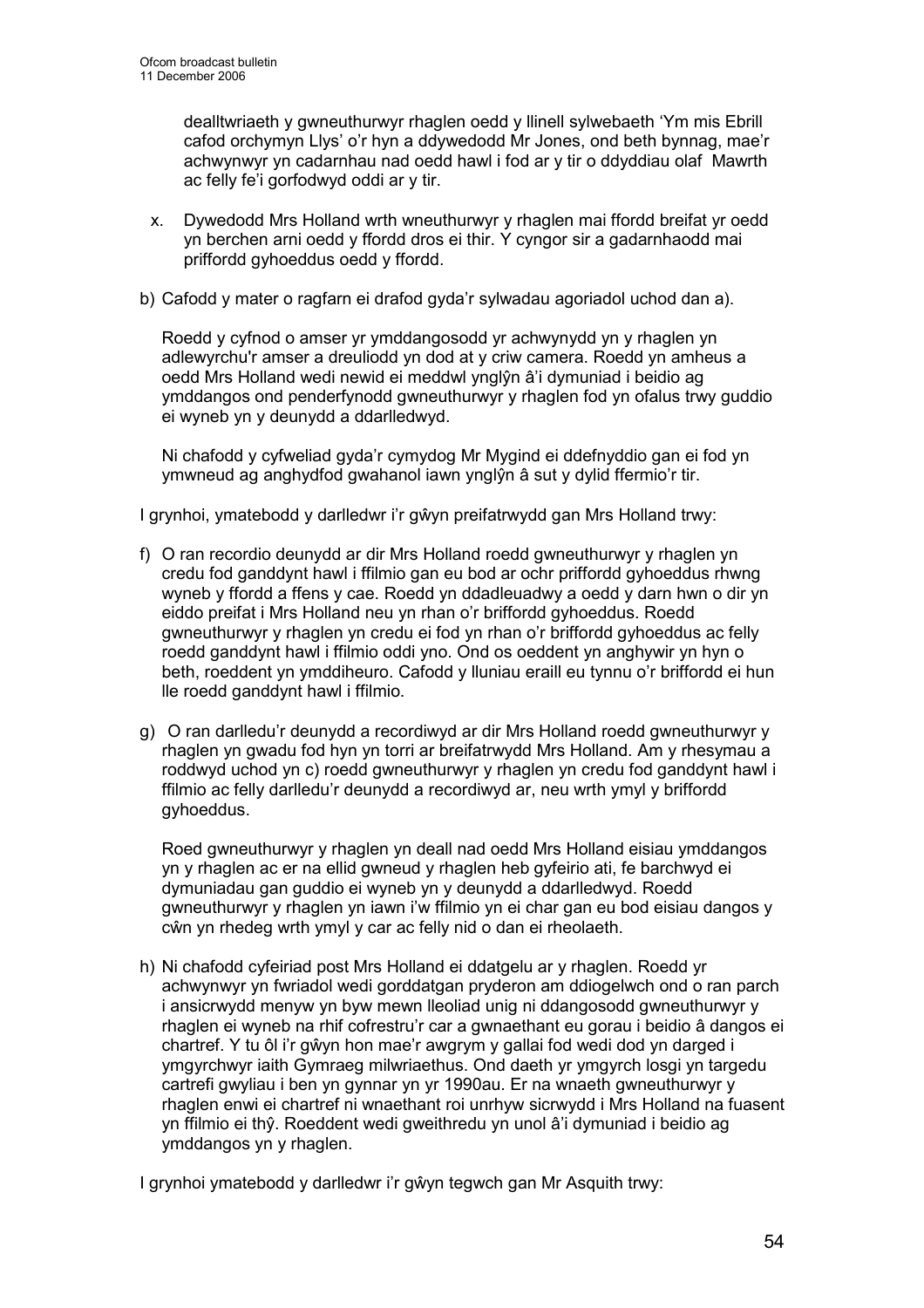dealltwriaeth y gwneuthurwyr rhaglen oedd y llinell sylwebaeth 'Ym mis Ebrill cafod orchymyn Llys' o'r hyn a ddywedodd Mr Jones, ond beth bynnag, mae'r achwynwyr yn cadarnhau nad oedd hawl i fod ar y tir o ddyddiau olaf Mawrth ac felly fe'i gorfodwyd oddi ar y tir.

x. Dywedodd Mrs Holland wrth wneuthurwyr y rhaglen mai ffordd breifat yr oedd yn berchen arni oedd y ffordd dros ei thir. Y cyngor sir a gadarnhaodd mai priffordd gyhoeddus oedd y ffordd.

b) Cafodd y mater o ragfarn ei drafod gyda'r sylwadau agoriadol uchod dan a).

   Roedd y cyfnod o amser yr ymddangosodd yr achwynydd yn y rhaglen yn adlewyrchu'r amser a dreuliodd yn dod at y criw camera. Roedd yn amheus a oedd Mrs Holland wedi newid ei meddwl ynglŷn â'i dymuniad i beidio ag ymddangos ond penderfynodd gwneuthurwyr y rhaglen fod yn ofalus trwy guddio ei wyneb yn y deunydd a ddarlledwyd.

   Ni chafodd y cyfweliad gyda'r cymydog Mr Mygind ei ddefnyddio gan ei fod yn ymwneud ag anghydfod gwahanol iawn ynglŷn â sut y dylid ffermio'r tir.

I grynhoi, ymatebodd y darlledwr i'r gŵyn preifatrwydd gan Mrs Holland trwy:

f) O ran recordio deunydd ar dir Mrs Holland roedd gwneuthurwyr y rhaglen yn credu fod ganddynt hawl i ffilmio gan eu bod ar ochr priffordd gyhoeddus rhwng wyneb y ffordd a ffens y cae. Roedd yn ddadleuadwy a oedd y darn hwn o dir yn eiddo preifat i Mrs Holland neu yn rhan o'r briffordd gyhoeddus. Roedd gwneuthurwyr y rhaglen yn credu ei fod yn rhan o'r briffordd gyhoeddus ac felly roedd ganddynt hawl i ffilmio oddi yno. Ond os oeddent yn anghywir yn hyn o beth, roeddent yn ymddiheuro. Cafodd y lluniau eraill eu tynnu o'r briffordd ei hun lle roedd ganddynt hawl i ffilmio.

g) O ran darlledu'r deunydd a recordiwyd ar dir Mrs Holland roedd gwneuthurwyr y rhaglen yn gwadu fod hyn yn torri ar breifatrwydd Mrs Holland. Am y rhesymau a roddwyd uchod yn c) roedd gwneuthurwyr y rhaglen yn credu fod ganddynt hawl i ffilmio ac felly darlledu'r deunydd a recordiwyd ar, neu wrth ymyl y briffordd gyhoeddus.

   Roed gwneuthurwyr y rhaglen yn deall nad oedd Mrs Holland eisiau ymddangos yn y rhaglen ac er na ellid gwneud y rhaglen heb gyfeirio ati, fe barchwyd ei dymuniadau gan guddio ei wyneb yn y deunydd a ddarlledwyd. Roedd gwneuthurwyr y rhaglen yn iawn i'w ffilmio yn ei char gan eu bod eisiau dangos y cŵn yn rhedeg wrth ymyl y car ac felly nid o dan ei rheolaeth.

h) Ni chafodd cyfeiriad post Mrs Holland ei ddatgelu ar y rhaglen. Roedd yr achwynwyr yn fwriadol wedi gorddatgan pryderon am ddiogelwch ond o ran parch i ansicrwydd menyw yn byw mewn lleoliad unig ni ddangosodd gwneuthurwyr y rhaglen ei wyneb na rhif cofrestru'r car a gwnaethant eu gorau i beidio â dangos ei chartref. Y tu ôl i'r gŵyn hon mae'r awgrym y gallai fod wedi dod yn darged i ymgyrchwyr iaith Gymraeg milwriaethus. Ond daeth yr ymgyrch losgi yn targedu cartrefi gwyliau i ben yn gynnar yn yr 1990au. Er na wnaeth gwneuthurwyr y rhaglen enwi ei chartref ni wnaethant roi unrhyw sicrwydd i Mrs Holland na fuasent yn ffilmio ei thŷ. Roeddent wedi gweithredu yn unol â'i dymuniad i beidio ag ymddangos yn y rhaglen.

I grynhoi ymatebodd y darlledwr i'r gŵyn tegwch gan Mr Asquith trwy: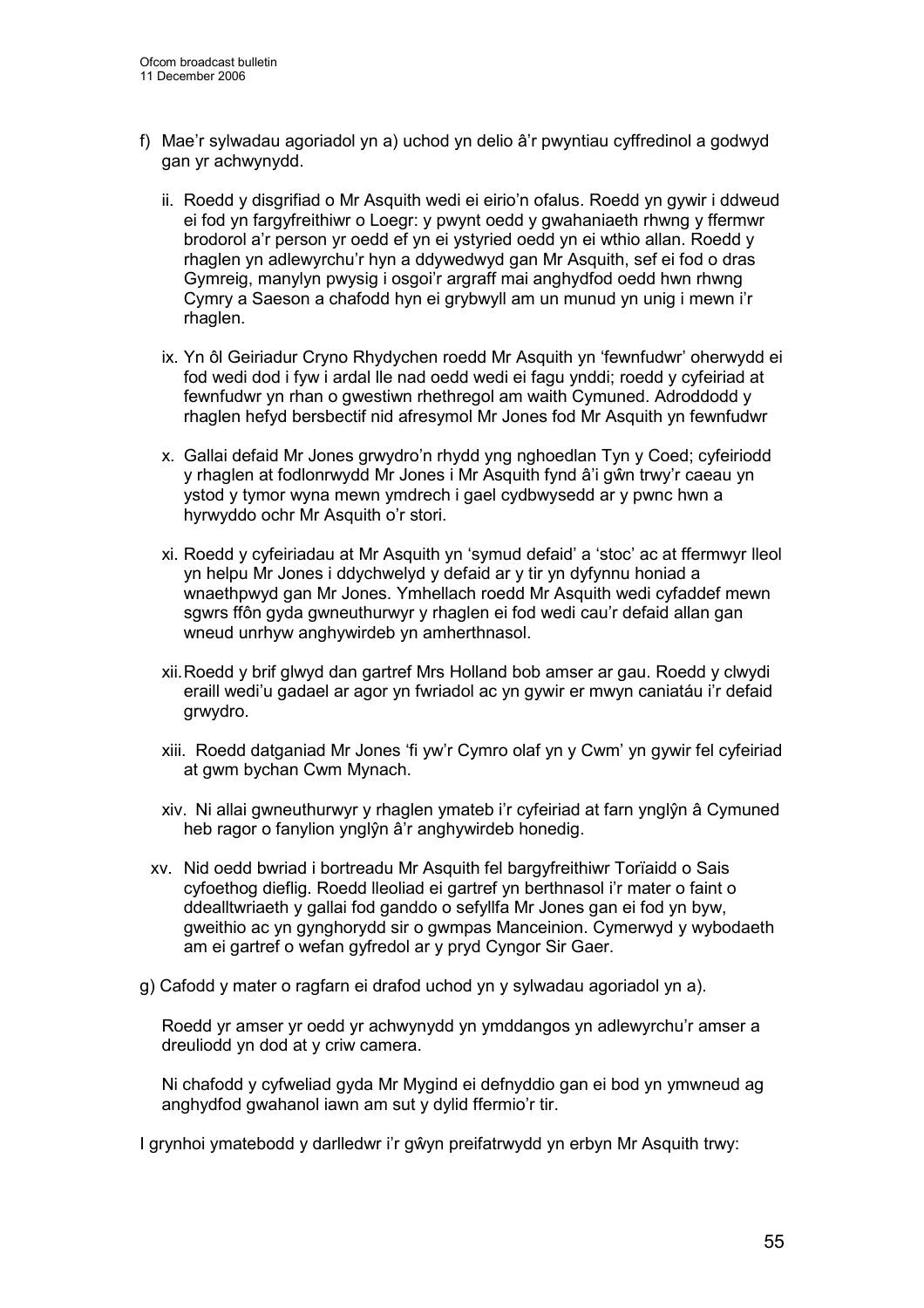f) Mae'r sylwadau agoriadol yn a) uchod yn delio â'r pwyntiau cyffredinol a godwyd gan yr achwynydd.

   ii. Roedd y disgrifiad o Mr Asquith wedi ei eirio'n ofalus. Roedd yn gywir i ddweud ei fod yn fargyfreithiwr o Loegr: y pwynt oedd y gwahaniaeth rhwng y ffermwr brodorol a'r person yr oedd ef yn ei ystyried oedd yn ei wthio allan. Roedd y rhaglen yn adlewyrchu'r hyn a ddywedwyd gan Mr Asquith, sef ei fod o dras Gymreig, manylyn pwysig i osgoi'r argraff mai anghydfod oedd hwn rhwng Cymry a Saeson a chafodd hyn ei grybwyll am un munud yn unig i mewn i'r rhaglen.

   ix. Yn ôl Geiriadur Cryno Rhydychen roedd Mr Asquith yn 'fewnfudwr' oherwydd ei fod wedi dod i fyw i ardal lle nad oedd wedi ei fagu ynddi; roedd y cyfeiriad at fewnfudwr yn rhan o gwestiwn rhethregol am waith Cymuned. Adroddodd y rhaglen hefyd bersbectif nid afresymol Mr Jones fod Mr Asquith yn fewnfudwr

   x. Gallai defaid Mr Jones grwydro'n rhydd yng nghoedlan Tyn y Coed; cyfeiriodd y rhaglen at fodlonrwydd Mr Jones i Mr Asquith fynd â'i gŵn trwy'r caeau yn ystod y tymor wyna mewn ymdrech i gael cydbwysedd ar y pwnc hwn a hyrwyddo ochr Mr Asquith o'r stori.

   xi. Roedd y cyfeiriadau at Mr Asquith yn 'symud defaid' a 'stoc' ac at ffermwyr lleol yn helpu Mr Jones i ddychwelyd y defaid ar y tir yn dyfynnu honiad a wnaethpwyd gan Mr Jones. Ymhellach roedd Mr Asquith wedi cyfaddef mewn sgwrs ffôn gyda gwneuthurwyr y rhaglen ei fod wedi cau'r defaid allan gan wneud unrhyw anghywirdeb yn amherthnasol.

   xii. Roedd y brif glwyd dan gartref Mrs Holland bob amser ar gau. Roedd y clwydi eraill wedi'u gadael ar agor yn fwriadol ac yn gywir er mwyn caniatáu i'r defaid grwydro.

   xiii. Roedd datganiad Mr Jones 'fi yw'r Cymro olaf yn y Cwm' yn gywir fel cyfeiriad at gwm bychan Cwm Mynach.

   xiv. Ni allai gwneuthurwyr y rhaglen ymateb i'r cyfeiriad at farn ynglŷn â Cymuned heb ragor o fanylion ynglŷn â'r anghywirdeb honedig.

   xv. Nid oedd bwriad i bortreadu Mr Asquith fel bargyfreithiwr Torïaidd o Sais cyfoethog dieflig. Roedd lleoliad ei gartref yn berthnasol i'r mater o faint o ddealltwriaeth y gallai fod ganddo o sefyllfa Mr Jones gan ei fod yn byw, gweithio ac yn gynghorydd sir o gwmpas Manceinion. Cymerwyd y wybodaeth am ei gartref o wefan gyfredol ar y pryd Cyngor Sir Gaer.

g) Cafodd y mater o ragfarn ei drafod uchod yn y sylwadau agoriadol yn a).

   Roedd yr amser yr oedd yr achwynydd yn ymddangos yn adlewyrchu'r amser a dreuliodd yn dod at y criw camera.

   Ni chafodd y cyfweliad gyda Mr Mygind ei defnyddio gan ei bod yn ymwneud ag anghydfod gwahanol iawn am sut y dylid ffermio'r tir.

I grynhoi ymatebodd y darlledwr i'r gŵyn preifatrwydd yn erbyn Mr Asquith trwy: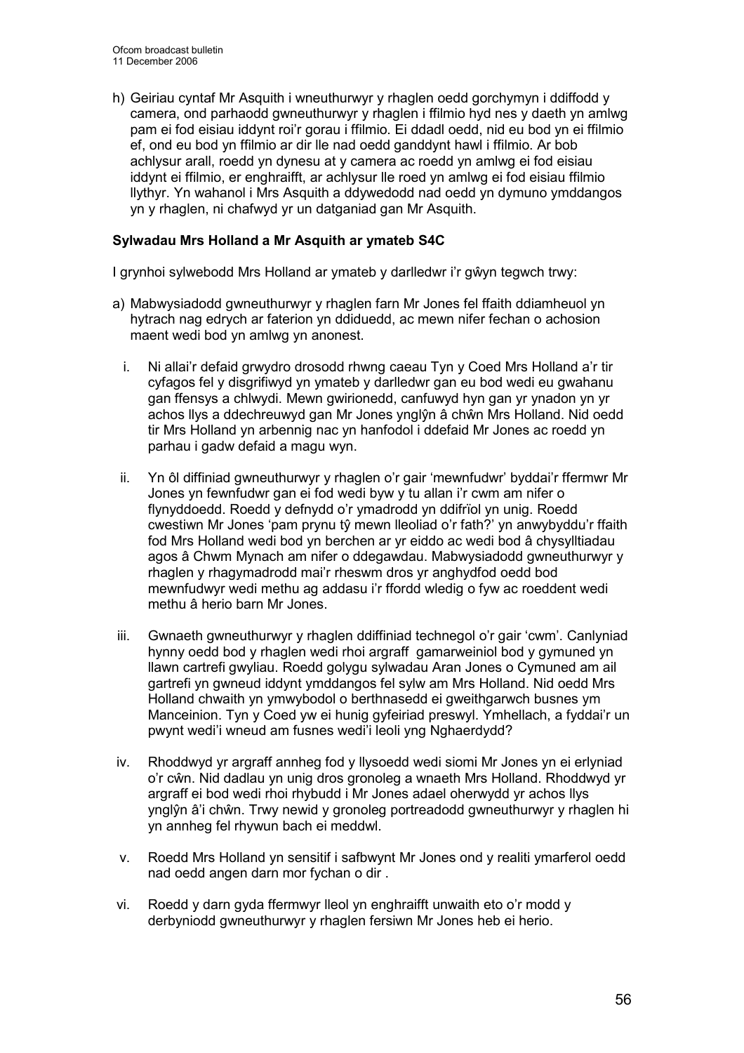h) Geiriau cyntaf Mr Asquith i wneuthurwyr y rhaglen oedd gorchymyn i ddiffodd y camera, ond parhaodd gwneuthurwyr y rhaglen i ffilmio hyd nes y daeth yn amlwg pam ei fod eisiau iddynt roi'r gorau i ffilmio. Ei ddadl oedd, nid eu bod yn ei ffilmio ef, ond eu bod yn ffilmio ar dir lle nad oedd ganddynt hawl i ffilmio. Ar bob achlysur arall, roedd yn dynesu at y camera ac roedd yn amlwg ei fod eisiau iddynt ei ffilmio, er enghraifft, ar achlysur lle roed yn amlwg ei fod eisiau ffilmio llythyr. Yn wahanol i Mrs Asquith a ddywedodd nad oedd yn dymuno ymddangos yn y rhaglen, ni chafwyd yr un datganiad gan Mr Asquith.

**Sylwadau Mrs Holland a Mr Asquith ar ymateb S4C**

I grynhoi sylwebodd Mrs Holland ar ymateb y darlledwr i'r gŵyn tegwch trwy:

a) Mabwysiadodd gwneuthurwyr y rhaglen farn Mr Jones fel ffaith ddiamheuol yn hytrach nag edrych ar faterion yn ddiduedd, ac mewn nifer fechan o achosion maent wedi bod yn amlwg yn anonest.

   i. Ni allai'r defaid grwydro drosodd rhwng caeau Tyn y Coed Mrs Holland a'r tir cyfagos fel y disgrifiwyd yn ymateb y darlledwr gan eu bod wedi eu gwahanu gan ffensys a chlwydi. Mewn gwirionedd, canfuwyd hyn gan yr ynadon yn yr achos llys a ddechreuwyd gan Mr Jones ynglŷn â chŵn Mrs Holland. Nid oedd tir Mrs Holland yn arbennig nac yn hanfodol i ddefaid Mr Jones ac roedd yn parhau i gadw defaid a magu wyn.

   ii. Yn ôl diffiniad gwneuthurwyr y rhaglen o'r gair 'mewnfudwr' byddai'r ffermwr Mr Jones yn fewnfudwr gan ei fod wedi byw y tu allan i'r cwm am nifer o flynyddoedd. Roedd y defnydd o'r ymadrodd yn ddifrïol yn unig. Roedd cwestiwn Mr Jones 'pam prynu tŷ mewn lleoliad o'r fath?' yn anwybyddu'r ffaith fod Mrs Holland wedi bod yn berchen ar yr eiddo ac wedi bod â chysylltiadau agos â Chwm Mynach am nifer o ddegawdau. Mabwysiadodd gwneuthurwyr y rhaglen y rhagymadrodd mai'r rheswm dros yr anghydfod oedd bod mewnfudwyr wedi methu ag addasu i'r ffordd wledig o fyw ac roeddent wedi methu â herio barn Mr Jones.

   iii. Gwnaeth gwneuthurwyr y rhaglen ddiffiniad technegol o'r gair 'cwm'. Canlyniad hynny oedd bod y rhaglen wedi rhoi argraff gamarweiniol bod y gymuned yn llawn cartrefi gwyliau. Roedd golygu sylwadau Aran Jones o Cymuned am ail gartrefi yn gwneud iddynt ymddangos fel sylw am Mrs Holland. Nid oedd Mrs Holland chwaith yn ymwybodol o berthnasedd ei gweithgarwch busnes ym Manceinion. Tyn y Coed yw ei hunig gyfeiriad preswyl. Ymhellach, a fyddai'r un pwynt wedi'i wneud am fusnes wedi'i leoli yng Nghaerdydd?

   iv. Rhoddwyd yr argraff annheg fod y llysoedd wedi siomi Mr Jones yn ei erlyniad o'r cŵn. Nid dadlau yn unig dros gronoleg a wnaeth Mrs Holland. Rhoddwyd yr argraff ei bod wedi rhoi rhybudd i Mr Jones adael oherwydd yr achos llys ynglŷn â'i chŵn. Trwy newid y gronoleg portreadodd gwneuthurwyr y rhaglen hi yn annheg fel rhywun bach ei meddwl.

   v. Roedd Mrs Holland yn sensitif i safbwynt Mr Jones ond y realiti ymarferol oedd nad oedd angen darn mor fychan o dir .

   vi. Roedd y darn gyda ffermwyr lleol yn enghraifft unwaith eto o'r modd y derbyniodd gwneuthurwyr y rhaglen fersiwn Mr Jones heb ei herio.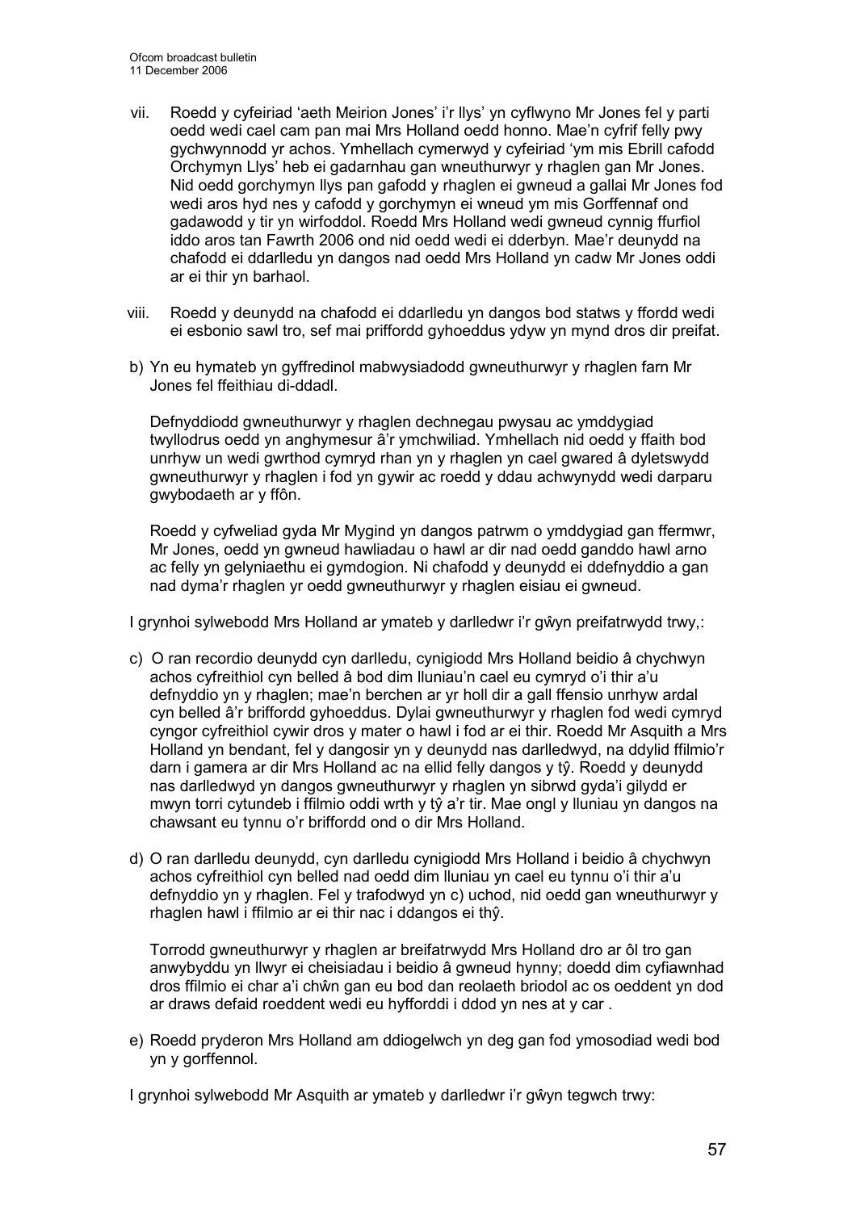vii. Roedd y cyfeiriad 'aeth Meirion Jones' i'r llys' yn cyflwyno Mr Jones fel y parti oedd wedi cael cam pan mai Mrs Holland oedd honno. Mae'n cyfrif felly pwy gychwynnodd yr achos. Ymhellach cymerwyd y cyfeiriad 'ym mis Ebrill cafodd Orchymyn Llys' heb ei gadarnhau gan wneuthurwyr y rhaglen gan Mr Jones. Nid oedd gorchymyn llys pan gafodd y rhaglen ei gwneud a gallai Mr Jones fod wedi aros hyd nes y cafodd y gorchymyn ei wneud ym mis Gorffennaf ond gadawodd y tir yn wirfoddol. Roedd Mrs Holland wedi gwneud cynnig ffurfiol iddo aros tan Fawrth 2006 ond nid oedd wedi ei dderbyn. Mae'r deunydd na chafodd ei ddarlledu yn dangos nad oedd Mrs Holland yn cadw Mr Jones oddi ar ei thir yn barhaol.

viii. Roedd y deunydd na chafodd ei ddarlledu yn dangos bod statws y ffordd wedi ei esbonio sawl tro, sef mai priffordd gyhoeddus ydyw yn mynd dros dir preifat.

b) Yn eu hymateb yn gyffredinol mabwysiadodd gwneuthurwyr y rhaglen farn Mr Jones fel ffeithiau di-ddadl.

Defnyddiodd gwneuthurwyr y rhaglen dechnegau pwysau ac ymddygiad twyllodrus oedd yn anghymesur â'r ymchwiliad. Ymhellach nid oedd y ffaith bod unrhyw un wedi gwrthod cymryd rhan yn y rhaglen yn cael gwared â dyletswydd gwneuthurwyr y rhaglen i fod yn gywir ac roedd y ddau achwynydd wedi darparu gwybodaeth ar y ffôn.

Roedd y cyfweliad gyda Mr Mygind yn dangos patrwm o ymddygiad gan ffermwr, Mr Jones, oedd yn gwneud hawliadau o hawl ar dir nad oedd ganddo hawl arno ac felly yn gelyniaethu ei gymdogion. Ni chafodd y deunydd ei ddefnyddio a gan nad dyma'r rhaglen yr oedd gwneuthurwyr y rhaglen eisiau ei gwneud.

I grynhoi sylwebodd Mrs Holland ar ymateb y darlledwr i'r gŵyn preifatrwydd trwy,:

c) O ran recordio deunydd cyn darlledu, cynigiodd Mrs Holland beidio â chychwyn achos cyfreithiol cyn belled â bod dim lluniau'n cael eu cymryd o'i thir a'u defnyddio yn y rhaglen; mae'n berchen ar yr holl dir a gall ffensio unrhyw ardal cyn belled â'r briffordd gyhoeddus. Dylai gwneuthurwyr y rhaglen fod wedi cymryd cyngor cyfreithiol cywir dros y mater o hawl i fod ar ei thir. Roedd Mr Asquith a Mrs Holland yn bendant, fel y dangosir yn y deunydd nas darlledwyd, na ddylid ffilmio'r darn i gamera ar dir Mrs Holland ac na ellid felly dangos y tŷ. Roedd y deunydd nas darlledwyd yn dangos gwneuthurwyr y rhaglen yn sibrwd gyda'i gilydd er mwyn torri cytundeb i ffilmio oddi wrth y tŷ a'r tir. Mae ongl y lluniau yn dangos na chawsant eu tynnu o'r briffordd ond o dir Mrs Holland.

d) O ran darlledu deunydd, cyn darlledu cynigiodd Mrs Holland i beidio â chychwyn achos cyfreithiol cyn belled nad oedd dim lluniau yn cael eu tynnu o'i thir a'u defnyddio yn y rhaglen. Fel y trafodwyd yn c) uchod, nid oedd gan wneuthurwyr y rhaglen hawl i ffilmio ar ei thir nac i ddangos ei thŷ.

Torrodd gwneuthurwyr y rhaglen ar breifatrwydd Mrs Holland dro ar ôl tro gan anwybyddu yn llwyr ei cheisiadau i beidio â gwneud hynny; doedd dim cyfiawnhad dros ffilmio ei char a'i chŵn gan eu bod dan reolaeth briodol ac os oeddent yn dod ar draws defaid roeddent wedi eu hyfforddi i ddod yn nes at y car .

e) Roedd pryderon Mrs Holland am ddiogelwch yn deg gan fod ymosodiad wedi bod yn y gorffennol.

I grynhoi sylwebodd Mr Asquith ar ymateb y darlledwr i'r gŵyn tegwch trwy: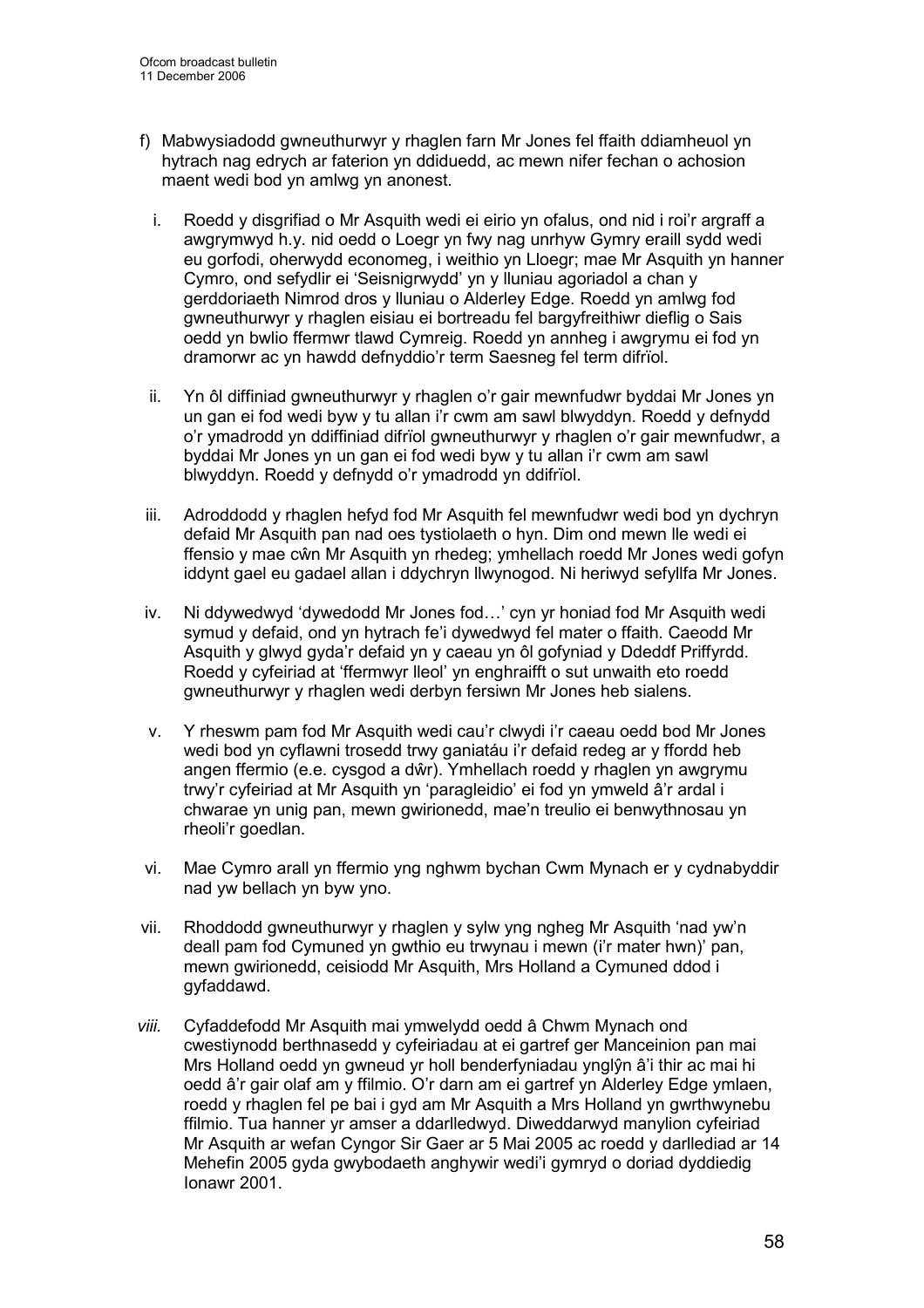f) Mabwysiadodd gwneuthurwyr y rhaglen farn Mr Jones fel ffaith ddiamheuol yn hytrach nag edrych ar faterion yn ddiduedd, ac mewn nifer fechan o achosion maent wedi bod yn amlwg yn anonest.

i. Roedd y disgrifiad o Mr Asquith wedi ei eirio yn ofalus, ond nid i roi'r argraff a awgrymwyd h.y. nid oedd o Loegr yn fwy nag unrhyw Gymry eraill sydd wedi eu gorfodi, oherwydd economeg, i weithio yn Lloegr; mae Mr Asquith yn hanner Cymro, ond sefydlir ei 'Seisnigrwydd' yn y lluniau agoriadol a chan y gerddoriaeth Nimrod dros y lluniau o Alderley Edge. Roedd yn amlwg fod gwneuthurwyr y rhaglen eisiau ei bortreadu fel bargyfreithiwr dieflig o Sais oedd yn bwlio ffermwr tlawd Cymreig. Roedd yn annheg i awgrymu ei fod yn dramorwr ac yn hawdd defnyddio'r term Saesneg fel term difrïol.

ii. Yn ôl diffiniad gwneuthurwyr y rhaglen o'r gair mewnfudwr byddai Mr Jones yn un gan ei fod wedi byw y tu allan i'r cwm am sawl blwyddyn. Roedd y defnydd o'r ymadrodd yn ddiffiniad difrïol gwneuthurwyr y rhaglen o'r gair mewnfudwr, a byddai Mr Jones yn un gan ei fod wedi byw y tu allan i'r cwm am sawl blwyddyn. Roedd y defnydd o'r ymadrodd yn ddifrïol.

iii. Adroddodd y rhaglen hefyd fod Mr Asquith fel mewnfudwr wedi bod yn dychryn defaid Mr Asquith pan nad oes tystiolaeth o hyn. Dim ond mewn lle wedi ei ffensio y mae cŵn Mr Asquith yn rhedeg; ymhellach roedd Mr Jones wedi gofyn iddynt gael eu gadael allan i ddychryn llwynogod. Ni heriwyd sefyllfa Mr Jones.

iv. Ni ddywedwyd 'dywedodd Mr Jones fod…' cyn yr honiad fod Mr Asquith wedi symud y defaid, ond yn hytrach fe'i dywedwyd fel mater o ffaith. Caeodd Mr Asquith y glwyd gyda'r defaid yn y caeau yn ôl gofyniad y Ddeddf Priffyrdd. Roedd y cyfeiriad at 'ffermwyr lleol' yn enghraifft o sut unwaith eto roedd gwneuthurwyr y rhaglen wedi derbyn fersiwn Mr Jones heb sialens.

v. Y rheswm pam fod Mr Asquith wedi cau'r clwydi i'r caeau oedd bod Mr Jones wedi bod yn cyflawni trosedd trwy ganiatáu i'r defaid redeg ar y ffordd heb angen ffermio (e.e. cysgod a dŵr). Ymhellach roedd y rhaglen yn awgrymu trwy'r cyfeiriad at Mr Asquith yn 'paragleidio' ei fod yn ymweld â'r ardal i chwarae yn unig pan, mewn gwirionedd, mae'n treulio ei benwythnosau yn rheoli'r goedlan.

vi. Mae Cymro arall yn ffermio yng nghwm bychan Cwm Mynach er y cydnabyddir nad yw bellach yn byw yno.

vii. Rhoddodd gwneuthurwyr y rhaglen y sylw yng ngheg Mr Asquith 'nad yw'n deall pam fod Cymuned yn gwthio eu trwynau i mewn (i'r mater hwn)' pan, mewn gwirionedd, ceisiodd Mr Asquith, Mrs Holland a Cymuned ddod i gyfaddawd.

*viii.* Cyfaddefodd Mr Asquith mai ymwelydd oedd â Chwm Mynach ond cwestiynodd berthnasedd y cyfeiriadau at ei gartref ger Manceinion pan mai Mrs Holland oedd yn gwneud yr holl benderfyniadau ynglŷn â'i thir ac mai hi oedd â'r gair olaf am y ffilmio. O'r darn am ei gartref yn Alderley Edge ymlaen, roedd y rhaglen fel pe bai i gyd am Mr Asquith a Mrs Holland yn gwrthwynebu ffilmio. Tua hanner yr amser a ddarlledwyd. Diweddarwyd manylion cyfeiriad Mr Asquith ar wefan Cyngor Sir Gaer ar 5 Mai 2005 ac roedd y darllediad ar 14 Mehefin 2005 gyda gwybodaeth anghywir wedi'i gymryd o doriad dyddiedig Ionawr 2001.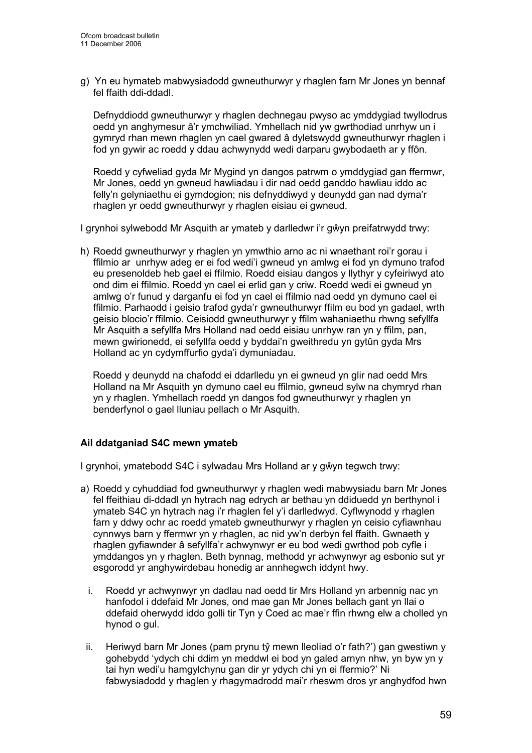g) Yn eu hymateb mabwysiadodd gwneuthurwyr y rhaglen farn Mr Jones yn bennaf fel ffaith ddi-ddadl.

   Defnyddiodd gwneuthurwyr y rhaglen dechnegau pwyso ac ymddygiad twyllodrus oedd yn anghymesur â'r ymchwiliad. Ymhellach nid yw gwrthodiad unrhyw un i gymryd rhan mewn rhaglen yn cael gwared â dyletswydd gwneuthurwyr rhaglen i fod yn gywir ac roedd y ddau achwynydd wedi darparu gwybodaeth ar y ffôn.

   Roedd y cyfweliad gyda Mr Mygind yn dangos patrwm o ymddygiad gan ffermwr, Mr Jones, oedd yn gwneud hawliadau i dir nad oedd ganddo hawliau iddo ac felly'n gelyniaethu ei gymdogion; nis defnyddiwyd y deunydd gan nad dyma'r rhaglen yr oedd gwneuthurwyr y rhaglen eisiau ei gwneud.

I grynhoi sylwebodd Mr Asquith ar ymateb y darlledwr i'r gŵyn preifatrwydd trwy:

h) Roedd gwneuthurwyr y rhaglen yn ymwthio arno ac ni wnaethant roi'r gorau i ffilmio ar unrhyw adeg er ei fod wedi'i gwneud yn amlwg ei fod yn dymuno trafod eu presenoldeb heb gael ei ffilmio. Roedd eisiau dangos y llythyr y cyfeiriwyd ato ond dim ei ffilmio. Roedd yn cael ei erlid gan y criw. Roedd wedi ei gwneud yn amlwg o'r funud y darganfu ei fod yn cael ei ffilmio nad oedd yn dymuno cael ei ffilmio. Parhaodd i geisio trafod gyda'r gwneuthurwyr ffilm eu bod yn gadael, wrth geisio blocio'r ffilmio. Ceisiodd gwneuthurwyr y ffilm wahaniaethu rhwng sefyllfa Mr Asquith a sefyllfa Mrs Holland nad oedd eisiau unrhyw ran yn y ffilm, pan, mewn gwirionedd, ei sefyllfa oedd y byddai'n gweithredu yn gytûn gyda Mrs Holland ac yn cydymffurfio gyda'i dymuniadau.

   Roedd y deunydd na chafodd ei ddarlledu yn ei gwneud yn glir nad oedd Mrs Holland na Mr Asquith yn dymuno cael eu ffilmio, gwneud sylw na chymryd rhan yn y rhaglen. Ymhellach roedd yn dangos fod gwneuthurwyr y rhaglen yn benderfynol o gael lluniau pellach o Mr Asquith.

### Ail ddatganiad S4C mewn ymateb

I grynhoi, ymatebodd S4C i sylwadau Mrs Holland ar y gŵyn tegwch trwy:

a) Roedd y cyhuddiad fod gwneuthurwyr y rhaglen wedi mabwysiadu barn Mr Jones fel ffeithiau di-ddadl yn hytrach nag edrych ar bethau yn ddiduedd yn berthynol i ymateb S4C yn hytrach nag i'r rhaglen fel y'i darlledwyd. Cyflwynodd y rhaglen farn y ddwy ochr ac roedd ymateb gwneuthurwyr y rhaglen yn ceisio cyfiawnhau cynnwys barn y ffermwr yn y rhaglen, ac nid yw'n derbyn fel ffaith. Gwnaeth y rhaglen gyfiawnder â sefyllfa'r achwynwyr er eu bod wedi gwrthod pob cyfle i ymddangos yn y rhaglen. Beth bynnag, methodd yr achwynwyr ag esbonio sut yr esgorodd yr anghywirdebau honedig ar annhegwch iddynt hwy.

   i. Roedd yr achwynwyr yn dadlau nad oedd tir Mrs Holland yn arbennig nac yn hanfodol i ddefaid Mr Jones, ond mae gan Mr Jones bellach gant yn llai o ddefaid oherwydd iddo golli tir Tyn y Coed ac mae'r ffin rhwng elw a cholled yn hynod o gul.

   ii. Heriwyd barn Mr Jones (pam prynu tŷ mewn lleoliad o'r fath?') gan gwestiwn y gohebydd 'ydych chi ddim yn meddwl ei bod yn galed arnyn nhw, yn byw yn y tai hyn wedi'u hamgylchynu gan dir yr ydych chi yn ei ffermio?' Ni fabwysiadodd y rhaglen y rhagymadrodd mai'r rheswm dros yr anghydfod hwn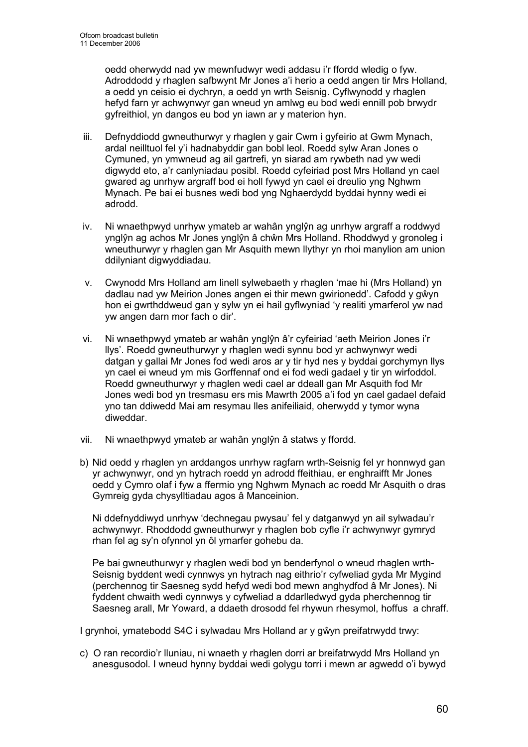oedd oherwydd nad yw mewnfudwyr wedi addasu i'r ffordd wledig o fyw. Adroddodd y rhaglen safbwynt Mr Jones a'i herio a oedd angen tir Mrs Holland, a oedd yn ceisio ei dychryn, a oedd yn wrth Seisnig. Cyflwynodd y rhaglen hefyd farn yr achwynwyr gan wneud yn amlwg eu bod wedi ennill pob brwydr gyfreithiol, yn dangos eu bod yn iawn ar y materion hyn.

iii. Defnyddiodd gwneuthurwyr y rhaglen y gair Cwm i gyfeirio at Gwm Mynach, ardal neilltuol fel y'i hadnabyddir gan bobl leol. Roedd sylw Aran Jones o Cymuned, yn ymwneud ag ail gartrefi, yn siarad am rywbeth nad yw wedi digwydd eto, a'r canlyniadau posibl. Roedd cyfeiriad post Mrs Holland yn cael gwared ag unrhyw argraff bod ei holl fywyd yn cael ei dreulio yng Nghwm Mynach. Pe bai ei busnes wedi bod yng Nghaerdydd byddai hynny wedi ei adrodd.

iv. Ni wnaethpwyd unrhyw ymateb ar wahân ynglŷn ag unrhyw argraff a roddwyd ynglŷn ag achos Mr Jones ynglŷn â chŵn Mrs Holland. Rhoddwyd y gronoleg i wneuthurwyr y rhaglen gan Mr Asquith mewn llythyr yn rhoi manylion am union ddilyniant digwyddiadau.

v. Cwynodd Mrs Holland am linell sylwebaeth y rhaglen 'mae hi (Mrs Holland) yn dadlau nad yw Meirion Jones angen ei thir mewn gwirionedd'. Cafodd y gŵyn hon ei gwrthddweud gan y sylw yn ei hail gyflwyniad 'y realiti ymarferol yw nad yw angen darn mor fach o dir'.

vi. Ni wnaethpwyd ymateb ar wahân ynglŷn â'r cyfeiriad 'aeth Meirion Jones i'r llys'. Roedd gwneuthurwyr y rhaglen wedi synnu bod yr achwynwyr wedi datgan y gallai Mr Jones fod wedi aros ar y tir hyd nes y byddai gorchymyn llys yn cael ei wneud ym mis Gorffennaf ond ei fod wedi gadael y tir yn wirfoddol. Roedd gwneuthurwyr y rhaglen wedi cael ar ddeall gan Mr Asquith fod Mr Jones wedi bod yn tresmasu ers mis Mawrth 2005 a'i fod yn cael gadael defaid yno tan ddiwedd Mai am resymau lles anifeiliaid, oherwydd y tymor wyna diweddar.

vii. Ni wnaethpwyd ymateb ar wahân ynglŷn â statws y ffordd.

b) Nid oedd y rhaglen yn arddangos unrhyw ragfarn wrth-Seisnig fel yr honnwyd gan yr achwynwyr, ond yn hytrach roedd yn adrodd ffeithiau, er enghraifft Mr Jones oedd y Cymro olaf i fyw a ffermio yng Nghwm Mynach ac roedd Mr Asquith o dras Gymreig gyda chysylltiadau agos â Manceinion.

Ni ddefnyddiwyd unrhyw 'dechnegau pwysau' fel y datganwyd yn ail sylwadau'r achwynwyr. Rhoddodd gwneuthurwyr y rhaglen bob cyfle i'r achwynwyr gymryd rhan fel ag sy'n ofynnol yn ôl ymarfer gohebu da.

Pe bai gwneuthurwyr y rhaglen wedi bod yn benderfynol o wneud rhaglen wrth-Seisnig byddent wedi cynnwys yn hytrach nag eithrio'r cyfweliad gyda Mr Mygind (perchennog tir Saesneg sydd hefyd wedi bod mewn anghydfod â Mr Jones). Ni fyddent chwaith wedi cynnwys y cyfweliad a ddarlledwyd gyda pherchennog tir Saesneg arall, Mr Yoward, a ddaeth drosodd fel rhywun rhesymol, hoffus a chraff.

I grynhoi, ymatebodd S4C i sylwadau Mrs Holland ar y gŵyn preifatrwydd trwy:

c) O ran recordio'r lluniau, ni wnaeth y rhaglen dorri ar breifatrwydd Mrs Holland yn anesgusodol. I wneud hynny byddai wedi golygu torri i mewn ar agwedd o'i bywyd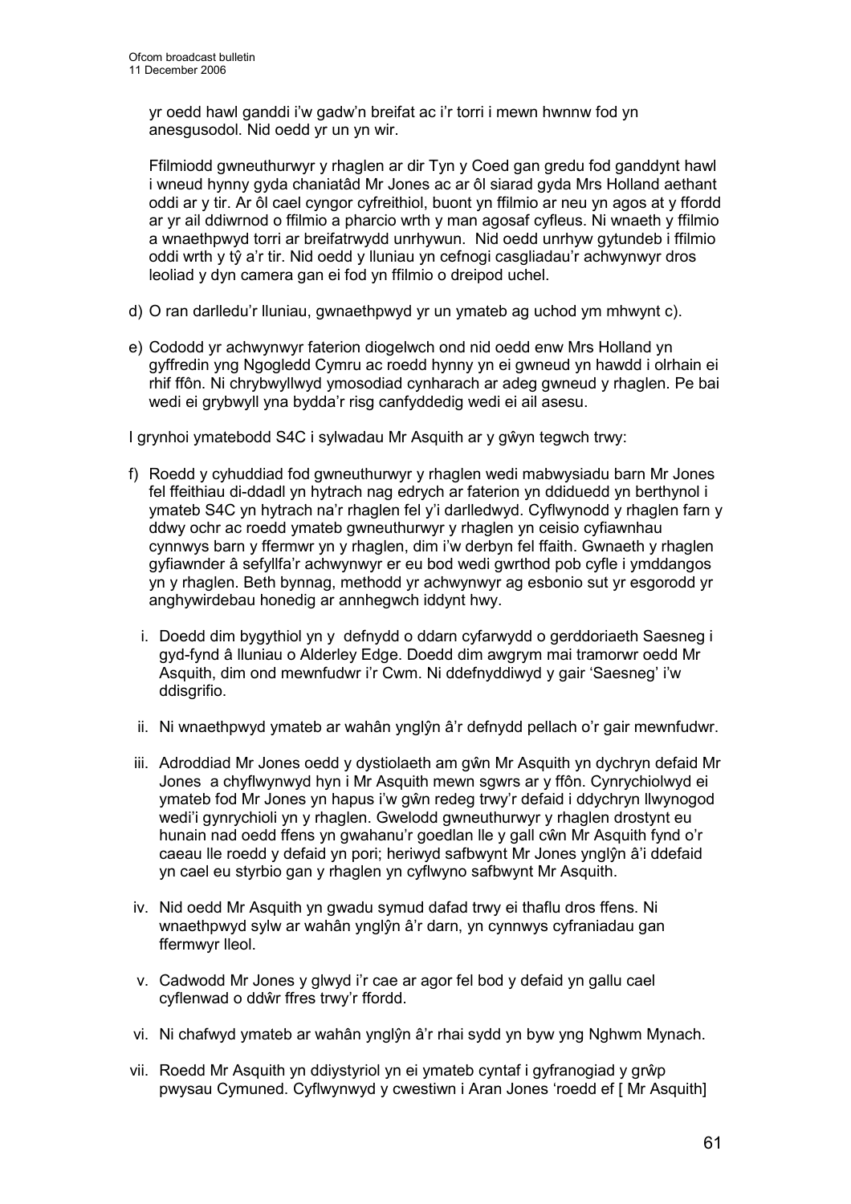yr oedd hawl ganddi i'w gadw'n breifat ac i'r torri i mewn hwnnw fod yn anesgusodol. Nid oedd yr un yn wir.

Ffilmiodd gwneuthurwyr y rhaglen ar dir Tyn y Coed gan gredu fod ganddynt hawl i wneud hynny gyda chaniatâd Mr Jones ac ar ôl siarad gyda Mrs Holland aethant oddi ar y tir. Ar ôl cael cyngor cyfreithiol, buont yn ffilmio ar neu yn agos at y ffordd ar yr ail ddiwrnod o ffilmio a pharcio wrth y man agosaf cyfleus. Ni wnaeth y ffilmio a wnaethpwyd torri ar breifatrwydd unrhywun. Nid oedd unrhyw gytundeb i ffilmio oddi wrth y tŷ a'r tir. Nid oedd y lluniau yn cefnogi casgliadau'r achwynwyr dros leoliad y dyn camera gan ei fod yn ffilmio o dreipod uchel.

d) O ran darlledu'r lluniau, gwnaethpwyd yr un ymateb ag uchod ym mhwynt c).

e) Cododd yr achwynwyr faterion diogelwch ond nid oedd enw Mrs Holland yn gyffredin yng Ngogledd Cymru ac roedd hynny yn ei gwneud yn hawdd i olrhain ei rhif ffôn. Ni chrybwyllwyd ymosodiad cynharach ar adeg gwneud y rhaglen. Pe bai wedi ei grybwyll yna bydda'r risg canfyddedig wedi ei ail asesu.

I grynhoi ymatebodd S4C i sylwadau Mr Asquith ar y gŵyn tegwch trwy:

f) Roedd y cyhuddiad fod gwneuthurwyr y rhaglen wedi mabwysiadu barn Mr Jones fel ffeithiau di-ddadl yn hytrach nag edrych ar faterion yn ddiduedd yn berthynol i ymateb S4C yn hytrach na'r rhaglen fel y'i darllewyd. Cyflwynodd y rhaglen farn y ddwy ochr ac roedd ymateb gwneuthurwyr y rhaglen yn ceisio cyfiawnhau cynnwys barn y ffermwr yn y rhaglen, dim i'w derbyn fel ffaith. Gwnaeth y rhaglen gyfiawnder â sefyllfa'r achwynwyr er eu bod wedi gwrthod pob cyfle i ymddangos yn y rhaglen. Beth bynnag, methodd yr achwynwyr ag esbonio sut yr esgorodd yr anghywirdebau honedig ar annhegwch iddynt hwy.

   i. Doedd dim bygythiol yn y defnydd o ddarn cyfarwydd o gerddoriaeth Saesneg i gyd-fynd â lluniau o Alderley Edge. Doedd dim awgrym mai tramorwr oedd Mr Asquith, dim ond mewnfudwr i'r Cwm. Ni ddefnyddiwyd y gair 'Saesneg' i'w ddisgrifio.

   ii. Ni wnaethpwyd ymateb ar wahân ynglŷn â'r defnydd pellach o'r gair mewnfudwr.

   iii. Adroddiad Mr Jones oedd y dystiolaeth am gŵn Mr Asquith yn dychryn defaid Mr Jones a chyflwynwyd hyn i Mr Asquith mewn sgwrs ar y ffôn. Cynrychiolwyd ei ymateb fod Mr Jones yn hapus i'w gŵn redeg trwy'r defaid i ddychryn llwynogod wedi'i gynrychioli yn y rhaglen. Gwelodd gwneuthurwyr y rhaglen drostynt eu hunain nad oedd ffens yn gwahanu'r goedlan lle y gall cŵn Mr Asquith fynd o'r caeau lle roedd y defaid yn pori; heriwyd safbwynt Mr Jones ynglŷn â'i ddefaid yn cael eu styrbio gan y rhaglen yn cyflwyno safbwynt Mr Asquith.

   iv. Nid oedd Mr Asquith yn gwadu symud dafad trwy ei thaflu dros ffens. Ni wnaethpwyd sylw ar wahân ynglŷn â'r darn, yn cynnwys cyfraniadau gan ffermwyr lleol.

   v. Cadwodd Mr Jones y glwyd i'r cae ar agor fel bod y defaid yn gallu cael cyflenwad o ddŵr ffres trwy'r ffordd.

   vi. Ni chafwyd ymateb ar wahân ynglŷn â'r rhai sydd yn byw yng Nghwm Mynach.

   vii. Roedd Mr Asquith yn ddiystyriol yn ei ymateb cyntaf i gyfranogiad y grŵp pwysau Cymuned. Cyflwynwyd y cwestiwn i Aran Jones 'roedd ef [ Mr Asquith]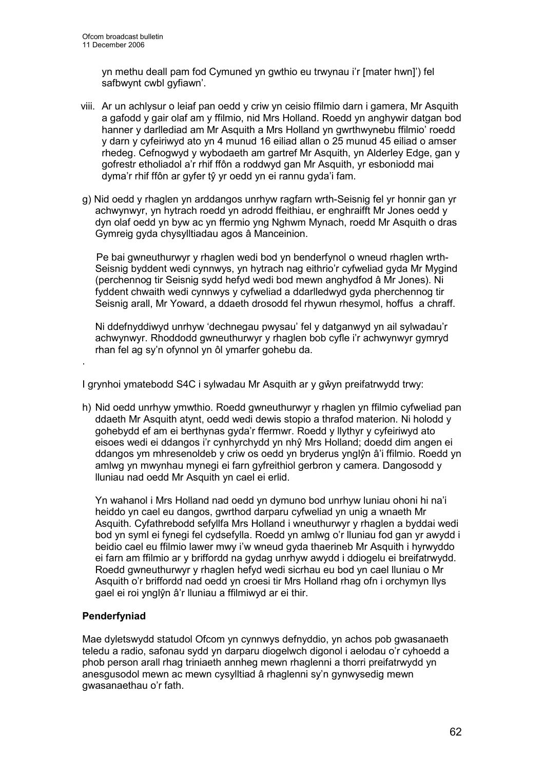yn methu deall pam fod Cymuned yn gwthio eu trwynau i'r [mater hwn]') fel safbwynt cwbl gyfiawn'.

viii. Ar un achlysur o leiaf pan oedd y criw yn ceisio ffilmio darn i gamera, Mr Asquith a gafodd y gair olaf am y ffilmio, nid Mrs Holland. Roedd yn anghywir datgan bod hanner y darllediad am Mr Asquith a Mrs Holland yn gwrthwynebu ffilmio' roedd y darn y cyfeiriwyd ato yn 4 munud 16 eiliad allan o 25 munud 45 eiliad o amser rhedeg. Cefnogwyd y wybodaeth am gartref Mr Asquith, yn Alderley Edge, gan y gofrestr etholiadol a'r rhif ffôn a roddwyd gan Mr Asquith, yr esboniodd mai dyma'r rhif ffôn ar gyfer tŷ yr oedd yn ei rannu gyda'i fam.

g) Nid oedd y rhaglen yn arddangos unrhyw ragfarn wrth-Seisnig fel yr honnir gan yr achwynwyr, yn hytrach roedd yn adrodd ffeithiau, er enghraifft Mr Jones oedd y dyn olaf oedd yn byw ac yn ffermio yng Nghwm Mynach, roedd Mr Asquith o dras Gymreig gyda chysylltiadau agos â Manceinion.

   Pe bai gwneuthurwyr y rhaglen wedi bod yn benderfynol o wneud rhaglen wrth-Seisnig byddent wedi cynnwys, yn hytrach nag eithrio'r cyfweliad gyda Mr Mygind (perchennog tir Seisnig sydd hefyd wedi bod mewn anghydfod â Mr Jones). Ni fyddent chwaith wedi cynnwys y cyfweliad a ddarlledwyd gyda pherchennog tir Seisnig arall, Mr Yoward, a ddaeth drosodd fel rhywun rhesymol, hoffus a chraff.

   Ni ddefnyddiwyd unrhyw 'dechnegau pwysau' fel y datganwyd yn ail sylwadau'r achwynwyr. Rhoddodd gwneuthurwyr y rhaglen bob cyfle i'r achwynwyr gymryd rhan fel ag sy'n ofynnol yn ôl ymarfer gohebu da.

.

I grynhoi ymatebodd S4C i sylwadau Mr Asquith ar y gŵyn preifatrwydd trwy:

h) Nid oedd unrhyw ymwthio. Roedd gwneuthurwyr y rhaglen yn ffilmio cyfweliad pan ddaeth Mr Asquith atynt, oedd wedi dewis stopio a thrafod materion. Ni holodd y gohebydd ef am ei berthynas gyda'r ffermwr. Roedd y llythyr y cyfeiriwyd ato eisoes wedi ei ddangos i'r cynhyrchydd yn nhŷ Mrs Holland; doedd dim angen ei ddangos ym mhresenoldeb y criw os oedd yn bryderus ynglŷn â'i ffilmio. Roedd yn amlwg yn mwynhau mynegi ei farn gyfreithiol gerbron y camera. Dangosodd y lluniau nad oedd Mr Asquith yn cael ei erlid.

   Yn wahanol i Mrs Holland nad oedd yn dymuno bod unrhyw luniau ohoni hi na'i heiddo yn cael eu dangos, gwrthod darparu cyfweliad yn unig a wnaeth Mr Asquith. Cyfathrebodd sefyllfa Mrs Holland i wneuthurwyr y rhaglen a byddai wedi bod yn syml ei fynegi fel cydsefylla. Roedd yn amlwg o'r lluniau fod gan yr awydd i beidio cael eu ffilmio lawer mwy i'w wneud gyda thaerineb Mr Asquith i hyrwyddo ei farn am ffilmio ar y briffordd na gydag unrhyw awydd i ddiogelu ei breifatrwydd. Roedd gwneuthurwyr y rhaglen hefyd wedi sicrhau eu bod yn cael lluniau o Mr Asquith o'r briffordd nad oedd yn croesi tir Mrs Holland rhag ofn i orchymyn llys gael ei roi ynglŷn â'r lluniau a ffilmiwyd ar ei thir.

**Penderfyniad**

Mae dyletswydd statudol Ofcom yn cynnwys defnyddio, yn achos pob gwasanaeth teledu a radio, safonau sydd yn darparu diogelwch digonol i aelodau o'r cyhoedd a phob person arall rhag triniaeth annheg mewn rhaglenni a thorri preifatrwydd yn anesgusodol mewn ac mewn cysylltiad â rhaglenni sy'n gynwysedig mewn gwasanaethau o'r fath.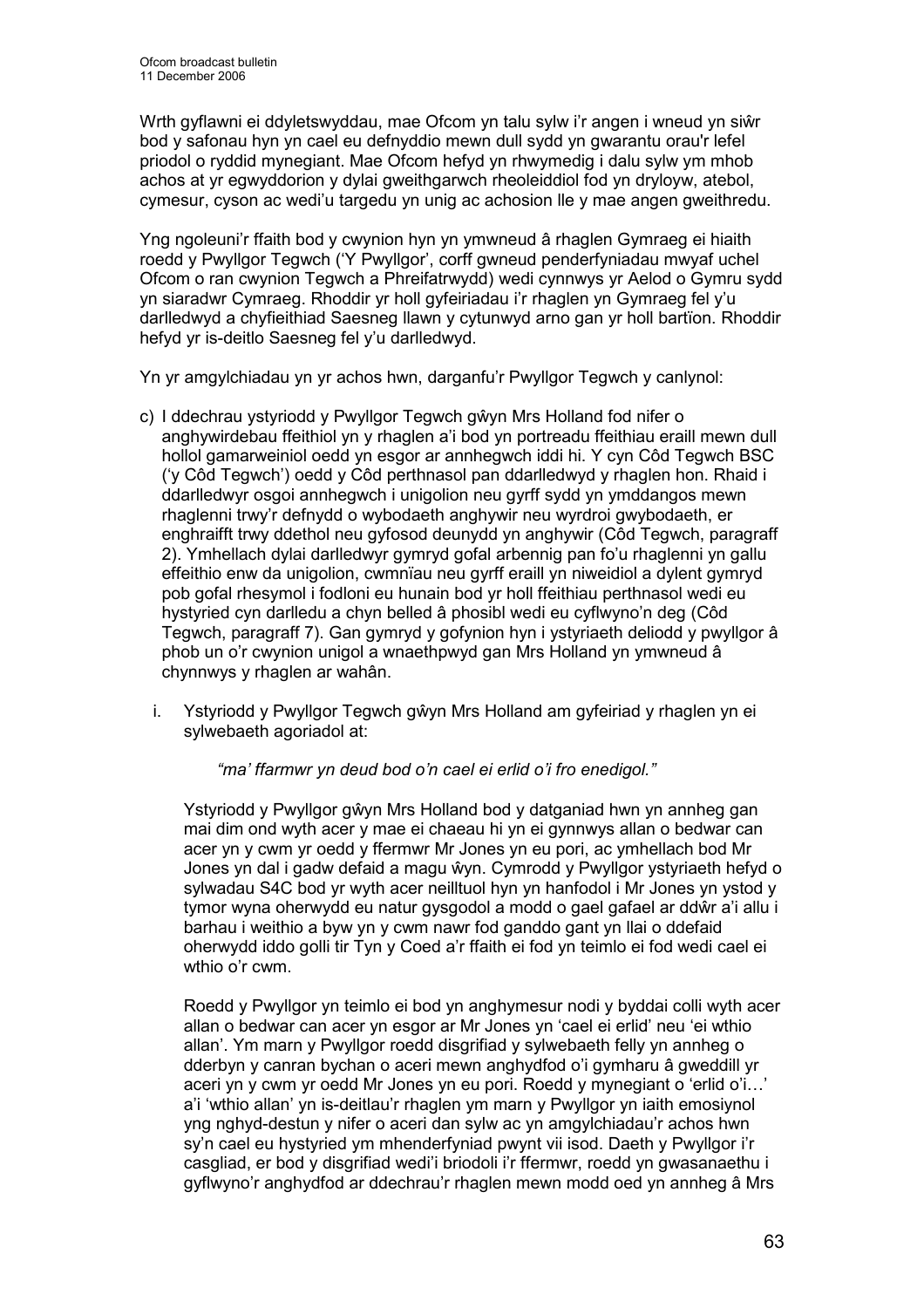Wrth gyflawni ei ddyletswyddau, mae Ofcom yn talu sylw i'r angen i wneud yn siŵr bod y safonau hyn yn cael eu defnyddio mewn dull sydd yn gwarantu orau'r lefel priodol o ryddid mynegiant. Mae Ofcom hefyd yn rhwymedig i dalu sylw ym mhob achos at yr egwyddorion y dylai gweithgarwch rheoleiddiol fod yn dryloyw, atebol, cymesur, cyson ac wedi'u targedu yn unig ac achosion lle y mae angen gweithredu.

Yng ngoleuni'r ffaith bod y cwynion hyn yn ymwneud â rhaglen Gymraeg ei hiaith roedd y Pwyllgor Tegwch ('Y Pwyllgor', corff gwneud penderfyniadau mwyaf uchel Ofcom o ran cwynion Tegwch a Phreifatrwydd) wedi cynnwys yr Aelod o Gymru sydd yn siaradwr Cymraeg. Rhoddir yr holl gyfeiriadau i'r rhaglen yn Gymraeg fel y'u darlledwyd a chyfieithiad Saesneg llawn y cytunwyd arno gan yr holl bartïon. Rhoddir hefyd yr is-deitlo Saesneg fel y'u darlledwyd.

Yn yr amgylchiadau yn yr achos hwn, darganfu'r Pwyllgor Tegwch y canlynol:

c) I ddechrau ystyriodd y Pwyllgor Tegwch gŵyn Mrs Holland fod nifer o anghywirdebau ffeithiol yn y rhaglen a'i bod yn portreadu ffeithiau eraill mewn dull hollol gamarweiniol oedd yn esgor ar annhegwch iddi hi. Y cyn Côd Tegwch BSC ('y Côd Tegwch') oedd y Côd perthnasol pan ddarlledwyd y rhaglen hon. Rhaid i ddarlledwyr osgoi annhegwch i unigolion neu gyrff sydd yn ymddangos mewn rhaglenni trwy'r defnydd o wybodaeth anghywir neu wyrdroi gwybodaeth, er enghraifft trwy ddethol neu gyfosod deunydd yn anghywir (Côd Tegwch, paragraff 2). Ymhellach dylai darlledwyr gymryd gofal arbennig pan fo'u rhaglenni yn gallu effeithio enw da unigolion, cwmnïau neu gyrff eraill yn niweidiol a dylent gymryd pob gofal rhesymol i fodloni eu hunain bod yr holl ffeithiau perthnasol wedi eu hystyried cyn darlledu a chyn belled â phosibl wedi eu cyflwyno'n deg (Côd Tegwch, paragraff 7). Gan gymryd y gofynion hyn i ystyriaeth deliodd y pwyllgor â phob un o'r cwynion unigol a wnaethpwyd gan Mrs Holland yn ymwneud â chynnwys y rhaglen ar wahân.

   i. Ystyriodd y Pwyllgor Tegwch gŵyn Mrs Holland am gyfeiriad y rhaglen yn ei sylwebaeth agoriadol at:

      *"ma' ffarmwr yn deud bod o'n cael ei erlid o'i fro enedigol."*

      Ystyriodd y Pwyllgor gŵyn Mrs Holland bod y datganiad hwn yn annheg gan mai dim ond wyth acer y mae ei chaeau hi yn ei gynnwys allan o bedwar can acer yn y cwm yr oedd y ffermwr Mr Jones yn eu pori, ac ymhellach bod Mr Jones yn dal i gadw defaid a magu ŵyn. Cymrodd y Pwyllgor ystyriaeth hefyd o sylwadau S4C bod yr wyth acer neilltuol hyn yn hanfodol i Mr Jones yn ystod y tymor wyna oherwydd eu natur gysgodol a modd o gael gafael ar ddŵr a'i allu i barhau i weithio a byw yn y cwm nawr fod ganddo gant yn llai o ddefaid oherwydd iddo golli tir Tyn y Coed a'r ffaith ei fod yn teimlo ei fod wedi cael ei wthio o'r cwm.

      Roedd y Pwyllgor yn teimlo ei bod yn anghymesur nodi y byddai colli wyth acer allan o bedwar can acer yn esgor ar Mr Jones yn 'cael ei erlid' neu 'ei wthio allan'. Ym marn y Pwyllgor roedd disgrifiad y sylwebaeth felly yn annheg o dderbyn y canran bychan o aceri mewn anghydfod o'i gymharu â gweddill yr aceri yn y cwm yr oedd Mr Jones yn eu pori. Roedd y mynegiant o 'erlid o'i…' a'i 'wthio allan' yn is-deitlau'r rhaglen ym marn y Pwyllgor yn iaith emosiynol yng nghyd-destun y nifer o aceri dan sylw ac yn amgylchiadau'r achos hwn sy'n cael eu hystyried ym mhenderfyniad pwynt vii isod. Daeth y Pwyllgor i'r casgliad, er bod y disgrifiad wedi'i briodoli i'r ffermwr, roedd yn gwasanaethu i gyflwyno'r anghydfod ar ddechrau'r rhaglen mewn modd oed yn annheg â Mrs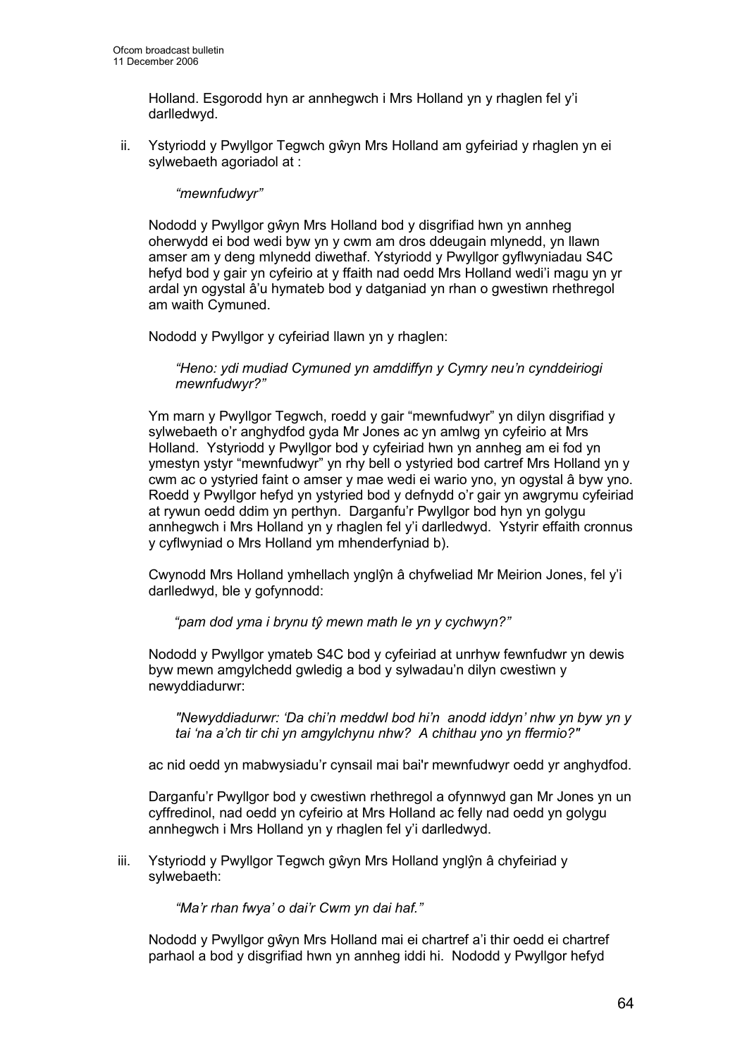Holland. Esgorodd hyn ar annhegwch i Mrs Holland yn y rhaglen fel y'i darlledwyd.

ii. Ystyriodd y Pwyllgor Tegwch gŵyn Mrs Holland am gyfeiriad y rhaglen yn ei sylwebaeth agoriadol at :

*"mewnfudwyr"*

Nododd y Pwyllgor gŵyn Mrs Holland bod y disgrifiad hwn yn annheg oherwydd ei bod wedi byw yn y cwm am dros ddeugain mlynedd, yn llawn amser am y deng mlynedd diwethaf. Ystyriodd y Pwyllgor gyflwyniadau S4C hefyd bod y gair yn cyfeirio at y ffaith nad oedd Mrs Holland wedi'i magu yn yr ardal yn ogystal â'u hymateb bod y datganiad yn rhan o gwestiwn rhethregol am waith Cymuned.

Nododd y Pwyllgor y cyfeiriad llawn yn y rhaglen:

*"Heno: ydi mudiad Cymuned yn amddiffyn y Cymry neu'n cynddeiriogi mewnfudwyr?"*

Ym marn y Pwyllgor Tegwch, roedd y gair "mewnfudwyr" yn dilyn disgrifiad y sylwebaeth o'r anghydfod gyda Mr Jones ac yn amlwg yn cyfeirio at Mrs Holland. Ystyriodd y Pwyllgor bod y cyfeiriad hwn yn annheg am ei fod yn ymestyn ystyr "mewnfudwyr" yn rhy bell o ystyried bod cartref Mrs Holland yn y cwm ac o ystyried faint o amser y mae wedi ei wario yno, yn ogystal â byw yno. Roedd y Pwyllgor hefyd yn ystyried bod y defnydd o'r gair yn awgrymu cyfeiriad at rywun oedd ddim yn perthyn. Darganfu'r Pwyllgor bod hyn yn golygu annhegwch i Mrs Holland yn y rhaglen fel y'i darlledwyd. Ystyrir effaith cronnus y cyflwyniad o Mrs Holland ym mhenderfyniad b).

Cwynodd Mrs Holland ymhellach ynglŷn â chyfweliad Mr Meirion Jones, fel y'i darlledwyd, ble y gofynnodd:

*"pam dod yma i brynu tŷ mewn math le yn y cychwyn?"*

Nododd y Pwyllgor ymateb S4C bod y cyfeiriad at unrhyw fewnfudwr yn dewis byw mewn amgylchedd gwledig a bod y sylwadau'n dilyn cwestiwn y newyddiadurwr:

*"Newyddiadurwr: 'Da chi'n meddwl bod hi'n anodd iddyn' nhw yn byw yn y tai 'na a'ch tir chi yn amgylchynu nhw? A chithau yno yn ffermio?"*

ac nid oedd yn mabwysiadu'r cynsail mai bai'r mewnfudwyr oedd yr anghydfod.

Darganfu'r Pwyllgor bod y cwestiwn rhethregol a ofynnwyd gan Mr Jones yn un cyffredinol, nad oedd yn cyfeirio at Mrs Holland ac felly nad oedd yn golygu annhegwch i Mrs Holland yn y rhaglen fel y'i darlledwyd.

iii. Ystyriodd y Pwyllgor Tegwch gŵyn Mrs Holland ynglŷn â chyfeiriad y sylwebaeth:

*"Ma'r rhan fwya' o dai'r Cwm yn dai haf."*

Nododd y Pwyllgor gŵyn Mrs Holland mai ei chartref a'i thir oedd ei chartref parhaol a bod y disgrifiad hwn yn annheg iddi hi. Nododd y Pwyllgor hefyd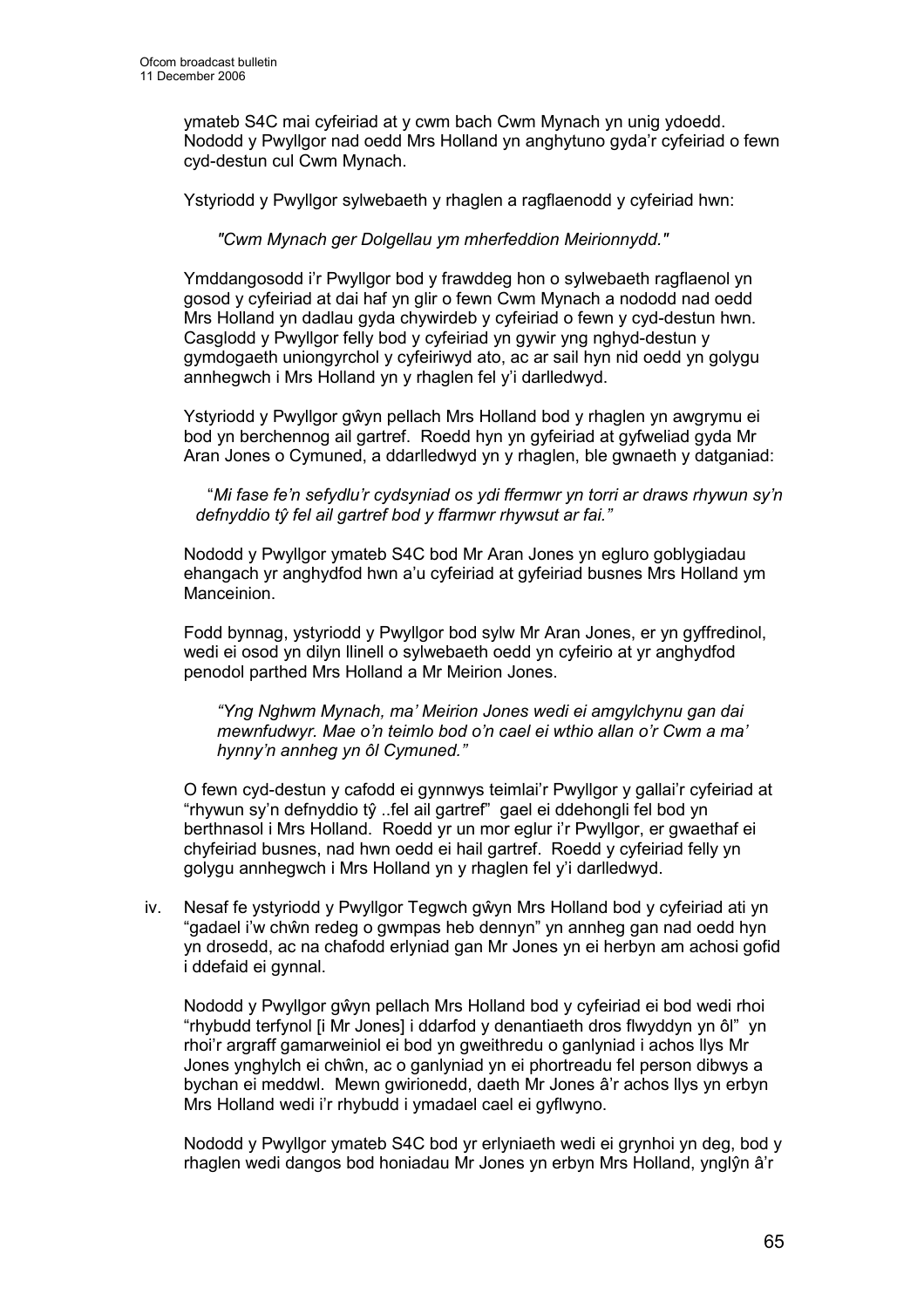ymateb S4C mai cyfeiriad at y cwm bach Cwm Mynach yn unig ydoedd. Nododd y Pwyllgor nad oedd Mrs Holland yn anghytuno gyda'r cyfeiriad o fewn cyd-destun cul Cwm Mynach.

Ystyriodd y Pwyllgor sylwebaeth y rhaglen a ragflaenodd y cyfeiriad hwn:

*"Cwm Mynach ger Dolgellau ym mherfeddion Meirionnydd."*

Ymddangosodd i'r Pwyllgor bod y frawddeg hon o sylwebaeth ragflaenol yn gosod y cyfeiriad at dai haf yn glir o fewn Cwm Mynach a nododd nad oedd Mrs Holland yn dadlau gyda chywirdeb y cyfeiriad o fewn y cyd-destun hwn. Casglodd y Pwyllgor felly bod y cyfeiriad yn gywir yng nghyd-destun y gymdogaeth uniongyrchol y cyfeiriwyd ato, ac ar sail hyn nid oedd yn golygu annhegwch i Mrs Holland yn y rhaglen fel y'i darlledwyd.

Ystyriodd y Pwyllgor gŵyn pellach Mrs Holland bod y rhaglen yn awgrymu ei bod yn berchennog ail gartref. Roedd hyn yn gyfeiriad at gyfweliad gyda Mr Aran Jones o Cymuned, a ddarlledwyd yn y rhaglen, ble gwnaeth y datganiad:

"*Mi fase fe'n sefydlu'r cydsyniad os ydi ffermwr yn torri ar draws rhywun sy'n defnyddio tŷ fel ail gartref bod y ffarmwr rhywsut ar fai.*"

Nododd y Pwyllgor ymateb S4C bod Mr Aran Jones yn egluro goblygiadau ehangach yr anghydfod hwn a'u cyfeiriad at gyfeiriad busnes Mrs Holland ym Manceinion.

Fodd bynnag, ystyriodd y Pwyllgor bod sylw Mr Aran Jones, er yn gyffredinol, wedi ei osod yn dilyn llinell o sylwebaeth oedd yn cyfeirio at yr anghydfod penodol parthed Mrs Holland a Mr Meirion Jones.

*"Yng Nghwm Mynach, ma' Meirion Jones wedi ei amgylchynu gan dai mewnfudwyr. Mae o'n teimlo bod o'n cael ei wthio allan o'r Cwm a ma' hynny'n annheg yn ôl Cymuned."*

O fewn cyd-destun y cafodd ei gynnwys teimlai'r Pwyllgor y gallai'r cyfeiriad at "rhywun sy'n defnyddio tŷ ..fel ail gartref" gael ei ddehongli fel bod yn berthnasol i Mrs Holland. Roedd yr un mor eglur i'r Pwyllgor, er gwaethaf ei chyfeiriad busnes, nad hwn oedd ei hail gartref. Roedd y cyfeiriad felly yn golygu annhegwch i Mrs Holland yn y rhaglen fel y'i darlledwyd.

iv. Nesaf fe ystyriodd y Pwyllgor Tegwch gŵyn Mrs Holland bod y cyfeiriad ati yn "gadael i'w chŵn redeg o gwmpas heb dennyn" yn annheg gan nad oedd hyn yn drosedd, ac na chafodd erlyniad gan Mr Jones yn ei herbyn am achosi gofid i ddefaid ei gynnal.

Nododd y Pwyllgor gŵyn pellach Mrs Holland bod y cyfeiriad ei bod wedi rhoi "rhybudd terfynol [i Mr Jones] i ddarfod y denantiaeth dros flwyddyn yn ôl" yn rhoi'r argraff gamarweiniol ei bod yn gweithredu o ganlyniad i achos llys Mr Jones ynghylch ei chŵn, ac o ganlyniad yn ei phortreadu fel person dibwys a bychan ei meddwl. Mewn gwirionedd, daeth Mr Jones â'r achos llys yn erbyn Mrs Holland wedi i'r rhybudd i ymadael cael ei gyflwyno.

Nododd y Pwyllgor ymateb S4C bod yr erlyniaeth wedi ei grynhoi yn deg, bod y rhaglen wedi dangos bod honiadau Mr Jones yn erbyn Mrs Holland, ynglŷn â'r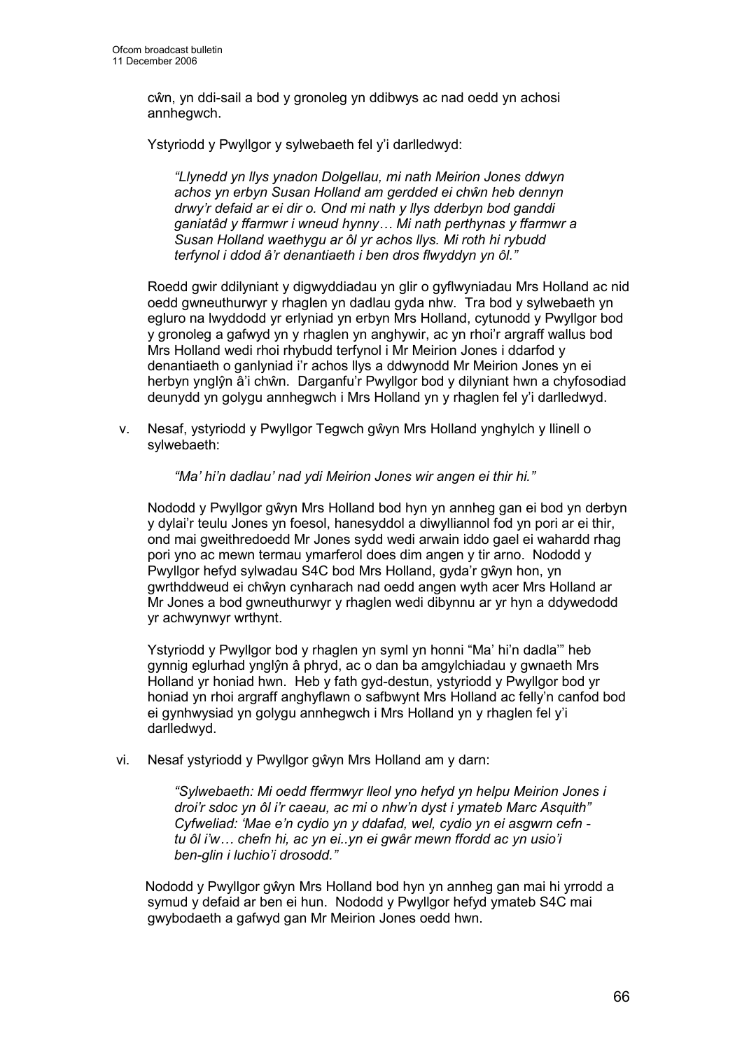cŵn, yn ddi-sail a bod y gronoleg yn ddibwys ac nad oedd yn achosi annhegwch.

Ystyriodd y Pwyllgor y sylwebaeth fel y'i darlledwyd:

> *"Llynedd yn llys ynadon Dolgellau, mi nath Meirion Jones ddwyn achos yn erbyn Susan Holland am gerdded ei chŵn heb dennyn drwy'r defaid ar ei dir o. Ond mi nath y llys dderbyn bod ganddi ganiatâd y ffarmwr i wneud hynny… Mi nath perthynas y ffarmwr a Susan Holland waethygu ar ôl yr achos llys. Mi roth hi rybudd terfynol i ddod â'r denantiaeth i ben dros flwyddyn yn ôl."*

Roedd gwir ddilyniant y digwyddiadau yn glir o gyflwyniadau Mrs Holland ac nid oedd gwneuthurwyr y rhaglen yn dadlau gyda nhw. Tra bod y sylwebaeth yn egluro na lwyddodd yr erlyniad yn erbyn Mrs Holland, cytunodd y Pwyllgor bod y gronoleg a gafwyd yn y rhaglen yn anghywir, ac yn rhoi'r argraff wallus bod Mrs Holland wedi rhoi rhybudd terfynol i Mr Meirion Jones i ddarfod y denantiaeth o ganlyniad i'r achos llys a ddwynodd Mr Meirion Jones yn ei herbyn ynglŷn â'i chŵn. Darganfu'r Pwyllgor bod y dilyniant hwn a chyfosodiad deunydd yn golygu annhegwch i Mrs Holland yn y rhaglen fel y'i darlledwyd.

v. Nesaf, ystyriodd y Pwyllgor Tegwch gŵyn Mrs Holland ynghylch y llinell o sylwebaeth:

> *"Ma' hi'n dadlau' nad ydi Meirion Jones wir angen ei thir hi."*

Nododd y Pwyllgor gŵyn Mrs Holland bod hyn yn annheg gan ei bod yn derbyn y dylai'r teulu Jones yn foesol, hanesyddol a diwylliannol fod yn pori ar ei thir, ond mai gweithredoedd Mr Jones sydd wedi arwain iddo gael ei wahardd rhag pori yno ac mewn termau ymarferol does dim angen y tir arno. Nododd y Pwyllgor hefyd sylwadau S4C bod Mrs Holland, gyda'r gŵyn hon, yn gwrthddweud ei chŵyn cynharach nad oedd angen wyth acer Mrs Holland ar Mr Jones a bod gwneuthurwyr y rhaglen wedi dibynnu ar yr hyn a ddywedodd yr achwynwyr wrthynt.

Ystyriodd y Pwyllgor bod y rhaglen yn syml yn honni "Ma' hi'n dadla'" heb gynnig eglurhad ynglŷn â phryd, ac o dan ba amgylchiadau y gwnaeth Mrs Holland yr honiad hwn. Heb y fath gyd-destun, ystyriodd y Pwyllgor bod yr honiad yn rhoi argraff anghyflawn o safbwynt Mrs Holland ac felly'n canfod bod ei gynhwysiad yn golygu annhegwch i Mrs Holland yn y rhaglen fel y'i darlledwyd.

vi. Nesaf ystyriodd y Pwyllgor gŵyn Mrs Holland am y darn:

> *"Sylwebaeth: Mi oedd ffermwyr lleol yno hefyd yn helpu Meirion Jones i droi'r sdoc yn ôl i'r caeau, ac mi o nhw'n dyst i ymateb Marc Asquith" Cyfweliad: 'Mae e'n cydio yn y ddafad, wel, cydio yn ei asgwrn cefn - tu ôl i'w… chefn hi, ac yn ei..yn ei gwâr mewn ffordd ac yn usio'i ben-glin i luchio'i drosodd."*

Nododd y Pwyllgor gŵyn Mrs Holland bod hyn yn annheg gan mai hi yrrodd a symud y defaid ar ben ei hun. Nododd y Pwyllgor hefyd ymateb S4C mai gwybodaeth a gafwyd gan Mr Meirion Jones oedd hwn.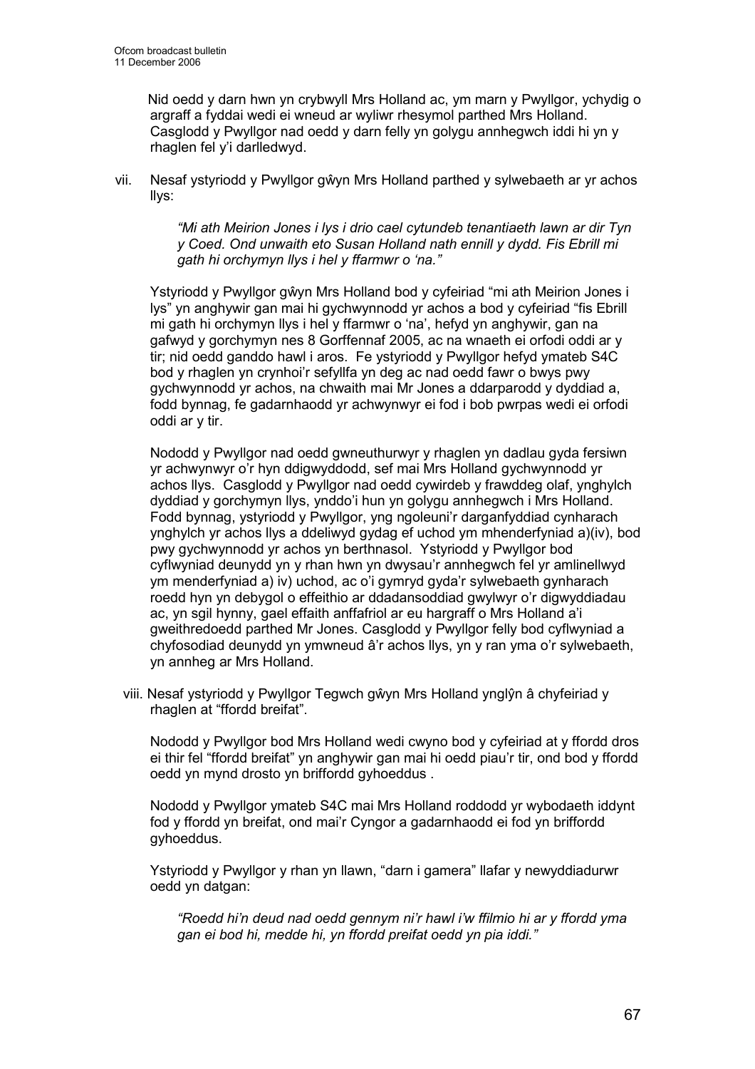Nid oedd y darn hwn yn crybwyll Mrs Holland ac, ym marn y Pwyllgor, ychydig o argraff a fyddai wedi ei wneud ar wyliwr rhesymol parthed Mrs Holland. Casglodd y Pwyllgor nad oedd y darn felly yn golygu annhegwch iddi hi yn y rhaglen fel y'i darlledwyd.

vii. Nesaf ystyriodd y Pwyllgor gŵyn Mrs Holland parthed y sylwebaeth ar yr achos llys:

> *"Mi ath Meirion Jones i lys i drio cael cytundeb tenantiaeth lawn ar dir Tyn y Coed. Ond unwaith eto Susan Holland nath ennill y dydd. Fis Ebrill mi gath hi orchymyn llys i hel y ffarmwr o 'na."*

Ystyriodd y Pwyllgor gŵyn Mrs Holland bod y cyfeiriad "mi ath Meirion Jones i lys" yn anghywir gan mai hi gychwynnodd yr achos a bod y cyfeiriad "fis Ebrill mi gath hi orchymyn llys i hel y ffarmwr o 'na', hefyd yn anghywir, gan na gafwyd y gorchymyn nes 8 Gorffennaf 2005, ac na wnaeth ei orfodi oddi ar y tir; nid oedd ganddo hawl i aros. Fe ystyriodd y Pwyllgor hefyd ymateb S4C bod y rhaglen yn crynhoi'r sefyllfa yn deg ac nad oedd fawr o bwys pwy gychwynnodd yr achos, na chwaith mai Mr Jones a ddarparodd y dyddiad a, fodd bynnag, fe gadarnhaodd yr achwynwyr ei fod i bob pwrpas wedi ei orfodi oddi ar y tir.

Nododd y Pwyllgor nad oedd gwneuthurwyr y rhaglen yn dadlau gyda fersiwn yr achwynwyr o'r hyn ddigwyddodd, sef mai Mrs Holland gychwynnodd yr achos llys. Casglodd y Pwyllgor nad oedd cywirdeb y frawddeg olaf, ynghylch dyddiad y gorchymyn llys, ynddo'i hun yn golygu annhegwch i Mrs Holland. Fodd bynnag, ystyriodd y Pwyllgor, yng ngoleuni'r darganfyddiad cynharach ynghylch yr achos llys a ddeliwyd gydag ef uchod ym mhenderfyniad a)(iv), bod pwy gychwynnodd yr achos yn berthnasol. Ystyriodd y Pwyllgor bod cyflwyniad deunydd yn y rhan hwn yn dwysau'r annhegwch fel yr amlinellwyd ym menderfyniad a) iv) uchod, ac o'i gymryd gyda'r sylwebaeth gynharach roedd hyn yn debygol o effeithio ar ddadansoddiad gwylwyr o'r digwyddiadau ac, yn sgil hynny, gael effaith anffafriol ar eu hargraff o Mrs Holland a'i gweithredoedd parthed Mr Jones. Casglodd y Pwyllgor felly bod cyflwyniad a chyfosodiad deunydd yn ymwneud â'r achos llys, yn y ran yma o'r sylwebaeth, yn annheg ar Mrs Holland.

viii. Nesaf ystyriodd y Pwyllgor Tegwch gŵyn Mrs Holland ynglŷn â chyfeiriad y rhaglen at "ffordd breifat".

Nododd y Pwyllgor bod Mrs Holland wedi cwyno bod y cyfeiriad at y ffordd dros ei thir fel "ffordd breifat" yn anghywir gan mai hi oedd piau'r tir, ond bod y ffordd oedd yn mynd drosto yn briffordd gyhoeddus .

Nododd y Pwyllgor ymateb S4C mai Mrs Holland roddodd yr wybodaeth iddynt fod y ffordd yn breifat, ond mai'r Cyngor a gadarnhaodd ei fod yn briffordd gyhoeddus.

Ystyriodd y Pwyllgor y rhan yn llawn, "darn i gamera" llafar y newyddiadurwr oedd yn datgan:

> *"Roedd hi'n deud nad oedd gennym ni'r hawl i'w ffilmio hi ar y ffordd yma gan ei bod hi, medde hi, yn ffordd preifat oedd yn pia iddi."*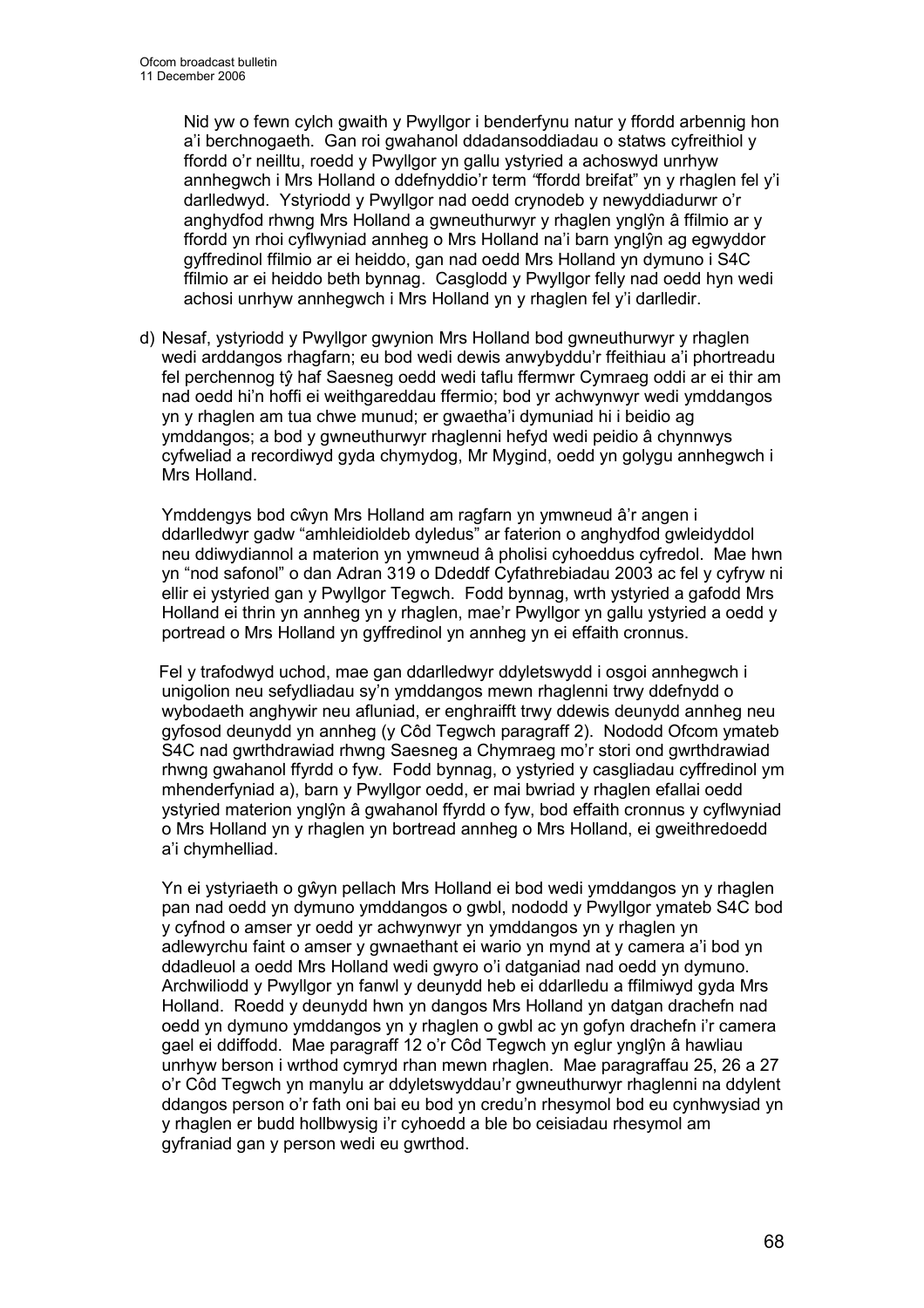Nid yw o fewn cylch gwaith y Pwyllgor i benderfynu natur y ffordd arbennig hon a'i berchnogaeth. Gan roi gwahanol ddadansoddiadau o statws cyfreithiol y ffordd o'r neilltu, roedd y Pwyllgor yn gallu ystyried a achoswyd unrhyw annhegwch i Mrs Holland o ddefnyddio'r term "ffordd breifat" yn y rhaglen fel y'i darlledwyd. Ystyriodd y Pwyllgor nad oedd crynodeb y newyddiadurwr o'r anghydfod rhwng Mrs Holland a gwneuthurwyr y rhaglen ynglŷn â ffilmio ar y ffordd yn rhoi cyflwyniad annheg o Mrs Holland na'i barn ynglŷn ag egwyddor gyffredinol ffilmio ar ei heiddo, gan nad oedd Mrs Holland yn dymuno i S4C ffilmio ar ei heiddo beth bynnag. Casglodd y Pwyllgor felly nad oedd hyn wedi achosi unrhyw annhegwch i Mrs Holland yn y rhaglen fel y'i darlledir.

d) Nesaf, ystyriodd y Pwyllgor gwynion Mrs Holland bod gwneuthurwyr y rhaglen wedi arddangos rhagfarn; eu bod wedi dewis anwybyddu'r ffeithiau a'i phortreadu fel perchennog tŷ haf Saesneg oedd wedi taflu ffermwr Cymraeg oddi ar ei thir am nad oedd hi'n hoffi ei weithgareddau ffermio; bod yr achwynwyr wedi ymddangos yn y rhaglen am tua chwe munud; er gwaetha'i dymuniad hi i beidio ag ymddangos; a bod y gwneuthurwyr rhaglenni hefyd wedi peidio â chynnwys cyfweliad a recordiwyd gyda chymydog, Mr Mygind, oedd yn golygu annhegwch i Mrs Holland.

   Ymddengys bod cŵyn Mrs Holland am ragfarn yn ymwneud â'r angen i ddarlledwyr gadw "amhleidioldeb dyledus" ar faterion o anghydfod gwleidyddol neu ddiwydiannol a materion yn ymwneud â pholisi cyhoeddus cyfredol. Mae hwn yn "nod safonol" o dan Adran 319 o Ddeddf Cyfathrebiadau 2003 ac fel y cyfryw ni ellir ei ystyried gan y Pwyllgor Tegwch. Fodd bynnag, wrth ystyried a gafodd Mrs Holland ei thrin yn annheg yn y rhaglen, mae'r Pwyllgor yn gallu ystyried a oedd y portread o Mrs Holland yn gyffredinol yn annheg yn ei effaith cronnus.

   Fel y trafodwyd uchod, mae gan ddarlledwyr ddyletswydd i osgoi annhegwch i unigolion neu sefydliadau sy'n ymddangos mewn rhaglenni trwy ddefnydd o wybodaeth anghywir neu afluniad, er enghraifft trwy ddewis deunydd annheg neu gyfosod deunydd yn annheg (y Côd Tegwch paragraff 2). Nododd Ofcom ymateb S4C nad gwrthdrawiad rhwng Saesneg a Chymraeg mo'r stori ond gwrthdrawiad rhwng gwahanol ffyrdd o fyw. Fodd bynnag, o ystyried y casgliadau cyffredinol ym mhenderfyniad a), barn y Pwyllgor oedd, er mai bwriad y rhaglen efallai oedd ystyried materion ynglŷn â gwahanol ffyrdd o fyw, bod effaith cronnus y cyflwyniad o Mrs Holland yn y rhaglen yn bortread annheg o Mrs Holland, ei gweithredoedd a'i chymhelliad.

   Yn ei ystyriaeth o gŵyn pellach Mrs Holland ei bod wedi ymddangos yn y rhaglen pan nad oedd yn dymuno ymddangos o gwbl, nododd y Pwyllgor ymateb S4C bod y cyfnod o amser yr oedd yr achwynwyr yn ymddangos yn y rhaglen yn adlewyrchu faint o amser y gwnaethant ei wario yn mynd at y camera a'i bod yn ddadleuol a oedd Mrs Holland wedi gwyro o'i datganiad nad oedd yn dymuno. Archwiliodd y Pwyllgor yn fanwl y deunydd heb ei ddarlledu a ffilmiwyd gyda Mrs Holland. Roedd y deunydd hwn yn dangos Mrs Holland yn datgan drachefn nad oedd yn dymuno ymddangos yn y rhaglen o gwbl ac yn gofyn drachefn i'r camera gael ei ddiffodd. Mae paragraff 12 o'r Côd Tegwch yn eglur ynglŷn â hawliau unrhyw berson i wrthod cymryd rhan mewn rhaglen. Mae paragraffau 25, 26 a 27 o'r Côd Tegwch yn manylu ar ddyletswyddau'r gwneuthurwyr rhaglenni na ddylent ddangos person o'r fath oni bai eu bod yn credu'n rhesymol bod eu cynhwysiad yn y rhaglen er budd hollbwysig i'r cyhoedd a ble bo ceisiadau rhesymol am gyfraniad gan y person wedi eu gwrthod.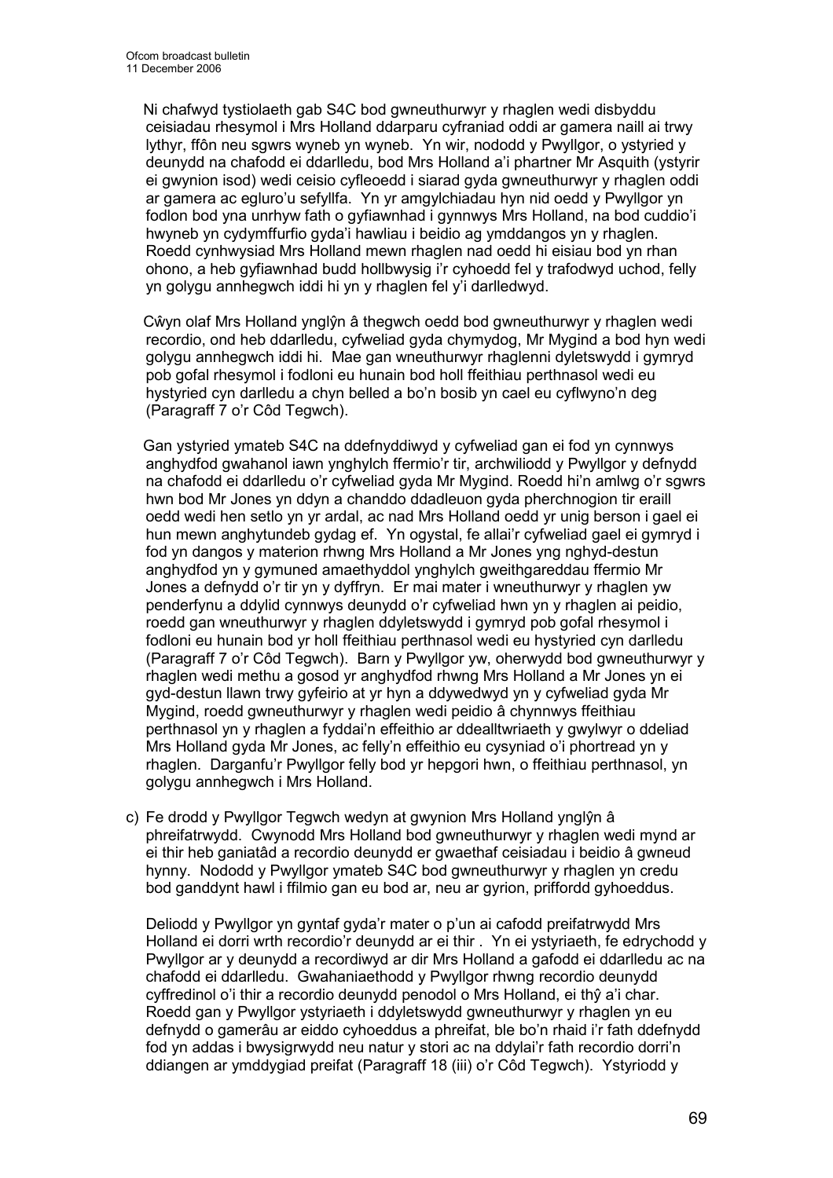Ni chafwyd tystiolaeth gab S4C bod gwneuthurwyr y rhaglen wedi disbyddu ceisiadau rhesymol i Mrs Holland ddarparu cyfraniad oddi ar gamera naill ai trwy lythyr, ffôn neu sgwrs wyneb yn wyneb. Yn wir, nododd y Pwyllgor, o ystyried y deunydd na chafodd ei ddarlledu, bod Mrs Holland a'i phartner Mr Asquith (ystyrir ei gwynion isod) wedi ceisio cyfleoedd i siarad gyda gwneuthurwyr y rhaglen oddi ar gamera ac egluro'u sefyllfa. Yn yr amgylchiadau hyn nid oedd y Pwyllgor yn fodlon bod yna unrhyw fath o gyfiawnhad i gynnwys Mrs Holland, na bod cuddio'i hwyneb yn cydymffurfio gyda'i hawliau i beidio ag ymddangos yn y rhaglen. Roedd cynhwysiad Mrs Holland mewn rhaglen nad oedd hi eisiau bod yn rhan ohono, a heb gyfiawnhad budd hollbwysig i'r cyhoedd fel y trafodwyd uchod, felly yn golygu annhegwch iddi hi yn y rhaglen fel y'i darlledwyd.

Cŵyn olaf Mrs Holland ynglŷn â thegwch oedd bod gwneuthurwyr y rhaglen wedi recordio, ond heb ddarlledu, cyfweliad gyda chymydog, Mr Mygind a bod hyn wedi golygu annhegwch iddi hi. Mae gan wneuthurwyr rhaglenni dyletswydd i gymryd pob gofal rhesymol i fodloni eu hunain bod holl ffeithiau perthnasol wedi eu hystyried cyn darlledu a chyn belled a bo'n bosib yn cael eu cyflwyno'n deg (Paragraff 7 o'r Côd Tegwch).

Gan ystyried ymateb S4C na ddefnyddiwyd y cyfweliad gan ei fod yn cynnwys anghydfod gwahanol iawn ynghylch ffermio'r tir, archwiliodd y Pwyllgor y defnydd na chafodd ei ddarlledu o'r cyfweliad gyda Mr Mygind. Roedd hi'n amlwg o'r sgwrs hwn bod Mr Jones yn ddyn a chanddo ddadleuon gyda pherchnogion tir eraill oedd wedi hen setlo yn yr ardal, ac nad Mrs Holland oedd yr unig berson i gael ei hun mewn anghytundeb gydag ef. Yn ogystal, fe allai'r cyfweliad gael ei gymryd i fod yn dangos y materion rhwng Mrs Holland a Mr Jones yng nghyd-destun anghydfod yn y gymuned amaethyddol ynghylch gweithgareddau ffermio Mr Jones a defnydd o'r tir yn y dyffryn. Er mai mater i wneuthurwyr y rhaglen yw penderfynu a ddylid cynnwys deunydd o'r cyfweliad hwn yn y rhaglen ai peidio, roedd gan wneuthurwyr y rhaglen ddyletswydd i gymryd pob gofal rhesymol i fodloni eu hunain bod yr holl ffeithiau perthnasol wedi eu hystyried cyn darlledu (Paragraff 7 o'r Côd Tegwch). Barn y Pwyllgor yw, oherwydd bod gwneuthurwyr y rhaglen wedi methu a gosod yr anghydfod rhwng Mrs Holland a Mr Jones yn ei gyd-destun llawn trwy gyfeirio at yr hyn a ddywedwyd yn y cyfweliad gyda Mr Mygind, roedd gwneuthurwyr y rhaglen wedi peidio â chynnwys ffeithiau perthnasol yn y rhaglen a fyddai'n effeithio ar ddealltwriaeth y gwylwyr o ddeliad Mrs Holland gyda Mr Jones, ac felly'n effeithio eu cysyniad o'i phortread yn y rhaglen. Darganfu'r Pwyllgor felly bod yr hepgori hwn, o ffeithiau perthnasol, yn golygu annhegwch i Mrs Holland.

c) Fe drodd y Pwyllgor Tegwch wedyn at gwynion Mrs Holland ynglŷn â phreifatrwydd. Cwynodd Mrs Holland bod gwneuthurwyr y rhaglen wedi mynd ar ei thir heb ganiatâd a recordio deunydd er gwaethaf ceisiadau i beidio â gwneud hynny. Nododd y Pwyllgor ymateb S4C bod gwneuthurwyr y rhaglen yn credu bod ganddynt hawl i ffilmio gan eu bod ar, neu ar gyrion, priffordd gyhoeddus.

   Deliodd y Pwyllgor yn gyntaf gyda'r mater o p'un ai cafodd preifatrwydd Mrs Holland ei dorri wrth recordio'r deunydd ar ei thir . Yn ei ystyriaeth, fe edrychodd y Pwyllgor ar y deunydd a recordiwyd ar dir Mrs Holland a gafodd ei ddarlledu ac na chafodd ei ddarlledu. Gwahaniaethodd y Pwyllgor rhwng recordio deunydd cyffredinol o'i thir a recordio deunydd penodol o Mrs Holland, ei thŷ a'i char. Roedd gan y Pwyllgor ystyriaeth i ddyletswydd gwneuthurwyr y rhaglen yn eu defnydd o gamerâu ar eiddo cyhoeddus a phreifat, ble bo'n rhaid i'r fath ddefnydd fod yn addas i bwysigrwydd neu natur y stori ac na ddylai'r fath recordio dorri'n ddiangen ar ymddygiad preifat (Paragraff 18 (iii) o'r Côd Tegwch). Ystyriodd y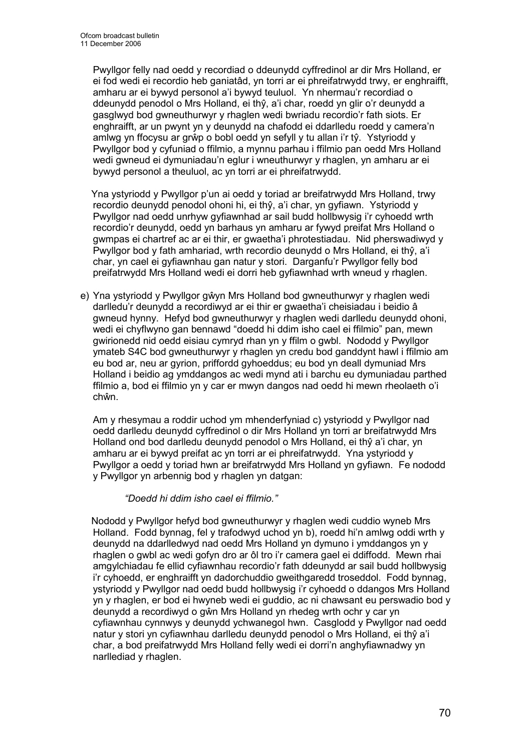Pwyllgor felly nad oedd y recordiad o ddeunydd cyffredinol ar dir Mrs Holland, er ei fod wedi ei recordio heb ganiatâd, yn torri ar ei phreifatrwydd trwy, er enghraifft, amharu ar ei bywyd personol a'i bywyd teuluol. Yn nhermau'r recordiad o ddeunydd penodol o Mrs Holland, ei thŷ, a'i char, roedd yn glir o'r deunydd a gasglwyd bod gwneuthurwyr y rhaglen wedi bwriadu recordio'r fath siots. Er enghraifft, ar un pwynt yn y deunydd na chafodd ei ddarlledu roedd y camera'n amlwg yn ffocysu ar grŵp o bobl oedd yn sefyll y tu allan i'r tŷ. Ystyriodd y Pwyllgor bod y cyfuniad o ffilmio, a mynnu parhau i ffilmio pan oedd Mrs Holland wedi gwneud ei dymuniadau'n eglur i wneuthurwyr y rhaglen, yn amharu ar ei bywyd personol a theuluol, ac yn torri ar ei phreifatrwydd.

Yna ystyriodd y Pwyllgor p'un ai oedd y toriad ar breifatrwydd Mrs Holland, trwy recordio deunydd penodol ohoni hi, ei thŷ, a'i char, yn gyfiawn. Ystyriodd y Pwyllgor nad oedd unrhyw gyfiawnhad ar sail budd hollbwysig i'r cyhoedd wrth recordio'r deunydd, oedd yn barhaus yn amharu ar fywyd preifat Mrs Holland o gwmpas ei chartref ac ar ei thir, er gwaetha'i phrotestiadau. Nid pherswadiwyd y Pwyllgor bod y fath amhariad, wrth recordio deunydd o Mrs Holland, ei thŷ, a'i char, yn cael ei gyfiawnhau gan natur y stori. Darganfu'r Pwyllgor felly bod preifatrwydd Mrs Holland wedi ei dorri heb gyfiawnhad wrth wneud y rhaglen.

e) Yna ystyriodd y Pwyllgor gŵyn Mrs Holland bod gwneuthurwyr y rhaglen wedi darlledu'r deunydd a recordiwyd ar ei thir er gwaetha'i cheisiadau i beidio â gwneud hynny. Hefyd bod gwneuthurwyr y rhaglen wedi darlledu deunydd ohoni, wedi ei chyflwyno gan bennawd "doedd hi ddim isho cael ei ffilmio" pan, mewn gwirionedd nid oedd eisiau cymryd rhan yn y ffilm o gwbl. Nododd y Pwyllgor ymateb S4C bod gwneuthurwyr y rhaglen yn credu bod ganddynt hawl i ffilmio am eu bod ar, neu ar gyrion, priffordd gyhoeddus; eu bod yn deall dymuniad Mrs Holland i beidio ag ymddangos ac wedi mynd ati i barchu eu dymuniadau parthed ffilmio a, bod ei ffilmio yn y car er mwyn dangos nad oedd hi mewn rheolaeth o'i chŵn.

Am y rhesymau a roddir uchod ym mhenderfyniad c) ystyriodd y Pwyllgor nad oedd darlledu deunydd cyffredinol o dir Mrs Holland yn torri ar breifatrwydd Mrs Holland ond bod darlledu deunydd penodol o Mrs Holland, ei thŷ a'i char, yn amharu ar ei bywyd preifat ac yn torri ar ei phreifatrwydd. Yna ystyriodd y Pwyllgor a oedd y toriad hwn ar breifatrwydd Mrs Holland yn gyfiawn. Fe nododd y Pwyllgor yn arbennig bod y rhaglen yn datgan:

*"Doedd hi ddim isho cael ei ffilmio."*

Nododd y Pwyllgor hefyd bod gwneuthurwyr y rhaglen wedi cuddio wyneb Mrs Holland. Fodd bynnag, fel y trafodwyd uchod yn b), roedd hi'n amlwg oddi wrth y deunydd na ddarlledwyd nad oedd Mrs Holland yn dymuno i ymddangos yn y rhaglen o gwbl ac wedi gofyn dro ar ôl tro i'r camera gael ei ddiffodd. Mewn rhai amgylchiadau fe ellid cyfiawnhau recordio'r fath ddeunydd ar sail budd hollbwysig i'r cyhoedd, er enghraifft yn dadorchuddio gweithgaredd troseddol. Fodd bynnag, ystyriodd y Pwyllgor nad oedd budd hollbwysig i'r cyhoedd o ddangos Mrs Holland yn y rhaglen, er bod ei hwyneb wedi ei guddio, ac ni chawsant eu perswadio bod y deunydd a recordiwyd o gŵn Mrs Holland yn rhedeg wrth ochr y car yn cyfiawnhau cynnwys y deunydd ychwanegol hwn. Casglodd y Pwyllgor nad oedd natur y stori yn cyfiawnhau darlledu deunydd penodol o Mrs Holland, ei thŷ a'i char, a bod preifatrwydd Mrs Holland felly wedi ei dorri'n anghyfiawnadwy yn narllediad y rhaglen.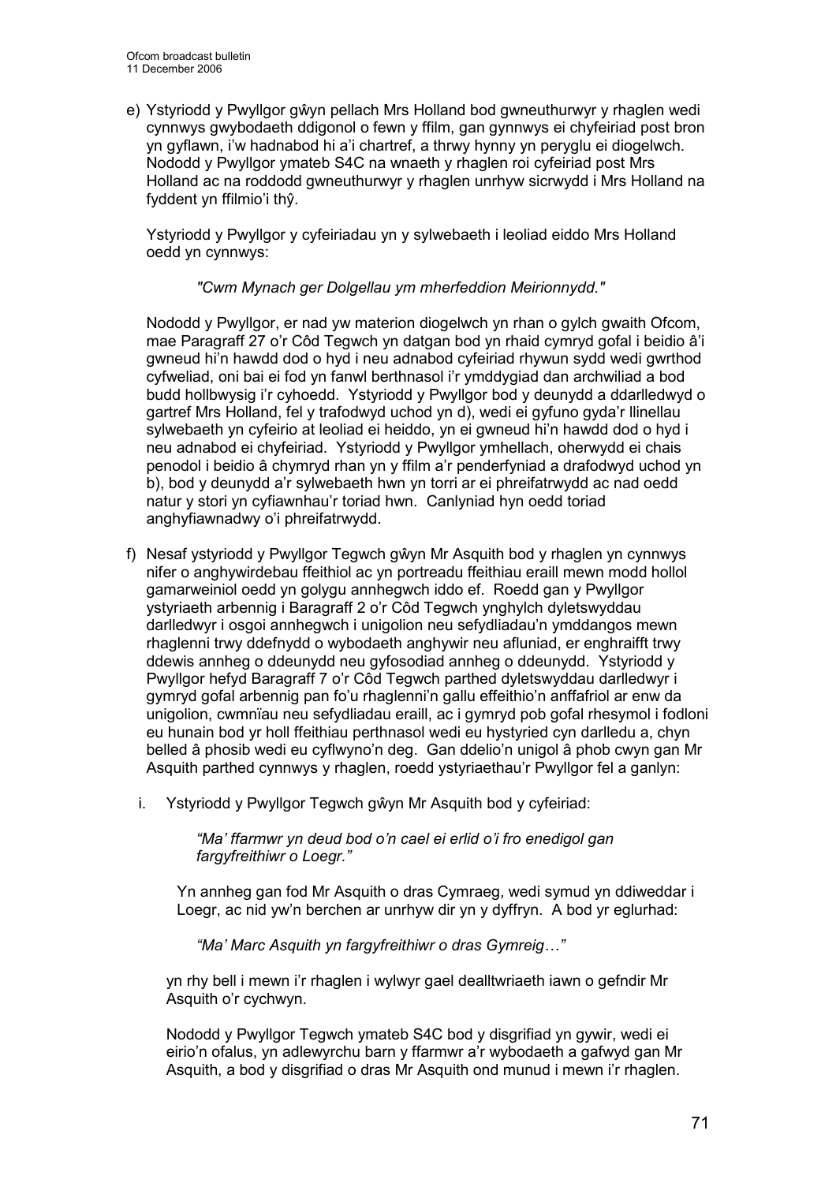e) Ystyriodd y Pwyllgor gŵyn pellach Mrs Holland bod gwneuthurwyr y rhaglen wedi cynnwys gwybodaeth ddigonol o fewn y ffilm, gan gynnwys ei chyfeiriad post bron yn gyflawn, i'w hadnabod hi a'i chartref, a thrwy hynny yn peryglu ei diogelwch. Nododd y Pwyllgor ymateb S4C na wnaeth y rhaglen roi cyfeiriad post Mrs Holland ac na roddodd gwneuthurwyr y rhaglen unrhyw sicrwydd i Mrs Holland na fyddent yn ffilmio'i thŷ.

   Ystyriodd y Pwyllgor y cyfeiriadau yn y sylwebaeth i leoliad eiddo Mrs Holland oedd yn cynnwys:

   > *"Cwm Mynach ger Dolgellau ym mherfeddion Meirionnydd."*

   Nododd y Pwyllgor, er nad yw materion diogelwch yn rhan o gylch gwaith Ofcom, mae Paragraff 27 o'r Côd Tegwch yn datgan bod yn rhaid cymryd gofal i beidio â'i gwneud hi'n hawdd dod o hyd i neu adnabod cyfeiriad rhywun sydd wedi gwrthod cyfweliad, oni bai ei fod yn fanwl berthnasol i'r ymddygiad dan archwiliad a bod budd hollbwysig i'r cyhoedd. Ystyriodd y Pwyllgor bod y deunydd a ddarlledwyd o gartref Mrs Holland, fel y trafodwyd uchod yn d), wedi ei gyfuno gyda'r llinellau sylwebaeth yn cyfeirio at leoliad ei heiddo, yn ei gwneud hi'n hawdd dod o hyd i neu adnabod ei chyfeiriad. Ystyriodd y Pwyllgor ymhellach, oherwydd ei chais penodol i beidio â chymryd rhan yn y ffilm a'r penderfyniad a drafodwyd uchod yn b), bod y deunydd a'r sylwebaeth hwn yn torri ar ei phreifatrwydd ac nad oedd natur y stori yn cyfiawnhau'r toriad hwn. Canlyniad hyn oedd toriad anghyfiawnadwy o'i phreifatrwydd.

f) Nesaf ystyriodd y Pwyllgor Tegwch gŵyn Mr Asquith bod y rhaglen yn cynnwys nifer o anghywirdebau ffeithiol ac yn portreadu ffeithiau eraill mewn modd hollol gamarweiniol oedd yn golygu annhegwch iddo ef. Roedd gan y Pwyllgor ystyriaeth arbennig i Baragraff 2 o'r Côd Tegwch ynghylch dyletswyddau darlledwyr i osgoi annhegwch i unigolion neu sefydliadau'n ymddangos mewn rhaglenni trwy ddefnydd o wybodaeth anghywir neu afluniad, er enghraifft trwy ddewis annheg o ddeunydd neu gyfosodiad annheg o ddeunydd. Ystyriodd y Pwyllgor hefyd Baragraff 7 o'r Côd Tegwch parthed dyletswyddau darlledwyr i gymryd gofal arbennig pan fo'u rhaglenni'n gallu effeithio'n anffafriol ar enw da unigolion, cwmnïau neu sefydliadau eraill, ac i gymryd pob gofal rhesymol i fodloni eu hunain bod yr holl ffeithiau perthnasol wedi eu hystyried cyn darlledu a, chyn belled â phosib wedi eu cyflwyno'n deg. Gan ddelio'n unigol â phob cwyn gan Mr Asquith parthed cynnwys y rhaglen, roedd ystyriaethau'r Pwyllgor fel a ganlyn:

   i. Ystyriodd y Pwyllgor Tegwch gŵyn Mr Asquith bod y cyfeiriad:

      > *"Ma' ffarmwr yn deud bod o'n cael ei erlid o'i fro enedigol gan fargyfreithiwr o Loegr."*

      Yn annheg gan fod Mr Asquith o dras Cymraeg, wedi symud yn ddiweddar i Loegr, ac nid yw'n berchen ar unrhyw dir yn y dyffryn. A bod yr eglurhad:

      > *"Ma' Marc Asquith yn fargyfreithiwr o dras Gymreig…"*

      yn rhy bell i mewn i'r rhaglen i wylwyr gael dealltwriaeth iawn o gefndir Mr Asquith o'r cychwyn.

      Nododd y Pwyllgor Tegwch ymateb S4C bod y disgrifiad yn gywir, wedi ei eirio'n ofalus, yn adlewyrchu barn y ffarmwr a'r wybodaeth a gafwyd gan Mr Asquith, a bod y disgrifiad o dras Mr Asquith ond munud i mewn i'r rhaglen.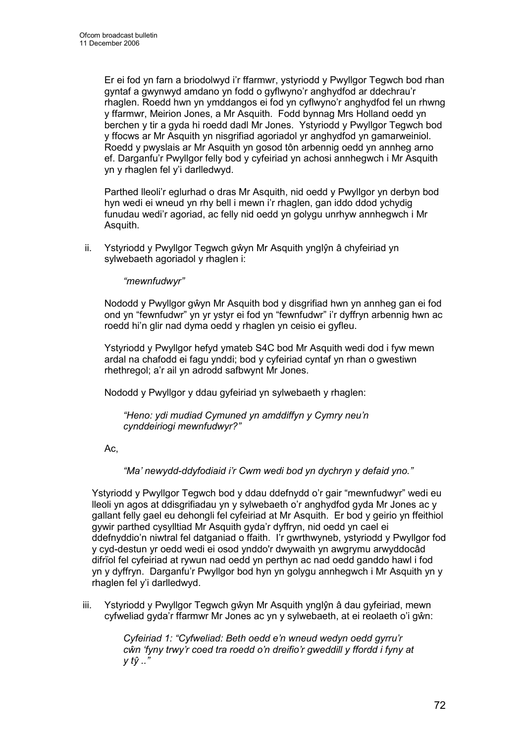Er ei fod yn farn a briodolwyd i'r ffarmwr, ystyriodd y Pwyllgor Tegwch bod rhan gyntaf a gwynwyd amdano yn fodd o gyflwyno'r anghydfod ar ddechrau'r rhaglen. Roedd hwn yn ymddangos ei fod yn cyflwyno'r anghydfod fel un rhwng y ffarmwr, Meirion Jones, a Mr Asquith. Fodd bynnag Mrs Holland oedd yn berchen y tir a gyda hi roedd dadl Mr Jones. Ystyriodd y Pwyllgor Tegwch bod y ffocws ar Mr Asquith yn nisgrifiad agoriadol yr anghydfod yn gamarweiniol. Roedd y pwyslais ar Mr Asquith yn gosod tôn arbennig oedd yn annheg arno ef. Darganfu'r Pwyllgor felly bod y cyfeiriad yn achosi annhegwch i Mr Asquith yn y rhaglen fel y'i darlledwyd.

Parthed lleoli'r eglurhad o dras Mr Asquith, nid oedd y Pwyllgor yn derbyn bod hyn wedi ei wneud yn rhy bell i mewn i'r rhaglen, gan iddo ddod ychydig funudau wedi'r agoriad, ac felly nid oedd yn golygu unrhyw annhegwch i Mr Asquith.

ii. Ystyriodd y Pwyllgor Tegwch gŵyn Mr Asquith ynglŷn â chyfeiriad yn sylwebaeth agoriadol y rhaglen i:

*"mewnfudwyr"*

Nododd y Pwyllgor gŵyn Mr Asquith bod y disgrifiad hwn yn annheg gan ei fod ond yn "fewnfudwr" yn yr ystyr ei fod yn "fewnfudwr" i'r dyffryn arbennig hwn ac roedd hi'n glir nad dyma oedd y rhaglen yn ceisio ei gyfleu.

Ystyriodd y Pwyllgor hefyd ymateb S4C bod Mr Asquith wedi dod i fyw mewn ardal na chafodd ei fagu ynddi; bod y cyfeiriad cyntaf yn rhan o gwestiwn rhethregol; a'r ail yn adrodd safbwynt Mr Jones.

Nododd y Pwyllgor y ddau gyfeiriad yn sylwebaeth y rhaglen:

> *"Heno: ydi mudiad Cymuned yn amddiffyn y Cymry neu'n cynddeiriogi mewnfudwyr?"*

Ac,

> *"Ma' newydd-ddyfodiaid i'r Cwm wedi bod yn dychryn y defaid yno."*

Ystyriodd y Pwyllgor Tegwch bod y ddau ddefnydd o'r gair "mewnfudwyr" wedi eu lleoli yn agos at ddisgrifiadau yn y sylwebaeth o'r anghydfod gyda Mr Jones ac y gallant felly gael eu dehongli fel cyfeiriad at Mr Asquith. Er bod y geirio yn ffeithiol gywir parthed cysylltiad Mr Asquith gyda'r dyffryn, nid oedd yn cael ei ddefnyddio'n niwtral fel datganiad o ffaith. I'r gwrthwyneb, ystyriodd y Pwyllgor fod y cyd-destun yr oedd wedi ei osod ynddo'r dwywaith yn awgrymu arwyddocâd difrïol fel cyfeiriad at rywun nad oedd yn perthyn ac nad oedd ganddo hawl i fod yn y dyffryn. Darganfu'r Pwyllgor bod hyn yn golygu annhegwch i Mr Asquith yn y rhaglen fel y'i darlledwyd.

iii. Ystyriodd y Pwyllgor Tegwch gŵyn Mr Asquith ynglŷn â dau gyfeiriad, mewn cyfweliad gyda'r ffarmwr Mr Jones ac yn y sylwebaeth, at ei reolaeth o'i gŵn:

> *Cyfeiriad 1: "Cyfweliad: Beth oedd e'n wneud wedyn oedd gyrru'r cŵn 'fyny trwy'r coed tra roedd o'n dreifio'r gweddill y ffordd i fyny at y tŷ .."*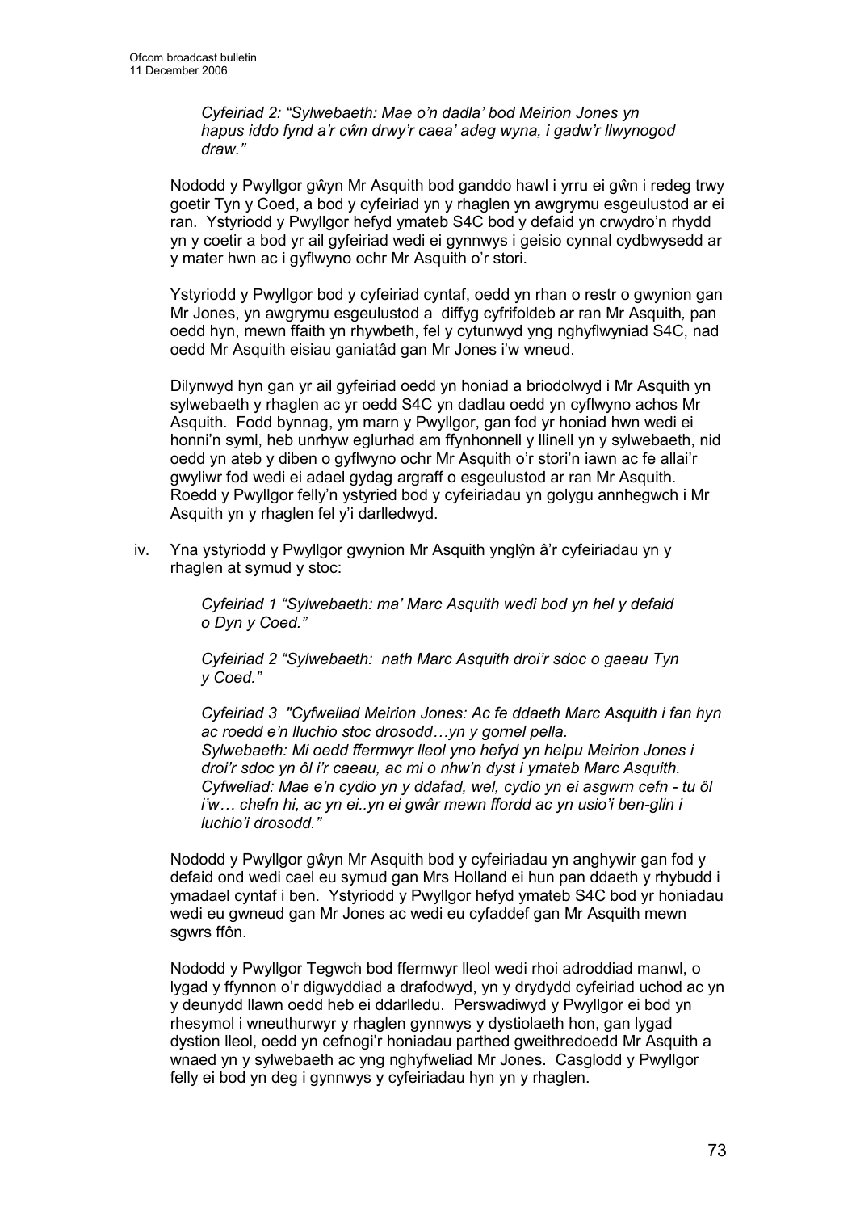*Cyfeiriad 2: "Sylwebaeth: Mae o'n dadla' bod Meirion Jones yn hapus iddo fynd a'r cŵn drwy'r caea' adeg wyna, i gadw'r llwynogod draw."*

Nododd y Pwyllgor gŵyn Mr Asquith bod ganddo hawl i yrru ei gŵn i redeg trwy goetir Tyn y Coed, a bod y cyfeiriad yn y rhaglen yn awgrymu esgeulustod ar ei ran. Ystyriodd y Pwyllgor hefyd ymateb S4C bod y defaid yn crwydro'n rhydd yn y coetir a bod yr ail gyfeiriad wedi ei gynnwys i geisio cynnal cydbwysedd ar y mater hwn ac i gyflwyno ochr Mr Asquith o'r stori.

Ystyriodd y Pwyllgor bod y cyfeiriad cyntaf, oedd yn rhan o restr o gwynion gan Mr Jones, yn awgrymu esgeulustod a diffyg cyfrifoldeb ar ran Mr Asquith, pan oedd hyn, mewn ffaith yn rhywbeth, fel y cytunwyd yng nghyflwyniad S4C, nad oedd Mr Asquith eisiau ganiatâd gan Mr Jones i'w wneud.

Dilynwyd hyn gan yr ail gyfeiriad oedd yn honiad a briodolwyd i Mr Asquith yn sylwebaeth y rhaglen ac yr oedd S4C yn dadlau oedd yn cyflwyno achos Mr Asquith. Fodd bynnag, ym marn y Pwyllgor, gan fod yr honiad hwn wedi ei honni'n syml, heb unrhyw eglurhad am ffynhonnell y llinell yn y sylwebaeth, nid oedd yn ateb y diben o gyflwyno ochr Mr Asquith o'r stori'n iawn ac fe allai'r gwyliwr fod wedi ei adael gydag argraff o esgeulustod ar ran Mr Asquith. Roedd y Pwyllgor felly'n ystyried bod y cyfeiriadau yn golygu annhegwch i Mr Asquith yn y rhaglen fel y'i darlledwyd.

iv. Yna ystyriodd y Pwyllgor gwynion Mr Asquith ynglŷn â'r cyfeiriadau yn y rhaglen at symud y stoc:

*Cyfeiriad 1 "Sylwebaeth: ma' Marc Asquith wedi bod yn hel y defaid o Dyn y Coed."*

*Cyfeiriad 2 "Sylwebaeth: nath Marc Asquith droi'r sdoc o gaeau Tyn y Coed."*

*Cyfeiriad 3 "Cyfweliad Meirion Jones: Ac fe ddaeth Marc Asquith i fan hyn ac roedd e'n lluchio stoc drosodd…yn y gornel pella.*
*Sylwebaeth: Mi oedd ffermwyr lleol yno hefyd yn helpu Meirion Jones i droi'r sdoc yn ôl i'r caeau, ac mi o nhw'n dyst i ymateb Marc Asquith.*
*Cyfweliad: Mae e'n cydio yn y ddafad, wel, cydio yn ei asgwrn cefn - tu ôl i'w… chefn hi, ac yn ei..yn ei gwâr mewn ffordd ac yn usio'i ben-glin i luchio'i drosodd."*

Nododd y Pwyllgor gŵyn Mr Asquith bod y cyfeiriadau yn anghywir gan fod y defaid ond wedi cael eu symud gan Mrs Holland ei hun pan ddaeth y rhybudd i ymadael cyntaf i ben. Ystyriodd y Pwyllgor hefyd ymateb S4C bod yr honiadau wedi eu gwneud gan Mr Jones ac wedi eu cyfaddef gan Mr Asquith mewn sgwrs ffôn.

Nododd y Pwyllgor Tegwch bod ffermwyr lleol wedi rhoi adroddiad manwl, o lygad y ffynnon o'r digwyddiad a drafodwyd, yn y drydydd cyfeiriad uchod ac yn y deunydd llawn oedd heb ei ddarlledu. Perswadiwyd y Pwyllgor ei bod yn rhesymol i wneuthurwyr y rhaglen gynnwys y dystiolaeth hon, gan lygad dystion lleol, oedd yn cefnogi'r honiadau parthed gweithredoedd Mr Asquith a wnaed yn y sylwebaeth ac yng nghyfweliad Mr Jones. Casglodd y Pwyllgor felly ei bod yn deg i gynnwys y cyfeiriadau hyn yn y rhaglen.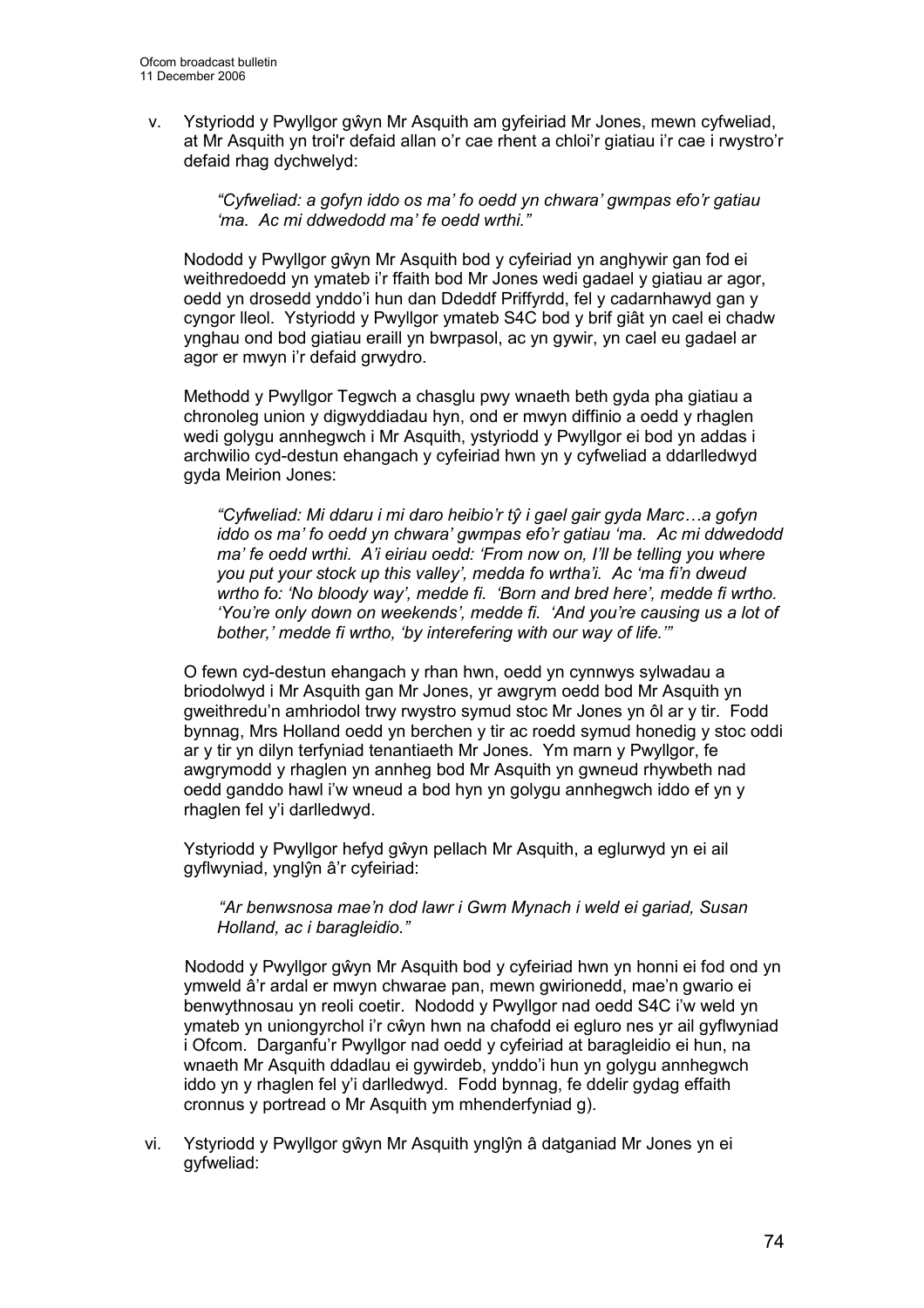v. Ystyriodd y Pwyllgor gŵyn Mr Asquith am gyfeiriad Mr Jones, mewn cyfweliad, at Mr Asquith yn troi'r defaid allan o'r cae rhent a chloi'r giatiau i'r cae i rwystro'r defaid rhag dychwelyd:

   > *"Cyfweliad: a gofyn iddo os ma' fo oedd yn chwara' gwmpas efo'r gatiau 'ma. Ac mi ddwedodd ma' fe oedd wrthi."*

   Nododd y Pwyllgor gŵyn Mr Asquith bod y cyfeiriad yn anghywir gan fod ei weithredoedd yn ymateb i'r ffaith bod Mr Jones wedi gadael y giatiau ar agor, oedd yn drosedd ynddo'i hun dan Ddeddf Priffyrdd, fel y cadarnhawyd gan y cyngor lleol. Ystyriodd y Pwyllgor ymateb S4C bod y brif giât yn cael ei chadw ynghau ond bod giatiau eraill yn bwrpasol, ac yn gywir, yn cael eu gadael ar agor er mwyn i'r defaid grwydro.

   Methodd y Pwyllgor Tegwch a chasglu pwy wnaeth beth gyda pha giatiau a chronoleg union y digwyddiadau hyn, ond er mwyn diffinio a oedd y rhaglen wedi golygu annhegwch i Mr Asquith, ystyriodd y Pwyllgor ei bod yn addas i archwilio cyd-destun ehangach y cyfeiriad hwn yn y cyfweliad a ddarlledwyd gyda Meirion Jones:

   > *"Cyfweliad: Mi ddaru i mi daro heibio'r tŷ i gael gair gyda Marc…a gofyn iddo os ma' fo oedd yn chwara' gwmpas efo'r gatiau 'ma. Ac mi ddwedodd ma' fe oedd wrthi. A'i eiriau oedd: 'From now on, I'll be telling you where you put your stock up this valley', medda fo wrtha'i. Ac 'ma fi'n dweud wrtho fo: 'No bloody way', medde fi. 'Born and bred here', medde fi wrtho. 'You're only down on weekends', medde fi. 'And you're causing us a lot of bother,' medde fi wrtho, 'by interefering with our way of life.'"*

   O fewn cyd-destun ehangach y rhan hwn, oedd yn cynnwys sylwadau a briodolwyd i Mr Asquith gan Mr Jones, yr awgrym oedd bod Mr Asquith yn gweithredu'n amhriodol trwy rwystro symud stoc Mr Jones yn ôl ar y tir. Fodd bynnag, Mrs Holland oedd yn berchen y tir ac roedd symud honedig y stoc oddi ar y tir yn dilyn terfyniad tenantiaeth Mr Jones. Ym marn y Pwyllgor, fe awgrymodd y rhaglen yn annheg bod Mr Asquith yn gwneud rhywbeth nad oedd ganddo hawl i'w wneud a bod hyn yn golygu annhegwch iddo ef yn y rhaglen fel y'i darlledwyd.

   Ystyriodd y Pwyllgor hefyd gŵyn pellach Mr Asquith, a eglurwyd yn ei ail gyflwyniad, ynglŷn â'r cyfeiriad:

   > *"Ar benwsnosa mae'n dod lawr i Gwm Mynach i weld ei gariad, Susan Holland, ac i baragleidio."*

   Nododd y Pwyllgor gŵyn Mr Asquith bod y cyfeiriad hwn yn honni ei fod ond yn ymweld â'r ardal er mwyn chwarae pan, mewn gwirionedd, mae'n gwario ei benwythnosau yn reoli coetir. Nododd y Pwyllgor nad oedd S4C i'w weld yn ymateb yn uniongyrchol i'r cŵyn hwn na chafodd ei egluro nes yr ail gyflwyniad i Ofcom. Darganfu'r Pwyllgor nad oedd y cyfeiriad at baragleidio ei hun, na wnaeth Mr Asquith ddadlau ei gywirdeb, ynddo'i hun yn golygu annhegwch iddo yn y rhaglen fel y'i darlledwyd. Fodd bynnag, fe ddelir gydag effaith cronnus y portread o Mr Asquith ym mhenderfyniad g).

vi. Ystyriodd y Pwyllgor gŵyn Mr Asquith ynglŷn â datganiad Mr Jones yn ei gyfweliad: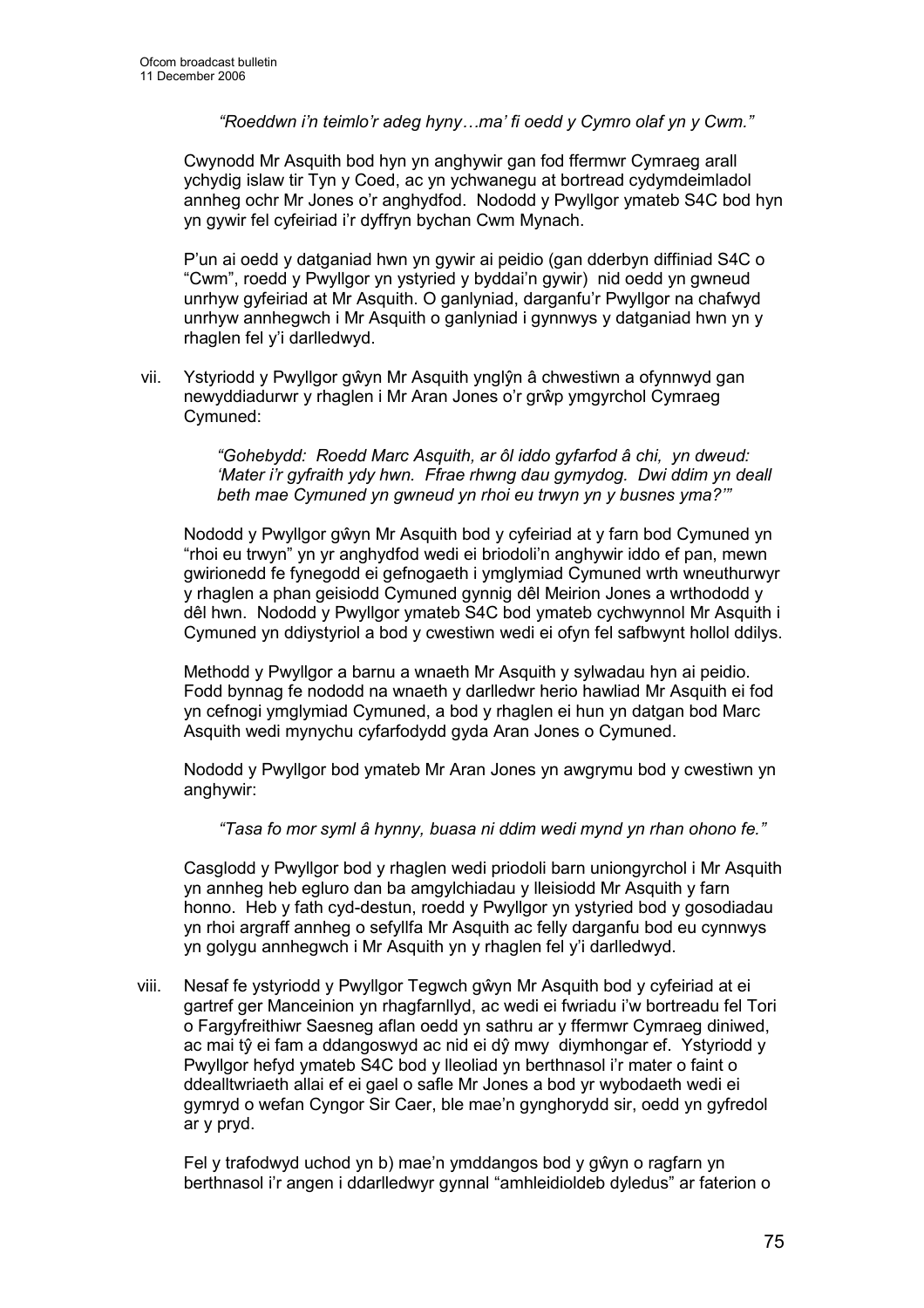*"Roeddwn i'n teimlo'r adeg hyny…ma' fi oedd y Cymro olaf yn y Cwm."*

Cwynodd Mr Asquith bod hyn yn anghywir gan fod ffermwr Cymraeg arall ychydig islaw tir Tyn y Coed, ac yn ychwanegu at bortread cydymdeimladol annheg ochr Mr Jones o'r anghydfod. Nododd y Pwyllgor ymateb S4C bod hyn yn gywir fel cyfeiriad i'r dyffryn bychan Cwm Mynach.

P'un ai oedd y datganiad hwn yn gywir ai peidio (gan dderbyn diffiniad S4C o "Cwm", roedd y Pwyllgor yn ystyried y byddai'n gywir) nid oedd yn gwneud unrhyw gyfeiriad at Mr Asquith. O ganlyniad, darganfu'r Pwyllgor na chafwyd unrhyw annhegwch i Mr Asquith o ganlyniad i gynnwys y datganiad hwn yn y rhaglen fel y'i darlledwyd.

vii. Ystyriodd y Pwyllgor gŵyn Mr Asquith ynglŷn â chwestiwn a ofynnwyd gan newyddiadurwr y rhaglen i Mr Aran Jones o'r grŵp ymgyrchol Cymraeg Cymuned:

> *"Gohebydd: Roedd Marc Asquith, ar ôl iddo gyfarfod â chi, yn dweud: 'Mater i'r gyfraith ydy hwn. Ffrae rhwng dau gymydog. Dwi ddim yn deall beth mae Cymuned yn gwneud yn rhoi eu trwyn yn y busnes yma?'"*

Nododd y Pwyllgor gŵyn Mr Asquith bod y cyfeiriad at y farn bod Cymuned yn "rhoi eu trwyn" yn yr anghydfod wedi ei briodoli'n anghywir iddo ef pan, mewn gwirionedd fe fynegodd ei gefnogaeth i ymglymiad Cymuned wrth wneuthurwyr y rhaglen a phan geisiodd Cymuned gynnig dêl Meirion Jones a wrthododd y dêl hwn. Nododd y Pwyllgor ymateb S4C bod ymateb cychwynnol Mr Asquith i Cymuned yn ddiystyriol a bod y cwestiwn wedi ei ofyn fel safbwynt hollol ddilys.

Methodd y Pwyllgor a barnu a wnaeth Mr Asquith y sylwadau hyn ai peidio. Fodd bynnag fe nododd na wnaeth y darlledwr herio hawliad Mr Asquith ei fod yn cefnogi ymglymiad Cymuned, a bod y rhaglen ei hun yn datgan bod Marc Asquith wedi mynychu cyfarfodydd gyda Aran Jones o Cymuned.

Nododd y Pwyllgor bod ymateb Mr Aran Jones yn awgrymu bod y cwestiwn yn anghywir:

> *"Tasa fo mor syml â hynny, buasa ni ddim wedi mynd yn rhan ohono fe."*

Casglodd y Pwyllgor bod y rhaglen wedi priodoli barn uniongyrchol i Mr Asquith yn annheg heb egluro dan ba amgylchiadau y lleisiodd Mr Asquith y farn honno. Heb y fath cyd-destun, roedd y Pwyllgor yn ystyried bod y gosodiadau yn rhoi argraff annheg o sefyllfa Mr Asquith ac felly darganfu bod eu cynnwys yn golygu annhegwch i Mr Asquith yn y rhaglen fel y'i darlledwyd.

viii. Nesaf fe ystyriodd y Pwyllgor Tegwch gŵyn Mr Asquith bod y cyfeiriad at ei gartref ger Manceinion yn rhagfarnllyd, ac wedi ei fwriadu i'w bortreadu fel Tori o Fargyfreithiwr Saesneg aflan oedd yn sathru ar y ffermwr Cymraeg diniwed, ac mai tŷ ei fam a ddangoswyd ac nid ei dŷ mwy diymhongar ef. Ystyriodd y Pwyllgor hefyd ymateb S4C bod y lleoliad yn berthnasol i'r mater o faint o ddealltwriaeth allai ef ei gael o safle Mr Jones a bod yr wybodaeth wedi ei gymryd o wefan Cyngor Sir Caer, ble mae'n gynghorydd sir, oedd yn gyfredol ar y pryd.

Fel y trafodwyd uchod yn b) mae'n ymddangos bod y gŵyn o ragfarn yn berthnasol i'r angen i ddarlledwyr gynnal "amhleidioldeb dyledus" ar faterion o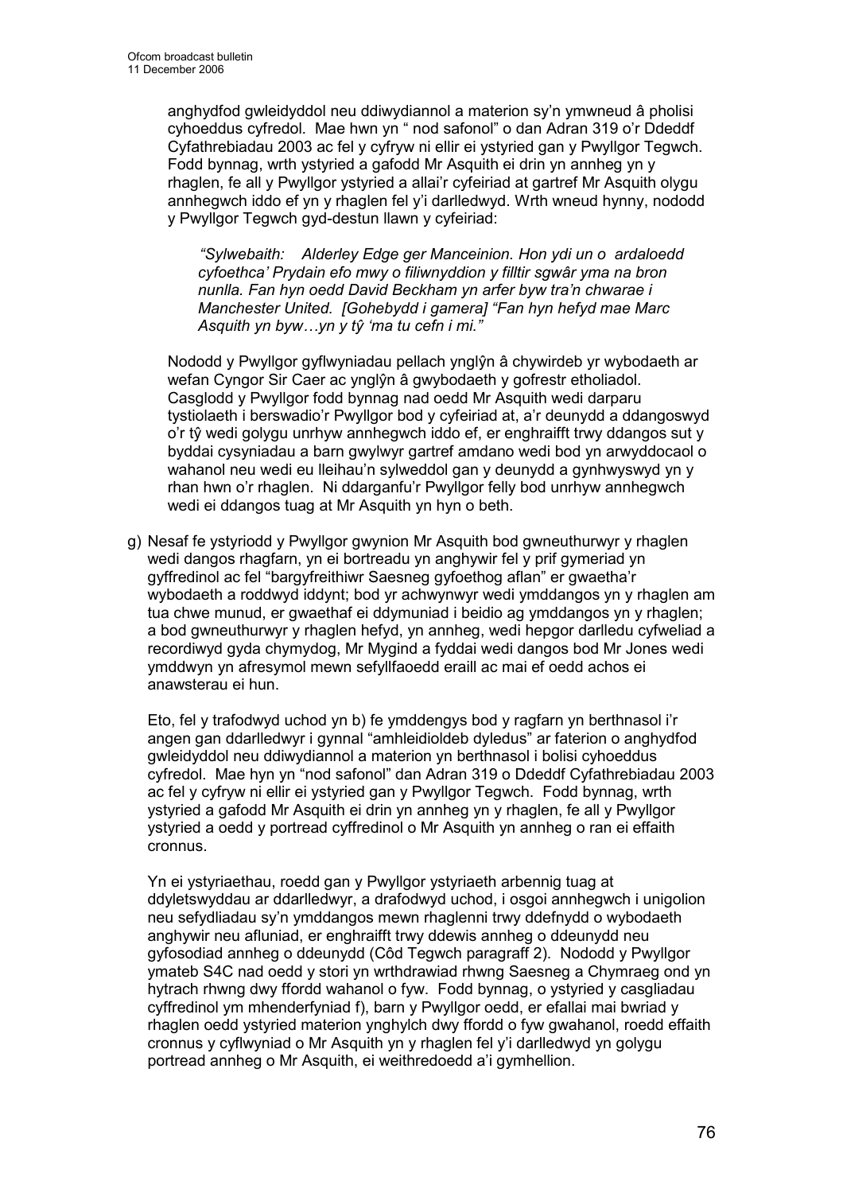anghydfod gwleidyddol neu ddiwydiannol a materion sy'n ymwneud â pholisi cyhoeddus cyfredol. Mae hwn yn " nod safonol" o dan Adran 319 o'r Ddeddf Cyfathrebiadau 2003 ac fel y cyfryw ni ellir ei ystyried gan y Pwyllgor Tegwch. Fodd bynnag, wrth ystyried a gafodd Mr Asquith ei drin yn annheg yn y rhaglen, fe all y Pwyllgor ystyried a allai'r cyfeiriad at gartref Mr Asquith olygu annhegwch iddo ef yn y rhaglen fel y'i darlledwyd. Wrth wneud hynny, nododd y Pwyllgor Tegwch gyd-destun llawn y cyfeiriad:

> *"Sylwebaith: Alderley Edge ger Manceinion. Hon ydi un o ardaloedd cyfoethca' Prydain efo mwy o filiwnyddion y filltir sgwâr yma na bron nunlla. Fan hyn oedd David Beckham yn arfer byw tra'n chwarae i Manchester United. [Gohebydd i gamera] "Fan hyn hefyd mae Marc Asquith yn byw…yn y tŷ 'ma tu cefn i mi."*

Nododd y Pwyllgor gyflwyniadau pellach ynglŷn â chywirdeb yr wybodaeth ar wefan Cyngor Sir Caer ac ynglŷn â gwybodaeth y gofrestr etholiadol. Casglodd y Pwyllgor fodd bynnag nad oedd Mr Asquith wedi darparu tystiolaeth i berswadio'r Pwyllgor bod y cyfeiriad at, a'r deunydd a ddangoswyd o'r tŷ wedi golygu unrhyw annhegwch iddo ef, er enghraifft trwy ddangos sut y byddai cysyniadau a barn gwylwyr gartref amdano wedi bod yn arwyddocaol o wahanol neu wedi eu lleihau'n sylweddol gan y deunydd a gynhwyswyd yn y rhan hwn o'r rhaglen. Ni ddarganfu'r Pwyllgor felly bod unrhyw annhegwch wedi ei ddangos tuag at Mr Asquith yn hyn o beth.

g) Nesaf fe ystyriodd y Pwyllgor gwynion Mr Asquith bod gwneuthurwyr y rhaglen wedi dangos rhagfarn, yn ei bortreadu yn anghywir fel y prif gymeriad yn gyffredinol ac fel "bargyfreithiwr Saesneg gyfoethog aflan" er gwaetha'r wybodaeth a roddwyd iddynt; bod yr achwynwyr wedi ymddangos yn y rhaglen am tua chwe munud, er gwaethaf ei ddymuniad i beidio ag ymddangos yn y rhaglen; a bod gwneuthurwyr y rhaglen hefyd, yn annheg, wedi hepgor darlledu cyfweliad a recordiwyd gyda chymydog, Mr Mygind a fyddai wedi dangos bod Mr Jones wedi ymddwyn yn afresymol mewn sefyllfaoedd eraill ac mai ef oedd achos ei anawsterau ei hun.

   Eto, fel y trafodwyd uchod yn b) fe ymddengys bod y ragfarn yn berthnasol i'r angen gan ddarlledwyr i gynnal "amhleidioldeb dyledus" ar faterion o anghydfod gwleidyddol neu ddiwydiannol a materion yn berthnasol i bolisi cyhoeddus cyfredol. Mae hyn yn "nod safonol" dan Adran 319 o Ddeddf Cyfathrebiadau 2003 ac fel y cyfryw ni ellir ei ystyried gan y Pwyllgor Tegwch. Fodd bynnag, wrth ystyried a gafodd Mr Asquith ei drin yn annheg yn y rhaglen, fe all y Pwyllgor ystyried a oedd y portread cyffredinol o Mr Asquith yn annheg o ran ei effaith cronnus.

   Yn ei ystyriaethau, roedd gan y Pwyllgor ystyriaeth arbennig tuag at ddyletswyddau ar ddarlledwyr, a drafodwyd uchod, i osgoi annhegwch i unigolion neu sefydliadau sy'n ymddangos mewn rhaglenni trwy ddefnydd o wybodaeth anghywir neu afluniad, er enghraifft trwy ddewis annheg o ddeunydd neu gyfosodiad annheg o ddeunydd (Côd Tegwch paragraff 2). Nododd y Pwyllgor ymateb S4C nad oedd y stori yn wrthdrawiad rhwng Saesneg a Chymraeg ond yn hytrach rhwng dwy ffordd wahanol o fyw. Fodd bynnag, o ystyried y casgliadau cyffredinol ym mhenderfyniad f), barn y Pwyllgor oedd, er efallai mai bwriad y rhaglen oedd ystyried materion ynghylch dwy ffordd o fyw gwahanol, roedd effaith cronnus y cyflwyniad o Mr Asquith yn y rhaglen fel y'i darlledwyd yn golygu portread annheg o Mr Asquith, ei weithredoedd a'i gymhellion.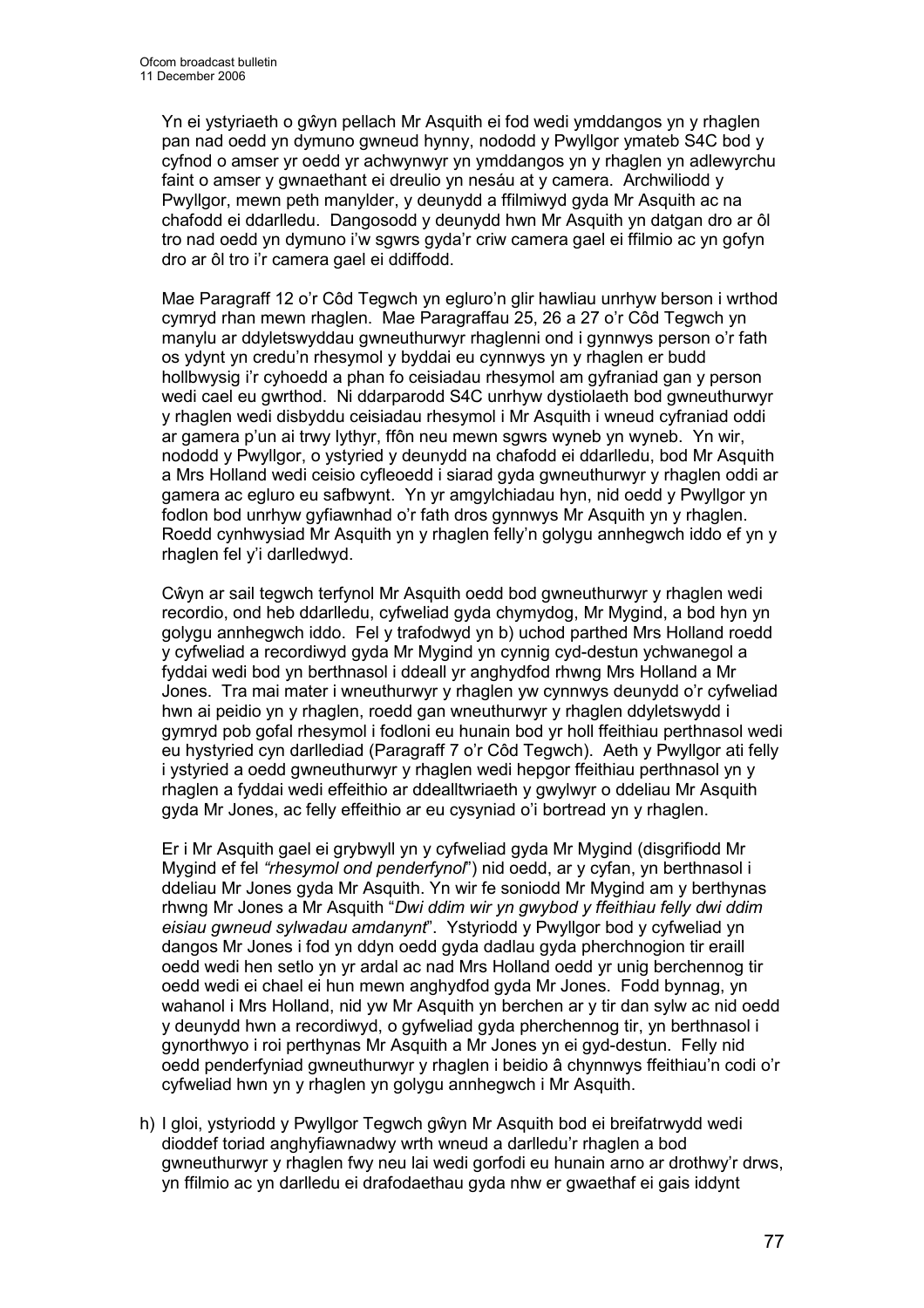Yn ei ystyriaeth o gŵyn pellach Mr Asquith ei fod wedi ymddangos yn y rhaglen pan nad oedd yn dymuno gwneud hynny, nododd y Pwyllgor ymateb S4C bod y cyfnod o amser yr oedd yr achwynwyr yn ymddangos yn y rhaglen yn adlewyrchu faint o amser y gwnaethant ei dreulio yn nesáu at y camera. Archwiliodd y Pwyllgor, mewn peth manylder, y deunydd a ffilmiwyd gyda Mr Asquith ac na chafodd ei ddarlledu. Dangosodd y deunydd hwn Mr Asquith yn datgan dro ar ôl tro nad oedd yn dymuno i'w sgwrs gyda'r criw camera gael ei ffilmio ac yn gofyn dro ar ôl tro i'r camera gael ei ddiffodd.

Mae Paragraff 12 o'r Côd Tegwch yn egluro'n glir hawliau unrhyw berson i wrthod cymryd rhan mewn rhaglen. Mae Paragraffau 25, 26 a 27 o'r Côd Tegwch yn manylu ar ddyletswyddau gwneuthurwyr rhaglenni ond i gynnwys person o'r fath os ydynt yn credu'n rhesymol y byddai eu cynnwys yn y rhaglen er budd hollbwysig i'r cyhoedd a phan fo ceisiadau rhesymol am gyfraniad gan y person wedi cael eu gwrthod. Ni ddarparodd S4C unrhyw dystiolaeth bod gwneuthurwyr y rhaglen wedi disbyddu ceisiadau rhesymol i Mr Asquith i wneud cyfraniad oddi ar gamera p'un ai trwy lythyr, ffôn neu mewn sgwrs wyneb yn wyneb. Yn wir, nododd y Pwyllgor, o ystyried y deunydd na chafodd ei ddarlledu, bod Mr Asquith a Mrs Holland wedi ceisio cyfleoedd i siarad gyda gwneuthurwyr y rhaglen oddi ar gamera ac egluro eu safbwynt. Yn yr amgylchiadau hyn, nid oedd y Pwyllgor yn fodlon bod unrhyw gyfiawnhad o'r fath dros gynnwys Mr Asquith yn y rhaglen. Roedd cynhwysiad Mr Asquith yn y rhaglen felly'n golygu annhegwch iddo ef yn y rhaglen fel y'i darlledwyd.

Cŵyn ar sail tegwch terfynol Mr Asquith oedd bod gwneuthurwyr y rhaglen wedi recordio, ond heb ddarlledu, cyfweliad gyda chymydog, Mr Mygind, a bod hyn yn golygu annhegwch iddo. Fel y trafodwyd yn b) uchod parthed Mrs Holland roedd y cyfweliad a recordiwyd gyda Mr Mygind yn cynnig cyd-destun ychwanegol a fyddai wedi bod yn berthnasol i ddeall yr anghydfod rhwng Mrs Holland a Mr Jones. Tra mai mater i wneuthurwyr y rhaglen yw cynnwys deunydd o'r cyfweliad hwn ai peidio yn y rhaglen, roedd gan wneuthurwyr y rhaglen ddyletswydd i gymryd pob gofal rhesymol i fodloni eu hunain bod yr holl ffeithiau perthnasol wedi eu hystyried cyn darllediad (Paragraff 7 o'r Côd Tegwch). Aeth y Pwyllgor ati felly i ystyried a oedd gwneuthurwyr y rhaglen wedi hepgor ffeithiau perthnasol yn y rhaglen a fyddai wedi effeithio ar ddealltwriaeth y gwylwyr o ddeliau Mr Asquith gyda Mr Jones, ac felly effeithio ar eu cysyniad o'i bortread yn y rhaglen.

Er i Mr Asquith gael ei grybwyll yn y cyfweliad gyda Mr Mygind (disgrifiodd Mr Mygind ef fel *"rhesymol ond penderfynol"*) nid oedd, ar y cyfan, yn berthnasol i ddeliau Mr Jones gyda Mr Asquith. Yn wir fe soniodd Mr Mygind am y berthynas rhwng Mr Jones a Mr Asquith "*Dwi ddim wir yn gwybod y ffeithiau felly dwi ddim eisiau gwneud sylwadau amdanynt*". Ystyriodd y Pwyllgor bod y cyfweliad yn dangos Mr Jones i fod yn ddyn oedd gyda dadlau gyda pherchnogion tir eraill oedd wedi hen setlo yn yr ardal ac nad Mrs Holland oedd yr unig berchennog tir oedd wedi ei chael ei hun mewn anghydfod gyda Mr Jones. Fodd bynnag, yn wahanol i Mrs Holland, nid yw Mr Asquith yn berchen ar y tir dan sylw ac nid oedd y deunydd hwn a recordiwyd, o gyfweliad gyda pherchennog tir, yn berthnasol i gynorthwyo i roi perthynas Mr Asquith a Mr Jones yn ei gyd-destun. Felly nid oedd penderfyniad gwneuthurwyr y rhaglen i beidio â chynnwys ffeithiau'n codi o'r cyfweliad hwn yn y rhaglen yn golygu annhegwch i Mr Asquith.

h) I gloi, ystyriodd y Pwyllgor Tegwch gŵyn Mr Asquith bod ei breifatrwydd wedi dioddef toriad anghyfiawnadwy wrth wneud a darlledu'r rhaglen a bod gwneuthurwyr y rhaglen fwy neu lai wedi gorfodi eu hunain arno ar drothwy'r drws, yn ffilmio ac yn darlledu ei drafodaethau gyda nhw er gwaethaf ei gais iddynt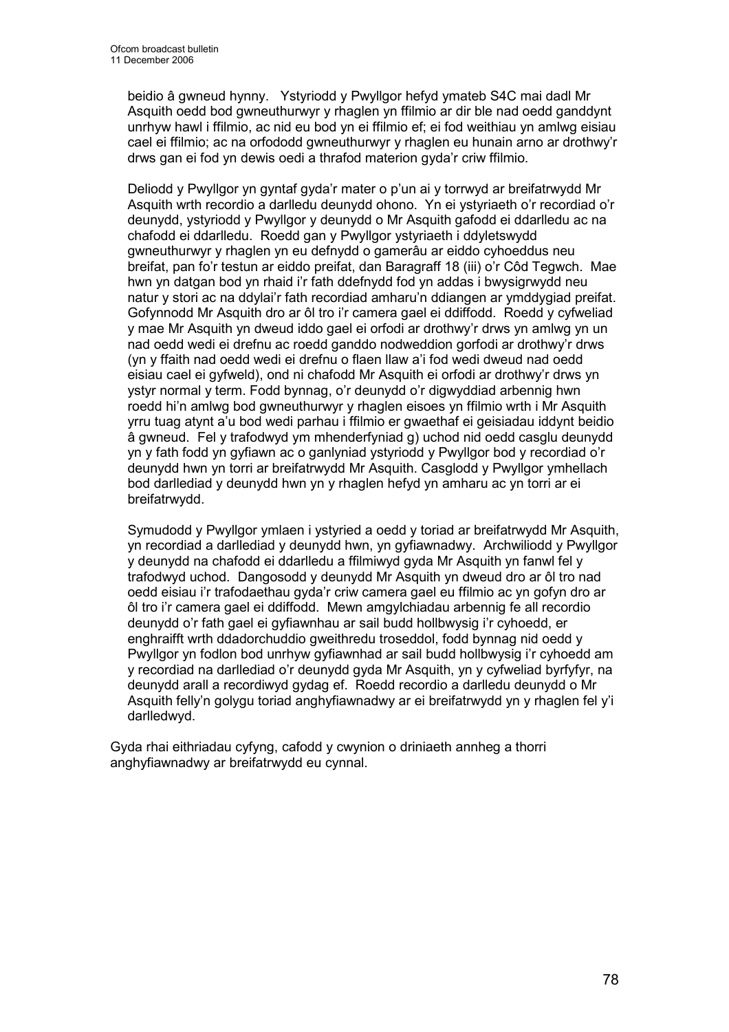beidio â gwneud hynny. Ystyriodd y Pwyllgor hefyd ymateb S4C mai dadl Mr Asquith oedd bod gwneuthurwyr y rhaglen yn ffilmio ar dir ble nad oedd ganddynt unrhyw hawl i ffilmio, ac nid eu bod yn ei ffilmio ef; ei fod weithiau yn amlwg eisiau cael ei ffilmio; ac na orfododd gwneuthurwyr y rhaglen eu hunain arno ar drothwy'r drws gan ei fod yn dewis oedi a thrafod materion gyda'r criw ffilmio.

Deliodd y Pwyllgor yn gyntaf gyda'r mater o p'un ai y torrwyd ar breifatrwydd Mr Asquith wrth recordio a darlledu deunydd ohono. Yn ei ystyriaeth o'r recordiad o'r deunydd, ystyriodd y Pwyllgor y deunydd o Mr Asquith gafodd ei ddarlledu ac na chafodd ei ddarlledu. Roedd gan y Pwyllgor ystyriaeth i ddyletswydd gwneuthurwyr y rhaglen yn eu defnydd o gamerâu ar eiddo cyhoeddus neu breifat, pan fo'r testun ar eiddo preifat, dan Baragraff 18 (iii) o'r Côd Tegwch. Mae hwn yn datgan bod yn rhaid i'r fath ddefnydd fod yn addas i bwysigrwydd neu natur y stori ac na ddylai'r fath recordiad amharu'n ddiangen ar ymddygiad preifat. Gofynnodd Mr Asquith dro ar ôl tro i'r camera gael ei ddiffodd. Roedd y cyfweliad y mae Mr Asquith yn dweud iddo gael ei orfodi ar drothwy'r drws yn amlwg yn un nad oedd wedi ei drefnu ac roedd ganddo nodweddion gorfodi ar drothwy'r drws (yn y ffaith nad oedd wedi ei drefnu o flaen llaw a'i fod wedi dweud nad oedd eisiau cael ei gyfweld), ond ni chafodd Mr Asquith ei orfodi ar drothwy'r drws yn ystyr normal y term. Fodd bynnag, o'r deunydd o'r digwyddiad arbennig hwn roedd hi'n amlwg bod gwneuthurwyr y rhaglen eisoes yn ffilmio wrth i Mr Asquith yrru tuag atynt a'u bod wedi parhau i ffilmio er gwaethaf ei geisiadau iddynt beidio â gwneud. Fel y trafodwyd ym mhenderfyniad g) uchod nid oedd casglu deunydd yn y fath fodd yn gyfiawn ac o ganlyniad ystyriodd y Pwyllgor bod y recordiad o'r deunydd hwn yn torri ar breifatrwydd Mr Asquith. Casglodd y Pwyllgor ymhellach bod darllediad y deunydd hwn yn y rhaglen hefyd yn amharu ac yn torri ar ei breifatrwydd.

Symudodd y Pwyllgor ymlaen i ystyried a oedd y toriad ar breifatrwydd Mr Asquith, yn recordiad a darllediad y deunydd hwn, yn gyfiawnadwy. Archwiliodd y Pwyllgor y deunydd na chafodd ei ddarlledu a ffilmiwyd gyda Mr Asquith yn fanwl fel y trafodwyd uchod. Dangosodd y deunydd Mr Asquith yn dweud dro ar ôl tro nad oedd eisiau i'r trafodaethau gyda'r criw camera gael eu ffilmio ac yn gofyn dro ar ôl tro i'r camera gael ei ddiffodd. Mewn amgylchiadau arbennig fe all recordio deunydd o'r fath gael ei gyfiawnhau ar sail budd hollbwysig i'r cyhoedd, er enghraifft wrth ddadorchuddio gweithredu troseddol, fodd bynnag nid oedd y Pwyllgor yn fodlon bod unrhyw gyfiawnhad ar sail budd hollbwysig i'r cyhoedd am y recordiad na darllediad o'r deunydd gyda Mr Asquith, yn y cyfweliad byrfyfyr, na deunydd arall a recordiwyd gydag ef. Roedd recordio a darlledu deunydd o Mr Asquith felly'n golygu toriad anghyfiawnadwy ar ei breifatrwydd yn y rhaglen fel y'i darlledwyd.

Gyda rhai eithriadau cyfyng, cafodd y cwynion o driniaeth annheg a thorri anghyfiawnadwy ar breifatrwydd eu cynnal.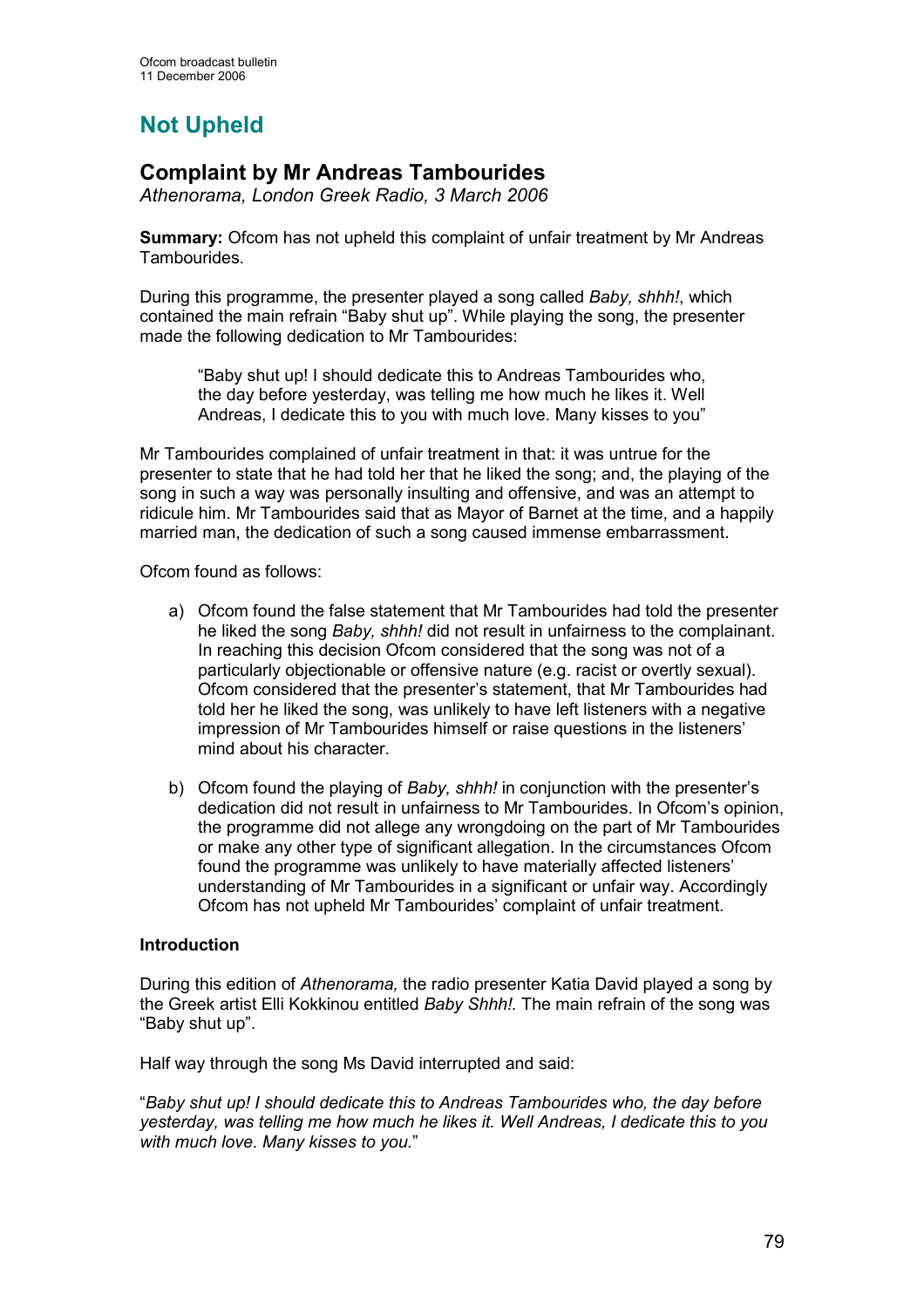# Not Upheld

## Complaint by Mr Andreas Tambourides

*Athenorama, London Greek Radio, 3 March 2006*

**Summary:** Ofcom has not upheld this complaint of unfair treatment by Mr Andreas Tambourides.

During this programme, the presenter played a song called *Baby, shhh!*, which contained the main refrain "Baby shut up". While playing the song, the presenter made the following dedication to Mr Tambourides:

> "Baby shut up! I should dedicate this to Andreas Tambourides who, the day before yesterday, was telling me how much he likes it. Well Andreas, I dedicate this to you with much love. Many kisses to you"

Mr Tambourides complained of unfair treatment in that: it was untrue for the presenter to state that he had told her that he liked the song; and, the playing of the song in such a way was personally insulting and offensive, and was an attempt to ridicule him. Mr Tambourides said that as Mayor of Barnet at the time, and a happily married man, the dedication of such a song caused immense embarrassment.

Ofcom found as follows:

a) Ofcom found the false statement that Mr Tambourides had told the presenter he liked the song *Baby, shhh!* did not result in unfairness to the complainant. In reaching this decision Ofcom considered that the song was not of a particularly objectionable or offensive nature (e.g. racist or overtly sexual). Ofcom considered that the presenter's statement, that Mr Tambourides had told her he liked the song, was unlikely to have left listeners with a negative impression of Mr Tambourides himself or raise questions in the listeners' mind about his character.

b) Ofcom found the playing of *Baby, shhh!* in conjunction with the presenter's dedication did not result in unfairness to Mr Tambourides. In Ofcom's opinion, the programme did not allege any wrongdoing on the part of Mr Tambourides or make any other type of significant allegation. In the circumstances Ofcom found the programme was unlikely to have materially affected listeners' understanding of Mr Tambourides in a significant or unfair way. Accordingly Ofcom has not upheld Mr Tambourides' complaint of unfair treatment.

### Introduction

During this edition of *Athenorama,* the radio presenter Katia David played a song by the Greek artist Elli Kokkinou entitled *Baby Shhh!.* The main refrain of the song was "Baby shut up".

Half way through the song Ms David interrupted and said:

"*Baby shut up! I should dedicate this to Andreas Tambourides who, the day before yesterday, was telling me how much he likes it. Well Andreas, I dedicate this to you with much love. Many kisses to you.*"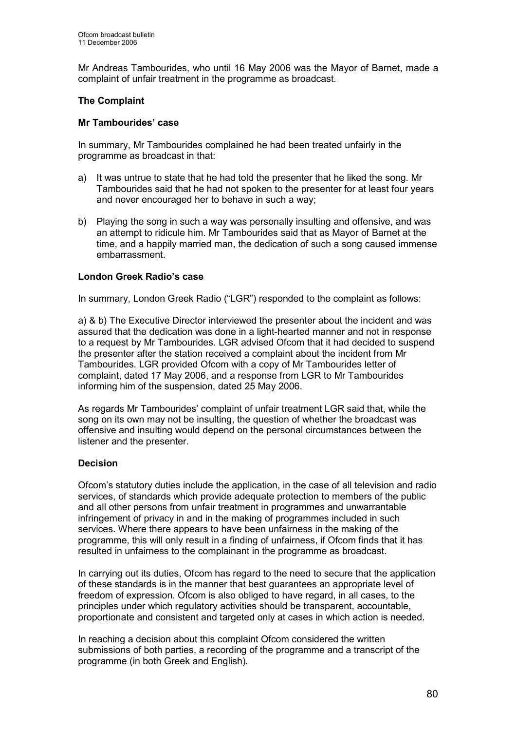Mr Andreas Tambourides, who until 16 May 2006 was the Mayor of Barnet, made a complaint of unfair treatment in the programme as broadcast.

**The Complaint**

**Mr Tambourides' case**

In summary, Mr Tambourides complained he had been treated unfairly in the programme as broadcast in that:

a) It was untrue to state that he had told the presenter that he liked the song. Mr Tambourides said that he had not spoken to the presenter for at least four years and never encouraged her to behave in such a way;

b) Playing the song in such a way was personally insulting and offensive, and was an attempt to ridicule him. Mr Tambourides said that as Mayor of Barnet at the time, and a happily married man, the dedication of such a song caused immense embarrassment.

**London Greek Radio's case**

In summary, London Greek Radio ("LGR") responded to the complaint as follows:

a) & b) The Executive Director interviewed the presenter about the incident and was assured that the dedication was done in a light-hearted manner and not in response to a request by Mr Tambourides. LGR advised Ofcom that it had decided to suspend the presenter after the station received a complaint about the incident from Mr Tambourides. LGR provided Ofcom with a copy of Mr Tambourides letter of complaint, dated 17 May 2006, and a response from LGR to Mr Tambourides informing him of the suspension, dated 25 May 2006.

As regards Mr Tambourides' complaint of unfair treatment LGR said that, while the song on its own may not be insulting, the question of whether the broadcast was offensive and insulting would depend on the personal circumstances between the listener and the presenter.

**Decision**

Ofcom's statutory duties include the application, in the case of all television and radio services, of standards which provide adequate protection to members of the public and all other persons from unfair treatment in programmes and unwarrantable infringement of privacy in and in the making of programmes included in such services. Where there appears to have been unfairness in the making of the programme, this will only result in a finding of unfairness, if Ofcom finds that it has resulted in unfairness to the complainant in the programme as broadcast.

In carrying out its duties, Ofcom has regard to the need to secure that the application of these standards is in the manner that best guarantees an appropriate level of freedom of expression. Ofcom is also obliged to have regard, in all cases, to the principles under which regulatory activities should be transparent, accountable, proportionate and consistent and targeted only at cases in which action is needed.

In reaching a decision about this complaint Ofcom considered the written submissions of both parties, a recording of the programme and a transcript of the programme (in both Greek and English).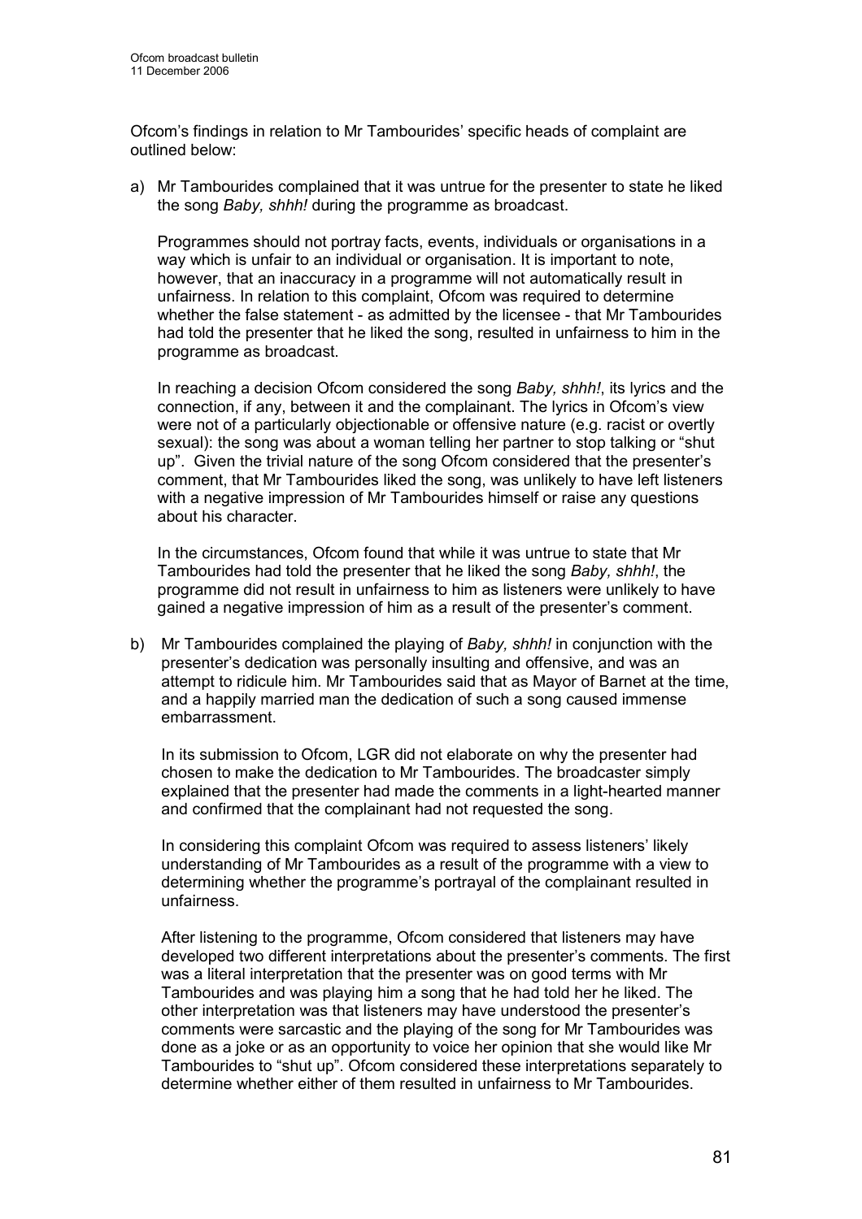Ofcom's findings in relation to Mr Tambourides' specific heads of complaint are outlined below:

a) Mr Tambourides complained that it was untrue for the presenter to state he liked the song *Baby, shhh!* during the programme as broadcast.

   Programmes should not portray facts, events, individuals or organisations in a way which is unfair to an individual or organisation. It is important to note, however, that an inaccuracy in a programme will not automatically result in unfairness. In relation to this complaint, Ofcom was required to determine whether the false statement - as admitted by the licensee - that Mr Tambourides had told the presenter that he liked the song, resulted in unfairness to him in the programme as broadcast.

   In reaching a decision Ofcom considered the song *Baby, shhh!*, its lyrics and the connection, if any, between it and the complainant. The lyrics in Ofcom's view were not of a particularly objectionable or offensive nature (e.g. racist or overtly sexual): the song was about a woman telling her partner to stop talking or "shut up". Given the trivial nature of the song Ofcom considered that the presenter's comment, that Mr Tambourides liked the song, was unlikely to have left listeners with a negative impression of Mr Tambourides himself or raise any questions about his character.

   In the circumstances, Ofcom found that while it was untrue to state that Mr Tambourides had told the presenter that he liked the song *Baby, shhh!*, the programme did not result in unfairness to him as listeners were unlikely to have gained a negative impression of him as a result of the presenter's comment.

b) Mr Tambourides complained the playing of *Baby, shhh!* in conjunction with the presenter's dedication was personally insulting and offensive, and was an attempt to ridicule him. Mr Tambourides said that as Mayor of Barnet at the time, and a happily married man the dedication of such a song caused immense embarrassment.

   In its submission to Ofcom, LGR did not elaborate on why the presenter had chosen to make the dedication to Mr Tambourides. The broadcaster simply explained that the presenter had made the comments in a light-hearted manner and confirmed that the complainant had not requested the song.

   In considering this complaint Ofcom was required to assess listeners' likely understanding of Mr Tambourides as a result of the programme with a view to determining whether the programme's portrayal of the complainant resulted in unfairness.

   After listening to the programme, Ofcom considered that listeners may have developed two different interpretations about the presenter's comments. The first was a literal interpretation that the presenter was on good terms with Mr Tambourides and was playing him a song that he had told her he liked. The other interpretation was that listeners may have understood the presenter's comments were sarcastic and the playing of the song for Mr Tambourides was done as a joke or as an opportunity to voice her opinion that she would like Mr Tambourides to "shut up". Ofcom considered these interpretations separately to determine whether either of them resulted in unfairness to Mr Tambourides.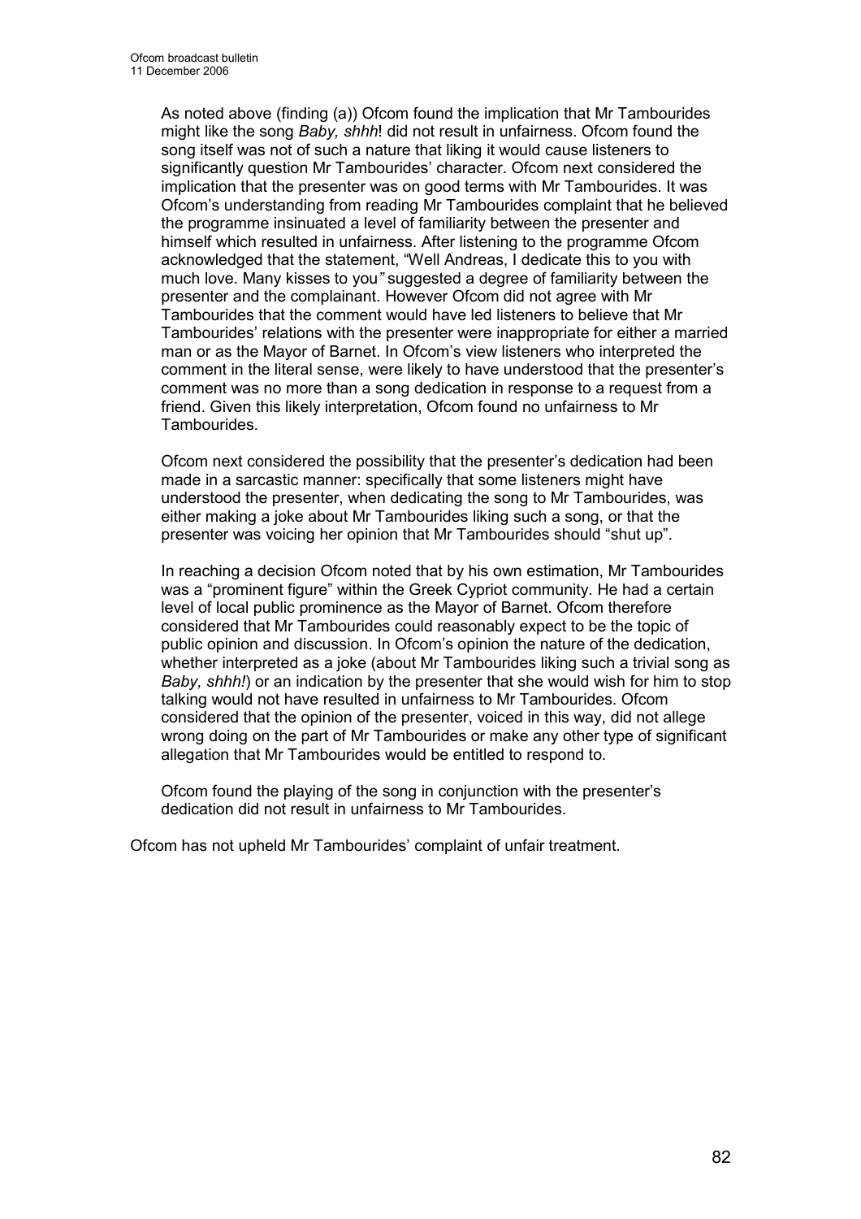As noted above (finding (a)) Ofcom found the implication that Mr Tambourides might like the song *Baby, shhh*! did not result in unfairness. Ofcom found the song itself was not of such a nature that liking it would cause listeners to significantly question Mr Tambourides' character. Ofcom next considered the implication that the presenter was on good terms with Mr Tambourides. It was Ofcom's understanding from reading Mr Tambourides complaint that he believed the programme insinuated a level of familiarity between the presenter and himself which resulted in unfairness. After listening to the programme Ofcom acknowledged that the statement, "Well Andreas, I dedicate this to you with much love. Many kisses to you*"* suggested a degree of familiarity between the presenter and the complainant. However Ofcom did not agree with Mr Tambourides that the comment would have led listeners to believe that Mr Tambourides' relations with the presenter were inappropriate for either a married man or as the Mayor of Barnet. In Ofcom's view listeners who interpreted the comment in the literal sense, were likely to have understood that the presenter's comment was no more than a song dedication in response to a request from a friend. Given this likely interpretation, Ofcom found no unfairness to Mr Tambourides.

Ofcom next considered the possibility that the presenter's dedication had been made in a sarcastic manner: specifically that some listeners might have understood the presenter, when dedicating the song to Mr Tambourides, was either making a joke about Mr Tambourides liking such a song, or that the presenter was voicing her opinion that Mr Tambourides should "shut up".

In reaching a decision Ofcom noted that by his own estimation, Mr Tambourides was a "prominent figure" within the Greek Cypriot community. He had a certain level of local public prominence as the Mayor of Barnet. Ofcom therefore considered that Mr Tambourides could reasonably expect to be the topic of public opinion and discussion. In Ofcom's opinion the nature of the dedication, whether interpreted as a joke (about Mr Tambourides liking such a trivial song as *Baby, shhh!*) or an indication by the presenter that she would wish for him to stop talking would not have resulted in unfairness to Mr Tambourides. Ofcom considered that the opinion of the presenter, voiced in this way, did not allege wrong doing on the part of Mr Tambourides or make any other type of significant allegation that Mr Tambourides would be entitled to respond to.

Ofcom found the playing of the song in conjunction with the presenter's dedication did not result in unfairness to Mr Tambourides.

Ofcom has not upheld Mr Tambourides' complaint of unfair treatment.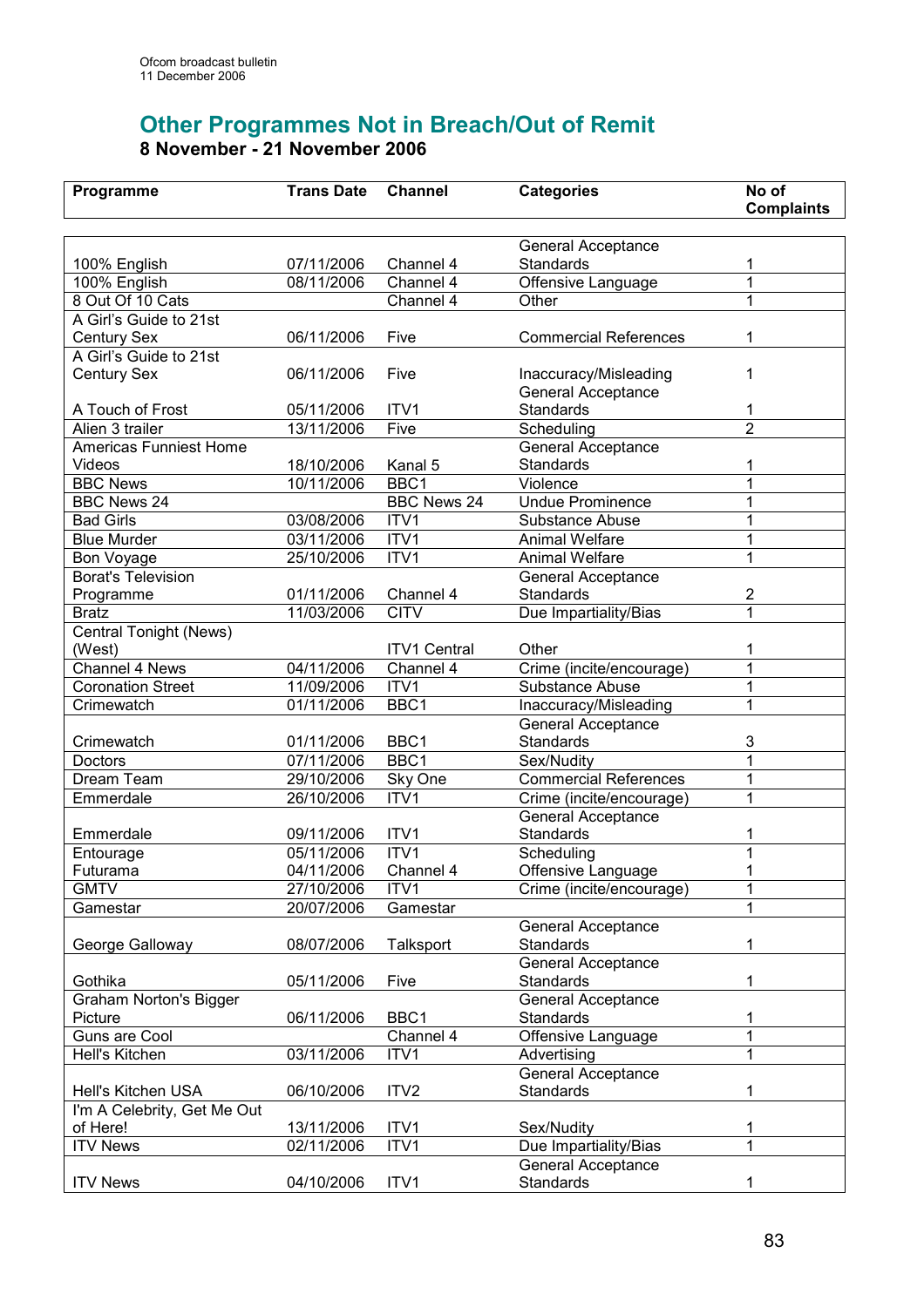## Other Programmes Not in Breach/Out of Remit

### 8 November - 21 November 2006

| Programme | Trans Date | Channel | Categories | No of Complaints |
|---|---|---|---|---|
| 100% English | 07/11/2006 | Channel 4 | General Acceptance Standards | 1 |
| 100% English | 08/11/2006 | Channel 4 | Offensive Language | 1 |
| 8 Out Of 10 Cats | | Channel 4 | Other | 1 |
| A Girl's Guide to 21st Century Sex | 06/11/2006 | Five | Commercial References | 1 |
| A Girl's Guide to 21st Century Sex | 06/11/2006 | Five | Inaccuracy/Misleading | 1 |
| A Touch of Frost | 05/11/2006 | ITV1 | General Acceptance Standards | 1 |
| Alien 3 trailer | 13/11/2006 | Five | Scheduling | 2 |
| Americas Funniest Home Videos | 18/10/2006 | Kanal 5 | General Acceptance Standards | 1 |
| BBC News | 10/11/2006 | BBC1 | Violence | 1 |
| BBC News 24 | | BBC News 24 | Undue Prominence | 1 |
| Bad Girls | 03/08/2006 | ITV1 | Substance Abuse | 1 |
| Blue Murder | 03/11/2006 | ITV1 | Animal Welfare | 1 |
| Bon Voyage | 25/10/2006 | ITV1 | Animal Welfare | 1 |
| Borat's Television Programme | 01/11/2006 | Channel 4 | General Acceptance Standards | 2 |
| Bratz | 11/03/2006 | CITV | Due Impartiality/Bias | 1 |
| Central Tonight (News) (West) | | ITV1 Central | Other | 1 |
| Channel 4 News | 04/11/2006 | Channel 4 | Crime (incite/encourage) | 1 |
| Coronation Street | 11/09/2006 | ITV1 | Substance Abuse | 1 |
| Crimewatch | 01/11/2006 | BBC1 | Inaccuracy/Misleading | 1 |
| Crimewatch | 01/11/2006 | BBC1 | General Acceptance Standards | 3 |
| Doctors | 07/11/2006 | BBC1 | Sex/Nudity | 1 |
| Dream Team | 29/10/2006 | Sky One | Commercial References | 1 |
| Emmerdale | 26/10/2006 | ITV1 | Crime (incite/encourage) | 1 |
| Emmerdale | 09/11/2006 | ITV1 | General Acceptance Standards | 1 |
| Entourage | 05/11/2006 | ITV1 | Scheduling | 1 |
| Futurama | 04/11/2006 | Channel 4 | Offensive Language | 1 |
| GMTV | 27/10/2006 | ITV1 | Crime (incite/encourage) | 1 |
| Gamestar | 20/07/2006 | Gamestar | | 1 |
| George Galloway | 08/07/2006 | Talksport | General Acceptance Standards | 1 |
| Gothika | 05/11/2006 | Five | General Acceptance Standards | 1 |
| Graham Norton's Bigger Picture | 06/11/2006 | BBC1 | General Acceptance Standards | 1 |
| Guns are Cool | | Channel 4 | Offensive Language | 1 |
| Hell's Kitchen | 03/11/2006 | ITV1 | Advertising | 1 |
| Hell's Kitchen USA | 06/10/2006 | ITV2 | General Acceptance Standards | 1 |
| I'm A Celebrity, Get Me Out of Here! | 13/11/2006 | ITV1 | Sex/Nudity | 1 |
| ITV News | 02/11/2006 | ITV1 | Due Impartiality/Bias | 1 |
| ITV News | 04/10/2006 | ITV1 | General Acceptance Standards | 1 |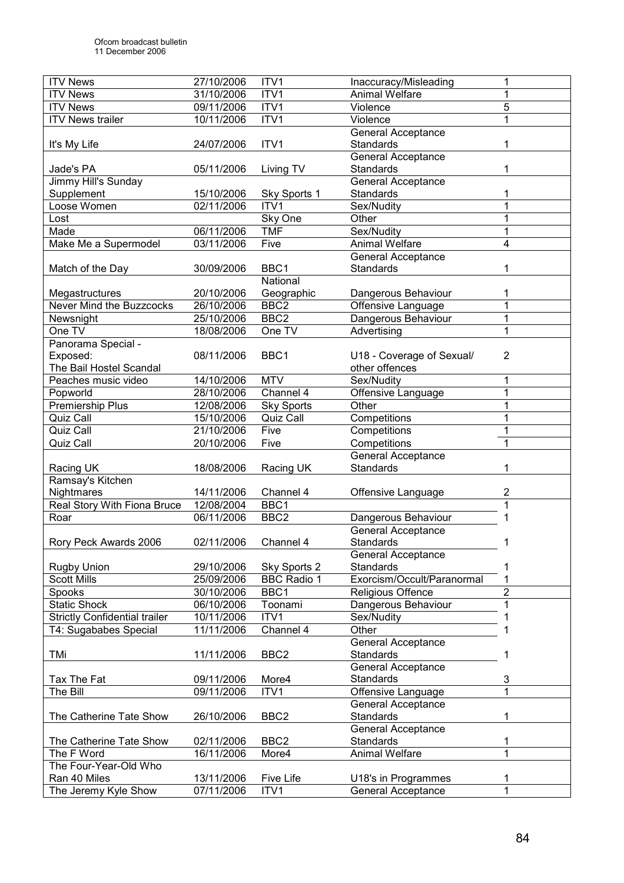| ITV News | 27/10/2006 | ITV1 | Inaccuracy/Misleading | 1 |
|---|---|---|---|---|
| ITV News | 31/10/2006 | ITV1 | Animal Welfare | 1 |
| ITV News | 09/11/2006 | ITV1 | Violence | 5 |
| ITV News trailer | 10/11/2006 | ITV1 | Violence | 1 |
| It's My Life | 24/07/2006 | ITV1 | General Acceptance Standards | 1 |
| Jade's PA | 05/11/2006 | Living TV | General Acceptance Standards | 1 |
| Jimmy Hill's Sunday Supplement | 15/10/2006 | Sky Sports 1 | General Acceptance Standards | 1 |
| Loose Women | 02/11/2006 | ITV1 | Sex/Nudity | 1 |
| Lost | | Sky One | Other | 1 |
| Made | 06/11/2006 | TMF | Sex/Nudity | 1 |
| Make Me a Supermodel | 03/11/2006 | Five | Animal Welfare | 4 |
| Match of the Day | 30/09/2006 | BBC1 | General Acceptance Standards | 1 |
| Megastructures | 20/10/2006 | National Geographic | Dangerous Behaviour | 1 |
| Never Mind the Buzzcocks | 26/10/2006 | BBC2 | Offensive Language | 1 |
| Newsnight | 25/10/2006 | BBC2 | Dangerous Behaviour | 1 |
| One TV | 18/08/2006 | One TV | Advertising | 1 |
| Panorama Special - Exposed: The Bail Hostel Scandal | 08/11/2006 | BBC1 | U18 - Coverage of Sexual/ other offences | 2 |
| Peaches music video | 14/10/2006 | MTV | Sex/Nudity | 1 |
| Popworld | 28/10/2006 | Channel 4 | Offensive Language | 1 |
| Premiership Plus | 12/08/2006 | Sky Sports | Other | 1 |
| Quiz Call | 15/10/2006 | Quiz Call | Competitions | 1 |
| Quiz Call | 21/10/2006 | Five | Competitions | 1 |
| Quiz Call | 20/10/2006 | Five | Competitions | 1 |
| Racing UK | 18/08/2006 | Racing UK | General Acceptance Standards | 1 |
| Ramsay's Kitchen Nightmares | 14/11/2006 | Channel 4 | Offensive Language | 2 |
| Real Story With Fiona Bruce | 12/08/2004 | BBC1 | | 1 |
| Roar | 06/11/2006 | BBC2 | Dangerous Behaviour | 1 |
| Rory Peck Awards 2006 | 02/11/2006 | Channel 4 | General Acceptance Standards | 1 |
| Rugby Union | 29/10/2006 | Sky Sports 2 | General Acceptance Standards | 1 |
| Scott Mills | 25/09/2006 | BBC Radio 1 | Exorcism/Occult/Paranormal | 1 |
| Spooks | 30/10/2006 | BBC1 | Religious Offence | 2 |
| Static Shock | 06/10/2006 | Toonami | Dangerous Behaviour | 1 |
| Strictly Confidential trailer | 10/11/2006 | ITV1 | Sex/Nudity | 1 |
| T4: Sugababes Special | 11/11/2006 | Channel 4 | Other | 1 |
| TMi | 11/11/2006 | BBC2 | General Acceptance Standards | 1 |
| Tax The Fat | 09/11/2006 | More4 | General Acceptance Standards | 3 |
| The Bill | 09/11/2006 | ITV1 | Offensive Language | 1 |
| The Catherine Tate Show | 26/10/2006 | BBC2 | General Acceptance Standards | 1 |
| The Catherine Tate Show | 02/11/2006 | BBC2 | General Acceptance Standards | 1 |
| The F Word | 16/11/2006 | More4 | Animal Welfare | 1 |
| The Four-Year-Old Who Ran 40 Miles | 13/11/2006 | Five Life | U18's in Programmes | 1 |
| The Jeremy Kyle Show | 07/11/2006 | ITV1 | General Acceptance | 1 |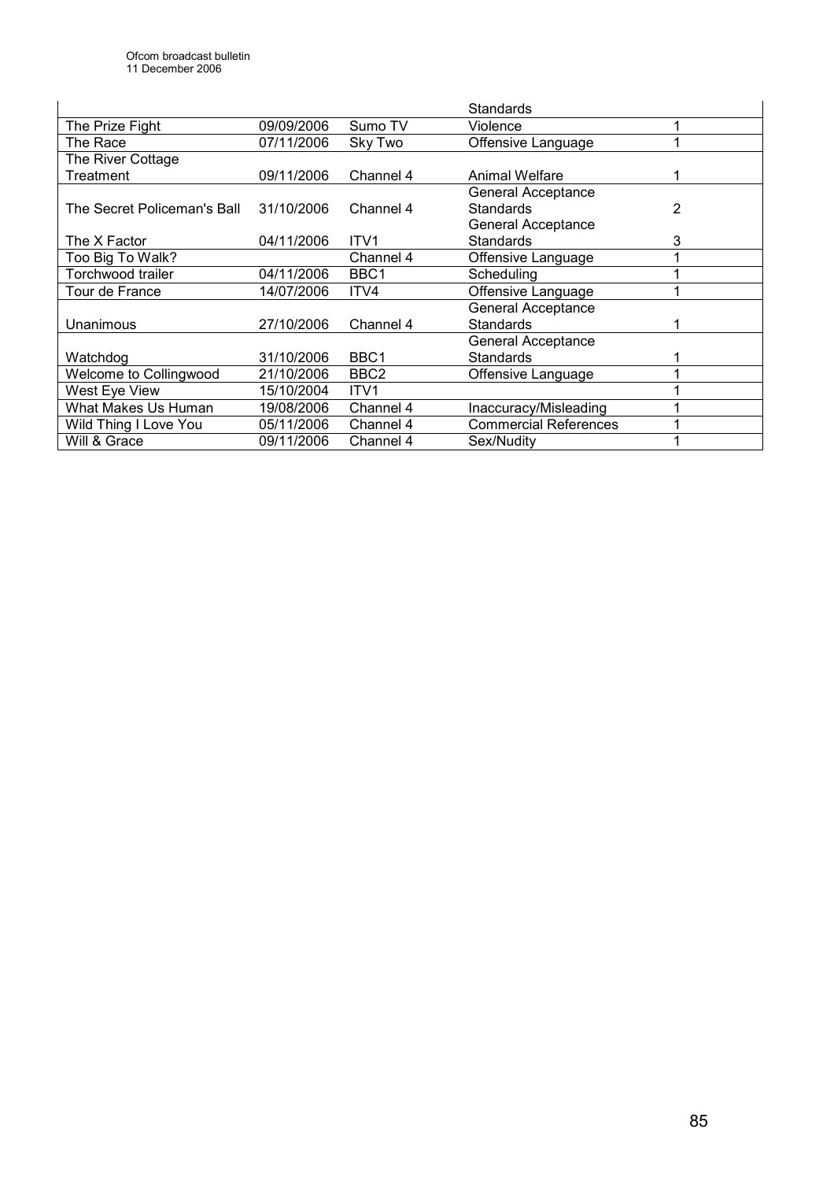| | | | | |
|---|---|---|---|---|
| | | | Standards | |
| The Prize Fight | 09/09/2006 | Sumo TV | Violence | 1 |
| The Race | 07/11/2006 | Sky Two | Offensive Language | 1 |
| The River Cottage Treatment | 09/11/2006 | Channel 4 | Animal Welfare | 1 |
| The Secret Policeman's Ball | 31/10/2006 | Channel 4 | General Acceptance Standards | 2 |
| The X Factor | 04/11/2006 | ITV1 | General Acceptance Standards | 3 |
| Too Big To Walk? | | Channel 4 | Offensive Language | 1 |
| Torchwood trailer | 04/11/2006 | BBC1 | Scheduling | 1 |
| Tour de France | 14/07/2006 | ITV4 | Offensive Language | 1 |
| Unanimous | 27/10/2006 | Channel 4 | General Acceptance Standards | 1 |
| Watchdog | 31/10/2006 | BBC1 | General Acceptance Standards | 1 |
| Welcome to Collingwood | 21/10/2006 | BBC2 | Offensive Language | 1 |
| West Eye View | 15/10/2004 | ITV1 | | 1 |
| What Makes Us Human | 19/08/2006 | Channel 4 | Inaccuracy/Misleading | 1 |
| Wild Thing I Love You | 05/11/2006 | Channel 4 | Commercial References | 1 |
| Will & Grace | 09/11/2006 | Channel 4 | Sex/Nudity | 1 |